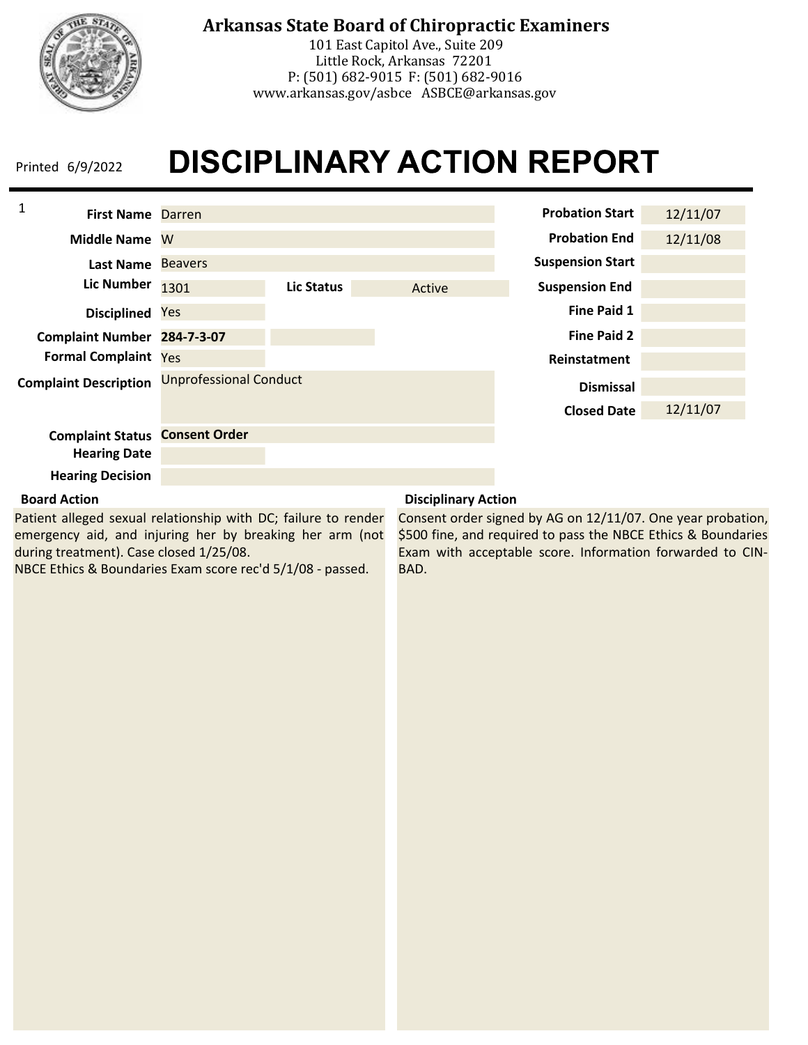# Arkansas State Board of Chiropractic Examiners

101 East Capitol Ave., Suite 209
Little Rock, Arkansas 72201
P: (501) 682-9015 F: (501) 682-9016
www.arkansas.gov/asbce ASBCE@arkansas.gov

Printed 6/9/2022

# DISCIPLINARY ACTION REPORT

1

| Field | Value |
|---|---|
| First Name | Darren |
| Middle Name | W |
| Last Name | Beavers |
| Lic Number | 1301 |
| Lic Status | Active |
| Disciplined | Yes |
| Complaint Number | **284-7-3-07** |
| Formal Complaint | Yes |
| Complaint Description | Unprofessional Conduct |
| Complaint Status | **Consent Order** |
| Hearing Date | |
| Hearing Decision | |

| Field | Value |
|---|---|
| Probation Start | 12/11/07 |
| Probation End | 12/11/08 |
| Suspension Start | |
| Suspension End | |
| Fine Paid 1 | |
| Fine Paid 2 | |
| Reinstatement | |
| Dismissal | |
| Closed Date | 12/11/07 |

**Board Action**

Patient alleged sexual relationship with DC; failure to render emergency aid, and injuring her by breaking her arm (not during treatment). Case closed 1/25/08.
NBCE Ethics & Boundaries Exam score rec'd 5/1/08 - passed.

**Disciplinary Action**

Consent order signed by AG on 12/11/07. One year probation, $500 fine, and required to pass the NBCE Ethics & Boundaries Exam with acceptable score. Information forwarded to CIN-BAD.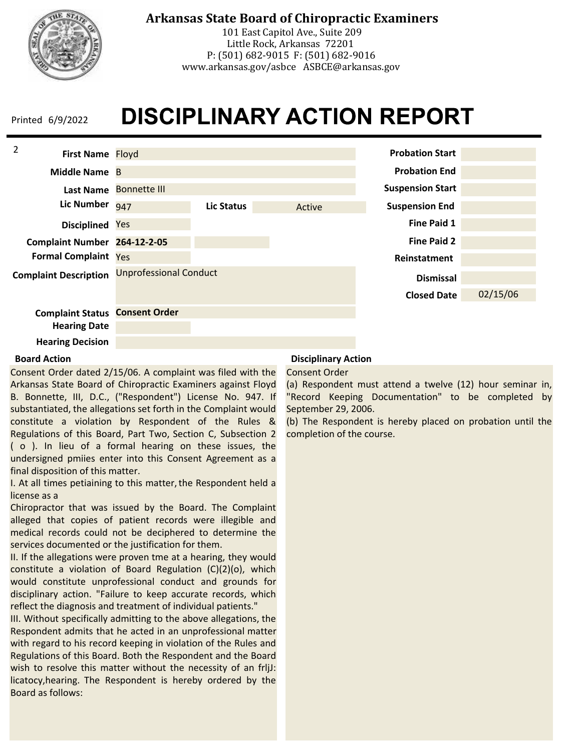# Arkansas State Board of Chiropractic Examiners

101 East Capitol Ave., Suite 209
Little Rock, Arkansas 72201
P: (501) 682-9015 F: (501) 682-9016
www.arkansas.gov/asbce ASBCE@arkansas.gov

Printed 6/9/2022

# DISCIPLINARY ACTION REPORT

| Field | Value |
|---|---|
| First Name | Floyd |
| Middle Name | B |
| Last Name | Bonnette III |
| Lic Number | 947 |
| Lic Status | Active |
| Disciplined | Yes |
| Complaint Number | 264-12-2-05 |
| Formal Complaint | Yes |
| Complaint Description | Unprofessional Conduct |
| Complaint Status | Consent Order |
| Hearing Date | |
| Hearing Decision | |

| Field | Value |
|---|---|
| Probation Start | |
| Probation End | |
| Suspension Start | |
| Suspension End | |
| Fine Paid 1 | |
| Fine Paid 2 | |
| Reinstatement | |
| Dismissal | |
| Closed Date | 02/15/06 |

**Board Action**

Consent Order dated 2/15/06. A complaint was filed with the Arkansas State Board of Chiropractic Examiners against Floyd B. Bonnette, III, D.C., ("Respondent") License No. 947. If substantiated, the allegations set forth in the Complaint would constitute a violation by Respondent of the Rules & Regulations of this Board, Part Two, Section C, Subsection 2 ( o ). In lieu of a formal hearing on these issues, the undersigned pmiies enter into this Consent Agreement as a final disposition of this matter.

I. At all times petiaining to this matter, the Respondent held a license as a
Chiropractor that was issued by the Board. The Complaint alleged that copies of patient records were illegible and medical records could not be deciphered to determine the services documented or the justification for them.

II. If the allegations were proven tme at a hearing, they would constitute a violation of Board Regulation (C)(2)(o), which would constitute unprofessional conduct and grounds for disciplinary action. "Failure to keep accurate records, which reflect the diagnosis and treatment of individual patients."

III. Without specifically admitting to the above allegations, the Respondent admits that he acted in an unprofessional matter with regard to his record keeping in violation of the Rules and Regulations of this Board. Both the Respondent and the Board wish to resolve this matter without the necessity of an frljJ: licatocy,hearing. The Respondent is hereby ordered by the Board as follows:

**Disciplinary Action**

Consent Order

(a) Respondent must attend a twelve (12) hour seminar in, "Record Keeping Documentation" to be completed by September 29, 2006.

(b) The Respondent is hereby placed on probation until the completion of the course.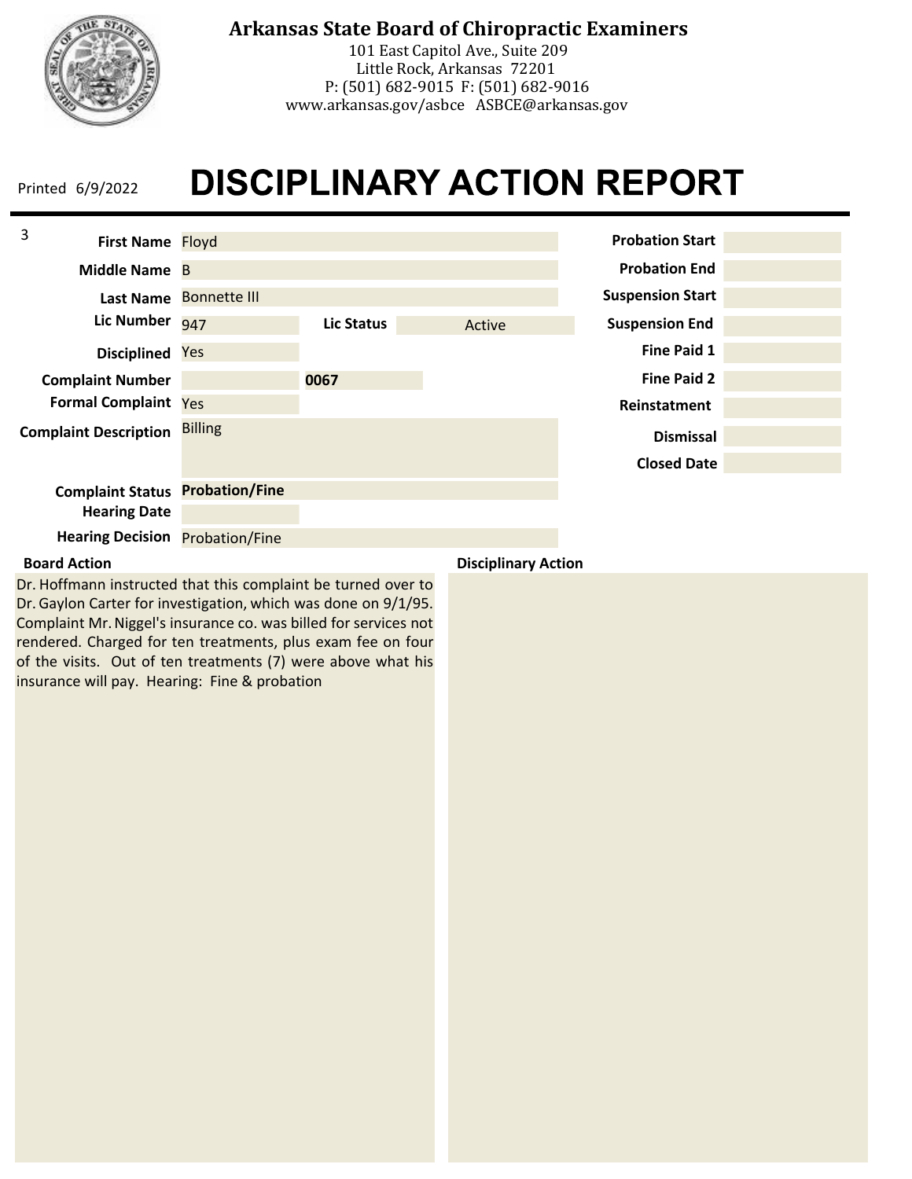**Arkansas State Board of Chiropractic Examiners**
101 East Capitol Ave., Suite 209
Little Rock, Arkansas 72201
P: (501) 682-9015 F: (501) 682-9016
www.arkansas.gov/asbce ASBCE@arkansas.gov

Printed 6/9/2022

# DISCIPLINARY ACTION REPORT

| Field | Value |
| --- | --- |
| First Name | Floyd |
| Middle Name | B |
| Last Name | Bonnette III |
| Lic Number | 947 |
| Lic Status | Active |
| Disciplined | Yes |
| Complaint Number | 0067 |
| Formal Complaint | Yes |
| Complaint Description | Billing |
| Complaint Status | **Probation/Fine** |
| Hearing Date | |
| Hearing Decision | Probation/Fine |

| Field | Value |
| --- | --- |
| Probation Start | |
| Probation End | |
| Suspension Start | |
| Suspension End | |
| Fine Paid 1 | |
| Fine Paid 2 | |
| Reinstatement | |
| Dismissal | |
| Closed Date | |

**Board Action**

Dr. Hoffmann instructed that this complaint be turned over to Dr. Gaylon Carter for investigation, which was done on 9/1/95. Complaint Mr. Niggel's insurance co. was billed for services not rendered. Charged for ten treatments, plus exam fee on four of the visits. Out of ten treatments (7) were above what his insurance will pay. Hearing: Fine & probation

**Disciplinary Action**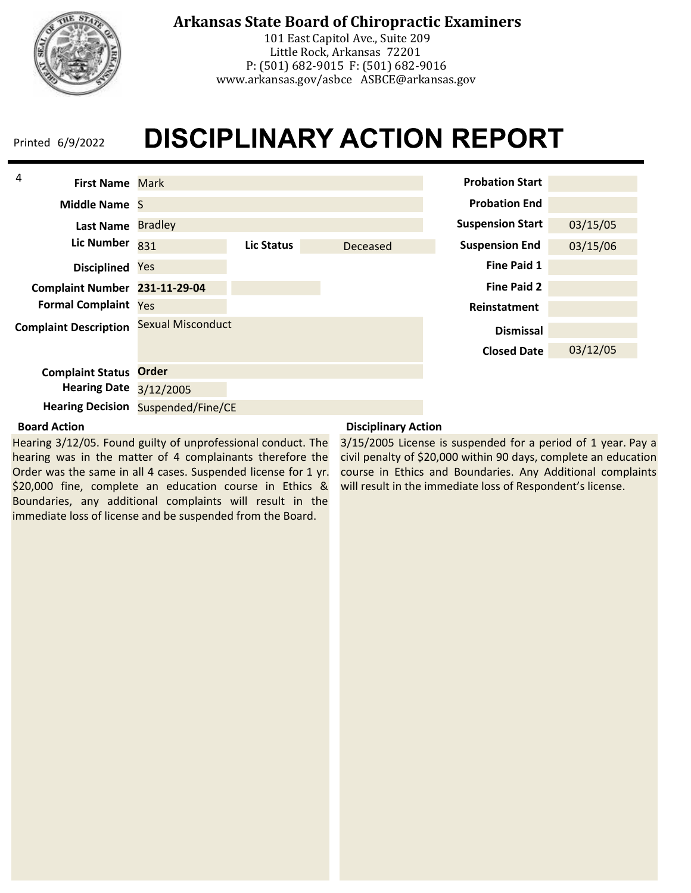# Arkansas State Board of Chiropractic Examiners

101 East Capitol Ave., Suite 209
Little Rock, Arkansas 72201
P: (501) 682-9015 F: (501) 682-9016
www.arkansas.gov/asbce ASBCE@arkansas.gov

Printed 6/9/2022

# DISCIPLINARY ACTION REPORT

4

| Field | Value |
| --- | --- |
| First Name | Mark |
| Middle Name | S |
| Last Name | Bradley |
| Lic Number | 831 |
| Lic Status | Deceased |
| Disciplined | Yes |
| Complaint Number | 231-11-29-04 |
| Formal Complaint | Yes |
| Complaint Description | Sexual Misconduct |
| Complaint Status | Order |
| Hearing Date | 3/12/2005 |
| Hearing Decision | Suspended/Fine/CE |

| Field | Value |
| --- | --- |
| Probation Start | |
| Probation End | |
| Suspension Start | 03/15/05 |
| Suspension End | 03/15/06 |
| Fine Paid 1 | |
| Fine Paid 2 | |
| Reinstatement | |
| Dismissal | |
| Closed Date | 03/12/05 |

**Board Action**

Hearing 3/12/05. Found guilty of unprofessional conduct. The hearing was in the matter of 4 complainants therefore the Order was the same in all 4 cases. Suspended license for 1 yr. $20,000 fine, complete an education course in Ethics & Boundaries, any additional complaints will result in the immediate loss of license and be suspended from the Board.

**Disciplinary Action**

3/15/2005 License is suspended for a period of 1 year. Pay a civil penalty of $20,000 within 90 days, complete an education course in Ethics and Boundaries. Any Additional complaints will result in the immediate loss of Respondent's license.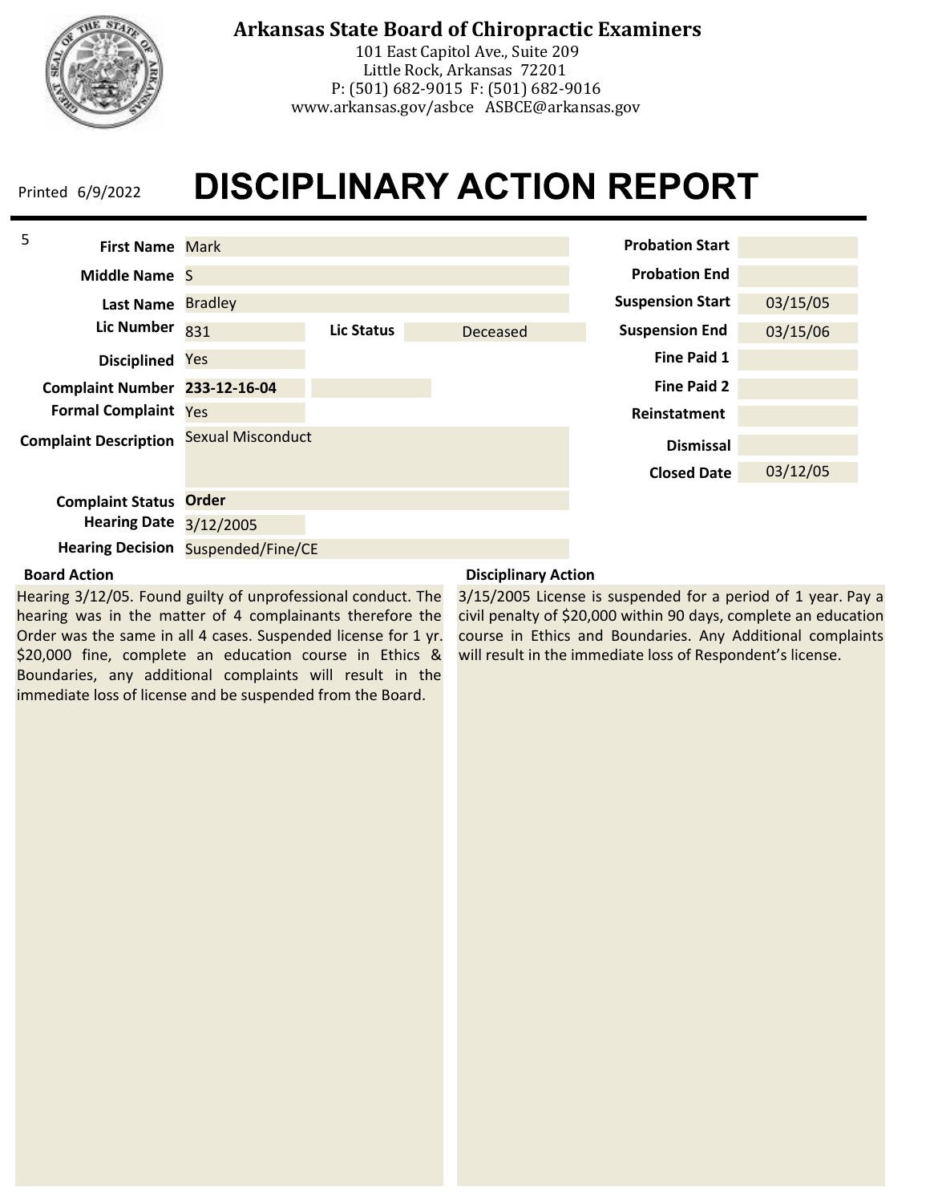# Arkansas State Board of Chiropractic Examiners

101 East Capitol Ave., Suite 209
Little Rock, Arkansas 72201
P: (501) 682-9015 F: (501) 682-9016
www.arkansas.gov/asbce ASBCE@arkansas.gov

Printed 6/9/2022

# DISCIPLINARY ACTION REPORT

| Field | Value |
| --- | --- |
| First Name | Mark |
| Middle Name | S |
| Last Name | Bradley |
| Lic Number | 831 |
| Lic Status | Deceased |
| Disciplined | Yes |
| Complaint Number | **233-12-16-04** |
| Formal Complaint | Yes |
| Complaint Description | Sexual Misconduct |
| Complaint Status | **Order** |
| Hearing Date | 3/12/2005 |
| Hearing Decision | Suspended/Fine/CE |

| Field | Value |
| --- | --- |
| Probation Start | |
| Probation End | |
| Suspension Start | 03/15/05 |
| Suspension End | 03/15/06 |
| Fine Paid 1 | |
| Fine Paid 2 | |
| Reinstatement | |
| Dismissal | |
| Closed Date | 03/12/05 |

**Board Action**

Hearing 3/12/05. Found guilty of unprofessional conduct. The hearing was in the matter of 4 complainants therefore the Order was the same in all 4 cases. Suspended license for 1 yr. $20,000 fine, complete an education course in Ethics & Boundaries, any additional complaints will result in the immediate loss of license and be suspended from the Board.

**Disciplinary Action**

3/15/2005 License is suspended for a period of 1 year. Pay a civil penalty of $20,000 within 90 days, complete an education course in Ethics and Boundaries. Any Additional complaints will result in the immediate loss of Respondent's license.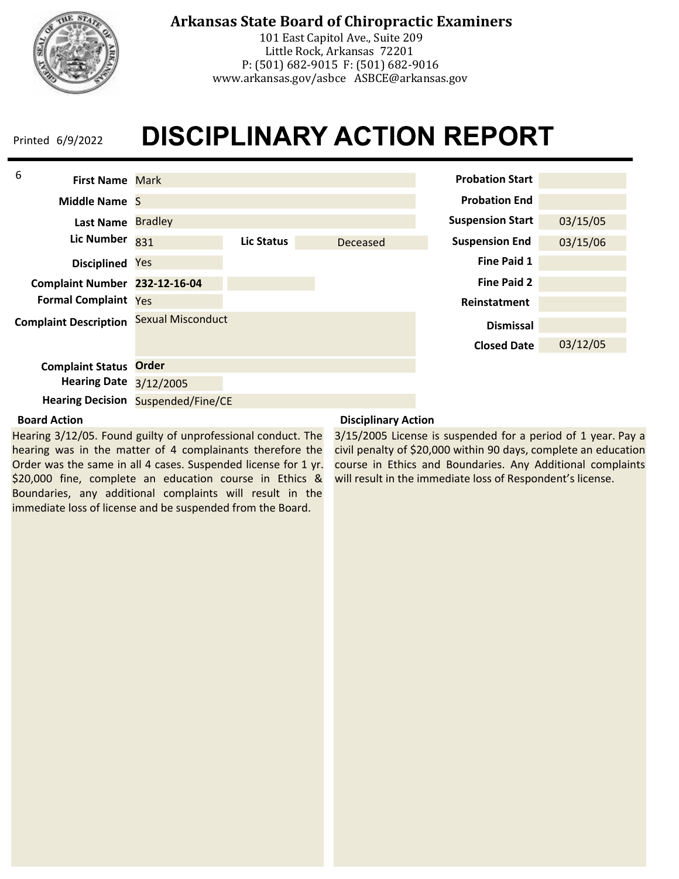# Arkansas State Board of Chiropractic Examiners

101 East Capitol Ave., Suite 209
Little Rock, Arkansas 72201
P: (501) 682-9015 F: (501) 682-9016
www.arkansas.gov/asbce ASBCE@arkansas.gov

Printed 6/9/2022

# DISCIPLINARY ACTION REPORT

| Field | Value |
| --- | --- |
| First Name | Mark |
| Middle Name | S |
| Last Name | Bradley |
| Lic Number | 831 |
| Lic Status | Deceased |
| Disciplined | Yes |
| Complaint Number | 232-12-16-04 |
| Formal Complaint | Yes |
| Complaint Description | Sexual Misconduct |
| Complaint Status | Order |
| Hearing Date | 3/12/2005 |
| Hearing Decision | Suspended/Fine/CE |

| Field | Value |
| --- | --- |
| Probation Start | |
| Probation End | |
| Suspension Start | 03/15/05 |
| Suspension End | 03/15/06 |
| Fine Paid 1 | |
| Fine Paid 2 | |
| Reinstatement | |
| Dismissal | |
| Closed Date | 03/12/05 |

**Board Action**

Hearing 3/12/05. Found guilty of unprofessional conduct. The hearing was in the matter of 4 complainants therefore the Order was the same in all 4 cases. Suspended license for 1 yr. $20,000 fine, complete an education course in Ethics & Boundaries, any additional complaints will result in the immediate loss of license and be suspended from the Board.

**Disciplinary Action**

3/15/2005 License is suspended for a period of 1 year. Pay a civil penalty of $20,000 within 90 days, complete an education course in Ethics and Boundaries. Any Additional complaints will result in the immediate loss of Respondent's license.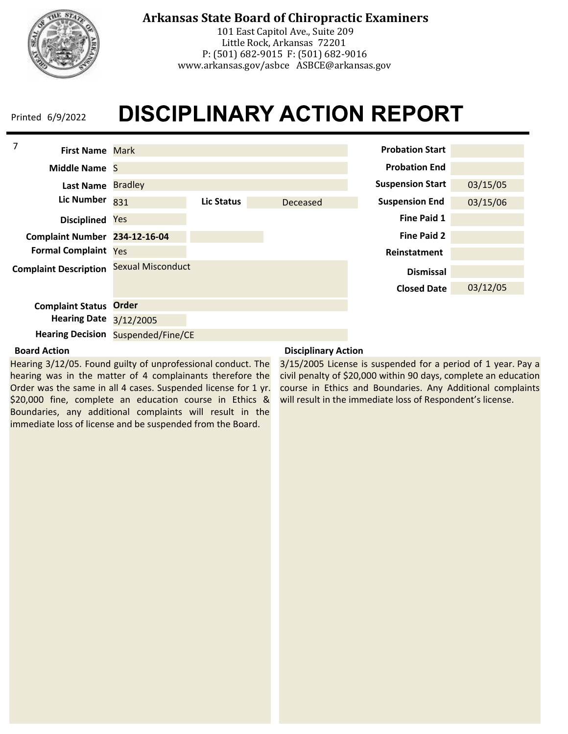# Arkansas State Board of Chiropractic Examiners

101 East Capitol Ave., Suite 209
Little Rock, Arkansas 72201
P: (501) 682-9015 F: (501) 682-9016
www.arkansas.gov/asbce ASBCE@arkansas.gov

Printed 6/9/2022

# DISCIPLINARY ACTION REPORT

7

| Field | Value |
|---|---|
| **First Name** | Mark |
| **Middle Name** | S |
| **Last Name** | Bradley |
| **Lic Number** | 831 |
| **Lic Status** | Deceased |
| **Disciplined** | Yes |
| **Complaint Number** | **234-12-16-04** |
| **Formal Complaint** | Yes |
| **Complaint Description** | Sexual Misconduct |
| **Complaint Status** | **Order** |
| **Hearing Date** | 3/12/2005 |
| **Hearing Decision** | Suspended/Fine/CE |

| Field | Value |
|---|---|
| **Probation Start** | |
| **Probation End** | |
| **Suspension Start** | 03/15/05 |
| **Suspension End** | 03/15/06 |
| **Fine Paid 1** | |
| **Fine Paid 2** | |
| **Reinstatement** | |
| **Dismissal** | |
| **Closed Date** | 03/12/05 |

**Board Action**

Hearing 3/12/05. Found guilty of unprofessional conduct. The hearing was in the matter of 4 complainants therefore the Order was the same in all 4 cases. Suspended license for 1 yr. $20,000 fine, complete an education course in Ethics & Boundaries, any additional complaints will result in the immediate loss of license and be suspended from the Board.

**Disciplinary Action**

3/15/2005 License is suspended for a period of 1 year. Pay a civil penalty of $20,000 within 90 days, complete an education course in Ethics and Boundaries. Any Additional complaints will result in the immediate loss of Respondent's license.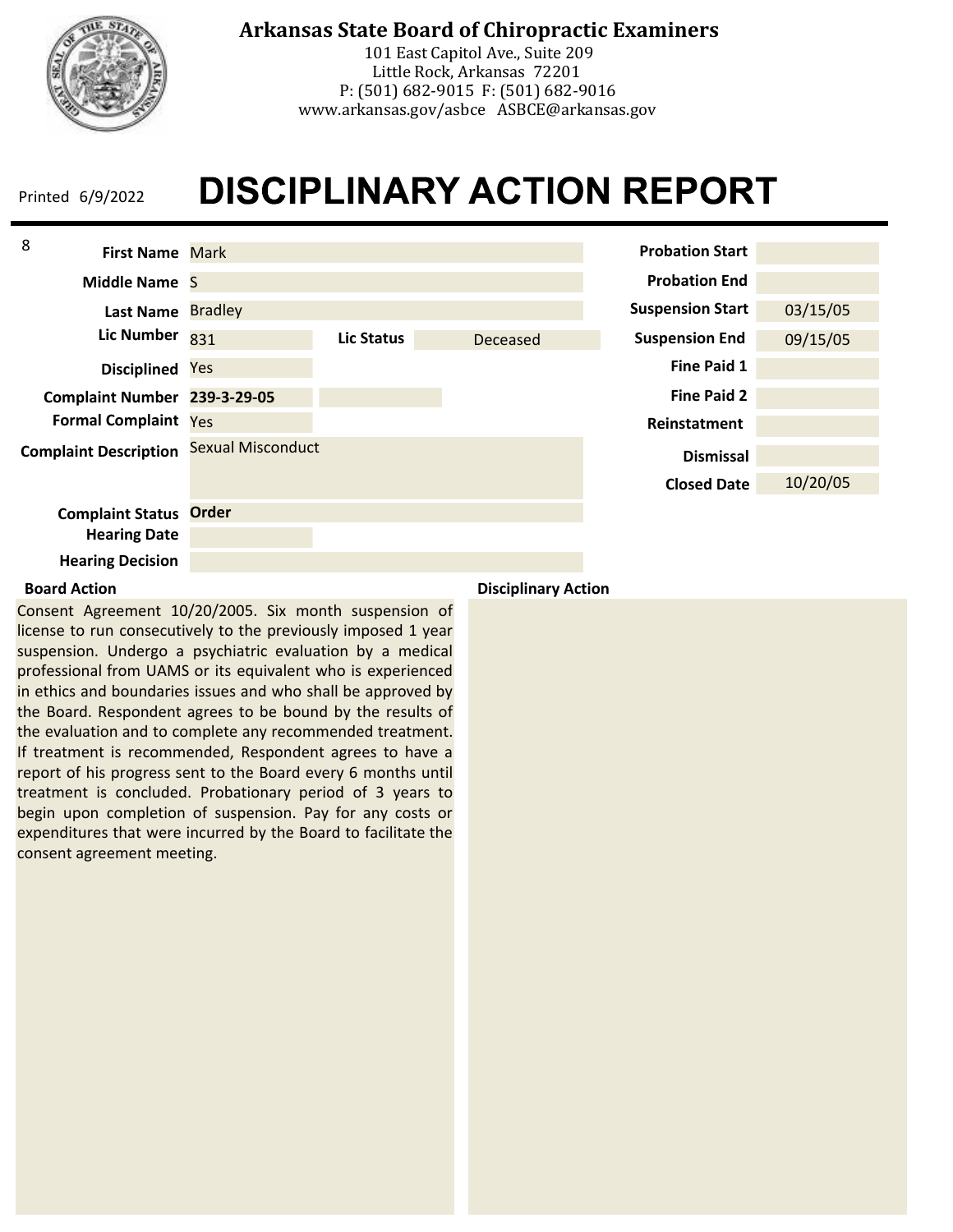# Arkansas State Board of Chiropractic Examiners

101 East Capitol Ave., Suite 209
Little Rock, Arkansas 72201
P: (501) 682-9015 F: (501) 682-9016
www.arkansas.gov/asbce ASBCE@arkansas.gov

Printed 6/9/2022

# DISCIPLINARY ACTION REPORT

| Field | Value |
| --- | --- |
| First Name | Mark |
| Middle Name | S |
| Last Name | Bradley |
| Lic Number | 831 |
| Lic Status | Deceased |
| Disciplined | Yes |
| Complaint Number | **239-3-29-05** |
| Formal Complaint | Yes |
| Complaint Description | Sexual Misconduct |
| Complaint Status | **Order** |
| Hearing Date | |
| Hearing Decision | |

| Field | Value |
| --- | --- |
| Probation Start | |
| Probation End | |
| Suspension Start | 03/15/05 |
| Suspension End | 09/15/05 |
| Fine Paid 1 | |
| Fine Paid 2 | |
| Reinstatement | |
| Dismissal | |
| Closed Date | 10/20/05 |

**Board Action**

Consent Agreement 10/20/2005. Six month suspension of license to run consecutively to the previously imposed 1 year suspension. Undergo a psychiatric evaluation by a medical professional from UAMS or its equivalent who is experienced in ethics and boundaries issues and who shall be approved by the Board. Respondent agrees to be bound by the results of the evaluation and to complete any recommended treatment. If treatment is recommended, Respondent agrees to have a report of his progress sent to the Board every 6 months until treatment is concluded. Probationary period of 3 years to begin upon completion of suspension. Pay for any costs or expenditures that were incurred by the Board to facilitate the consent agreement meeting.

**Disciplinary Action**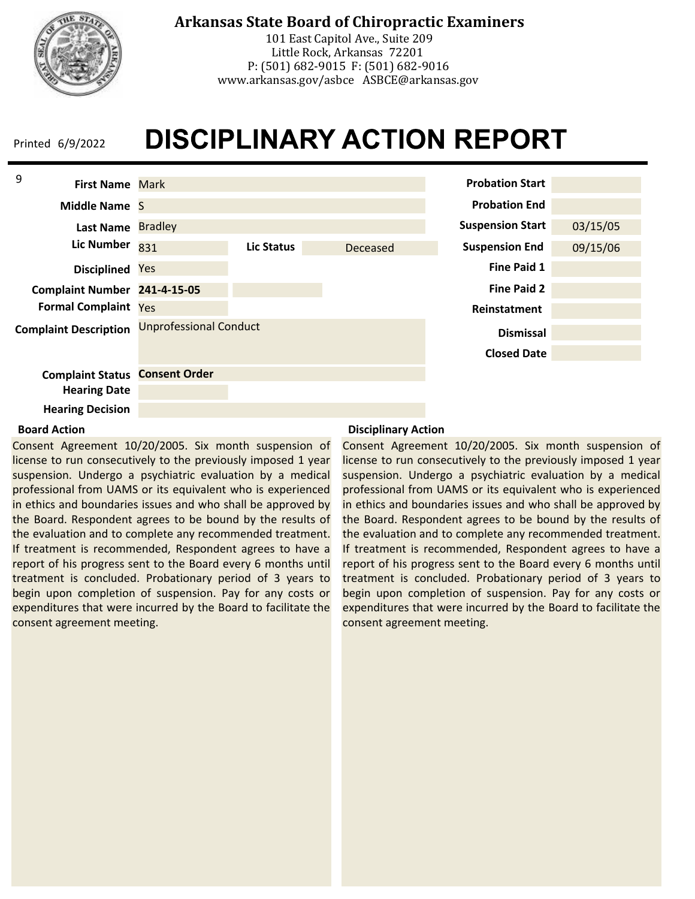**Arkansas State Board of Chiropractic Examiners**
101 East Capitol Ave., Suite 209
Little Rock, Arkansas 72201
P: (501) 682-9015 F: (501) 682-9016
www.arkansas.gov/asbce ASBCE@arkansas.gov

Printed 6/9/2022

# DISCIPLINARY ACTION REPORT

| Field | Value |
|---|---|
| First Name | Mark |
| Middle Name | S |
| Last Name | Bradley |
| Lic Number | 831 |
| Lic Status | Deceased |
| Disciplined | Yes |
| Complaint Number | **241-4-15-05** |
| Formal Complaint | Yes |
| Complaint Description | Unprofessional Conduct |
| Complaint Status | **Consent Order** |
| Hearing Date | |
| Hearing Decision | |

| Field | Value |
|---|---|
| Probation Start | |
| Probation End | |
| Suspension Start | 03/15/05 |
| Suspension End | 09/15/06 |
| Fine Paid 1 | |
| Fine Paid 2 | |
| Reinstatement | |
| Dismissal | |
| Closed Date | |

**Board Action**

Consent Agreement 10/20/2005. Six month suspension of license to run consecutively to the previously imposed 1 year suspension. Undergo a psychiatric evaluation by a medical professional from UAMS or its equivalent who is experienced in ethics and boundaries issues and who shall be approved by the Board. Respondent agrees to be bound by the results of the evaluation and to complete any recommended treatment. If treatment is recommended, Respondent agrees to have a report of his progress sent to the Board every 6 months until treatment is concluded. Probationary period of 3 years to begin upon completion of suspension. Pay for any costs or expenditures that were incurred by the Board to facilitate the consent agreement meeting.

**Disciplinary Action**

Consent Agreement 10/20/2005. Six month suspension of license to run consecutively to the previously imposed 1 year suspension. Undergo a psychiatric evaluation by a medical professional from UAMS or its equivalent who is experienced in ethics and boundaries issues and who shall be approved by the Board. Respondent agrees to be bound by the results of the evaluation and to complete any recommended treatment. If treatment is recommended, Respondent agrees to have a report of his progress sent to the Board every 6 months until treatment is concluded. Probationary period of 3 years to begin upon completion of suspension. Pay for any costs or expenditures that were incurred by the Board to facilitate the consent agreement meeting.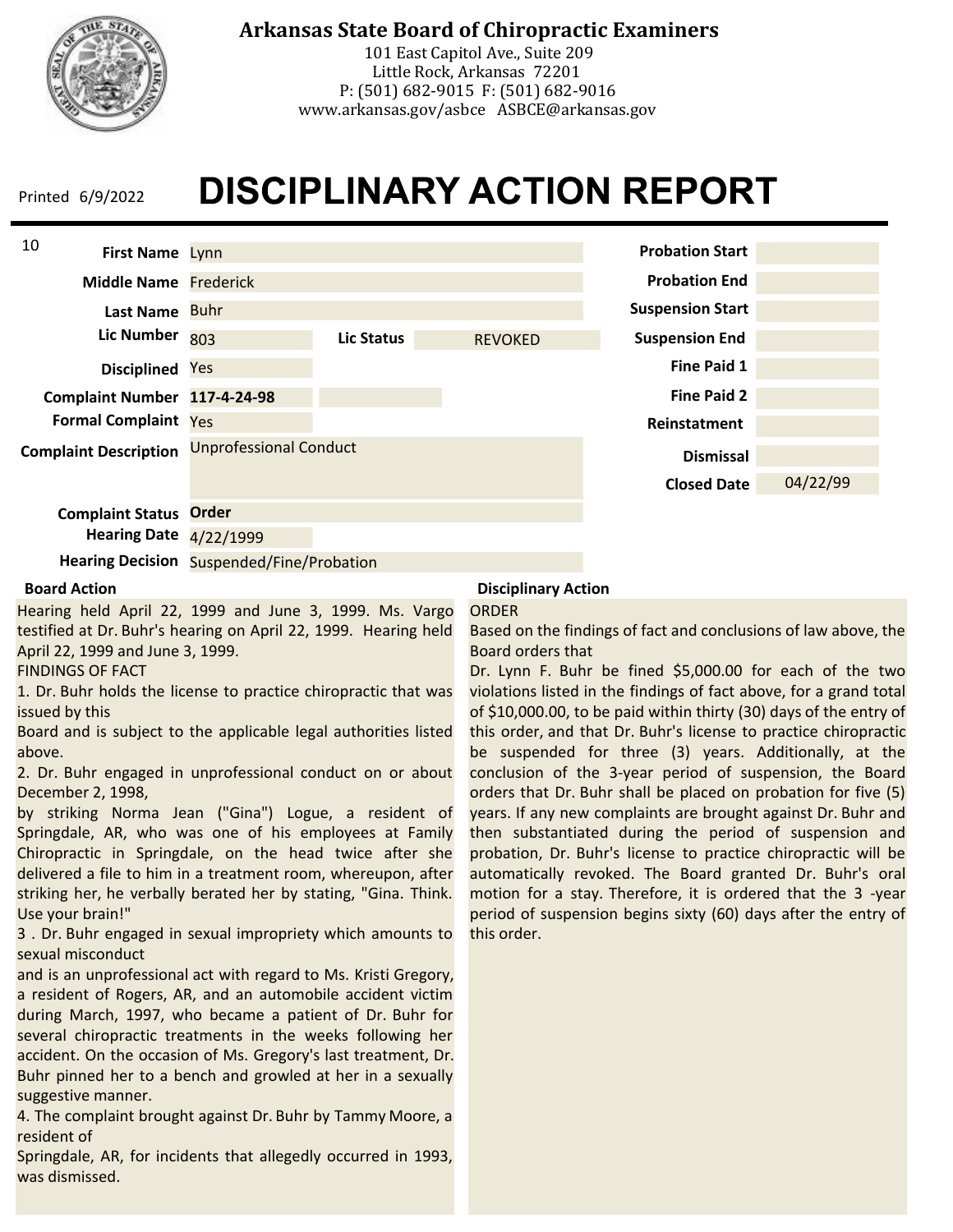# Arkansas State Board of Chiropractic Examiners

101 East Capitol Ave., Suite 209
Little Rock, Arkansas 72201
P: (501) 682-9015 F: (501) 682-9016
www.arkansas.gov/asbce ASBCE@arkansas.gov

Printed 6/9/2022

# DISCIPLINARY ACTION REPORT

10

| Field | Value | Field | Value |
|---|---|---|---|
| First Name | Lynn | Probation Start | |
| Middle Name | Frederick | Probation End | |
| Last Name | Buhr | Suspension Start | |
| Lic Number | 803 | Suspension End | |
| Lic Status | REVOKED | Fine Paid 1 | |
| Disciplined | Yes | Fine Paid 2 | |
| Complaint Number | **117-4-24-98** | Reinstatement | |
| Formal Complaint | Yes | Dismissal | |
| Complaint Description | Unprofessional Conduct | Closed Date | 04/22/99 |
| Complaint Status | **Order** | | |
| Hearing Date | 4/22/1999 | | |
| Hearing Decision | Suspended/Fine/Probation | | |

**Board Action**

Hearing held April 22, 1999 and June 3, 1999. Ms. Vargo testified at Dr. Buhr's hearing on April 22, 1999. Hearing held April 22, 1999 and June 3, 1999.

FINDINGS OF FACT

1. Dr. Buhr holds the license to practice chiropractic that was issued by this Board and is subject to the applicable legal authorities listed above.

2. Dr. Buhr engaged in unprofessional conduct on or about December 2, 1998, by striking Norma Jean ("Gina") Logue, a resident of Springdale, AR, who was one of his employees at Family Chiropractic in Springdale, on the head twice after she delivered a file to him in a treatment room, whereupon, after striking her, he verbally berated her by stating, "Gina. Think. Use your brain!"

3 . Dr. Buhr engaged in sexual impropriety which amounts to sexual misconduct and is an unprofessional act with regard to Ms. Kristi Gregory, a resident of Rogers, AR, and an automobile accident victim during March, 1997, who became a patient of Dr. Buhr for several chiropractic treatments in the weeks following her accident. On the occasion of Ms. Gregory's last treatment, Dr. Buhr pinned her to a bench and growled at her in a sexually suggestive manner.

4. The complaint brought against Dr. Buhr by Tammy Moore, a resident of Springdale, AR, for incidents that allegedly occurred in 1993, was dismissed.

**Disciplinary Action**

ORDER

Based on the findings of fact and conclusions of law above, the Board orders that

Dr. Lynn F. Buhr be fined $5,000.00 for each of the two violations listed in the findings of fact above, for a grand total of $10,000.00, to be paid within thirty (30) days of the entry of this order, and that Dr. Buhr's license to practice chiropractic be suspended for three (3) years. Additionally, at the conclusion of the 3-year period of suspension, the Board orders that Dr. Buhr shall be placed on probation for five (5) years. If any new complaints are brought against Dr. Buhr and then substantiated during the period of suspension and probation, Dr. Buhr's license to practice chiropractic will be automatically revoked. The Board granted Dr. Buhr's oral motion for a stay. Therefore, it is ordered that the 3 -year period of suspension begins sixty (60) days after the entry of this order.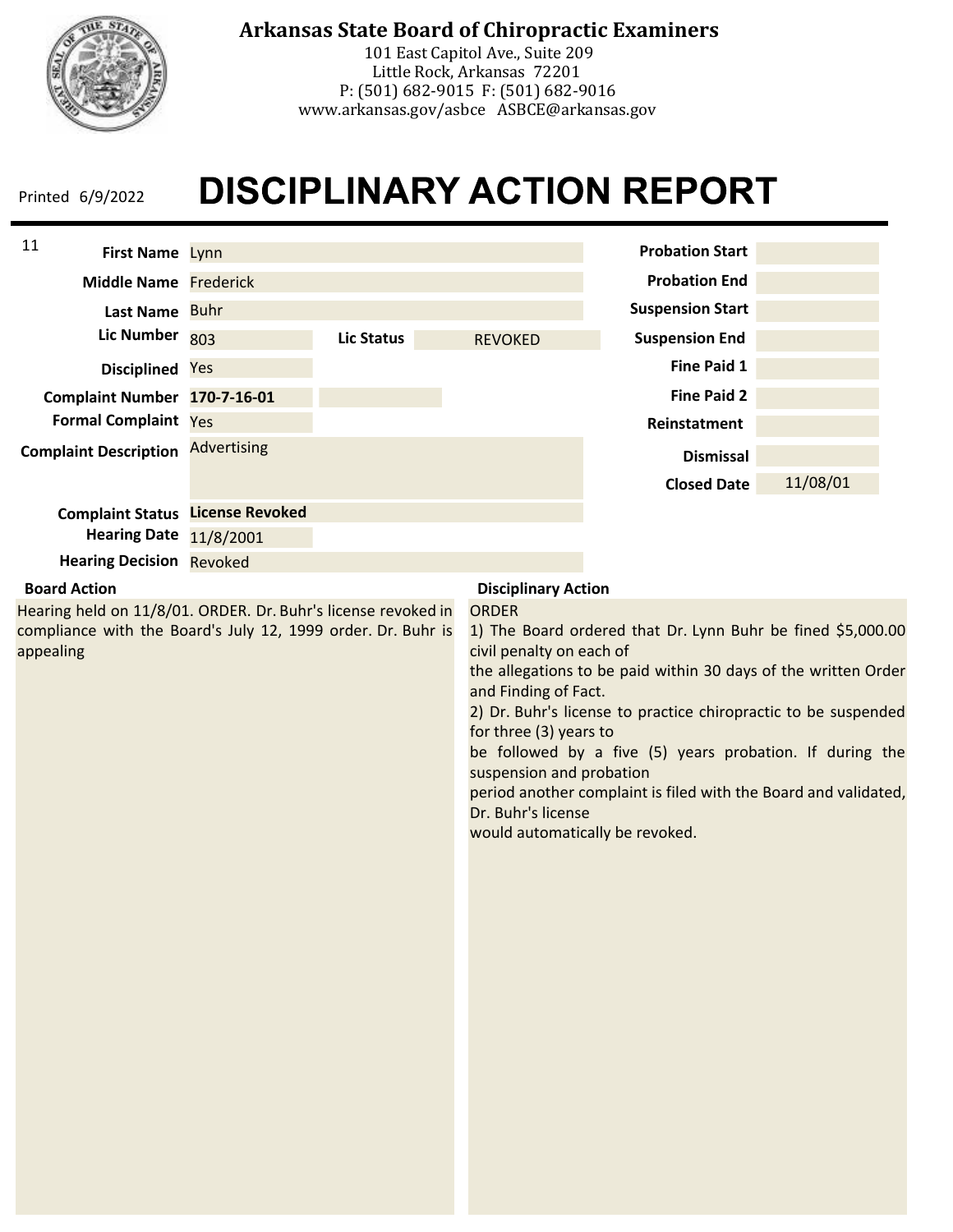# Arkansas State Board of Chiropractic Examiners

101 East Capitol Ave., Suite 209
Little Rock, Arkansas 72201
P: (501) 682-9015 F: (501) 682-9016
www.arkansas.gov/asbce ASBCE@arkansas.gov

Printed 6/9/2022

# DISCIPLINARY ACTION REPORT

11

| Field | Value |
|---|---|
| First Name | Lynn |
| Middle Name | Frederick |
| Last Name | Buhr |
| Lic Number | 803 |
| Lic Status | REVOKED |
| Disciplined | Yes |
| Complaint Number | **170-7-16-01** |
| Formal Complaint | Yes |
| Complaint Description | Advertising |
| Complaint Status | **License Revoked** |
| Hearing Date | 11/8/2001 |
| Hearing Decision | Revoked |

| Field | Value |
|---|---|
| Probation Start | |
| Probation End | |
| Suspension Start | |
| Suspension End | |
| Fine Paid 1 | |
| Fine Paid 2 | |
| Reinstatement | |
| Dismissal | |
| Closed Date | 11/08/01 |

**Board Action**

Hearing held on 11/8/01. ORDER. Dr. Buhr's license revoked in compliance with the Board's July 12, 1999 order. Dr. Buhr is appealing

**Disciplinary Action**

ORDER
1) The Board ordered that Dr. Lynn Buhr be fined $5,000.00 civil penalty on each of
the allegations to be paid within 30 days of the written Order and Finding of Fact.
2) Dr. Buhr's license to practice chiropractic to be suspended for three (3) years to
be followed by a five (5) years probation. If during the suspension and probation
period another complaint is filed with the Board and validated, Dr. Buhr's license
would automatically be revoked.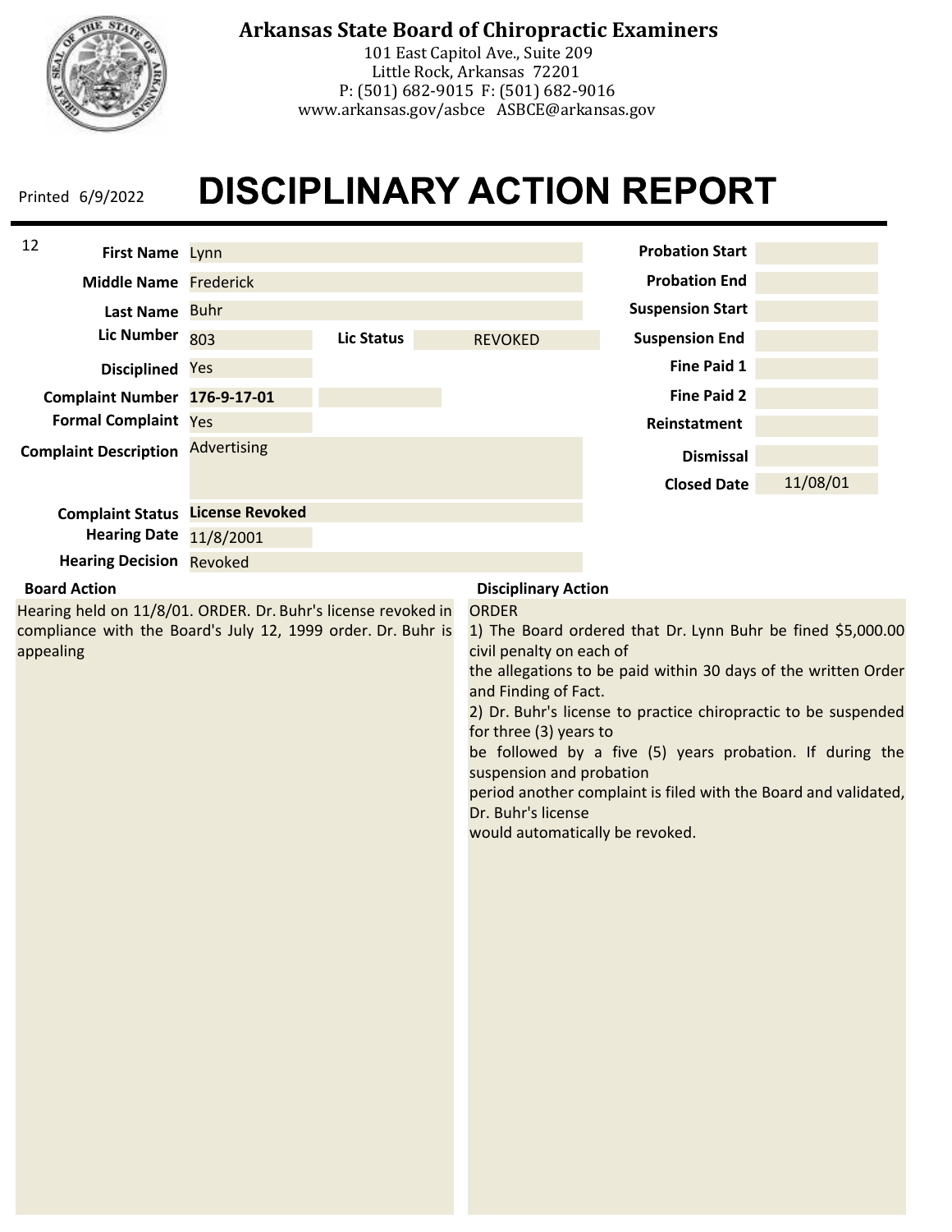# Arkansas State Board of Chiropractic Examiners

101 East Capitol Ave., Suite 209
Little Rock, Arkansas 72201
P: (501) 682-9015 F: (501) 682-9016
www.arkansas.gov/asbce ASBCE@arkansas.gov

Printed 6/9/2022

# DISCIPLINARY ACTION REPORT

12

| Field | Value |
|---|---|
| **First Name** | Lynn |
| **Middle Name** | Frederick |
| **Last Name** | Buhr |
| **Lic Number** | 803 |
| **Lic Status** | REVOKED |
| **Disciplined** | Yes |
| **Complaint Number** | 176-9-17-01 |
| **Formal Complaint** | Yes |
| **Complaint Description** | Advertising |
| **Complaint Status** | License Revoked |
| **Hearing Date** | 11/8/2001 |
| **Hearing Decision** | Revoked |

| Field | Value |
|---|---|
| **Probation Start** | |
| **Probation End** | |
| **Suspension Start** | |
| **Suspension End** | |
| **Fine Paid 1** | |
| **Fine Paid 2** | |
| **Reinstatement** | |
| **Dismissal** | |
| **Closed Date** | 11/08/01 |

**Board Action**

Hearing held on 11/8/01. ORDER. Dr. Buhr's license revoked in compliance with the Board's July 12, 1999 order. Dr. Buhr is appealing

**Disciplinary Action**

ORDER

1) The Board ordered that Dr. Lynn Buhr be fined $5,000.00 civil penalty on each of
the allegations to be paid within 30 days of the written Order and Finding of Fact.

2) Dr. Buhr's license to practice chiropractic to be suspended for three (3) years to
be followed by a five (5) years probation. If during the suspension and probation
period another complaint is filed with the Board and validated, Dr. Buhr's license
would automatically be revoked.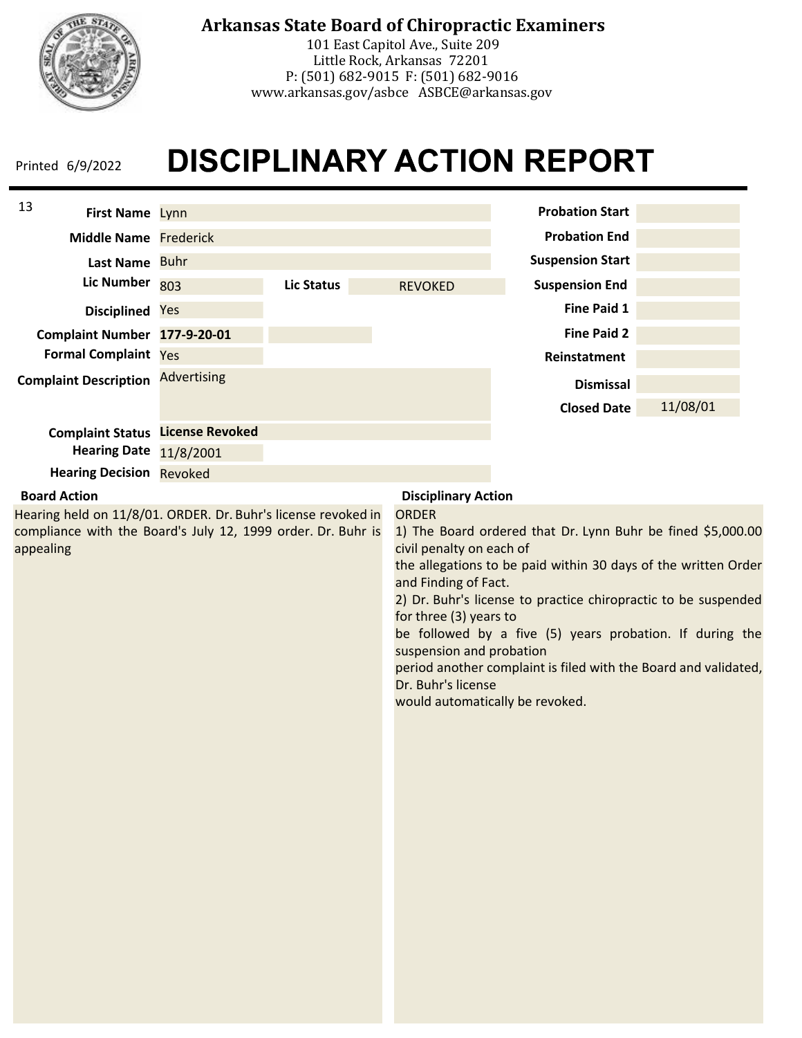# Arkansas State Board of Chiropractic Examiners

101 East Capitol Ave., Suite 209
Little Rock, Arkansas 72201
P: (501) 682-9015 F: (501) 682-9016
www.arkansas.gov/asbce ASBCE@arkansas.gov

Printed 6/9/2022

# DISCIPLINARY ACTION REPORT

13

| Field | Value |
|---|---|
| First Name | Lynn |
| Middle Name | Frederick |
| Last Name | Buhr |
| Lic Number | 803 |
| Lic Status | REVOKED |
| Disciplined | Yes |
| Complaint Number | **177-9-20-01** |
| Formal Complaint | Yes |
| Complaint Description | Advertising |
| Complaint Status | **License Revoked** |
| Hearing Date | 11/8/2001 |
| Hearing Decision | Revoked |

| Field | Value |
|---|---|
| Probation Start | |
| Probation End | |
| Suspension Start | |
| Suspension End | |
| Fine Paid 1 | |
| Fine Paid 2 | |
| Reinstatment | |
| Dismissal | |
| Closed Date | 11/08/01 |

**Board Action**

Hearing held on 11/8/01. ORDER. Dr. Buhr's license revoked in compliance with the Board's July 12, 1999 order. Dr. Buhr is appealing

**Disciplinary Action**

ORDER
1) The Board ordered that Dr. Lynn Buhr be fined $5,000.00 civil penalty on each of
the allegations to be paid within 30 days of the written Order and Finding of Fact.
2) Dr. Buhr's license to practice chiropractic to be suspended for three (3) years to
be followed by a five (5) years probation. If during the suspension and probation
period another complaint is filed with the Board and validated, Dr. Buhr's license
would automatically be revoked.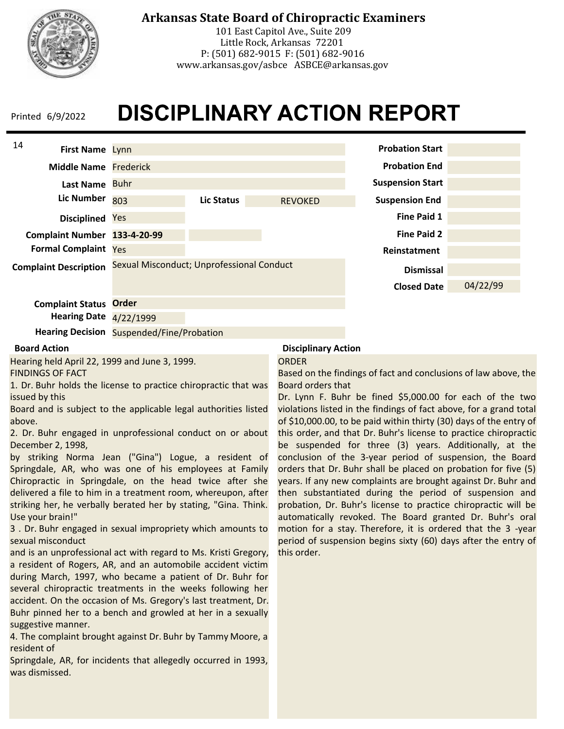**Arkansas State Board of Chiropractic Examiners**
101 East Capitol Ave., Suite 209
Little Rock, Arkansas 72201
P: (501) 682-9015 F: (501) 682-9016
www.arkansas.gov/asbce ASBCE@arkansas.gov

Printed 6/9/2022

# DISCIPLINARY ACTION REPORT

14

| | | | |
|---|---|---|---|
| **First Name** | Lynn | **Probation Start** | |
| **Middle Name** | Frederick | **Probation End** | |
| **Last Name** | Buhr | **Suspension Start** | |
| **Lic Number** | 803 — **Lic Status** REVOKED | **Suspension End** | |
| **Disciplined** | Yes | **Fine Paid 1** | |
| **Complaint Number** | 133-4-20-99 | **Fine Paid 2** | |
| **Formal Complaint** | Yes | **Reinstatement** | |
| **Complaint Description** | Sexual Misconduct; Unprofessional Conduct | **Dismissal** | |
| | | **Closed Date** | 04/22/99 |
| **Complaint Status** | **Order** | | |
| **Hearing Date** | 4/22/1999 | | |
| **Hearing Decision** | Suspended/Fine/Probation | | |

**Board Action**

Hearing held April 22, 1999 and June 3, 1999.
FINDINGS OF FACT
1. Dr. Buhr holds the license to practice chiropractic that was issued by this
Board and is subject to the applicable legal authorities listed above.
2. Dr. Buhr engaged in unprofessional conduct on or about December 2, 1998,
by striking Norma Jean ("Gina") Logue, a resident of Springdale, AR, who was one of his employees at Family Chiropractic in Springdale, on the head twice after she delivered a file to him in a treatment room, whereupon, after striking her, he verbally berated her by stating, "Gina. Think. Use your brain!"
3 . Dr. Buhr engaged in sexual impropriety which amounts to sexual misconduct
and is an unprofessional act with regard to Ms. Kristi Gregory, a resident of Rogers, AR, and an automobile accident victim during March, 1997, who became a patient of Dr. Buhr for several chiropractic treatments in the weeks following her accident. On the occasion of Ms. Gregory's last treatment, Dr. Buhr pinned her to a bench and growled at her in a sexually suggestive manner.
4. The complaint brought against Dr. Buhr by Tammy Moore, a resident of
Springdale, AR, for incidents that allegedly occurred in 1993, was dismissed.

**Disciplinary Action**

ORDER
Based on the findings of fact and conclusions of law above, the Board orders that
Dr. Lynn F. Buhr be fined $5,000.00 for each of the two violations listed in the findings of fact above, for a grand total of $10,000.00, to be paid within thirty (30) days of the entry of this order, and that Dr. Buhr's license to practice chiropractic be suspended for three (3) years. Additionally, at the conclusion of the 3-year period of suspension, the Board orders that Dr. Buhr shall be placed on probation for five (5) years. If any new complaints are brought against Dr. Buhr and then substantiated during the period of suspension and probation, Dr. Buhr's license to practice chiropractic will be automatically revoked. The Board granted Dr. Buhr's oral motion for a stay. Therefore, it is ordered that the 3 -year period of suspension begins sixty (60) days after the entry of this order.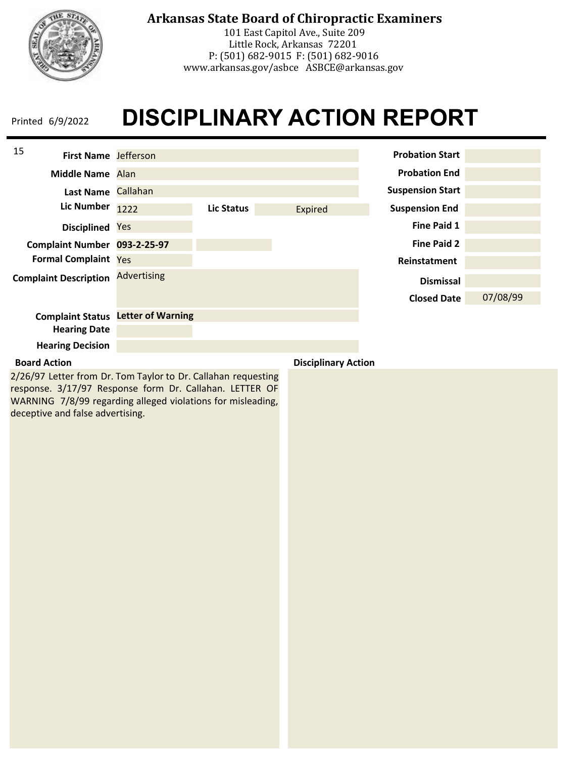**Arkansas State Board of Chiropractic Examiners**
101 East Capitol Ave., Suite 209
Little Rock, Arkansas 72201
P: (501) 682-9015 F: (501) 682-9016
www.arkansas.gov/asbce ASBCE@arkansas.gov

Printed 6/9/2022

# DISCIPLINARY ACTION REPORT

15

| Field | Value |
|---|---|
| First Name | Jefferson |
| Middle Name | Alan |
| Last Name | Callahan |
| Lic Number | 1222 |
| Lic Status | Expired |
| Disciplined | Yes |
| Complaint Number | **093-2-25-97** |
| Formal Complaint | Yes |
| Complaint Description | Advertising |
| Complaint Status | **Letter of Warning** |
| Hearing Date | |
| Hearing Decision | |

| Field | Value |
|---|---|
| Probation Start | |
| Probation End | |
| Suspension Start | |
| Suspension End | |
| Fine Paid 1 | |
| Fine Paid 2 | |
| Reinstatement | |
| Dismissal | |
| Closed Date | 07/08/99 |

**Board Action**

2/26/97 Letter from Dr. Tom Taylor to Dr. Callahan requesting response. 3/17/97 Response form Dr. Callahan. LETTER OF WARNING 7/8/99 regarding alleged violations for misleading, deceptive and false advertising.

**Disciplinary Action**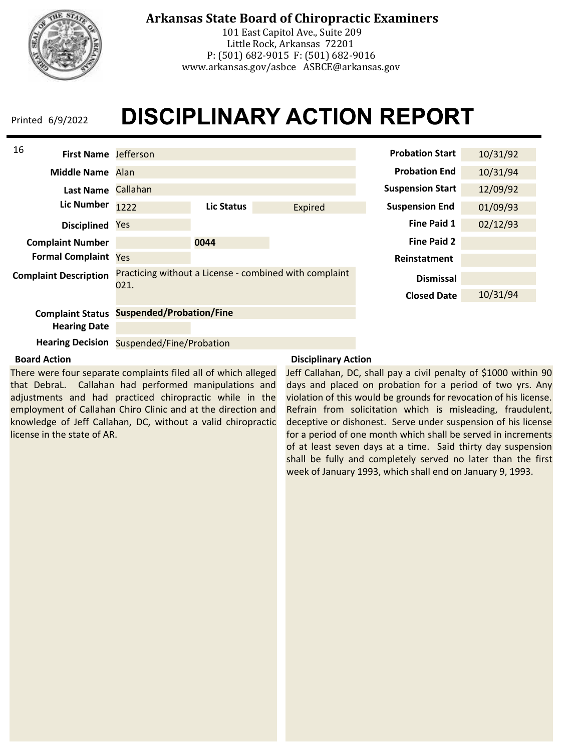# Arkansas State Board of Chiropractic Examiners

101 East Capitol Ave., Suite 209
Little Rock, Arkansas 72201
P: (501) 682-9015 F: (501) 682-9016
www.arkansas.gov/asbce ASBCE@arkansas.gov

Printed 6/9/2022

# DISCIPLINARY ACTION REPORT

16

| Field | Value |
| --- | --- |
| First Name | Jefferson |
| Middle Name | Alan |
| Last Name | Callahan |
| Lic Number | 1222 |
| Lic Status | Expired |
| Disciplined | Yes |
| Complaint Number | 0044 |
| Formal Complaint | Yes |
| Complaint Description | Practicing without a License - combined with complaint 021. |
| Complaint Status | **Suspended/Probation/Fine** |
| Hearing Date | |
| Hearing Decision | Suspended/Fine/Probation |

| Field | Value |
| --- | --- |
| Probation Start | 10/31/92 |
| Probation End | 10/31/94 |
| Suspension Start | 12/09/92 |
| Suspension End | 01/09/93 |
| Fine Paid 1 | 02/12/93 |
| Fine Paid 2 | |
| Reinstatment | |
| Dismissal | |
| Closed Date | 10/31/94 |

**Board Action**

There were four separate complaints filed all of which alleged that DebraL. Callahan had performed manipulations and adjustments and had practiced chiropractic while in the employment of Callahan Chiro Clinic and at the direction and knowledge of Jeff Callahan, DC, without a valid chiropractic license in the state of AR.

**Disciplinary Action**

Jeff Callahan, DC, shall pay a civil penalty of $1000 within 90 days and placed on probation for a period of two yrs. Any violation of this would be grounds for revocation of his license. Refrain from solicitation which is misleading, fraudulent, deceptive or dishonest. Serve under suspension of his license for a period of one month which shall be served in increments of at least seven days at a time. Said thirty day suspension shall be fully and completely served no later than the first week of January 1993, which shall end on January 9, 1993.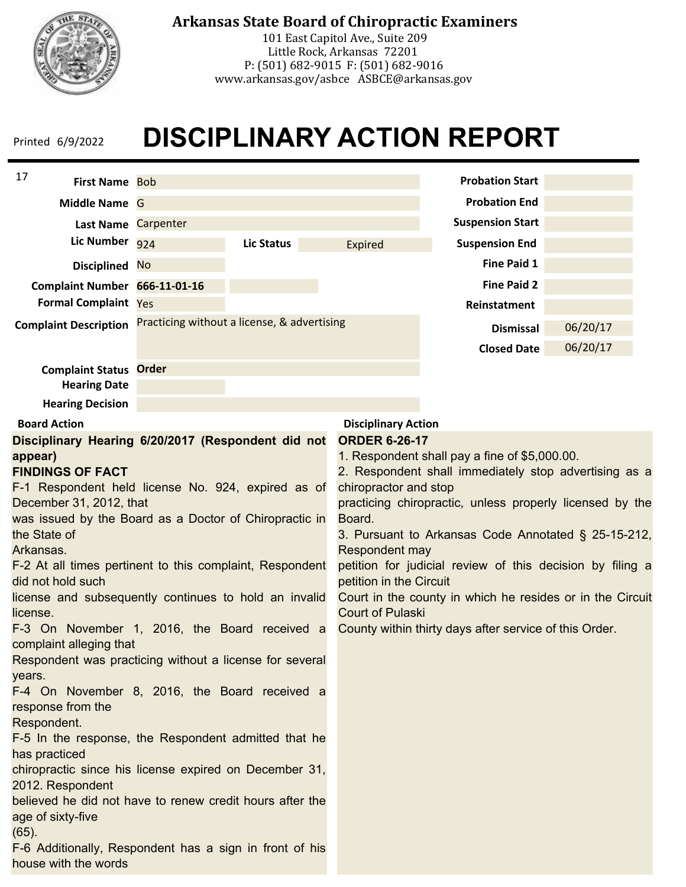# Arkansas State Board of Chiropractic Examiners

101 East Capitol Ave., Suite 209
Little Rock, Arkansas 72201
P: (501) 682-9015 F: (501) 682-9016
www.arkansas.gov/asbce ASBCE@arkansas.gov

Printed 6/9/2022

# DISCIPLINARY ACTION REPORT

17

| Field | Value |
|---|---|
| First Name | Bob |
| Middle Name | G |
| Last Name | Carpenter |
| Lic Number | 924 |
| Lic Status | Expired |
| Disciplined | No |
| Complaint Number | 666-11-01-16 |
| Formal Complaint | Yes |
| Complaint Description | Practicing without a license, & advertising |
| Complaint Status | Order |
| Hearing Date | |
| Hearing Decision | |

| Field | Value |
|---|---|
| Probation Start | |
| Probation End | |
| Suspension Start | |
| Suspension End | |
| Fine Paid 1 | |
| Fine Paid 2 | |
| Reinstatement | |
| Dismissal | 06/20/17 |
| Closed Date | 06/20/17 |

**Board Action**

**Disciplinary Hearing 6/20/2017 (Respondent did not appear)**

**FINDINGS OF FACT**

F-1 Respondent held license No. 924, expired as of December 31, 2012, that was issued by the Board as a Doctor of Chiropractic in the State of Arkansas.

F-2 At all times pertinent to this complaint, Respondent did not hold such license and subsequently continues to hold an invalid license.

F-3 On November 1, 2016, the Board received a complaint alleging that Respondent was practicing without a license for several years.

F-4 On November 8, 2016, the Board received a response from the Respondent.

F-5 In the response, the Respondent admitted that he has practiced chiropractic since his license expired on December 31, 2012. Respondent believed he did not have to renew credit hours after the age of sixty-five (65).

F-6 Additionally, Respondent has a sign in front of his house with the words

**Disciplinary Action**

**ORDER 6-26-17**

1. Respondent shall pay a fine of $5,000.00.
2. Respondent shall immediately stop advertising as a chiropractor and stop practicing chiropractic, unless properly licensed by the Board.
3. Pursuant to Arkansas Code Annotated § 25-15-212, Respondent may petition for judicial review of this decision by filing a petition in the Circuit Court in the county in which he resides or in the Circuit Court of Pulaski County within thirty days after service of this Order.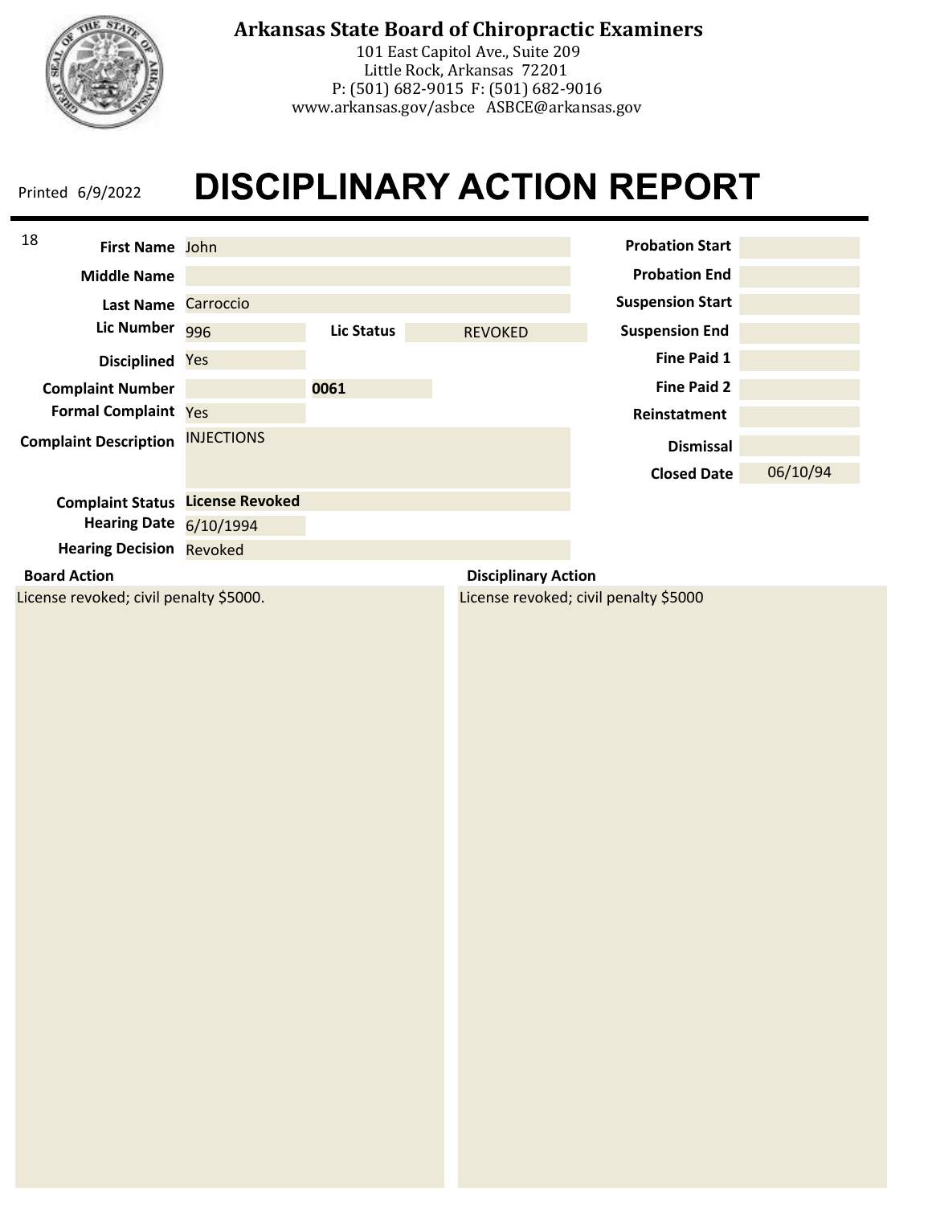**Arkansas State Board of Chiropractic Examiners**
101 East Capitol Ave., Suite 209
Little Rock, Arkansas 72201
P: (501) 682-9015 F: (501) 682-9016
www.arkansas.gov/asbce ASBCE@arkansas.gov

Printed 6/9/2022

# DISCIPLINARY ACTION REPORT

18

| Field | Value |
|---|---|
| First Name | John |
| Middle Name | |
| Last Name | Carroccio |
| Lic Number | 996 |
| Lic Status | REVOKED |
| Disciplined | Yes |
| Complaint Number | 0061 |
| Formal Complaint | Yes |
| Complaint Description | INJECTIONS |
| Complaint Status | **License Revoked** |
| Hearing Date | 6/10/1994 |
| Hearing Decision | Revoked |

| Field | Value |
|---|---|
| Probation Start | |
| Probation End | |
| Suspension Start | |
| Suspension End | |
| Fine Paid 1 | |
| Fine Paid 2 | |
| Reinstatement | |
| Dismissal | |
| Closed Date | 06/10/94 |

**Board Action**

License revoked; civil penalty $5000.

**Disciplinary Action**

License revoked; civil penalty $5000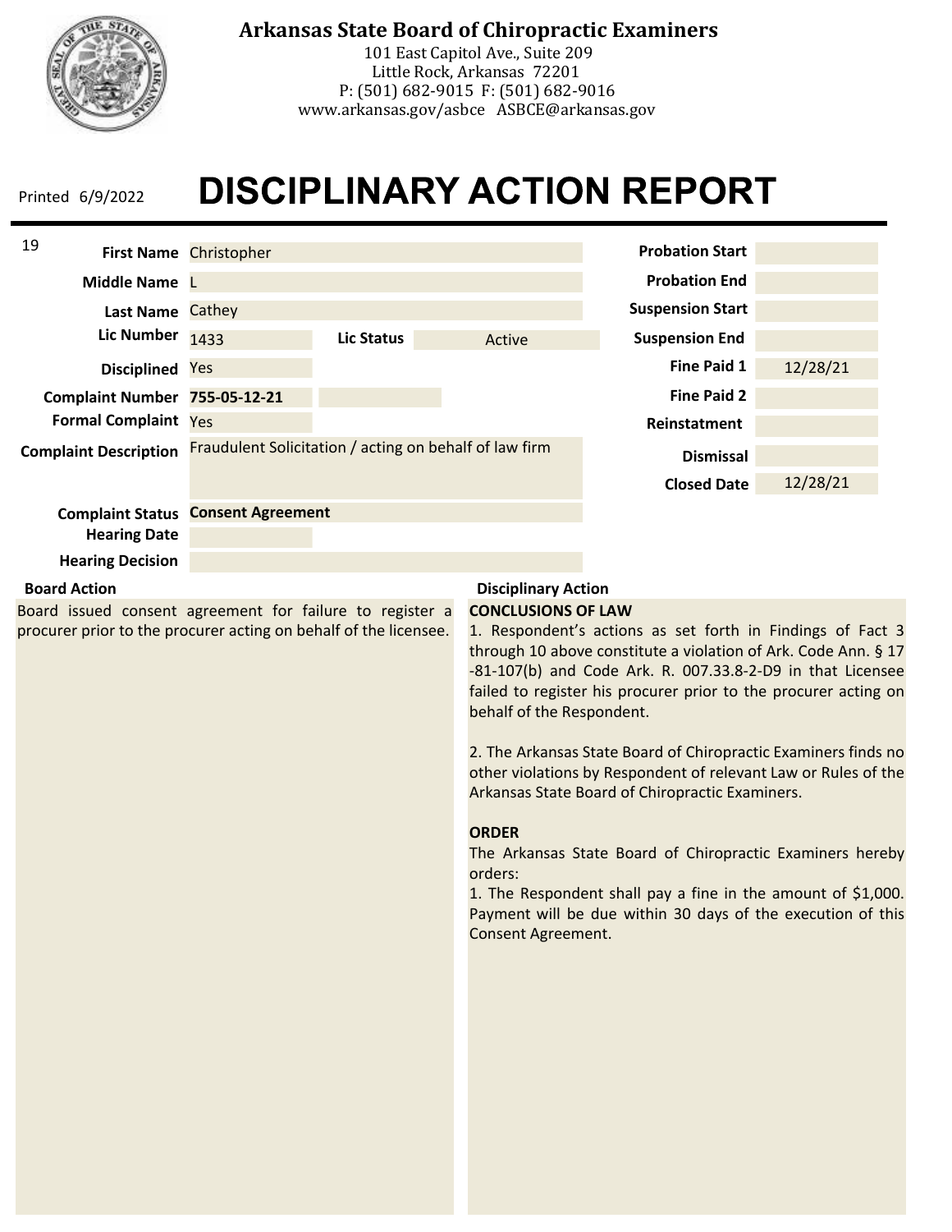# Arkansas State Board of Chiropractic Examiners

101 East Capitol Ave., Suite 209
Little Rock, Arkansas 72201
P: (501) 682-9015 F: (501) 682-9016
www.arkansas.gov/asbce ASBCE@arkansas.gov

Printed 6/9/2022

# DISCIPLINARY ACTION REPORT

19

| Field | Value |
| --- | --- |
| First Name | Christopher |
| Middle Name | L |
| Last Name | Cathey |
| Lic Number | 1433 |
| Lic Status | Active |
| Disciplined | Yes |
| Complaint Number | **755-05-12-21** |
| Formal Complaint | Yes |
| Complaint Description | Fraudulent Solicitation / acting on behalf of law firm |
| Complaint Status | **Consent Agreement** |
| Hearing Date | |
| Hearing Decision | |

| Field | Value |
| --- | --- |
| Probation Start | |
| Probation End | |
| Suspension Start | |
| Suspension End | |
| Fine Paid 1 | 12/28/21 |
| Fine Paid 2 | |
| Reinstatement | |
| Dismissal | |
| Closed Date | 12/28/21 |

**Board Action**

Board issued consent agreement for failure to register a procurer prior to the procurer acting on behalf of the licensee.

**Disciplinary Action**

**CONCLUSIONS OF LAW**

1. Respondent's actions as set forth in Findings of Fact 3 through 10 above constitute a violation of Ark. Code Ann. § 17-81-107(b) and Code Ark. R. 007.33.8-2-D9 in that Licensee failed to register his procurer prior to the procurer acting on behalf of the Respondent.

2. The Arkansas State Board of Chiropractic Examiners finds no other violations by Respondent of relevant Law or Rules of the Arkansas State Board of Chiropractic Examiners.

**ORDER**

The Arkansas State Board of Chiropractic Examiners hereby orders:

1. The Respondent shall pay a fine in the amount of $1,000. Payment will be due within 30 days of the execution of this Consent Agreement.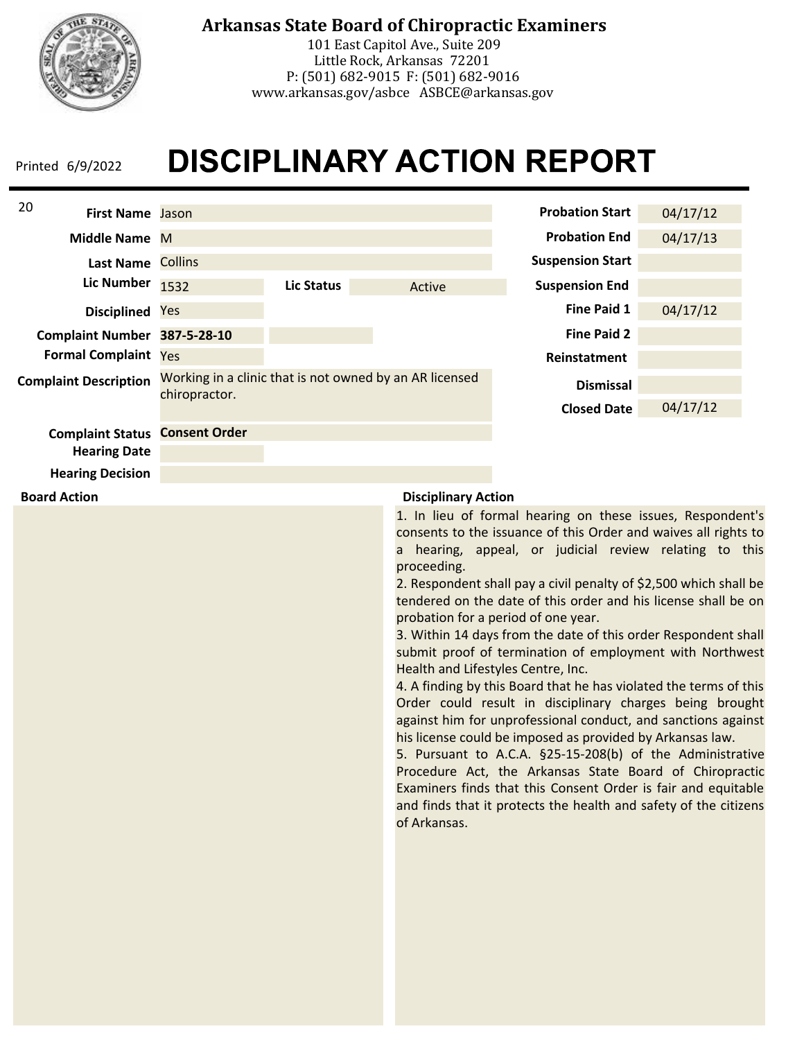# Arkansas State Board of Chiropractic Examiners

101 East Capitol Ave., Suite 209
Little Rock, Arkansas 72201
P: (501) 682-9015 F: (501) 682-9016
www.arkansas.gov/asbce ASBCE@arkansas.gov

Printed 6/9/2022

# DISCIPLINARY ACTION REPORT

20

| Field | Value |
| --- | --- |
| First Name | Jason |
| Middle Name | M |
| Last Name | Collins |
| Lic Number | 1532 |
| Lic Status | Active |
| Disciplined | Yes |
| Complaint Number | **387-5-28-10** |
| Formal Complaint | Yes |
| Complaint Description | Working in a clinic that is not owned by an AR licensed chiropractor. |
| Complaint Status | **Consent Order** |
| Hearing Date | |
| Hearing Decision | |

| Field | Value |
| --- | --- |
| Probation Start | 04/17/12 |
| Probation End | 04/17/13 |
| Suspension Start | |
| Suspension End | |
| Fine Paid 1 | 04/17/12 |
| Fine Paid 2 | |
| Reinstatment | |
| Dismissal | |
| Closed Date | 04/17/12 |

**Board Action**

**Disciplinary Action**

1. In lieu of formal hearing on these issues, Respondent's consents to the issuance of this Order and waives all rights to a hearing, appeal, or judicial review relating to this proceeding.
2. Respondent shall pay a civil penalty of $2,500 which shall be tendered on the date of this order and his license shall be on probation for a period of one year.
3. Within 14 days from the date of this order Respondent shall submit proof of termination of employment with Northwest Health and Lifestyles Centre, Inc.
4. A finding by this Board that he has violated the terms of this Order could result in disciplinary charges being brought against him for unprofessional conduct, and sanctions against his license could be imposed as provided by Arkansas law.
5. Pursuant to A.C.A. §25-15-208(b) of the Administrative Procedure Act, the Arkansas State Board of Chiropractic Examiners finds that this Consent Order is fair and equitable and finds that it protects the health and safety of the citizens of Arkansas.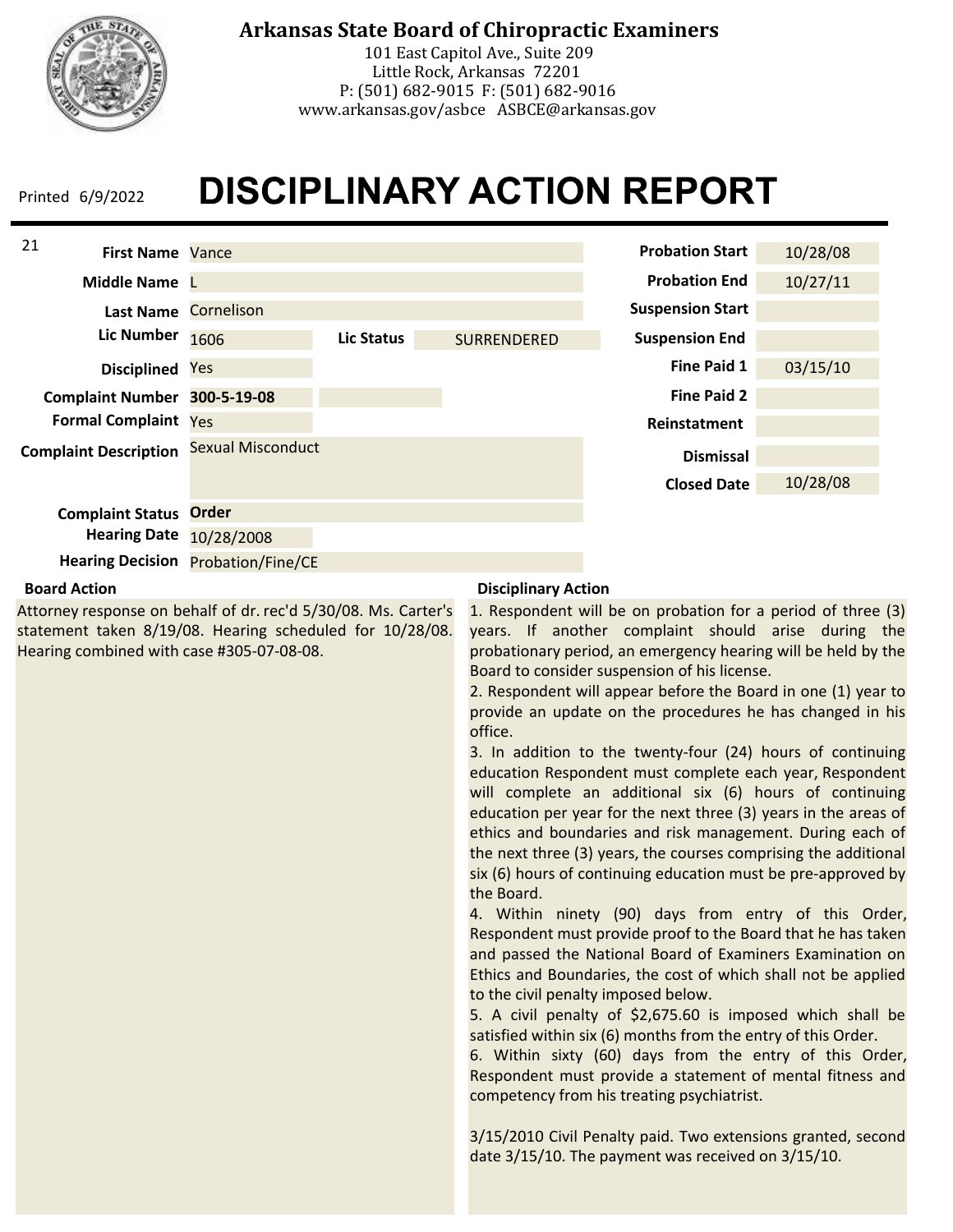# Arkansas State Board of Chiropractic Examiners

101 East Capitol Ave., Suite 209
Little Rock, Arkansas 72201
P: (501) 682-9015 F: (501) 682-9016
www.arkansas.gov/asbce ASBCE@arkansas.gov

Printed 6/9/2022

# DISCIPLINARY ACTION REPORT

21

| Field | Value |
|---|---|
| First Name | Vance |
| Middle Name | L |
| Last Name | Cornelison |
| Lic Number | 1606 |
| Lic Status | SURRENDERED |
| Disciplined | Yes |
| Complaint Number | **300-5-19-08** |
| Formal Complaint | Yes |
| Complaint Description | Sexual Misconduct |
| Complaint Status | **Order** |
| Hearing Date | 10/28/2008 |
| Hearing Decision | Probation/Fine/CE |

| Field | Value |
|---|---|
| Probation Start | 10/28/08 |
| Probation End | 10/27/11 |
| Suspension Start | |
| Suspension End | |
| Fine Paid 1 | 03/15/10 |
| Fine Paid 2 | |
| Reinstatement | |
| Dismissal | |
| Closed Date | 10/28/08 |

**Board Action**

Attorney response on behalf of dr. rec'd 5/30/08. Ms. Carter's statement taken 8/19/08. Hearing scheduled for 10/28/08. Hearing combined with case #305-07-08-08.

**Disciplinary Action**

1. Respondent will be on probation for a period of three (3) years. If another complaint should arise during the probationary period, an emergency hearing will be held by the Board to consider suspension of his license.
2. Respondent will appear before the Board in one (1) year to provide an update on the procedures he has changed in his office.
3. In addition to the twenty-four (24) hours of continuing education Respondent must complete each year, Respondent will complete an additional six (6) hours of continuing education per year for the next three (3) years in the areas of ethics and boundaries and risk management. During each of the next three (3) years, the courses comprising the additional six (6) hours of continuing education must be pre-approved by the Board.
4. Within ninety (90) days from entry of this Order, Respondent must provide proof to the Board that he has taken and passed the National Board of Examiners Examination on Ethics and Boundaries, the cost of which shall not be applied to the civil penalty imposed below.
5. A civil penalty of $2,675.60 is imposed which shall be satisfied within six (6) months from the entry of this Order.
6. Within sixty (60) days from the entry of this Order, Respondent must provide a statement of mental fitness and competency from his treating psychiatrist.

3/15/2010 Civil Penalty paid. Two extensions granted, second date 3/15/10. The payment was received on 3/15/10.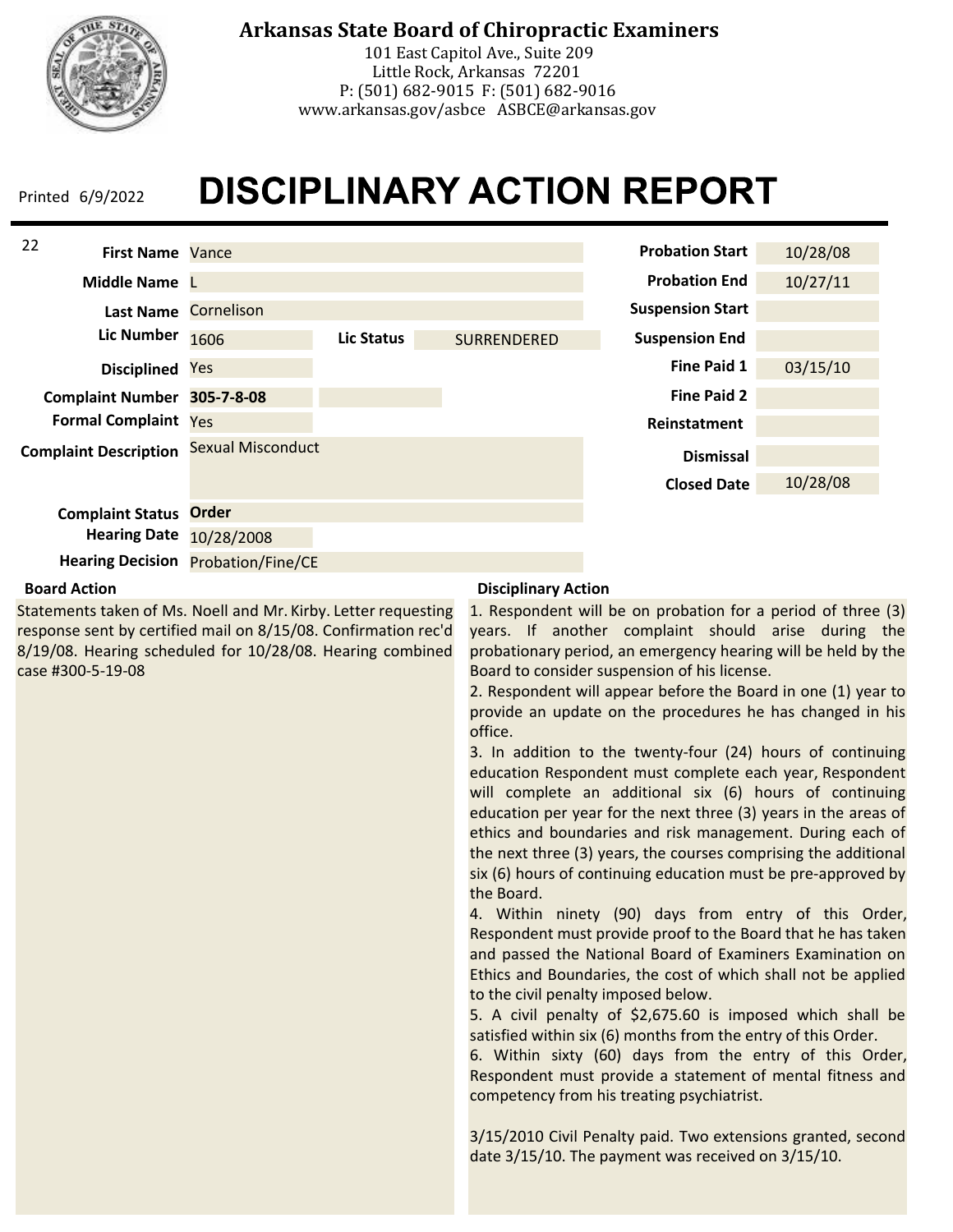# Arkansas State Board of Chiropractic Examiners

101 East Capitol Ave., Suite 209
Little Rock, Arkansas 72201
P: (501) 682-9015 F: (501) 682-9016
www.arkansas.gov/asbce ASBCE@arkansas.gov

Printed 6/9/2022

# DISCIPLINARY ACTION REPORT

22

| Field | Value |
| --- | --- |
| First Name | Vance |
| Middle Name | L |
| Last Name | Cornelison |
| Lic Number | 1606 |
| Lic Status | SURRENDERED |
| Disciplined | Yes |
| Complaint Number | **305-7-8-08** |
| Formal Complaint | Yes |
| Complaint Description | Sexual Misconduct |
| Complaint Status | **Order** |
| Hearing Date | 10/28/2008 |
| Hearing Decision | Probation/Fine/CE |

| Field | Value |
| --- | --- |
| Probation Start | 10/28/08 |
| Probation End | 10/27/11 |
| Suspension Start | |
| Suspension End | |
| Fine Paid 1 | 03/15/10 |
| Fine Paid 2 | |
| Reinstatement | |
| Dismissal | |
| Closed Date | 10/28/08 |

**Board Action**

Statements taken of Ms. Noell and Mr. Kirby. Letter requesting response sent by certified mail on 8/15/08. Confirmation rec'd 8/19/08. Hearing scheduled for 10/28/08. Hearing combined case #300-5-19-08

**Disciplinary Action**

1. Respondent will be on probation for a period of three (3) years. If another complaint should arise during the probationary period, an emergency hearing will be held by the Board to consider suspension of his license.
2. Respondent will appear before the Board in one (1) year to provide an update on the procedures he has changed in his office.
3. In addition to the twenty-four (24) hours of continuing education Respondent must complete each year, Respondent will complete an additional six (6) hours of continuing education per year for the next three (3) years in the areas of ethics and boundaries and risk management. During each of the next three (3) years, the courses comprising the additional six (6) hours of continuing education must be pre-approved by the Board.
4. Within ninety (90) days from entry of this Order, Respondent must provide proof to the Board that he has taken and passed the National Board of Examiners Examination on Ethics and Boundaries, the cost of which shall not be applied to the civil penalty imposed below.
5. A civil penalty of $2,675.60 is imposed which shall be satisfied within six (6) months from the entry of this Order.
6. Within sixty (60) days from the entry of this Order, Respondent must provide a statement of mental fitness and competency from his treating psychiatrist.

3/15/2010 Civil Penalty paid. Two extensions granted, second date 3/15/10. The payment was received on 3/15/10.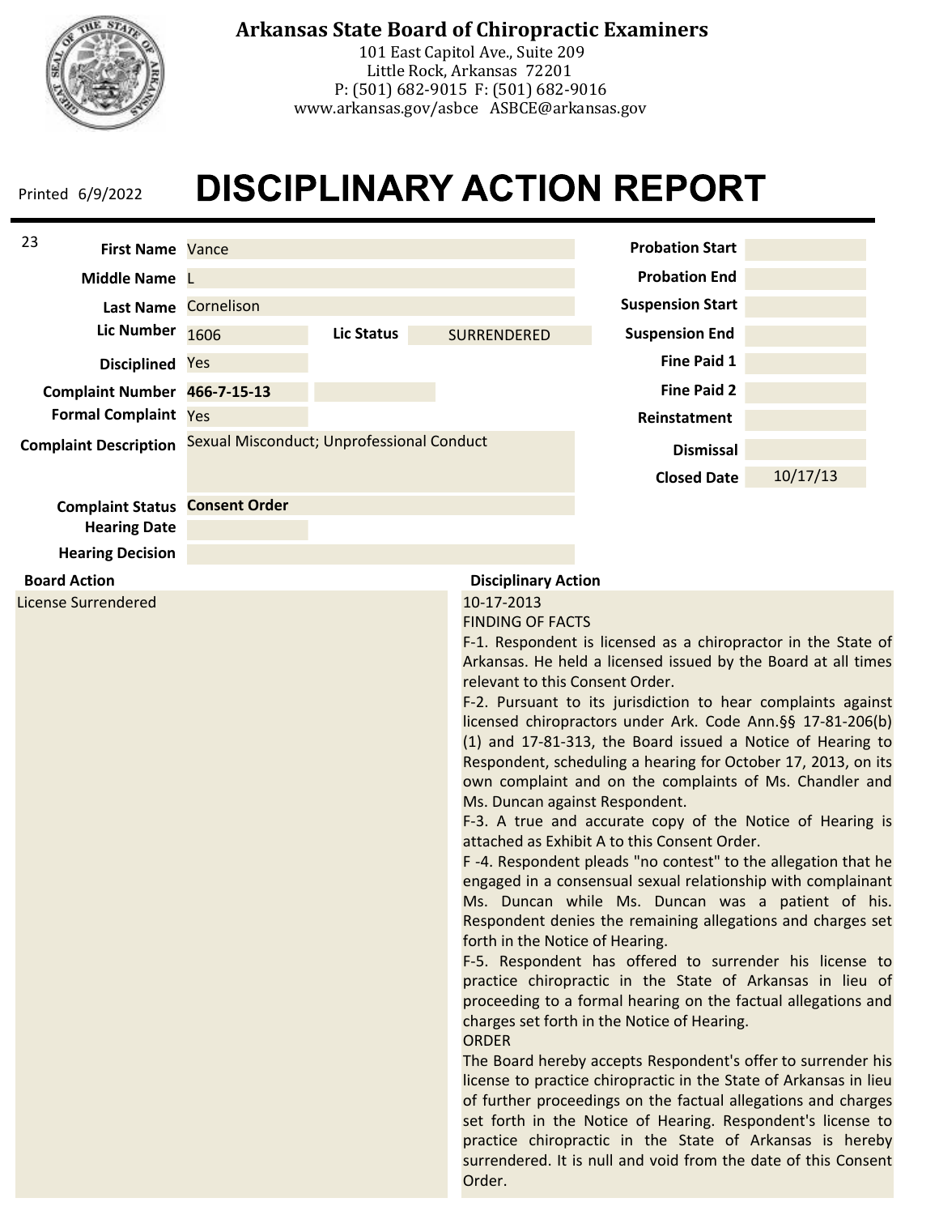**Arkansas State Board of Chiropractic Examiners**
101 East Capitol Ave., Suite 209
Little Rock, Arkansas 72201
P: (501) 682-9015 F: (501) 682-9016
www.arkansas.gov/asbce ASBCE@arkansas.gov

Printed 6/9/2022

# DISCIPLINARY ACTION REPORT

23

| Field | Value |
|---|---|
| First Name | Vance |
| Middle Name | L |
| Last Name | Cornelison |
| Lic Number | 1606 |
| Lic Status | SURRENDERED |
| Disciplined | Yes |
| Complaint Number | **466-7-15-13** |
| Formal Complaint | Yes |
| Complaint Description | Sexual Misconduct; Unprofessional Conduct |
| Complaint Status | **Consent Order** |
| Hearing Date | |
| Hearing Decision | |

| Field | Value |
|---|---|
| Probation Start | |
| Probation End | |
| Suspension Start | |
| Suspension End | |
| Fine Paid 1 | |
| Fine Paid 2 | |
| Reinstatement | |
| Dismissal | |
| Closed Date | 10/17/13 |

**Board Action**

License Surrendered

**Disciplinary Action**

10-17-2013

FINDING OF FACTS

F-1. Respondent is licensed as a chiropractor in the State of Arkansas. He held a licensed issued by the Board at all times relevant to this Consent Order.

F-2. Pursuant to its jurisdiction to hear complaints against licensed chiropractors under Ark. Code Ann.§§ 17-81-206(b)(1) and 17-81-313, the Board issued a Notice of Hearing to Respondent, scheduling a hearing for October 17, 2013, on its own complaint and on the complaints of Ms. Chandler and Ms. Duncan against Respondent.

F-3. A true and accurate copy of the Notice of Hearing is attached as Exhibit A to this Consent Order.

F -4. Respondent pleads "no contest" to the allegation that he engaged in a consensual sexual relationship with complainant Ms. Duncan while Ms. Duncan was a patient of his. Respondent denies the remaining allegations and charges set forth in the Notice of Hearing.

F-5. Respondent has offered to surrender his license to practice chiropractic in the State of Arkansas in lieu of proceeding to a formal hearing on the factual allegations and charges set forth in the Notice of Hearing.

ORDER

The Board hereby accepts Respondent's offer to surrender his license to practice chiropractic in the State of Arkansas in lieu of further proceedings on the factual allegations and charges set forth in the Notice of Hearing. Respondent's license to practice chiropractic in the State of Arkansas is hereby surrendered. It is null and void from the date of this Consent Order.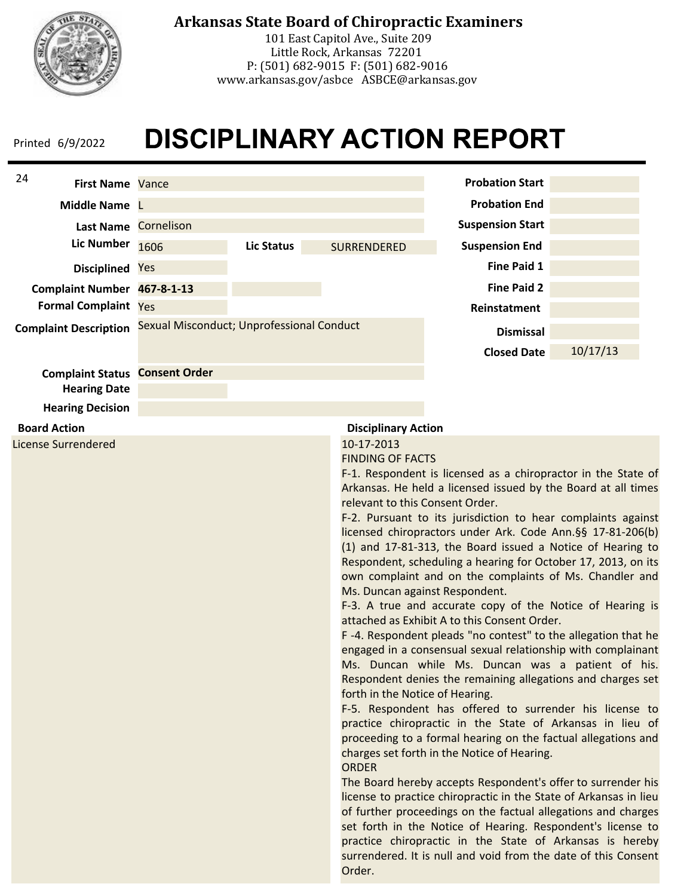# Arkansas State Board of Chiropractic Examiners

101 East Capitol Ave., Suite 209
Little Rock, Arkansas 72201
P: (501) 682-9015 F: (501) 682-9016
www.arkansas.gov/asbce ASBCE@arkansas.gov

Printed 6/9/2022

# DISCIPLINARY ACTION REPORT

24

| Field | Value |
| --- | --- |
| First Name | Vance |
| Middle Name | L |
| Last Name | Cornelison |
| Lic Number | 1606 |
| Lic Status | SURRENDERED |
| Disciplined | Yes |
| Complaint Number | **467-8-1-13** |
| Formal Complaint | Yes |
| Complaint Description | Sexual Misconduct; Unprofessional Conduct |
| Complaint Status | **Consent Order** |
| Hearing Date | |
| Hearing Decision | |

| Field | Value |
| --- | --- |
| Probation Start | |
| Probation End | |
| Suspension Start | |
| Suspension End | |
| Fine Paid 1 | |
| Fine Paid 2 | |
| Reinstatement | |
| Dismissal | |
| Closed Date | 10/17/13 |

**Board Action**

License Surrendered

**Disciplinary Action**

10-17-2013

FINDING OF FACTS

F-1. Respondent is licensed as a chiropractor in the State of Arkansas. He held a licensed issued by the Board at all times relevant to this Consent Order.

F-2. Pursuant to its jurisdiction to hear complaints against licensed chiropractors under Ark. Code Ann.§§ 17-81-206(b)(1) and 17-81-313, the Board issued a Notice of Hearing to Respondent, scheduling a hearing for October 17, 2013, on its own complaint and on the complaints of Ms. Chandler and Ms. Duncan against Respondent.

F-3. A true and accurate copy of the Notice of Hearing is attached as Exhibit A to this Consent Order.

F -4. Respondent pleads "no contest" to the allegation that he engaged in a consensual sexual relationship with complainant Ms. Duncan while Ms. Duncan was a patient of his. Respondent denies the remaining allegations and charges set forth in the Notice of Hearing.

F-5. Respondent has offered to surrender his license to practice chiropractic in the State of Arkansas in lieu of proceeding to a formal hearing on the factual allegations and charges set forth in the Notice of Hearing.

ORDER

The Board hereby accepts Respondent's offer to surrender his license to practice chiropractic in the State of Arkansas in lieu of further proceedings on the factual allegations and charges set forth in the Notice of Hearing. Respondent's license to practice chiropractic in the State of Arkansas is hereby surrendered. It is null and void from the date of this Consent Order.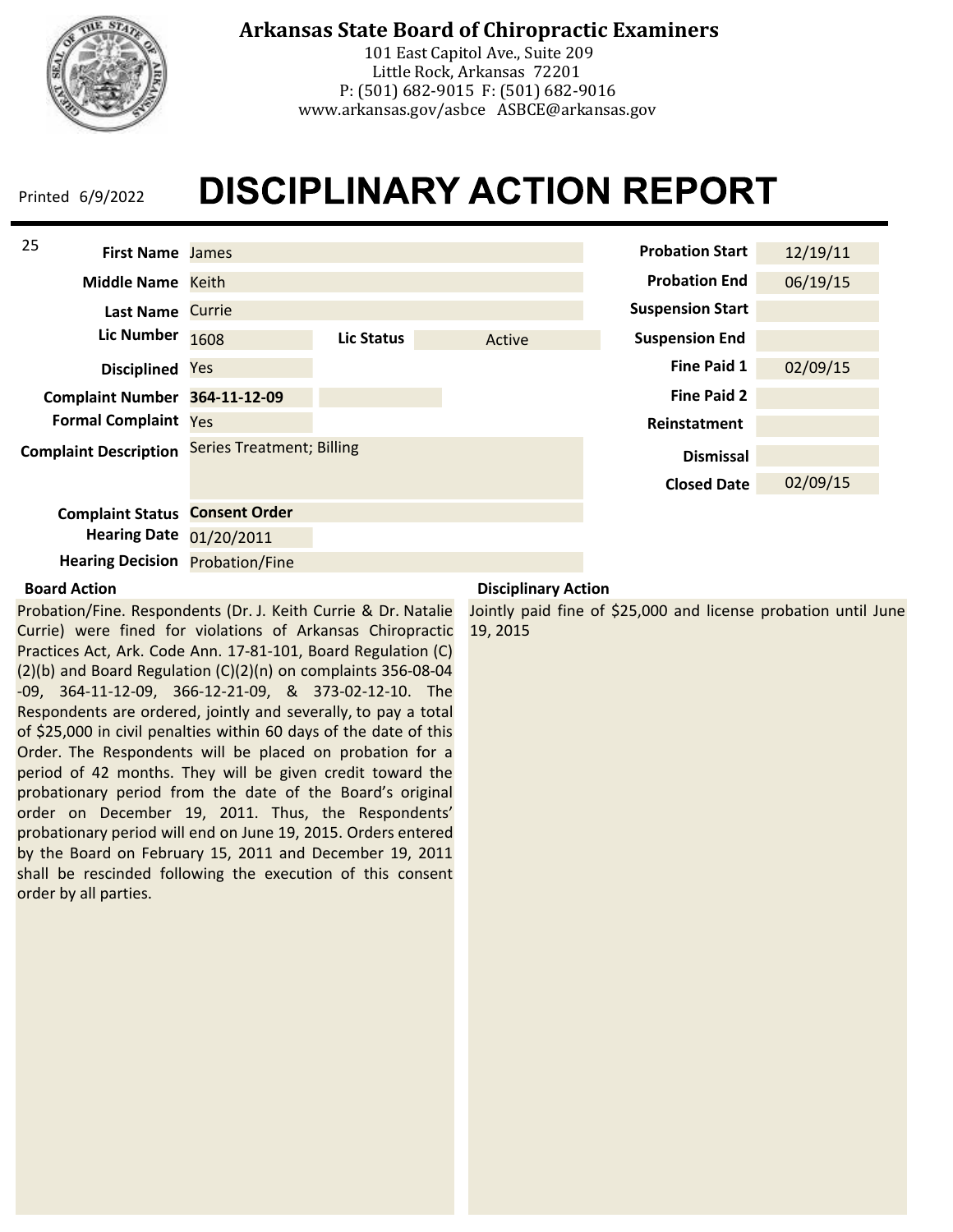# Arkansas State Board of Chiropractic Examiners

101 East Capitol Ave., Suite 209
Little Rock, Arkansas 72201
P: (501) 682-9015 F: (501) 682-9016
www.arkansas.gov/asbce ASBCE@arkansas.gov

Printed 6/9/2022

# DISCIPLINARY ACTION REPORT

25

| Field | Value |
|---|---|
| First Name | James |
| Middle Name | Keith |
| Last Name | Currie |
| Lic Number | 1608 |
| Lic Status | Active |
| Disciplined | Yes |
| Complaint Number | **364-11-12-09** |
| Formal Complaint | Yes |
| Complaint Description | Series Treatment; Billing |
| Complaint Status | **Consent Order** |
| Hearing Date | 01/20/2011 |
| Hearing Decision | Probation/Fine |

| Field | Value |
|---|---|
| Probation Start | 12/19/11 |
| Probation End | 06/19/15 |
| Suspension Start | |
| Suspension End | |
| Fine Paid 1 | 02/09/15 |
| Fine Paid 2 | |
| Reinstatment | |
| Dismissal | |
| Closed Date | 02/09/15 |

**Board Action**

Probation/Fine. Respondents (Dr. J. Keith Currie & Dr. Natalie Currie) were fined for violations of Arkansas Chiropractic Practices Act, Ark. Code Ann. 17-81-101, Board Regulation (C)(2)(b) and Board Regulation (C)(2)(n) on complaints 356-08-04-09, 364-11-12-09, 366-12-21-09, & 373-02-12-10. The Respondents are ordered, jointly and severally, to pay a total of $25,000 in civil penalties within 60 days of the date of this Order. The Respondents will be placed on probation for a period of 42 months. They will be given credit toward the probationary period from the date of the Board's original order on December 19, 2011. Thus, the Respondents' probationary period will end on June 19, 2015. Orders entered by the Board on February 15, 2011 and December 19, 2011 shall be rescinded following the execution of this consent order by all parties.

**Disciplinary Action**

Jointly paid fine of $25,000 and license probation until June 19, 2015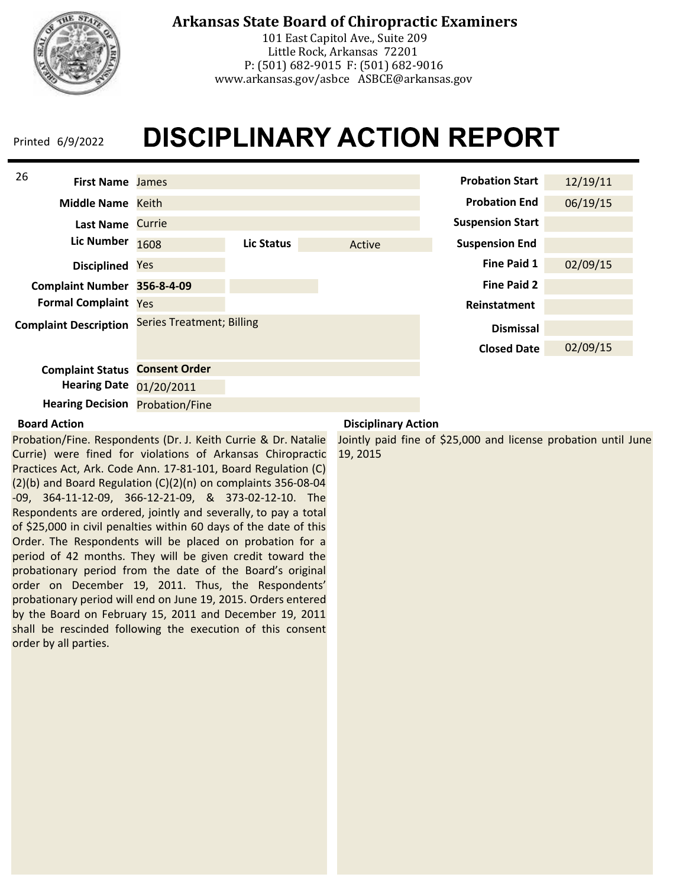# Arkansas State Board of Chiropractic Examiners

101 East Capitol Ave., Suite 209
Little Rock, Arkansas 72201
P: (501) 682-9015 F: (501) 682-9016
www.arkansas.gov/asbce ASBCE@arkansas.gov

Printed 6/9/2022

# DISCIPLINARY ACTION REPORT

26

| Field | Value |
|---|---|
| **First Name** | James |
| **Middle Name** | Keith |
| **Last Name** | Currie |
| **Lic Number** | 1608 |
| **Lic Status** | Active |
| **Disciplined** | Yes |
| **Complaint Number** | **356-8-4-09** |
| **Formal Complaint** | Yes |
| **Complaint Description** | Series Treatment; Billing |
| **Complaint Status** | **Consent Order** |
| **Hearing Date** | 01/20/2011 |
| **Hearing Decision** | Probation/Fine |

| Field | Value |
|---|---|
| **Probation Start** | 12/19/11 |
| **Probation End** | 06/19/15 |
| **Suspension Start** | |
| **Suspension End** | |
| **Fine Paid 1** | 02/09/15 |
| **Fine Paid 2** | |
| **Reinstatment** | |
| **Dismissal** | |
| **Closed Date** | 02/09/15 |

**Board Action**

Probation/Fine. Respondents (Dr. J. Keith Currie & Dr. Natalie Currie) were fined for violations of Arkansas Chiropractic Practices Act, Ark. Code Ann. 17-81-101, Board Regulation (C)(2)(b) and Board Regulation (C)(2)(n) on complaints 356-08-04-09, 364-11-12-09, 366-12-21-09, & 373-02-12-10. The Respondents are ordered, jointly and severally, to pay a total of $25,000 in civil penalties within 60 days of the date of this Order. The Respondents will be placed on probation for a period of 42 months. They will be given credit toward the probationary period from the date of the Board's original order on December 19, 2011. Thus, the Respondents' probationary period will end on June 19, 2015. Orders entered by the Board on February 15, 2011 and December 19, 2011 shall be rescinded following the execution of this consent order by all parties.

**Disciplinary Action**

Jointly paid fine of $25,000 and license probation until June 19, 2015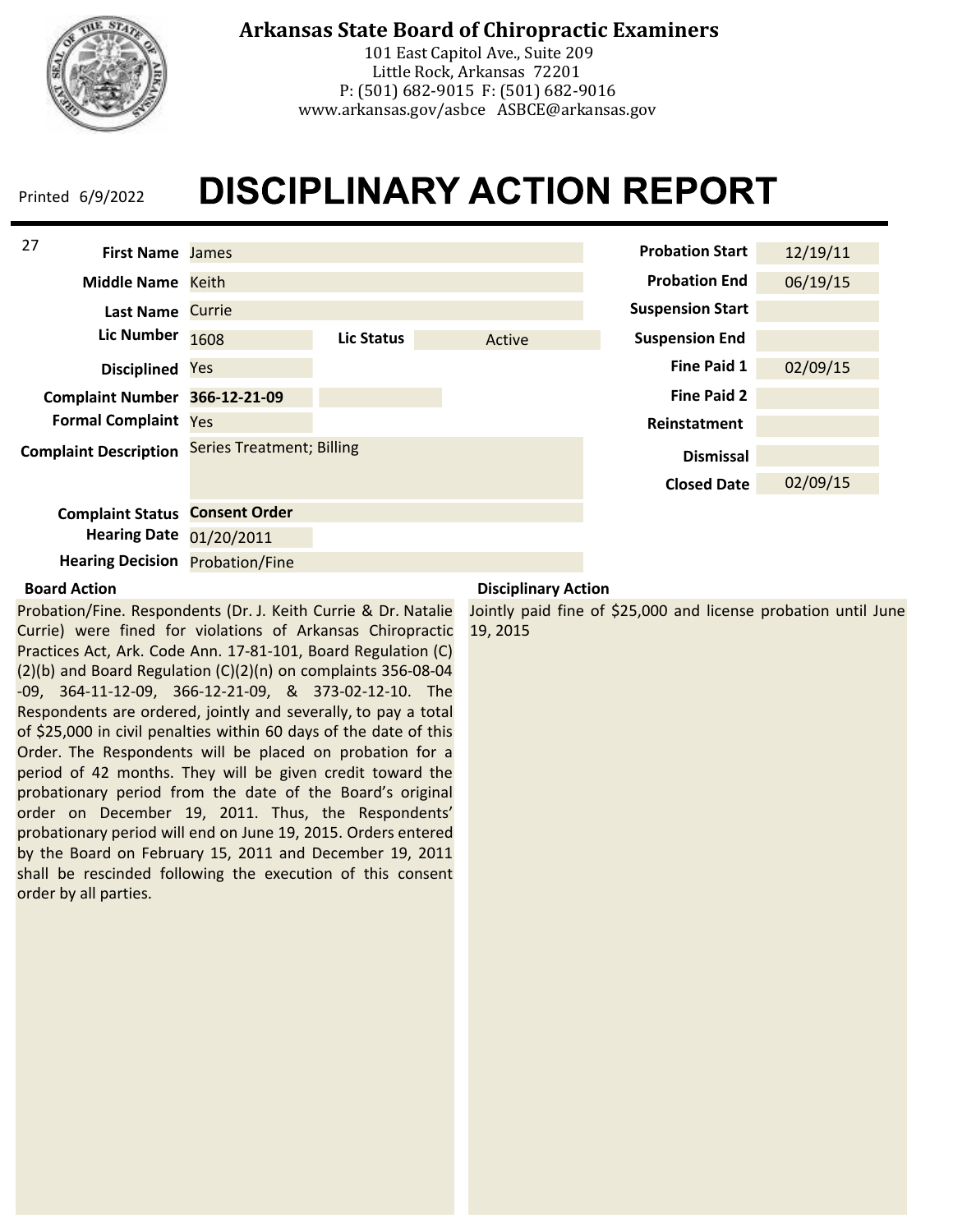**Arkansas State Board of Chiropractic Examiners**
101 East Capitol Ave., Suite 209
Little Rock, Arkansas 72201
P: (501) 682-9015 F: (501) 682-9016
www.arkansas.gov/asbce ASBCE@arkansas.gov

Printed 6/9/2022

# DISCIPLINARY ACTION REPORT

27

| Field | Value |
|---|---|
| First Name | James |
| Middle Name | Keith |
| Last Name | Currie |
| Lic Number | 1608 |
| Lic Status | Active |
| Disciplined | Yes |
| Complaint Number | **366-12-21-09** |
| Formal Complaint | Yes |
| Complaint Description | Series Treatment; Billing |
| Complaint Status | **Consent Order** |
| Hearing Date | 01/20/2011 |
| Hearing Decision | Probation/Fine |

| Field | Value |
|---|---|
| Probation Start | 12/19/11 |
| Probation End | 06/19/15 |
| Suspension Start | |
| Suspension End | |
| Fine Paid 1 | 02/09/15 |
| Fine Paid 2 | |
| Reinstatment | |
| Dismissal | |
| Closed Date | 02/09/15 |

**Board Action**

Probation/Fine. Respondents (Dr. J. Keith Currie & Dr. Natalie Currie) were fined for violations of Arkansas Chiropractic Practices Act, Ark. Code Ann. 17-81-101, Board Regulation (C)(2)(b) and Board Regulation (C)(2)(n) on complaints 356-08-04-09, 364-11-12-09, 366-12-21-09, & 373-02-12-10. The Respondents are ordered, jointly and severally, to pay a total of $25,000 in civil penalties within 60 days of the date of this Order. The Respondents will be placed on probation for a period of 42 months. They will be given credit toward the probationary period from the date of the Board's original order on December 19, 2011. Thus, the Respondents' probationary period will end on June 19, 2015. Orders entered by the Board on February 15, 2011 and December 19, 2011 shall be rescinded following the execution of this consent order by all parties.

**Disciplinary Action**

Jointly paid fine of $25,000 and license probation until June 19, 2015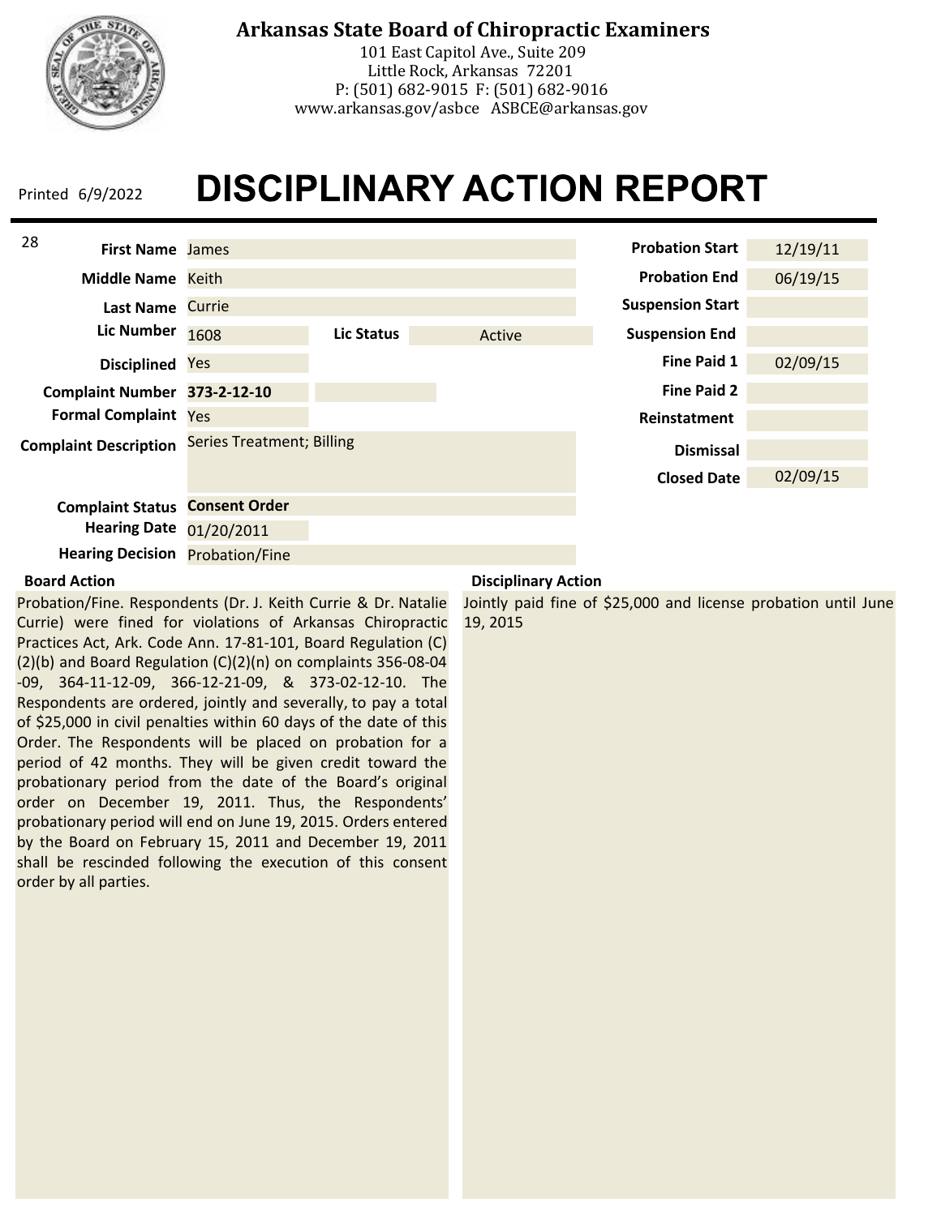**Arkansas State Board of Chiropractic Examiners**

101 East Capitol Ave., Suite 209
Little Rock, Arkansas 72201
P: (501) 682-9015 F: (501) 682-9016
www.arkansas.gov/asbce ASBCE@arkansas.gov

Printed 6/9/2022

# DISCIPLINARY ACTION REPORT

28

| Field | Value |
|---|---|
| First Name | James |
| Middle Name | Keith |
| Last Name | Currie |
| Lic Number | 1608 |
| Lic Status | Active |
| Disciplined | Yes |
| Complaint Number | **373-2-12-10** |
| Formal Complaint | Yes |
| Complaint Description | Series Treatment; Billing |
| Complaint Status | **Consent Order** |
| Hearing Date | 01/20/2011 |
| Hearing Decision | Probation/Fine |

| Field | Value |
|---|---|
| Probation Start | 12/19/11 |
| Probation End | 06/19/15 |
| Suspension Start | |
| Suspension End | |
| Fine Paid 1 | 02/09/15 |
| Fine Paid 2 | |
| Reinstatment | |
| Dismissal | |
| Closed Date | 02/09/15 |

**Board Action**

Probation/Fine. Respondents (Dr. J. Keith Currie & Dr. Natalie Currie) were fined for violations of Arkansas Chiropractic Practices Act, Ark. Code Ann. 17-81-101, Board Regulation (C)(2)(b) and Board Regulation (C)(2)(n) on complaints 356-08-04-09, 364-11-12-09, 366-12-21-09, & 373-02-12-10. The Respondents are ordered, jointly and severally, to pay a total of $25,000 in civil penalties within 60 days of the date of this Order. The Respondents will be placed on probation for a period of 42 months. They will be given credit toward the probationary period from the date of the Board's original order on December 19, 2011. Thus, the Respondents' probationary period will end on June 19, 2015. Orders entered by the Board on February 15, 2011 and December 19, 2011 shall be rescinded following the execution of this consent order by all parties.

**Disciplinary Action**

Jointly paid fine of $25,000 and license probation until June 19, 2015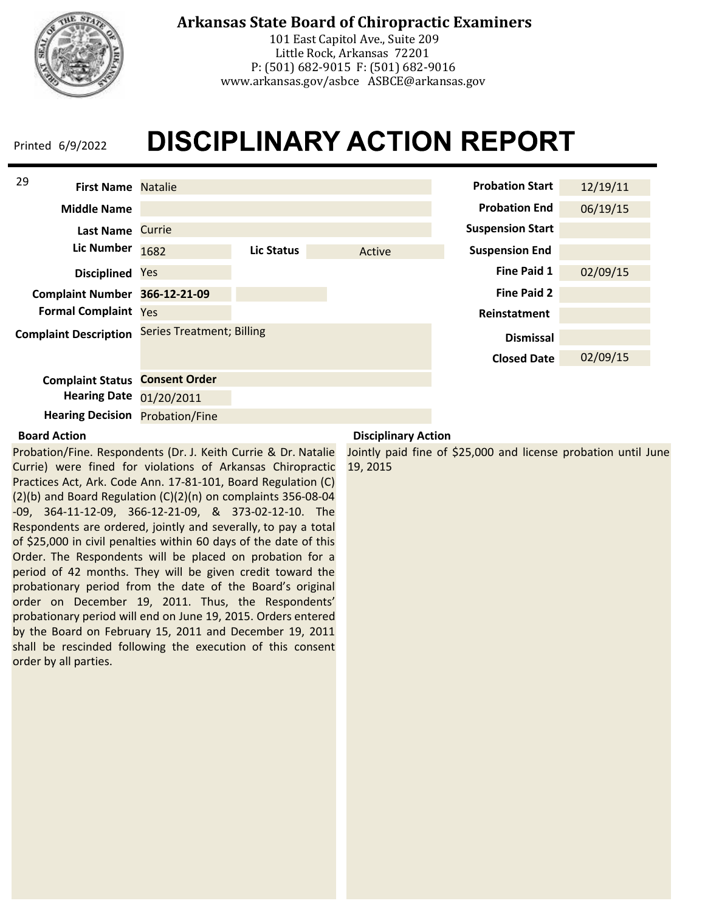# Arkansas State Board of Chiropractic Examiners

101 East Capitol Ave., Suite 209
Little Rock, Arkansas 72201
P: (501) 682-9015 F: (501) 682-9016
www.arkansas.gov/asbce ASBCE@arkansas.gov

Printed 6/9/2022

# DISCIPLINARY ACTION REPORT

29

| Field | Value |
|---|---|
| First Name | Natalie |
| Middle Name | |
| Last Name | Currie |
| Lic Number | 1682 |
| Lic Status | Active |
| Disciplined | Yes |
| Complaint Number | **366-12-21-09** |
| Formal Complaint | Yes |
| Complaint Description | Series Treatment; Billing |
| Complaint Status | **Consent Order** |
| Hearing Date | 01/20/2011 |
| Hearing Decision | Probation/Fine |

| Field | Value |
|---|---|
| Probation Start | 12/19/11 |
| Probation End | 06/19/15 |
| Suspension Start | |
| Suspension End | |
| Fine Paid 1 | 02/09/15 |
| Fine Paid 2 | |
| Reinstatment | |
| Dismissal | |
| Closed Date | 02/09/15 |

**Board Action**

Probation/Fine. Respondents (Dr. J. Keith Currie & Dr. Natalie Currie) were fined for violations of Arkansas Chiropractic Practices Act, Ark. Code Ann. 17-81-101, Board Regulation (C)(2)(b) and Board Regulation (C)(2)(n) on complaints 356-08-04-09, 364-11-12-09, 366-12-21-09, & 373-02-12-10. The Respondents are ordered, jointly and severally, to pay a total of $25,000 in civil penalties within 60 days of the date of this Order. The Respondents will be placed on probation for a period of 42 months. They will be given credit toward the probationary period from the date of the Board's original order on December 19, 2011. Thus, the Respondents' probationary period will end on June 19, 2015. Orders entered by the Board on February 15, 2011 and December 19, 2011 shall be rescinded following the execution of this consent order by all parties.

**Disciplinary Action**

Jointly paid fine of $25,000 and license probation until June 19, 2015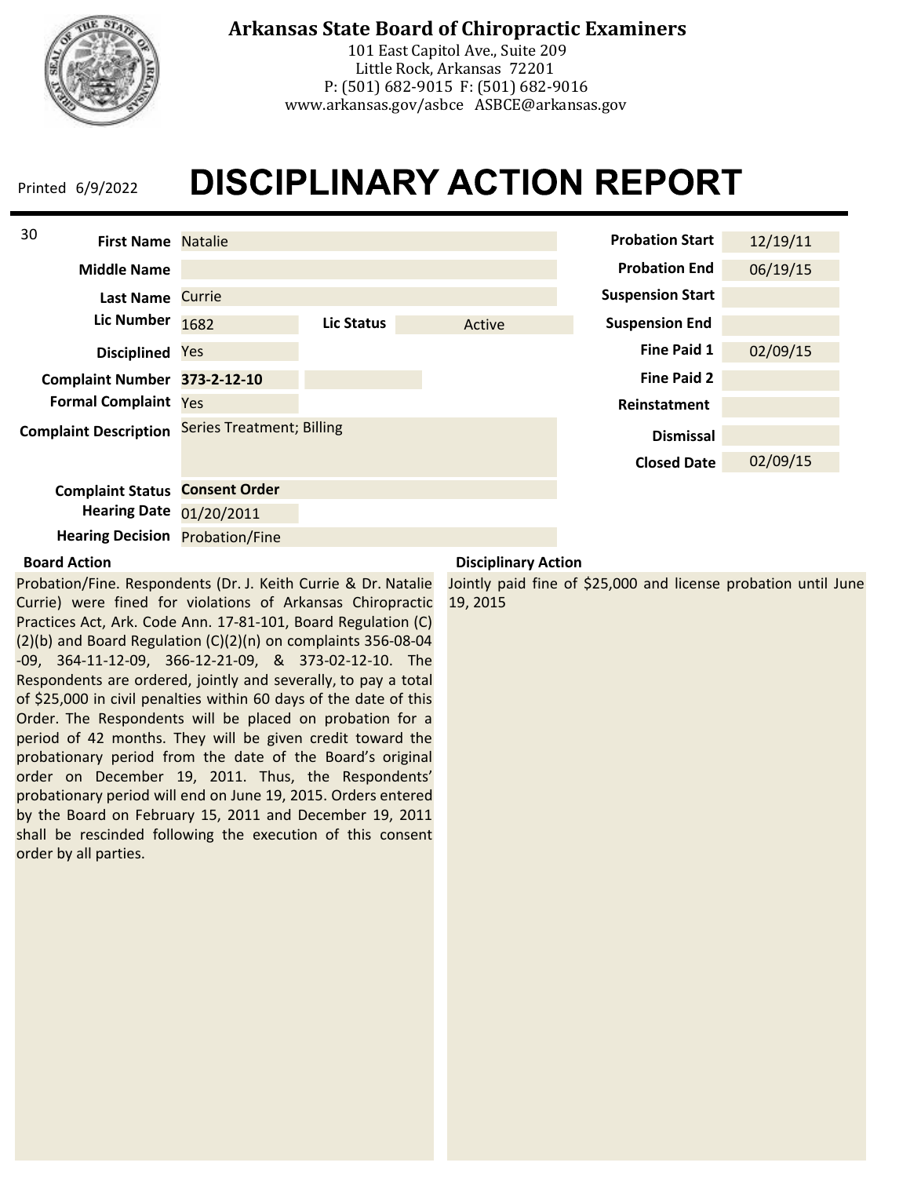# Arkansas State Board of Chiropractic Examiners

101 East Capitol Ave., Suite 209
Little Rock, Arkansas 72201
P: (501) 682-9015 F: (501) 682-9016
www.arkansas.gov/asbce ASBCE@arkansas.gov

Printed 6/9/2022

# DISCIPLINARY ACTION REPORT

30

| Field | Value |
|---|---|
| **First Name** | Natalie |
| **Middle Name** | |
| **Last Name** | Currie |
| **Lic Number** | 1682 |
| **Lic Status** | Active |
| **Disciplined** | Yes |
| **Complaint Number** | **373-2-12-10** |
| **Formal Complaint** | Yes |
| **Complaint Description** | Series Treatment; Billing |
| **Complaint Status** | **Consent Order** |
| **Hearing Date** | 01/20/2011 |
| **Hearing Decision** | Probation/Fine |

| Field | Value |
|---|---|
| **Probation Start** | 12/19/11 |
| **Probation End** | 06/19/15 |
| **Suspension Start** | |
| **Suspension End** | |
| **Fine Paid 1** | 02/09/15 |
| **Fine Paid 2** | |
| **Reinstatment** | |
| **Dismissal** | |
| **Closed Date** | 02/09/15 |

**Board Action**

Probation/Fine. Respondents (Dr. J. Keith Currie & Dr. Natalie Currie) were fined for violations of Arkansas Chiropractic Practices Act, Ark. Code Ann. 17-81-101, Board Regulation (C)(2)(b) and Board Regulation (C)(2)(n) on complaints 356-08-04-09, 364-11-12-09, 366-12-21-09, & 373-02-12-10. The Respondents are ordered, jointly and severally, to pay a total of $25,000 in civil penalties within 60 days of the date of this Order. The Respondents will be placed on probation for a period of 42 months. They will be given credit toward the probationary period from the date of the Board's original order on December 19, 2011. Thus, the Respondents' probationary period will end on June 19, 2015. Orders entered by the Board on February 15, 2011 and December 19, 2011 shall be rescinded following the execution of this consent order by all parties.

**Disciplinary Action**

Jointly paid fine of $25,000 and license probation until June 19, 2015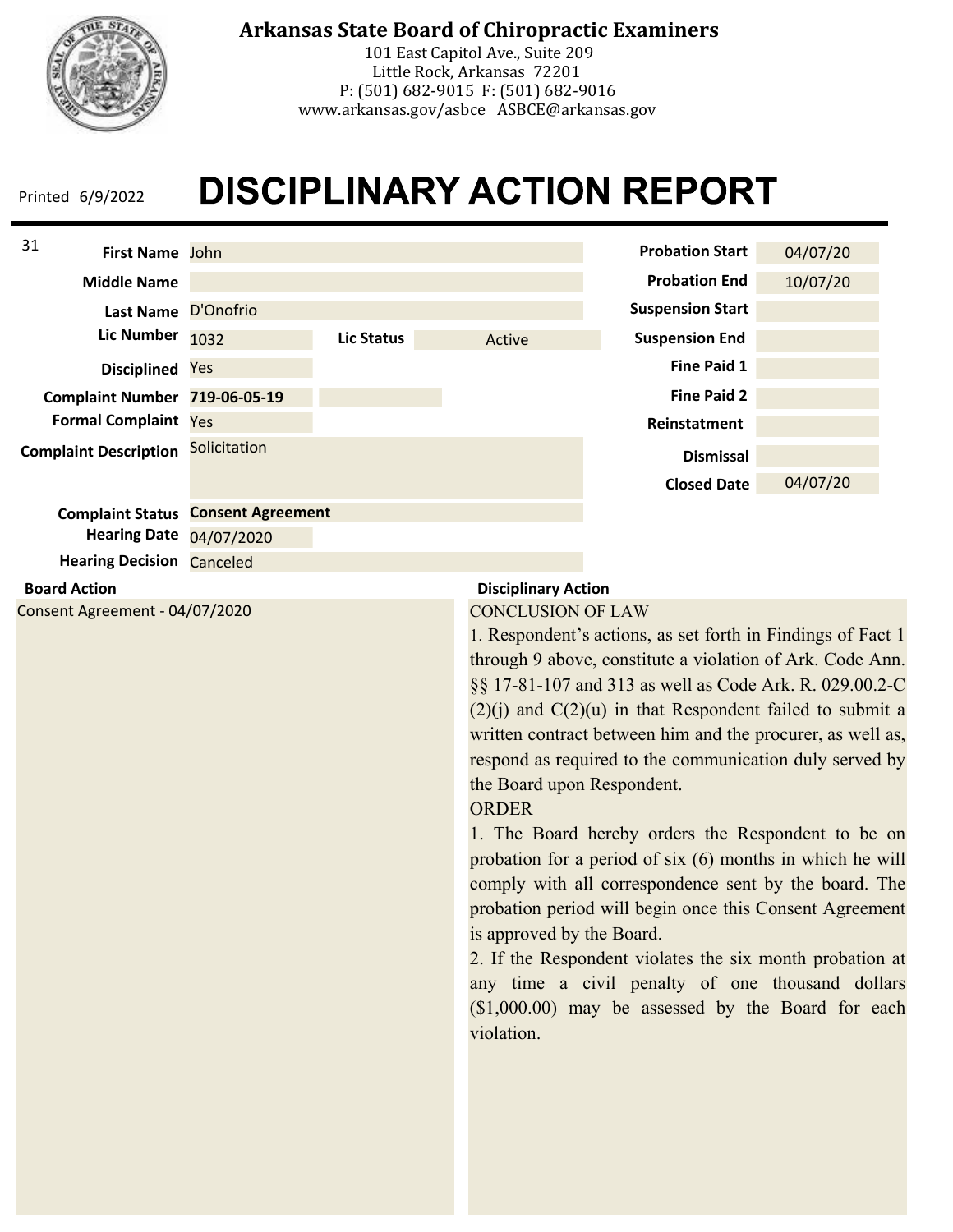**Arkansas State Board of Chiropractic Examiners**
101 East Capitol Ave., Suite 209
Little Rock, Arkansas 72201
P: (501) 682-9015 F: (501) 682-9016
www.arkansas.gov/asbce ASBCE@arkansas.gov

Printed 6/9/2022

# DISCIPLINARY ACTION REPORT

31

| Field | Value |
|---|---|
| First Name | John |
| Middle Name | |
| Last Name | D'Onofrio |
| Lic Number | 1032 |
| Lic Status | Active |
| Disciplined | Yes |
| Complaint Number | **719-06-05-19** |
| Formal Complaint | Yes |
| Complaint Description | Solicitation |
| Complaint Status | **Consent Agreement** |
| Hearing Date | 04/07/2020 |
| Hearing Decision | Canceled |

| Field | Value |
|---|---|
| Probation Start | 04/07/20 |
| Probation End | 10/07/20 |
| Suspension Start | |
| Suspension End | |
| Fine Paid 1 | |
| Fine Paid 2 | |
| Reinstatement | |
| Dismissal | |
| Closed Date | 04/07/20 |

**Board Action**

Consent Agreement - 04/07/2020

**Disciplinary Action**

CONCLUSION OF LAW

1. Respondent's actions, as set forth in Findings of Fact 1 through 9 above, constitute a violation of Ark. Code Ann. §§ 17-81-107 and 313 as well as Code Ark. R. 029.00.2-C (2)(j) and C(2)(u) in that Respondent failed to submit a written contract between him and the procurer, as well as, respond as required to the communication duly served by the Board upon Respondent.

ORDER

1. The Board hereby orders the Respondent to be on probation for a period of six (6) months in which he will comply with all correspondence sent by the board. The probation period will begin once this Consent Agreement is approved by the Board.
2. If the Respondent violates the six month probation at any time a civil penalty of one thousand dollars ($1,000.00) may be assessed by the Board for each violation.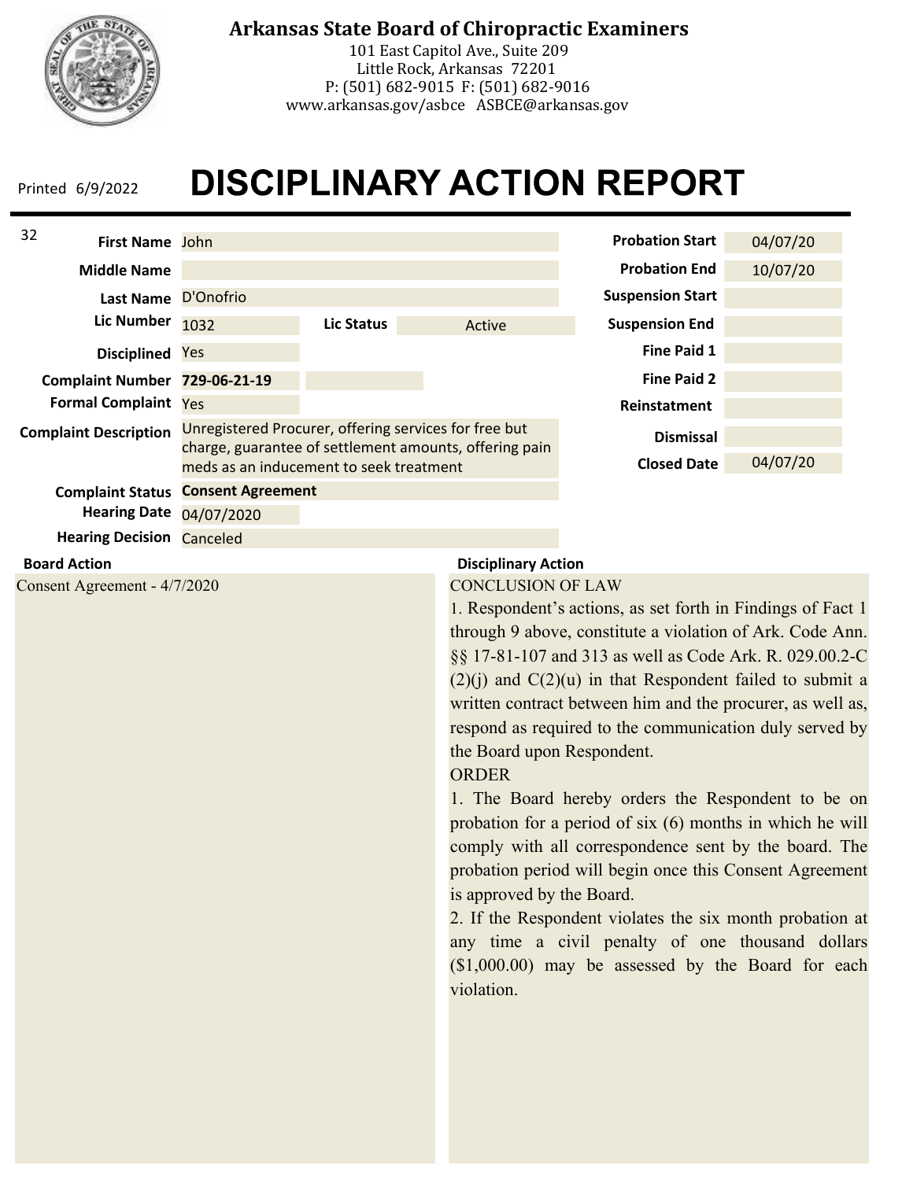# Arkansas State Board of Chiropractic Examiners

101 East Capitol Ave., Suite 209
Little Rock, Arkansas 72201
P: (501) 682-9015 F: (501) 682-9016
www.arkansas.gov/asbce ASBCE@arkansas.gov

Printed 6/9/2022

# DISCIPLINARY ACTION REPORT

32

| Field | Value |
|---|---|
| First Name | John |
| Middle Name | |
| Last Name | D'Onofrio |
| Lic Number | 1032 |
| Lic Status | Active |
| Disciplined | Yes |
| Complaint Number | **729-06-21-19** |
| Formal Complaint | Yes |
| Complaint Description | Unregistered Procurer, offering services for free but charge, guarantee of settlement amounts, offering pain meds as an inducement to seek treatment |
| Complaint Status | **Consent Agreement** |
| Hearing Date | 04/07/2020 |
| Hearing Decision | Canceled |

| Field | Value |
|---|---|
| Probation Start | 04/07/20 |
| Probation End | 10/07/20 |
| Suspension Start | |
| Suspension End | |
| Fine Paid 1 | |
| Fine Paid 2 | |
| Reinstatement | |
| Dismissal | |
| Closed Date | 04/07/20 |

**Board Action**

Consent Agreement - 4/7/2020

**Disciplinary Action**

CONCLUSION OF LAW

1. Respondent's actions, as set forth in Findings of Fact 1 through 9 above, constitute a violation of Ark. Code Ann. §§ 17-81-107 and 313 as well as Code Ark. R. 029.00.2-C (2)(j) and C(2)(u) in that Respondent failed to submit a written contract between him and the procurer, as well as, respond as required to the communication duly served by the Board upon Respondent.

ORDER

1. The Board hereby orders the Respondent to be on probation for a period of six (6) months in which he will comply with all correspondence sent by the board. The probation period will begin once this Consent Agreement is approved by the Board.

2. If the Respondent violates the six month probation at any time a civil penalty of one thousand dollars ($1,000.00) may be assessed by the Board for each violation.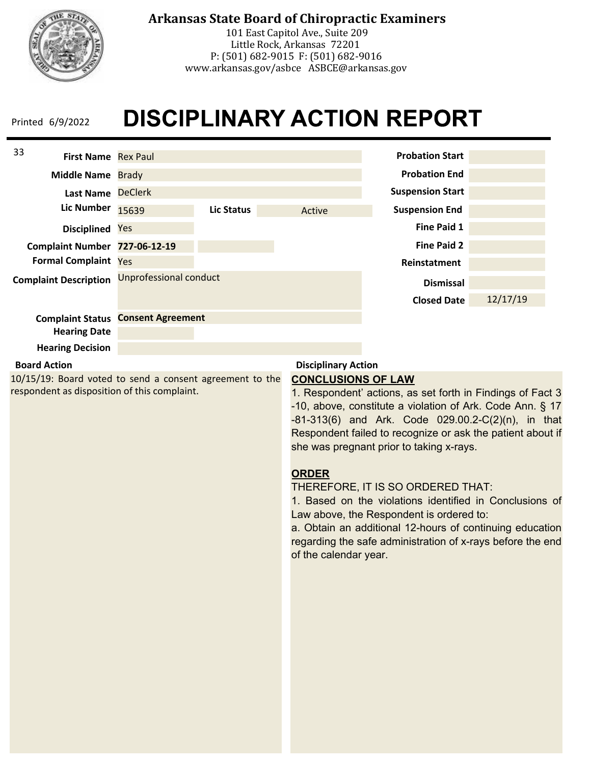# Arkansas State Board of Chiropractic Examiners

101 East Capitol Ave., Suite 209
Little Rock, Arkansas 72201
P: (501) 682-9015 F: (501) 682-9016
www.arkansas.gov/asbce ASBCE@arkansas.gov

Printed 6/9/2022

# DISCIPLINARY ACTION REPORT

33

| | |
|---|---|
| **First Name** | Rex Paul |
| **Middle Name** | Brady |
| **Last Name** | DeClerk |
| **Lic Number** | 15639 |
| **Lic Status** | Active |
| **Disciplined** | Yes |
| **Complaint Number** | **727-06-12-19** |
| **Formal Complaint** | Yes |
| **Complaint Description** | Unprofessional conduct |
| **Complaint Status** | **Consent Agreement** |
| **Hearing Date** | |
| **Hearing Decision** | |

| | |
|---|---|
| **Probation Start** | |
| **Probation End** | |
| **Suspension Start** | |
| **Suspension End** | |
| **Fine Paid 1** | |
| **Fine Paid 2** | |
| **Reinstatment** | |
| **Dismissal** | |
| **Closed Date** | 12/17/19 |

**Board Action**

10/15/19: Board voted to send a consent agreement to the respondent as disposition of this complaint.

**Disciplinary Action**

**CONCLUSIONS OF LAW**

1. Respondent' actions, as set forth in Findings of Fact 3 -10, above, constitute a violation of Ark. Code Ann. § 17 -81-313(6) and Ark. Code 029.00.2-C(2)(n), in that Respondent failed to recognize or ask the patient about if she was pregnant prior to taking x-rays.

**ORDER**

THEREFORE, IT IS SO ORDERED THAT:

1. Based on the violations identified in Conclusions of Law above, the Respondent is ordered to:

a. Obtain an additional 12-hours of continuing education regarding the safe administration of x-rays before the end of the calendar year.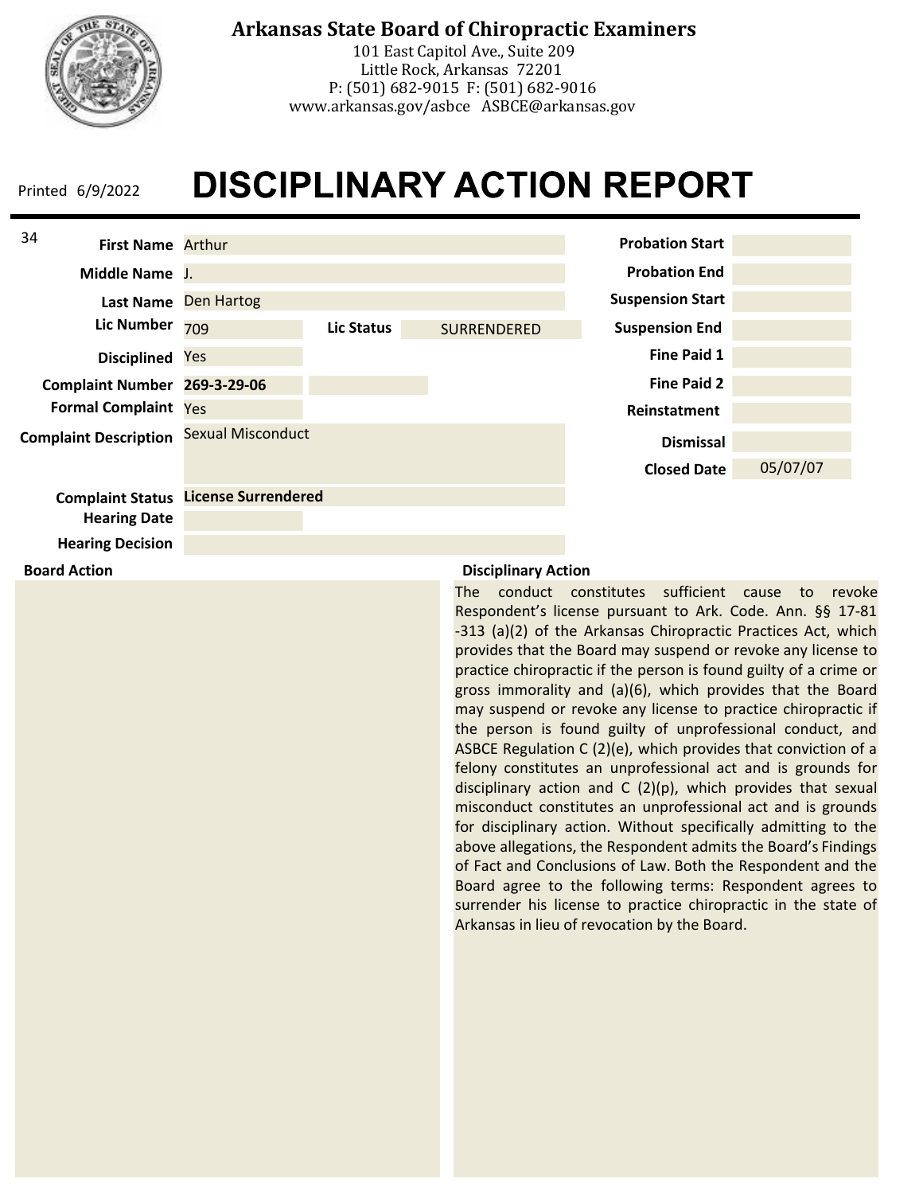# Arkansas State Board of Chiropractic Examiners

101 East Capitol Ave., Suite 209
Little Rock, Arkansas 72201
P: (501) 682-9015 F: (501) 682-9016
www.arkansas.gov/asbce ASBCE@arkansas.gov

Printed 6/9/2022

# DISCIPLINARY ACTION REPORT

34

| Field | Value |
|---|---|
| First Name | Arthur |
| Middle Name | J. |
| Last Name | Den Hartog |
| Lic Number | 709 |
| Lic Status | SURRENDERED |
| Disciplined | Yes |
| Complaint Number | **269-3-29-06** |
| Formal Complaint | Yes |
| Complaint Description | Sexual Misconduct |
| Complaint Status | **License Surrendered** |
| Hearing Date | |
| Hearing Decision | |

| Field | Value |
|---|---|
| Probation Start | |
| Probation End | |
| Suspension Start | |
| Suspension End | |
| Fine Paid 1 | |
| Fine Paid 2 | |
| Reinstatment | |
| Dismissal | |
| Closed Date | 05/07/07 |

**Board Action**

**Disciplinary Action**

The conduct constitutes sufficient cause to revoke Respondent's license pursuant to Ark. Code. Ann. §§ 17-81-313 (a)(2) of the Arkansas Chiropractic Practices Act, which provides that the Board may suspend or revoke any license to practice chiropractic if the person is found guilty of a crime or gross immorality and (a)(6), which provides that the Board may suspend or revoke any license to practice chiropractic if the person is found guilty of unprofessional conduct, and ASBCE Regulation C (2)(e), which provides that conviction of a felony constitutes an unprofessional act and is grounds for disciplinary action and C (2)(p), which provides that sexual misconduct constitutes an unprofessional act and is grounds for disciplinary action. Without specifically admitting to the above allegations, the Respondent admits the Board's Findings of Fact and Conclusions of Law. Both the Respondent and the Board agree to the following terms: Respondent agrees to surrender his license to practice chiropractic in the state of Arkansas in lieu of revocation by the Board.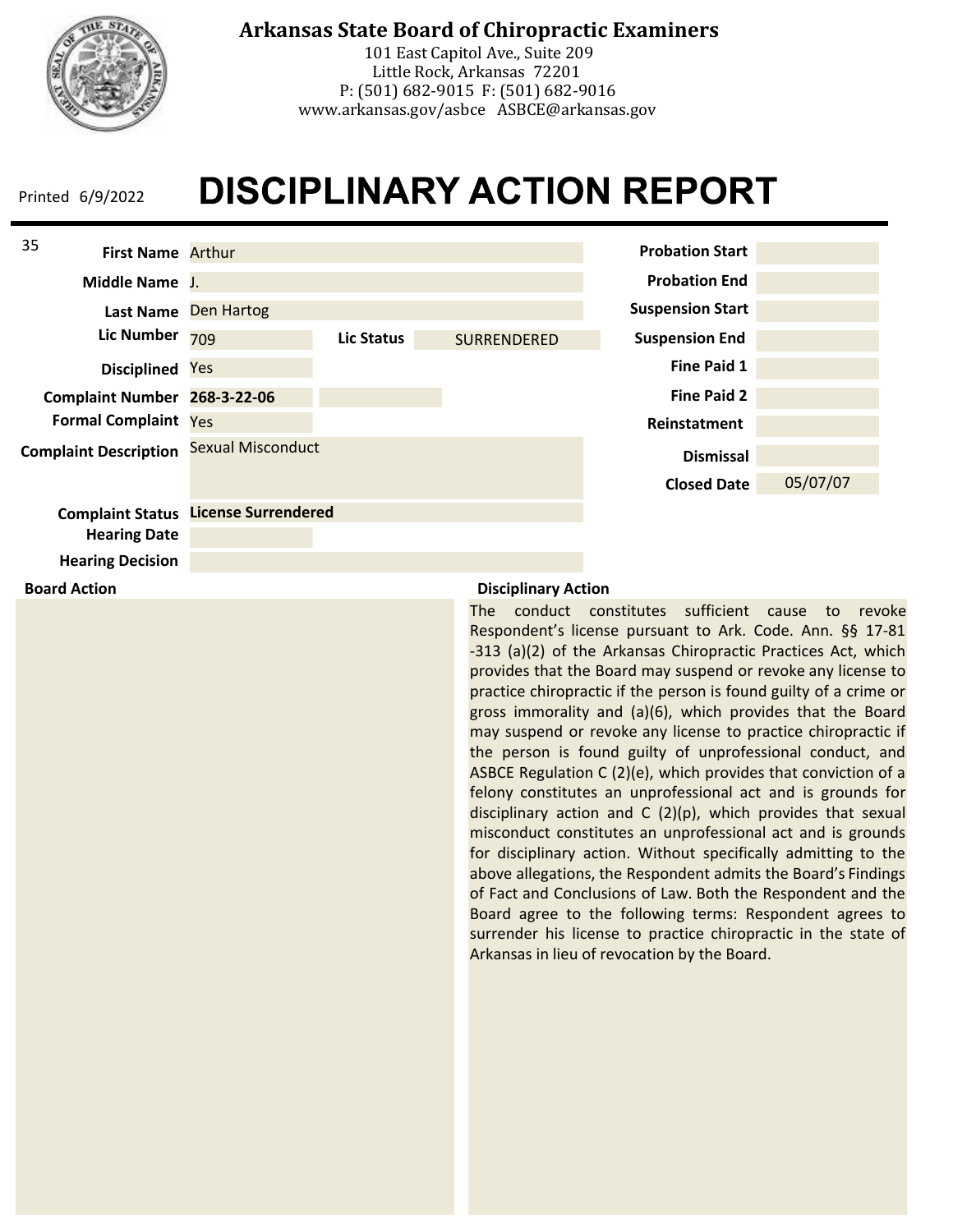**Arkansas State Board of Chiropractic Examiners**
101 East Capitol Ave., Suite 209
Little Rock, Arkansas 72201
P: (501) 682-9015 F: (501) 682-9016
www.arkansas.gov/asbce ASBCE@arkansas.gov

Printed 6/9/2022

# DISCIPLINARY ACTION REPORT

| Field | Value |
|---|---|
| First Name | Arthur |
| Middle Name | J. |
| Last Name | Den Hartog |
| Lic Number | 709 |
| Lic Status | SURRENDERED |
| Disciplined | Yes |
| Complaint Number | **268-3-22-06** |
| Formal Complaint | Yes |
| Complaint Description | Sexual Misconduct |
| Complaint Status | **License Surrendered** |
| Hearing Date | |
| Hearing Decision | |

| Field | Value |
|---|---|
| Probation Start | |
| Probation End | |
| Suspension Start | |
| Suspension End | |
| Fine Paid 1 | |
| Fine Paid 2 | |
| Reinstatment | |
| Dismissal | |
| Closed Date | 05/07/07 |

**Board Action**

**Disciplinary Action**

The conduct constitutes sufficient cause to revoke Respondent's license pursuant to Ark. Code. Ann. §§ 17-81-313 (a)(2) of the Arkansas Chiropractic Practices Act, which provides that the Board may suspend or revoke any license to practice chiropractic if the person is found guilty of a crime or gross immorality and (a)(6), which provides that the Board may suspend or revoke any license to practice chiropractic if the person is found guilty of unprofessional conduct, and ASBCE Regulation C (2)(e), which provides that conviction of a felony constitutes an unprofessional act and is grounds for disciplinary action and C (2)(p), which provides that sexual misconduct constitutes an unprofessional act and is grounds for disciplinary action. Without specifically admitting to the above allegations, the Respondent admits the Board's Findings of Fact and Conclusions of Law. Both the Respondent and the Board agree to the following terms: Respondent agrees to surrender his license to practice chiropractic in the state of Arkansas in lieu of revocation by the Board.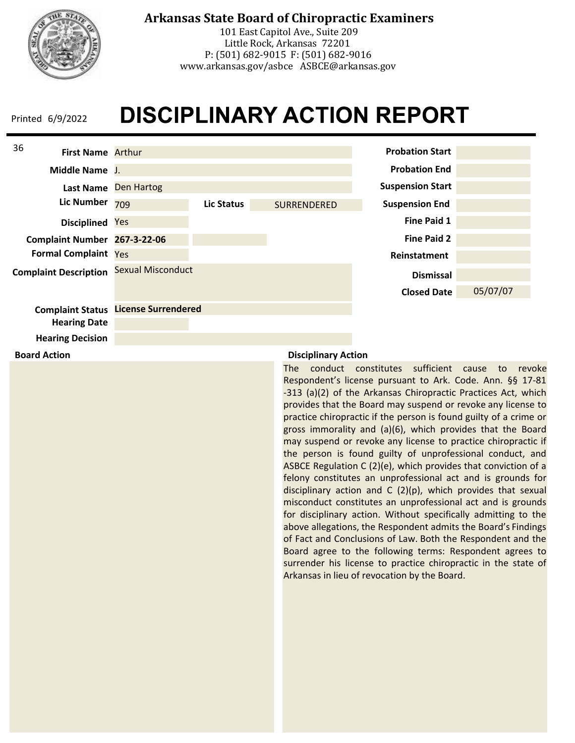# Arkansas State Board of Chiropractic Examiners

101 East Capitol Ave., Suite 209
Little Rock, Arkansas 72201
P: (501) 682-9015 F: (501) 682-9016
www.arkansas.gov/asbce ASBCE@arkansas.gov

Printed 6/9/2022

# DISCIPLINARY ACTION REPORT

36

| Field | Value |
|---|---|
| First Name | Arthur |
| Middle Name | J. |
| Last Name | Den Hartog |
| Lic Number | 709 |
| Lic Status | SURRENDERED |
| Disciplined | Yes |
| Complaint Number | **267-3-22-06** |
| Formal Complaint | Yes |
| Complaint Description | Sexual Misconduct |
| Complaint Status | **License Surrendered** |
| Hearing Date | |
| Hearing Decision | |

| Field | Value |
|---|---|
| Probation Start | |
| Probation End | |
| Suspension Start | |
| Suspension End | |
| Fine Paid 1 | |
| Fine Paid 2 | |
| Reinstatment | |
| Dismissal | |
| Closed Date | 05/07/07 |

**Board Action**

**Disciplinary Action**

The conduct constitutes sufficient cause to revoke Respondent's license pursuant to Ark. Code. Ann. §§ 17-81-313 (a)(2) of the Arkansas Chiropractic Practices Act, which provides that the Board may suspend or revoke any license to practice chiropractic if the person is found guilty of a crime or gross immorality and (a)(6), which provides that the Board may suspend or revoke any license to practice chiropractic if the person is found guilty of unprofessional conduct, and ASBCE Regulation C (2)(e), which provides that conviction of a felony constitutes an unprofessional act and is grounds for disciplinary action and C (2)(p), which provides that sexual misconduct constitutes an unprofessional act and is grounds for disciplinary action. Without specifically admitting to the above allegations, the Respondent admits the Board's Findings of Fact and Conclusions of Law. Both the Respondent and the Board agree to the following terms: Respondent agrees to surrender his license to practice chiropractic in the state of Arkansas in lieu of revocation by the Board.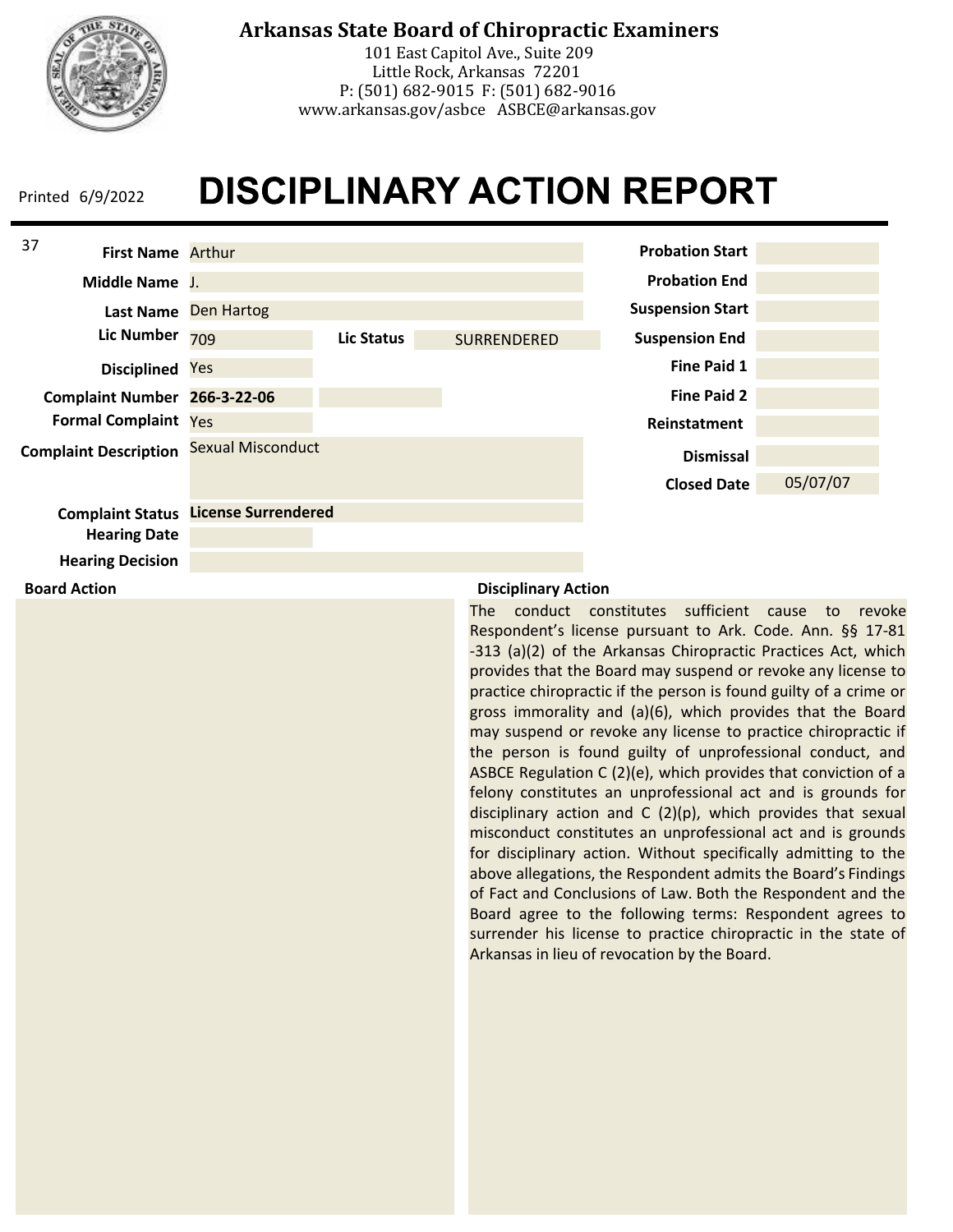# Arkansas State Board of Chiropractic Examiners

101 East Capitol Ave., Suite 209
Little Rock, Arkansas 72201
P: (501) 682-9015 F: (501) 682-9016
www.arkansas.gov/asbce ASBCE@arkansas.gov

Printed 6/9/2022

# DISCIPLINARY ACTION REPORT

37

| Field | Value |
| --- | --- |
| First Name | Arthur |
| Middle Name | J. |
| Last Name | Den Hartog |
| Lic Number | 709 |
| Lic Status | SURRENDERED |
| Disciplined | Yes |
| Complaint Number | **266-3-22-06** |
| Formal Complaint | Yes |
| Complaint Description | Sexual Misconduct |
| Complaint Status | **License Surrendered** |
| Hearing Date | |
| Hearing Decision | |

| Field | Value |
| --- | --- |
| Probation Start | |
| Probation End | |
| Suspension Start | |
| Suspension End | |
| Fine Paid 1 | |
| Fine Paid 2 | |
| Reinstatment | |
| Dismissal | |
| Closed Date | 05/07/07 |

**Board Action**

**Disciplinary Action**

The conduct constitutes sufficient cause to revoke Respondent's license pursuant to Ark. Code. Ann. §§ 17-81-313 (a)(2) of the Arkansas Chiropractic Practices Act, which provides that the Board may suspend or revoke any license to practice chiropractic if the person is found guilty of a crime or gross immorality and (a)(6), which provides that the Board may suspend or revoke any license to practice chiropractic if the person is found guilty of unprofessional conduct, and ASBCE Regulation C (2)(e), which provides that conviction of a felony constitutes an unprofessional act and is grounds for disciplinary action and C (2)(p), which provides that sexual misconduct constitutes an unprofessional act and is grounds for disciplinary action. Without specifically admitting to the above allegations, the Respondent admits the Board's Findings of Fact and Conclusions of Law. Both the Respondent and the Board agree to the following terms: Respondent agrees to surrender his license to practice chiropractic in the state of Arkansas in lieu of revocation by the Board.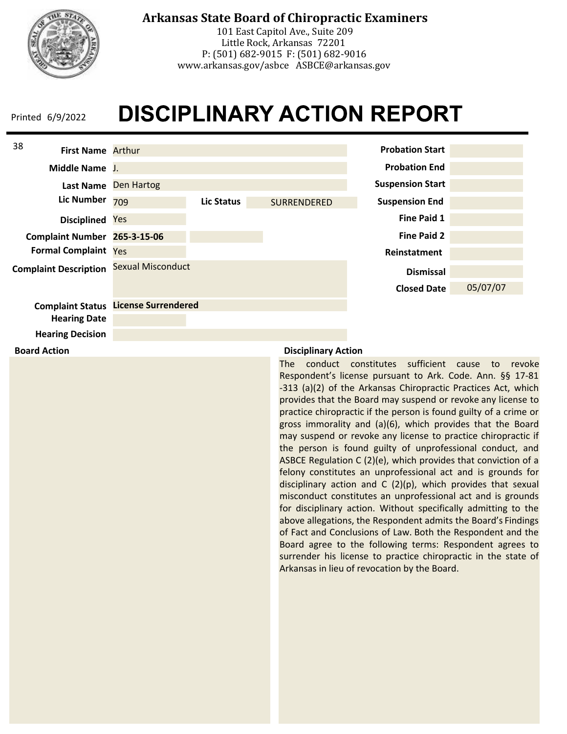# Arkansas State Board of Chiropractic Examiners

101 East Capitol Ave., Suite 209
Little Rock, Arkansas 72201
P: (501) 682-9015 F: (501) 682-9016
www.arkansas.gov/asbce ASBCE@arkansas.gov

Printed 6/9/2022

# DISCIPLINARY ACTION REPORT

38

| Field | Value |
| --- | --- |
| First Name | Arthur |
| Middle Name | J. |
| Last Name | Den Hartog |
| Lic Number | 709 |
| Lic Status | SURRENDERED |
| Disciplined | Yes |
| Complaint Number | **265-3-15-06** |
| Formal Complaint | Yes |
| Complaint Description | Sexual Misconduct |
| Complaint Status | **License Surrendered** |
| Hearing Date | |
| Hearing Decision | |

| Field | Value |
| --- | --- |
| Probation Start | |
| Probation End | |
| Suspension Start | |
| Suspension End | |
| Fine Paid 1 | |
| Fine Paid 2 | |
| Reinstatement | |
| Dismissal | |
| Closed Date | 05/07/07 |

**Board Action**

**Disciplinary Action**

The conduct constitutes sufficient cause to revoke Respondent's license pursuant to Ark. Code. Ann. §§ 17-81-313 (a)(2) of the Arkansas Chiropractic Practices Act, which provides that the Board may suspend or revoke any license to practice chiropractic if the person is found guilty of a crime or gross immorality and (a)(6), which provides that the Board may suspend or revoke any license to practice chiropractic if the person is found guilty of unprofessional conduct, and ASBCE Regulation C (2)(e), which provides that conviction of a felony constitutes an unprofessional act and is grounds for disciplinary action and C (2)(p), which provides that sexual misconduct constitutes an unprofessional act and is grounds for disciplinary action. Without specifically admitting to the above allegations, the Respondent admits the Board's Findings of Fact and Conclusions of Law. Both the Respondent and the Board agree to the following terms: Respondent agrees to surrender his license to practice chiropractic in the state of Arkansas in lieu of revocation by the Board.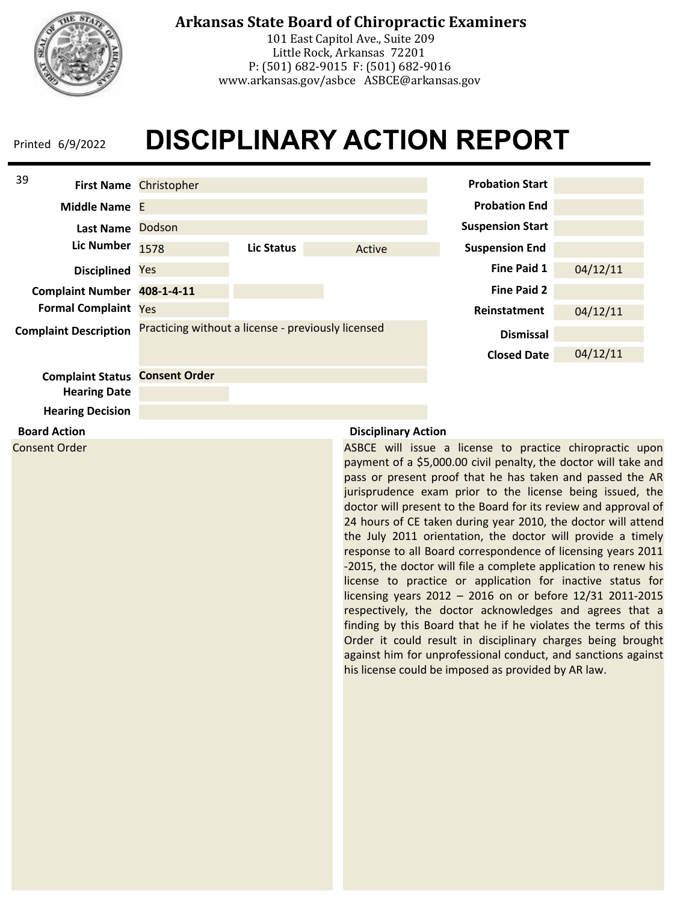# Arkansas State Board of Chiropractic Examiners

101 East Capitol Ave., Suite 209
Little Rock, Arkansas 72201
P: (501) 682-9015 F: (501) 682-9016
www.arkansas.gov/asbce ASBCE@arkansas.gov

Printed 6/9/2022

# DISCIPLINARY ACTION REPORT

39

| Field | Value |
|---|---|
| First Name | Christopher |
| Middle Name | E |
| Last Name | Dodson |
| Lic Number | 1578 |
| Lic Status | Active |
| Disciplined | Yes |
| Complaint Number | **408-1-4-11** |
| Formal Complaint | Yes |
| Complaint Description | Practicing without a license - previously licensed |
| Complaint Status | **Consent Order** |
| Hearing Date | |
| Hearing Decision | |

| Field | Value |
|---|---|
| Probation Start | |
| Probation End | |
| Suspension Start | |
| Suspension End | |
| Fine Paid 1 | 04/12/11 |
| Fine Paid 2 | |
| Reinstatment | 04/12/11 |
| Dismissal | |
| Closed Date | 04/12/11 |

**Board Action**

Consent Order

**Disciplinary Action**

ASBCE will issue a license to practice chiropractic upon payment of a $5,000.00 civil penalty, the doctor will take and pass or present proof that he has taken and passed the AR jurisprudence exam prior to the license being issued, the doctor will present to the Board for its review and approval of 24 hours of CE taken during year 2010, the doctor will attend the July 2011 orientation, the doctor will provide a timely response to all Board correspondence of licensing years 2011 -2015, the doctor will file a complete application to renew his license to practice or application for inactive status for licensing years 2012 – 2016 on or before 12/31 2011-2015 respectively, the doctor acknowledges and agrees that a finding by this Board that he if he violates the terms of this Order it could result in disciplinary charges being brought against him for unprofessional conduct, and sanctions against his license could be imposed as provided by AR law.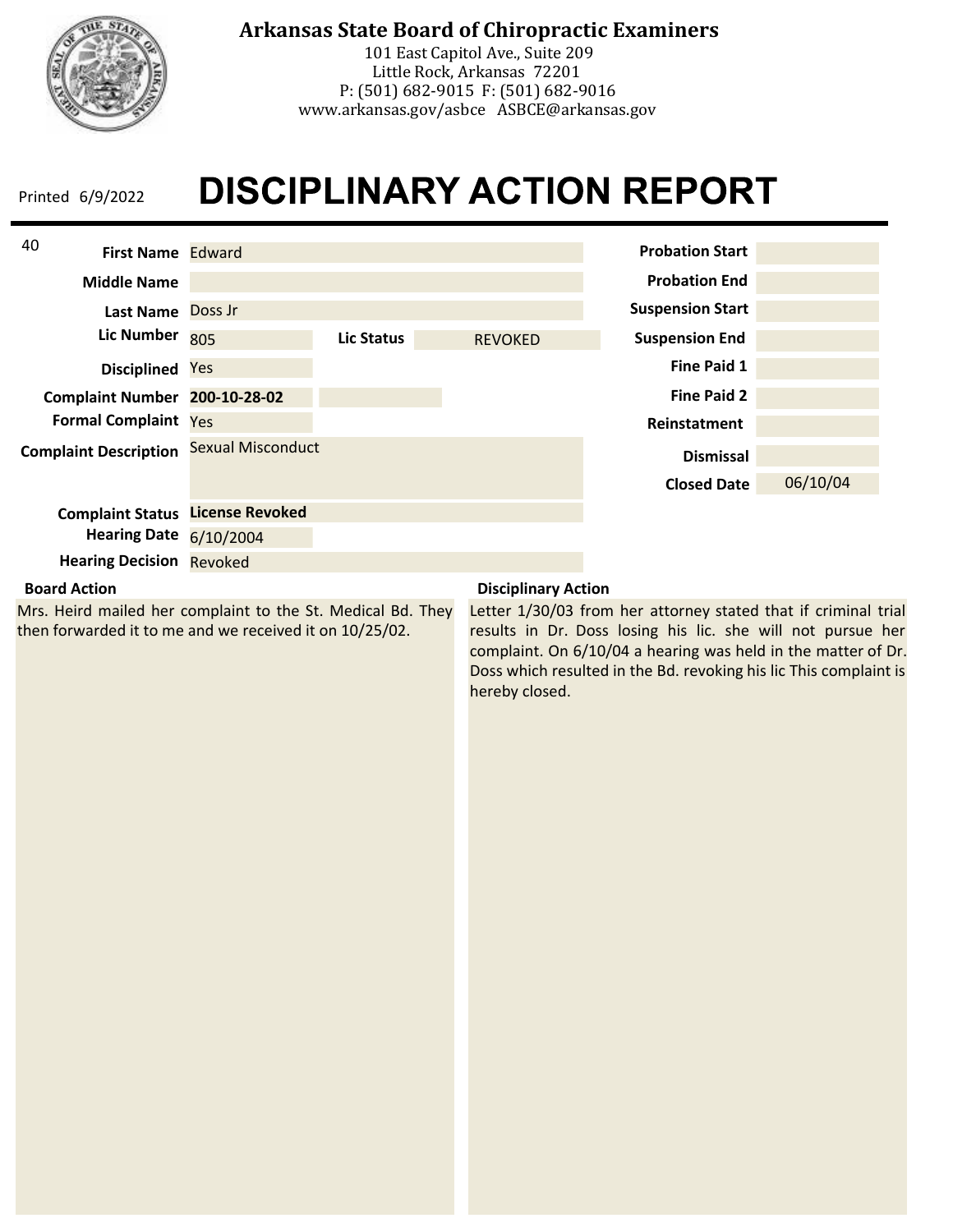**Arkansas State Board of Chiropractic Examiners**
101 East Capitol Ave., Suite 209
Little Rock, Arkansas 72201
P: (501) 682-9015 F: (501) 682-9016
www.arkansas.gov/asbce ASBCE@arkansas.gov

Printed 6/9/2022

# DISCIPLINARY ACTION REPORT

40

| Field | Value |
|---|---|
| **First Name** | Edward |
| **Middle Name** | |
| **Last Name** | Doss Jr |
| **Lic Number** | 805 |
| **Lic Status** | REVOKED |
| **Disciplined** | Yes |
| **Complaint Number** | **200-10-28-02** |
| **Formal Complaint** | Yes |
| **Complaint Description** | Sexual Misconduct |
| **Complaint Status** | **License Revoked** |
| **Hearing Date** | 6/10/2004 |
| **Hearing Decision** | Revoked |

| Field | Value |
|---|---|
| **Probation Start** | |
| **Probation End** | |
| **Suspension Start** | |
| **Suspension End** | |
| **Fine Paid 1** | |
| **Fine Paid 2** | |
| **Reinstatement** | |
| **Dismissal** | |
| **Closed Date** | 06/10/04 |

**Board Action**

Mrs. Heird mailed her complaint to the St. Medical Bd. They then forwarded it to me and we received it on 10/25/02.

**Disciplinary Action**

Letter 1/30/03 from her attorney stated that if criminal trial results in Dr. Doss losing his lic. she will not pursue her complaint. On 6/10/04 a hearing was held in the matter of Dr. Doss which resulted in the Bd. revoking his lic This complaint is hereby closed.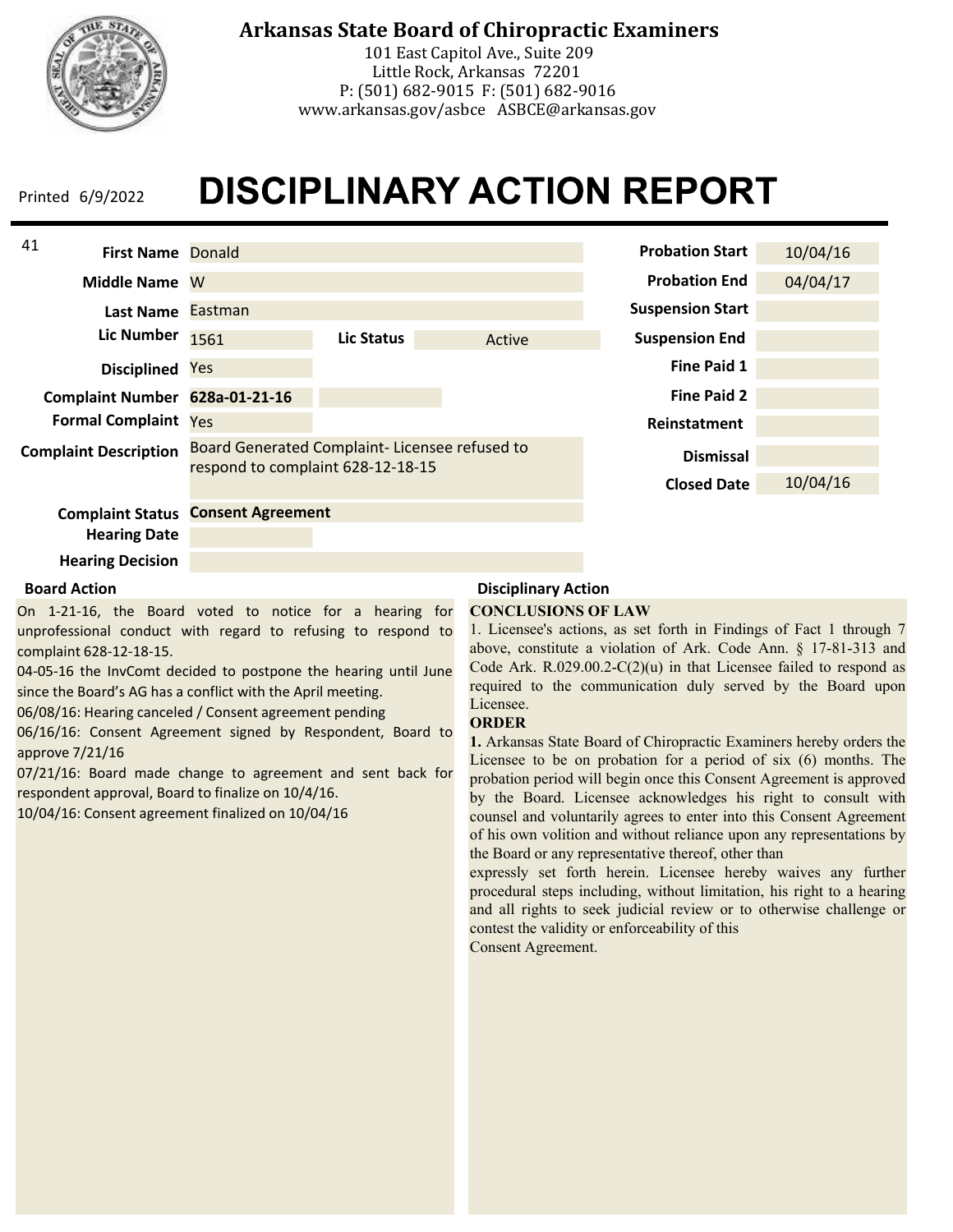# Arkansas State Board of Chiropractic Examiners

101 East Capitol Ave., Suite 209
Little Rock, Arkansas 72201
P: (501) 682-9015 F: (501) 682-9016
www.arkansas.gov/asbce ASBCE@arkansas.gov

Printed 6/9/2022

# DISCIPLINARY ACTION REPORT

41

| Field | Value |
|---|---|
| First Name | Donald |
| Middle Name | W |
| Last Name | Eastman |
| Lic Number | 1561 |
| Lic Status | Active |
| Disciplined | Yes |
| Complaint Number | 628a-01-21-16 |
| Formal Complaint | Yes |
| Complaint Description | Board Generated Complaint- Licensee refused to respond to complaint 628-12-18-15 |
| Complaint Status | **Consent Agreement** |
| Hearing Date | |
| Hearing Decision | |

| Field | Value |
|---|---|
| Probation Start | 10/04/16 |
| Probation End | 04/04/17 |
| Suspension Start | |
| Suspension End | |
| Fine Paid 1 | |
| Fine Paid 2 | |
| Reinstatement | |
| Dismissal | |
| Closed Date | 10/04/16 |

**Board Action**

On 1-21-16, the Board voted to notice for a hearing for unprofessional conduct with regard to refusing to respond to complaint 628-12-18-15.
04-05-16 the InvComt decided to postpone the hearing until June since the Board's AG has a conflict with the April meeting.
06/08/16: Hearing canceled / Consent agreement pending
06/16/16: Consent Agreement signed by Respondent, Board to approve 7/21/16
07/21/16: Board made change to agreement and sent back for respondent approval, Board to finalize on 10/4/16.
10/04/16: Consent agreement finalized on 10/04/16

**Disciplinary Action**

**CONCLUSIONS OF LAW**

1. Licensee's actions, as set forth in Findings of Fact 1 through 7 above, constitute a violation of Ark. Code Ann. § 17-81-313 and Code Ark. R.029.00.2-C(2)(u) in that Licensee failed to respond as required to the communication duly served by the Board upon Licensee.

**ORDER**

**1.** Arkansas State Board of Chiropractic Examiners hereby orders the Licensee to be on probation for a period of six (6) months. The probation period will begin once this Consent Agreement is approved by the Board. Licensee acknowledges his right to consult with counsel and voluntarily agrees to enter into this Consent Agreement of his own volition and without reliance upon any representations by the Board or any representative thereof, other than expressly set forth herein. Licensee hereby waives any further procedural steps including, without limitation, his right to a hearing and all rights to seek judicial review or to otherwise challenge or contest the validity or enforceability of this Consent Agreement.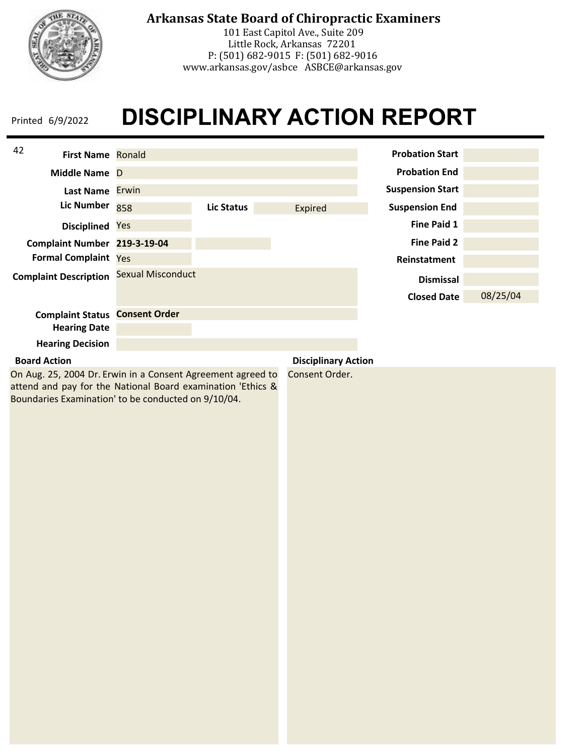# Arkansas State Board of Chiropractic Examiners

101 East Capitol Ave., Suite 209
Little Rock, Arkansas 72201
P: (501) 682-9015 F: (501) 682-9016
www.arkansas.gov/asbce ASBCE@arkansas.gov

Printed 6/9/2022

# DISCIPLINARY ACTION REPORT

42

| Field | Value |
|---|---|
| First Name | Ronald |
| Middle Name | D |
| Last Name | Erwin |
| Lic Number | 858 |
| Lic Status | Expired |
| Disciplined | Yes |
| Complaint Number | **219-3-19-04** |
| Formal Complaint | Yes |
| Complaint Description | Sexual Misconduct |
| Complaint Status | **Consent Order** |
| Hearing Date | |
| Hearing Decision | |

| Field | Value |
|---|---|
| Probation Start | |
| Probation End | |
| Suspension Start | |
| Suspension End | |
| Fine Paid 1 | |
| Fine Paid 2 | |
| Reinstatement | |
| Dismissal | |
| Closed Date | 08/25/04 |

**Board Action**

On Aug. 25, 2004 Dr. Erwin in a Consent Agreement agreed to attend and pay for the National Board examination 'Ethics & Boundaries Examination' to be conducted on 9/10/04.

**Disciplinary Action**

Consent Order.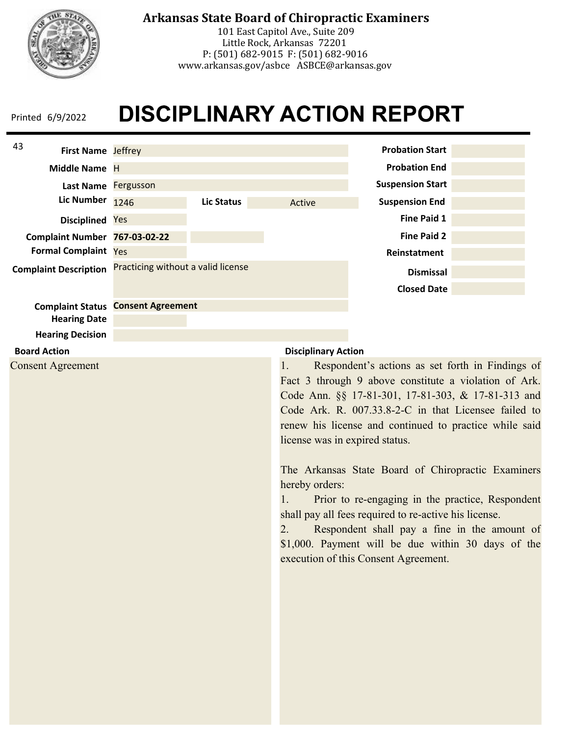**Arkansas State Board of Chiropractic Examiners**
101 East Capitol Ave., Suite 209
Little Rock, Arkansas 72201
P: (501) 682-9015 F: (501) 682-9016
www.arkansas.gov/asbce ASBCE@arkansas.gov

Printed 6/9/2022

# DISCIPLINARY ACTION REPORT

43

| Field | Value | Field | Value |
|---|---|---|---|
| First Name | Jeffrey | Probation Start | |
| Middle Name | H | Probation End | |
| Last Name | Fergusson | Suspension Start | |
| Lic Number | 1246 | Suspension End | |
| Lic Status | Active | Fine Paid 1 | |
| Disciplined | Yes | Fine Paid 2 | |
| Complaint Number | **767-03-02-22** | Reinstatment | |
| Formal Complaint | Yes | Dismissal | |
| Complaint Description | Practicing without a valid license | Closed Date | |
| Complaint Status | **Consent Agreement** | | |
| Hearing Date | | | |
| Hearing Decision | | | |

**Board Action**

Consent Agreement

**Disciplinary Action**

1. Respondent's actions as set forth in Findings of Fact 3 through 9 above constitute a violation of Ark. Code Ann. §§ 17-81-301, 17-81-303, & 17-81-313 and Code Ark. R. 007.33.8-2-C in that Licensee failed to renew his license and continued to practice while said license was in expired status.

The Arkansas State Board of Chiropractic Examiners hereby orders:

1. Prior to re-engaging in the practice, Respondent shall pay all fees required to re-active his license.
2. Respondent shall pay a fine in the amount of $1,000. Payment will be due within 30 days of the execution of this Consent Agreement.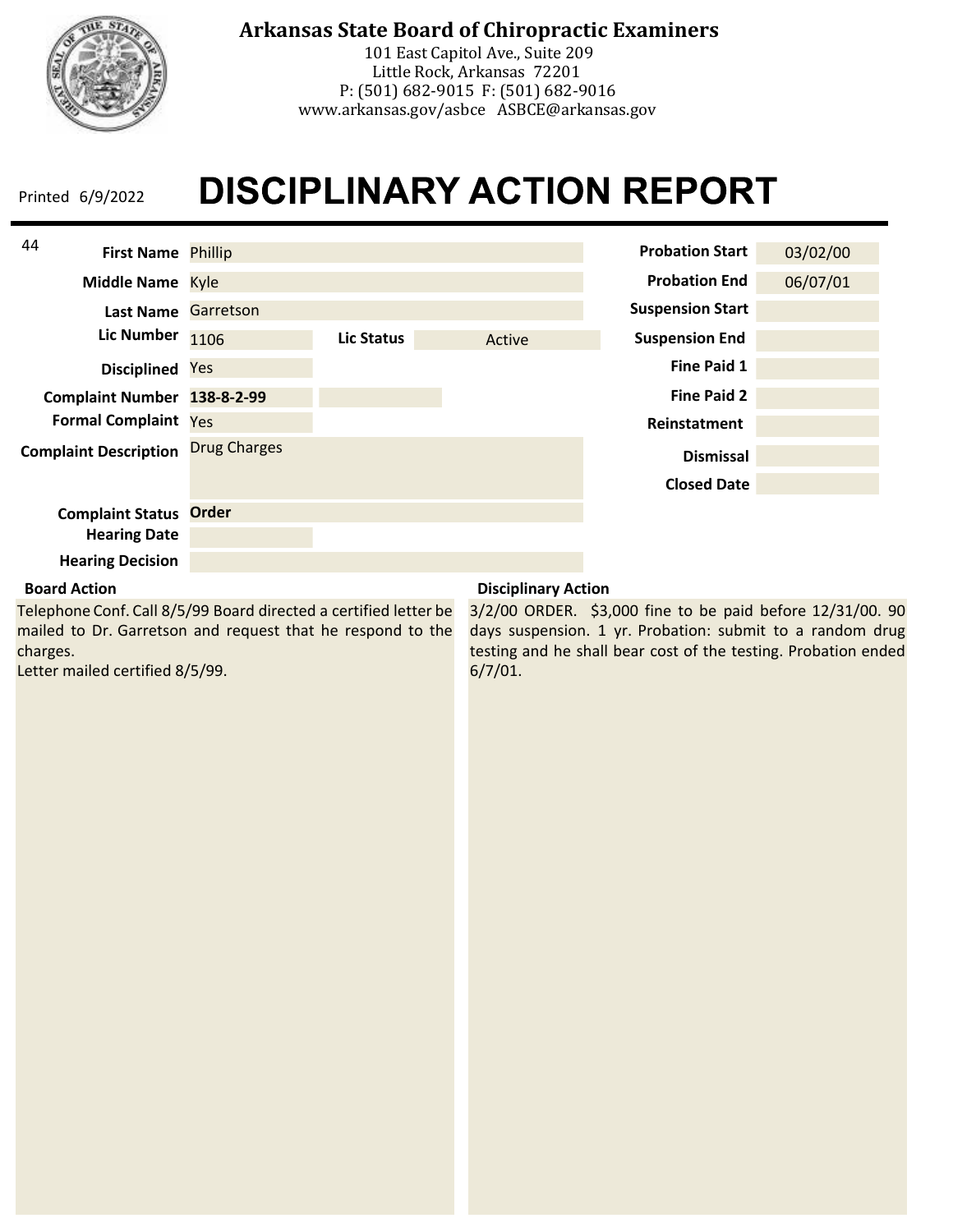# Arkansas State Board of Chiropractic Examiners

101 East Capitol Ave., Suite 209
Little Rock, Arkansas 72201
P: (501) 682-9015 F: (501) 682-9016
www.arkansas.gov/asbce ASBCE@arkansas.gov

Printed 6/9/2022

# DISCIPLINARY ACTION REPORT

44

| Field | Value |
|---|---|
| First Name | Phillip |
| Middle Name | Kyle |
| Last Name | Garretson |
| Lic Number | 1106 |
| Lic Status | Active |
| Disciplined | Yes |
| Complaint Number | **138-8-2-99** |
| Formal Complaint | Yes |
| Complaint Description | Drug Charges |
| Complaint Status | **Order** |
| Hearing Date | |
| Hearing Decision | |

| Field | Value |
|---|---|
| Probation Start | 03/02/00 |
| Probation End | 06/07/01 |
| Suspension Start | |
| Suspension End | |
| Fine Paid 1 | |
| Fine Paid 2 | |
| Reinstatement | |
| Dismissal | |
| Closed Date | |

**Board Action**

Telephone Conf. Call 8/5/99 Board directed a certified letter be mailed to Dr. Garretson and request that he respond to the charges.
Letter mailed certified 8/5/99.

**Disciplinary Action**

3/2/00 ORDER. $3,000 fine to be paid before 12/31/00. 90 days suspension. 1 yr. Probation: submit to a random drug testing and he shall bear cost of the testing. Probation ended 6/7/01.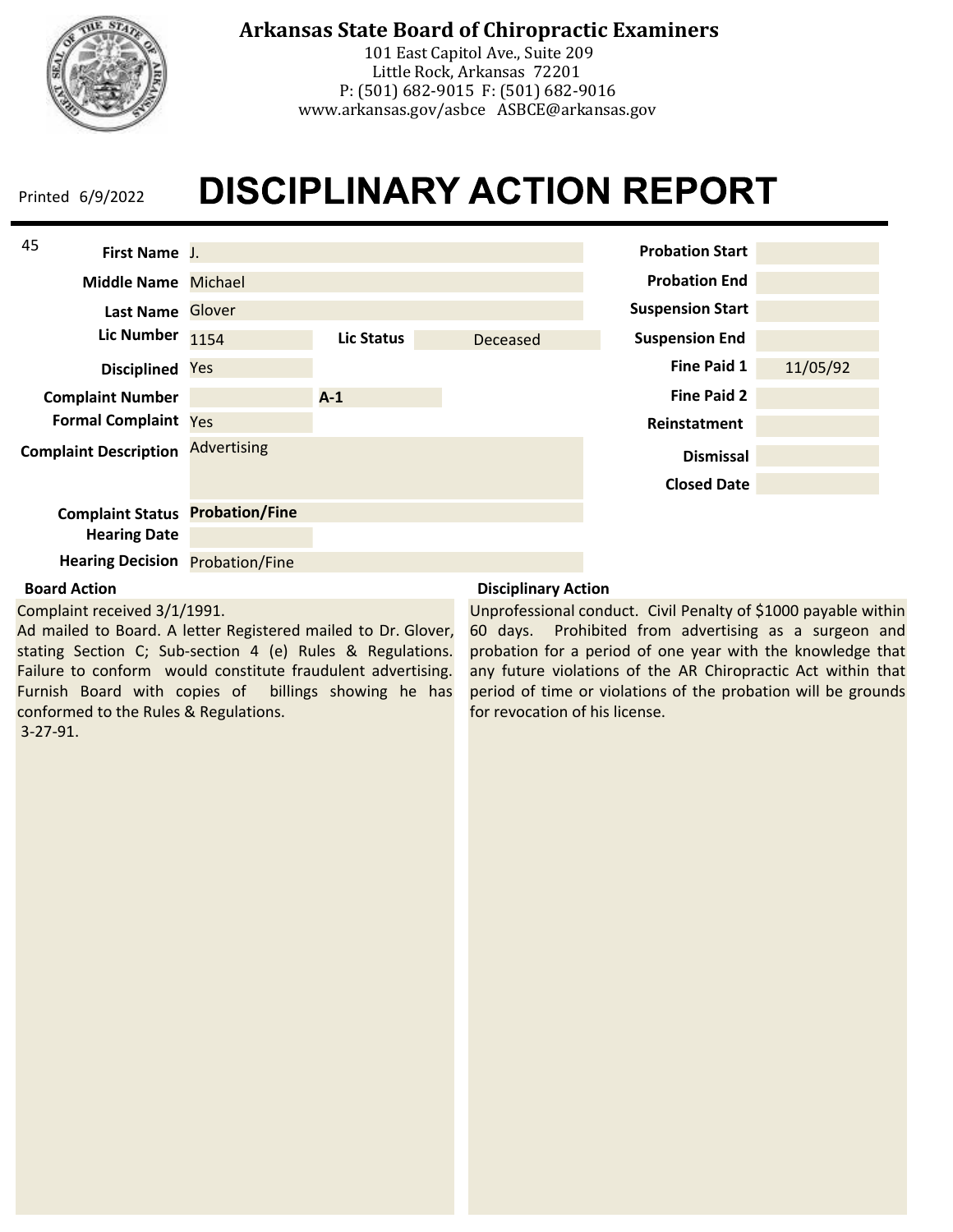# Arkansas State Board of Chiropractic Examiners

101 East Capitol Ave., Suite 209
Little Rock, Arkansas 72201
P: (501) 682-9015 F: (501) 682-9016
www.arkansas.gov/asbce ASBCE@arkansas.gov

Printed 6/9/2022

# DISCIPLINARY ACTION REPORT

45

| Field | Value |
|---|---|
| First Name | J. |
| Middle Name | Michael |
| Last Name | Glover |
| Lic Number | 1154 |
| Lic Status | Deceased |
| Disciplined | Yes |
| Complaint Number | A-1 |
| Formal Complaint | Yes |
| Complaint Description | Advertising |
| Complaint Status | **Probation/Fine** |
| Hearing Date | |
| Hearing Decision | Probation/Fine |

| Field | Value |
|---|---|
| Probation Start | |
| Probation End | |
| Suspension Start | |
| Suspension End | |
| Fine Paid 1 | 11/05/92 |
| Fine Paid 2 | |
| Reinstatement | |
| Dismissal | |
| Closed Date | |

**Board Action**

Complaint received 3/1/1991.
Ad mailed to Board. A letter Registered mailed to Dr. Glover, stating Section C; Sub-section 4 (e) Rules & Regulations. Failure to conform would constitute fraudulent advertising. Furnish Board with copies of billings showing he has conformed to the Rules & Regulations.
3-27-91.

**Disciplinary Action**

Unprofessional conduct. Civil Penalty of $1000 payable within 60 days. Prohibited from advertising as a surgeon and probation for a period of one year with the knowledge that any future violations of the AR Chiropractic Act within that period of time or violations of the probation will be grounds for revocation of his license.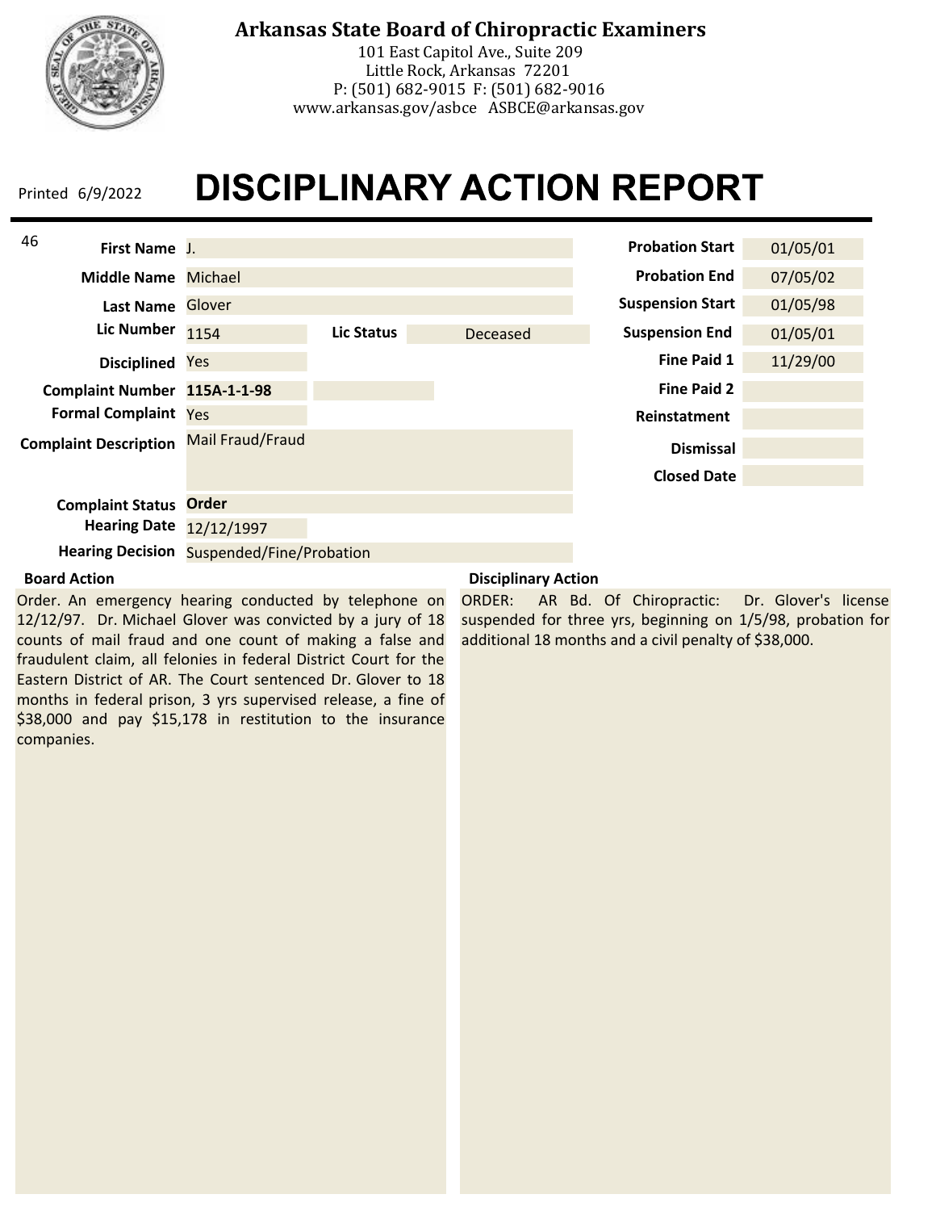# Arkansas State Board of Chiropractic Examiners

101 East Capitol Ave., Suite 209
Little Rock, Arkansas 72201
P: (501) 682-9015 F: (501) 682-9016
www.arkansas.gov/asbce ASBCE@arkansas.gov

Printed 6/9/2022

# DISCIPLINARY ACTION REPORT

46

| Field | Value |
|---|---|
| First Name | J. |
| Middle Name | Michael |
| Last Name | Glover |
| Lic Number | 1154 |
| Lic Status | Deceased |
| Disciplined | Yes |
| Complaint Number | **115A-1-1-98** |
| Formal Complaint | Yes |
| Complaint Description | Mail Fraud/Fraud |
| Complaint Status | **Order** |
| Hearing Date | 12/12/1997 |
| Hearing Decision | Suspended/Fine/Probation |

| Field | Value |
|---|---|
| Probation Start | 01/05/01 |
| Probation End | 07/05/02 |
| Suspension Start | 01/05/98 |
| Suspension End | 01/05/01 |
| Fine Paid 1 | 11/29/00 |
| Fine Paid 2 | |
| Reinstatement | |
| Dismissal | |
| Closed Date | |

**Board Action**

Order. An emergency hearing conducted by telephone on 12/12/97. Dr. Michael Glover was convicted by a jury of 18 counts of mail fraud and one count of making a false and fraudulent claim, all felonies in federal District Court for the Eastern District of AR. The Court sentenced Dr. Glover to 18 months in federal prison, 3 yrs supervised release, a fine of $38,000 and pay $15,178 in restitution to the insurance companies.

**Disciplinary Action**

ORDER: AR Bd. Of Chiropractic: Dr. Glover's license suspended for three yrs, beginning on 1/5/98, probation for additional 18 months and a civil penalty of $38,000.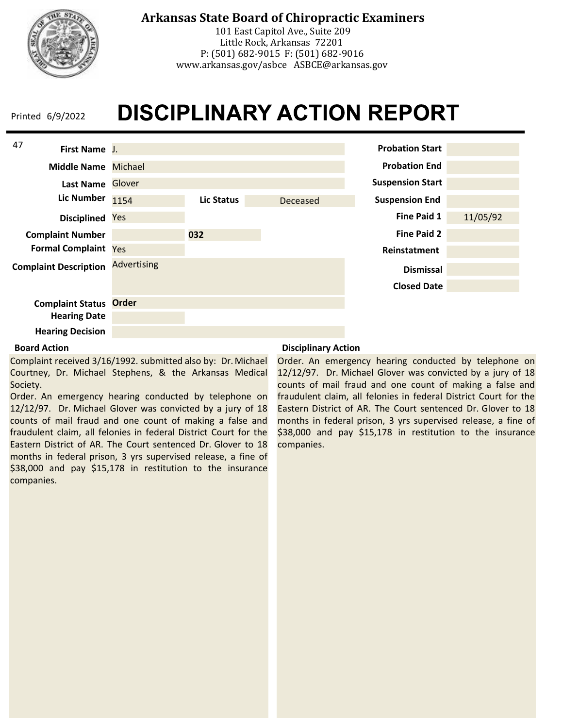# Arkansas State Board of Chiropractic Examiners

101 East Capitol Ave., Suite 209
Little Rock, Arkansas 72201
P: (501) 682-9015 F: (501) 682-9016
www.arkansas.gov/asbce ASBCE@arkansas.gov

Printed 6/9/2022

# DISCIPLINARY ACTION REPORT

47

| Field | Value |
|---|---|
| First Name | J. |
| Middle Name | Michael |
| Last Name | Glover |
| Lic Number | 1154 |
| Lic Status | Deceased |
| Disciplined | Yes |
| Complaint Number | 032 |
| Formal Complaint | Yes |
| Complaint Description | Advertising |
| Complaint Status | **Order** |
| Hearing Date | |
| Hearing Decision | |

| Field | Value |
|---|---|
| Probation Start | |
| Probation End | |
| Suspension Start | |
| Suspension End | |
| Fine Paid 1 | 11/05/92 |
| Fine Paid 2 | |
| Reinstatement | |
| Dismissal | |
| Closed Date | |

**Board Action**

Complaint received 3/16/1992. submitted also by: Dr. Michael Courtney, Dr. Michael Stephens, & the Arkansas Medical Society.
Order. An emergency hearing conducted by telephone on 12/12/97. Dr. Michael Glover was convicted by a jury of 18 counts of mail fraud and one count of making a false and fraudulent claim, all felonies in federal District Court for the Eastern District of AR. The Court sentenced Dr. Glover to 18 months in federal prison, 3 yrs supervised release, a fine of $38,000 and pay $15,178 in restitution to the insurance companies.

**Disciplinary Action**

Order. An emergency hearing conducted by telephone on 12/12/97. Dr. Michael Glover was convicted by a jury of 18 counts of mail fraud and one count of making a false and fraudulent claim, all felonies in federal District Court for the Eastern District of AR. The Court sentenced Dr. Glover to 18 months in federal prison, 3 yrs supervised release, a fine of $38,000 and pay $15,178 in restitution to the insurance companies.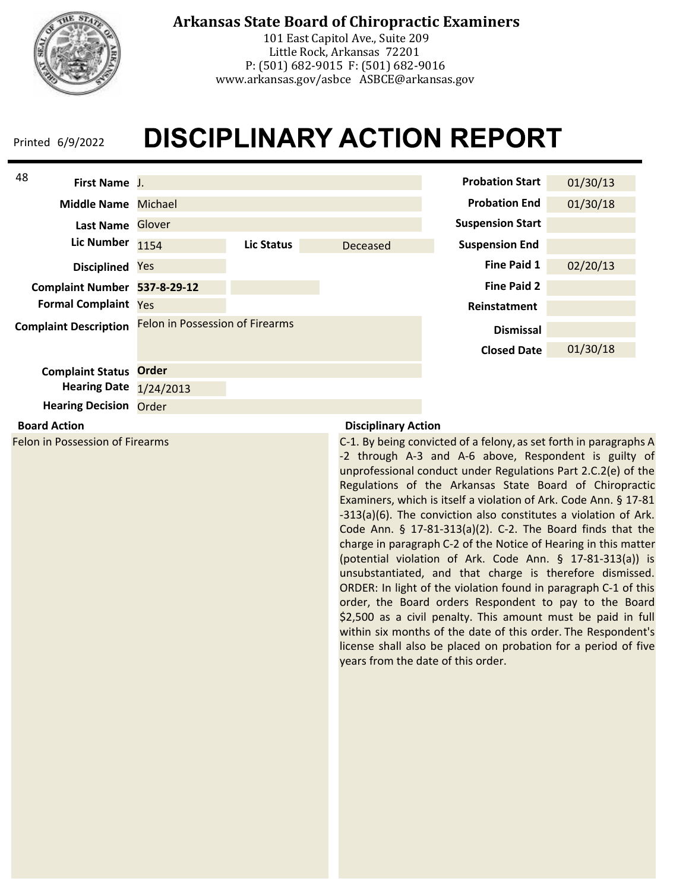# Arkansas State Board of Chiropractic Examiners

101 East Capitol Ave., Suite 209
Little Rock, Arkansas 72201
P: (501) 682-9015 F: (501) 682-9016
www.arkansas.gov/asbce ASBCE@arkansas.gov

Printed 6/9/2022

# DISCIPLINARY ACTION REPORT

48

| Field | Value |
|---|---|
| First Name | J. |
| Middle Name | Michael |
| Last Name | Glover |
| Lic Number | 1154 |
| Lic Status | Deceased |
| Disciplined | Yes |
| Complaint Number | **537-8-29-12** |
| Formal Complaint | Yes |
| Complaint Description | Felon in Possession of Firearms |
| Complaint Status | **Order** |
| Hearing Date | 1/24/2013 |
| Hearing Decision | Order |

| Field | Value |
|---|---|
| Probation Start | 01/30/13 |
| Probation End | 01/30/18 |
| Suspension Start | |
| Suspension End | |
| Fine Paid 1 | 02/20/13 |
| Fine Paid 2 | |
| Reinstatment | |
| Dismissal | |
| Closed Date | 01/30/18 |

**Board Action**

Felon in Possession of Firearms

**Disciplinary Action**

C-1. By being convicted of a felony, as set forth in paragraphs A-2 through A-3 and A-6 above, Respondent is guilty of unprofessional conduct under Regulations Part 2.C.2(e) of the Regulations of the Arkansas State Board of Chiropractic Examiners, which is itself a violation of Ark. Code Ann. § 17-81-313(a)(6). The conviction also constitutes a violation of Ark. Code Ann. § 17-81-313(a)(2). C-2. The Board finds that the charge in paragraph C-2 of the Notice of Hearing in this matter (potential violation of Ark. Code Ann. § 17-81-313(a)) is unsubstantiated, and that charge is therefore dismissed. ORDER: In light of the violation found in paragraph C-1 of this order, the Board orders Respondent to pay to the Board $2,500 as a civil penalty. This amount must be paid in full within six months of the date of this order. The Respondent's license shall also be placed on probation for a period of five years from the date of this order.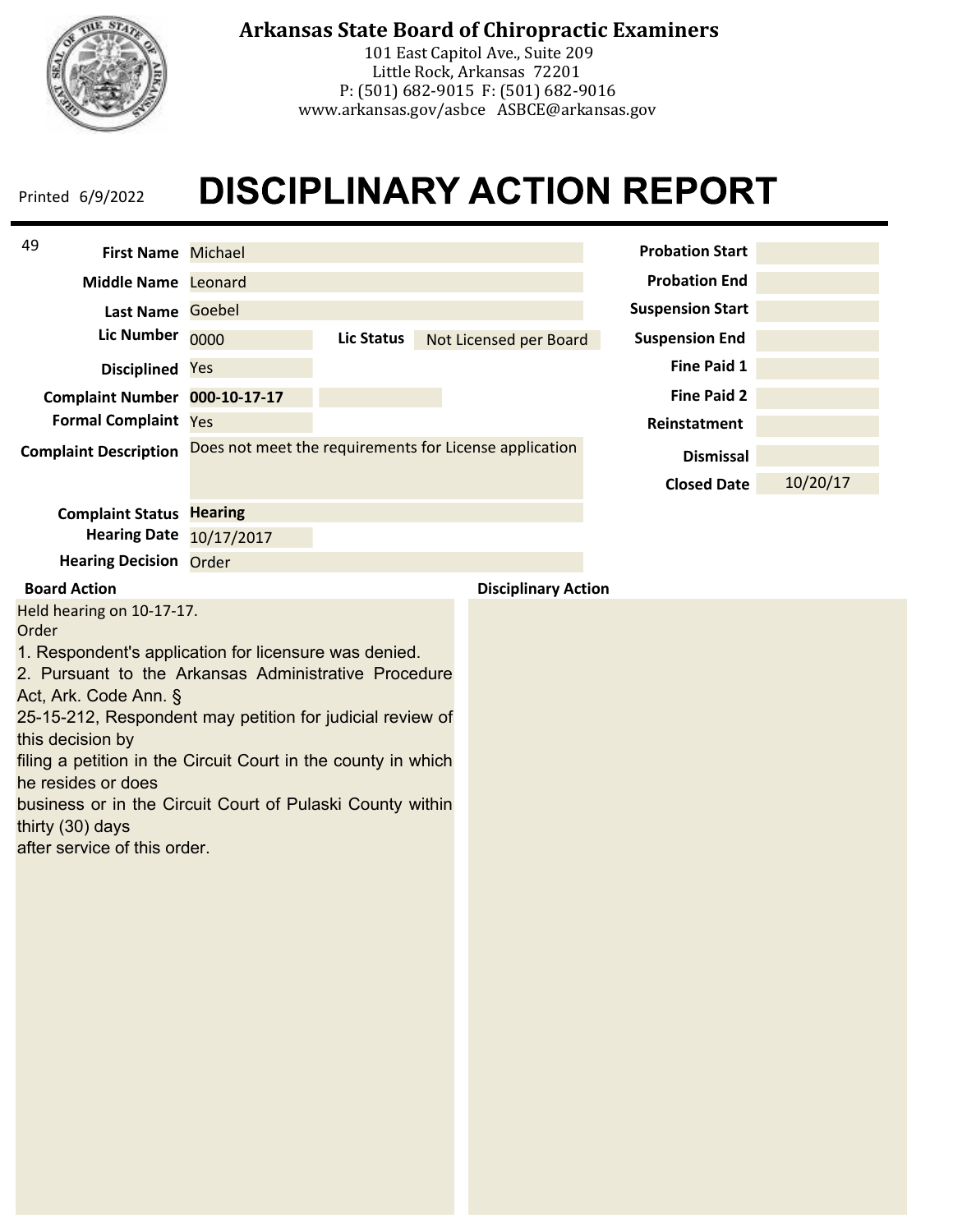**Arkansas State Board of Chiropractic Examiners**
101 East Capitol Ave., Suite 209
Little Rock, Arkansas 72201
P: (501) 682-9015 F: (501) 682-9016
www.arkansas.gov/asbce ASBCE@arkansas.gov

Printed 6/9/2022

# DISCIPLINARY ACTION REPORT

49

| Field | Value |
|---|---|
| First Name | Michael |
| Middle Name | Leonard |
| Last Name | Goebel |
| Lic Number | 0000 |
| Lic Status | Not Licensed per Board |
| Disciplined | Yes |
| Complaint Number | **000-10-17-17** |
| Formal Complaint | Yes |
| Complaint Description | Does not meet the requirements for License application |
| Complaint Status | **Hearing** |
| Hearing Date | 10/17/2017 |
| Hearing Decision | Order |

| Field | Value |
|---|---|
| Probation Start | |
| Probation End | |
| Suspension Start | |
| Suspension End | |
| Fine Paid 1 | |
| Fine Paid 2 | |
| Reinstatement | |
| Dismissal | |
| Closed Date | 10/20/17 |

**Board Action**

Held hearing on 10-17-17.
Order
1. Respondent's application for licensure was denied.
2. Pursuant to the Arkansas Administrative Procedure Act, Ark. Code Ann. §
25-15-212, Respondent may petition for judicial review of this decision by
filing a petition in the Circuit Court in the county in which he resides or does
business or in the Circuit Court of Pulaski County within thirty (30) days
after service of this order.

**Disciplinary Action**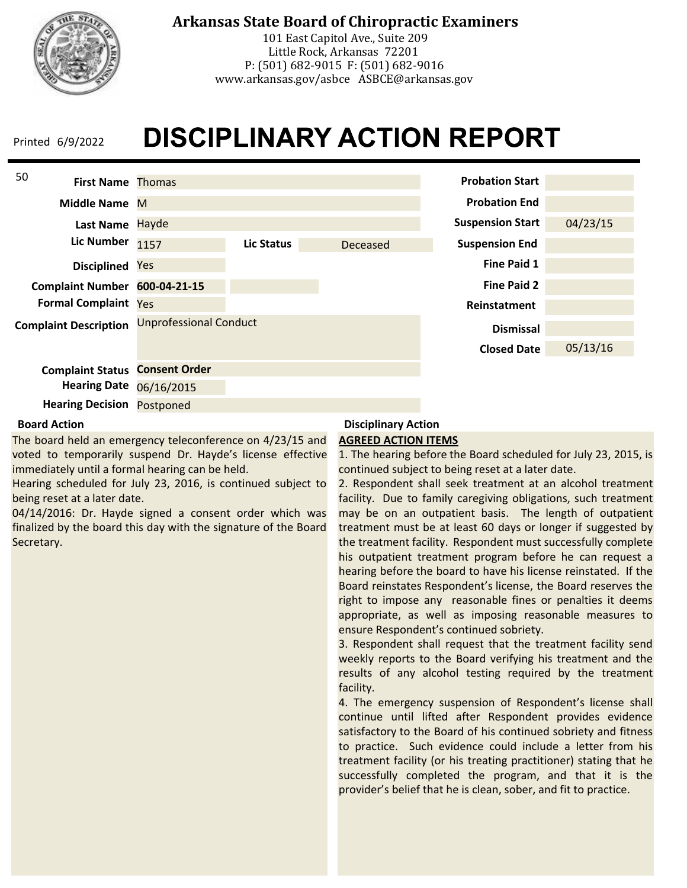**Arkansas State Board of Chiropractic Examiners**
101 East Capitol Ave., Suite 209
Little Rock, Arkansas 72201
P: (501) 682-9015 F: (501) 682-9016
www.arkansas.gov/asbce ASBCE@arkansas.gov

Printed 6/9/2022

# DISCIPLINARY ACTION REPORT

50

| Field | Value |
|---|---|
| First Name | Thomas |
| Middle Name | M |
| Last Name | Hayde |
| Lic Number | 1157 |
| Lic Status | Deceased |
| Disciplined | Yes |
| Complaint Number | **600-04-21-15** |
| Formal Complaint | Yes |
| Complaint Description | Unprofessional Conduct |
| Complaint Status | **Consent Order** |
| Hearing Date | 06/16/2015 |
| Hearing Decision | Postponed |

| Field | Value |
|---|---|
| Probation Start | |
| Probation End | |
| Suspension Start | 04/23/15 |
| Suspension End | |
| Fine Paid 1 | |
| Fine Paid 2 | |
| Reinstatement | |
| Dismissal | |
| Closed Date | 05/13/16 |

**Board Action**

The board held an emergency teleconference on 4/23/15 and voted to temporarily suspend Dr. Hayde's license effective immediately until a formal hearing can be held.
Hearing scheduled for July 23, 2016, is continued subject to being reset at a later date.
04/14/2016: Dr. Hayde signed a consent order which was finalized by the board this day with the signature of the Board Secretary.

**Disciplinary Action**

**AGREED ACTION ITEMS**

1. The hearing before the Board scheduled for July 23, 2015, is continued subject to being reset at a later date.
2. Respondent shall seek treatment at an alcohol treatment facility. Due to family caregiving obligations, such treatment may be on an outpatient basis. The length of outpatient treatment must be at least 60 days or longer if suggested by the treatment facility. Respondent must successfully complete his outpatient treatment program before he can request a hearing before the board to have his license reinstated. If the Board reinstates Respondent's license, the Board reserves the right to impose any reasonable fines or penalties it deems appropriate, as well as imposing reasonable measures to ensure Respondent's continued sobriety.
3. Respondent shall request that the treatment facility send weekly reports to the Board verifying his treatment and the results of any alcohol testing required by the treatment facility.
4. The emergency suspension of Respondent's license shall continue until lifted after Respondent provides evidence satisfactory to the Board of his continued sobriety and fitness to practice. Such evidence could include a letter from his treatment facility (or his treating practitioner) stating that he successfully completed the program, and that it is the provider's belief that he is clean, sober, and fit to practice.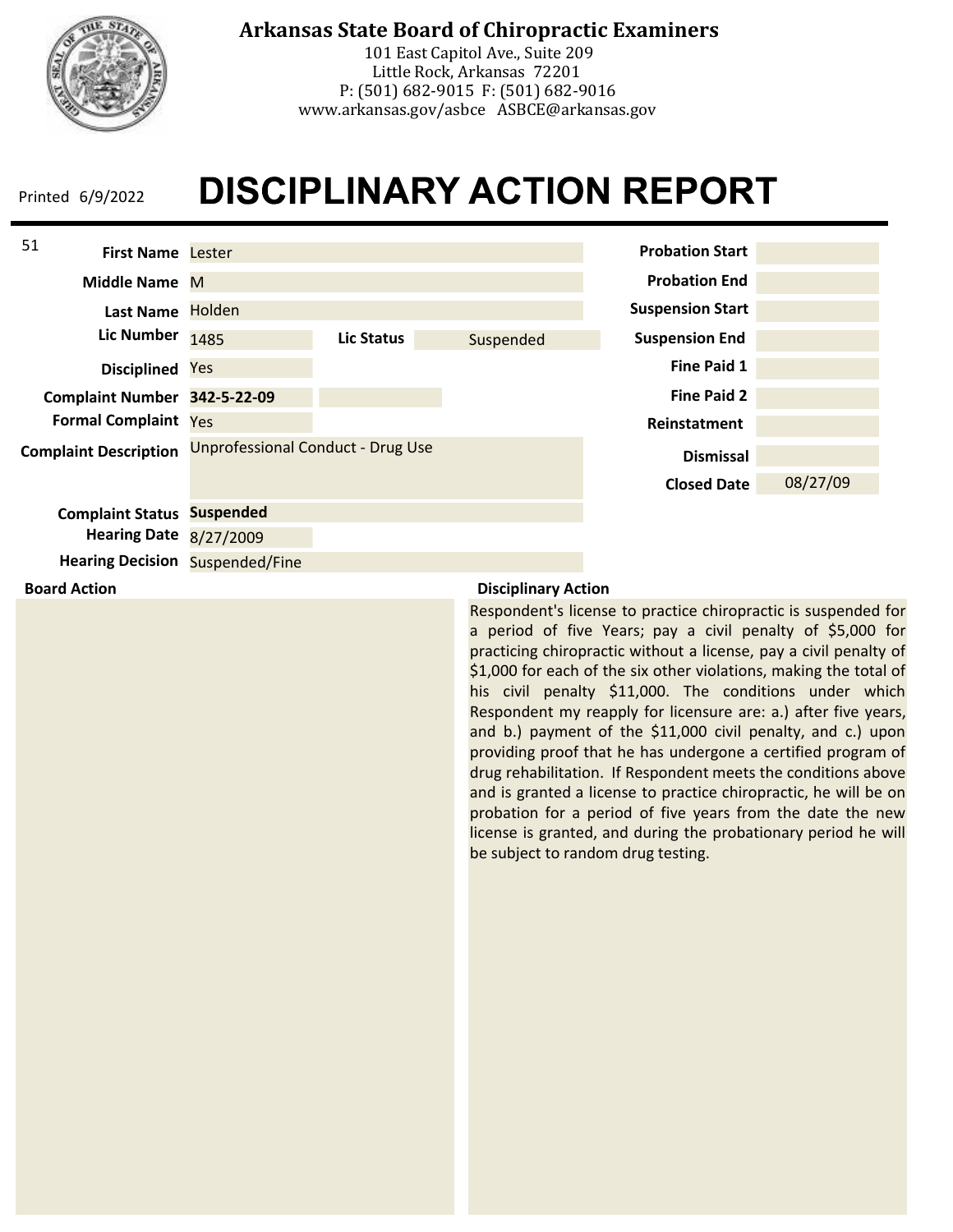**Arkansas State Board of Chiropractic Examiners**
101 East Capitol Ave., Suite 209
Little Rock, Arkansas 72201
P: (501) 682-9015 F: (501) 682-9016
www.arkansas.gov/asbce ASBCE@arkansas.gov

Printed 6/9/2022

# DISCIPLINARY ACTION REPORT

51

| Field | Value |
| --- | --- |
| First Name | Lester |
| Middle Name | M |
| Last Name | Holden |
| Lic Number | 1485 |
| Lic Status | Suspended |
| Disciplined | Yes |
| Complaint Number | 342-5-22-09 |
| Formal Complaint | Yes |
| Complaint Description | Unprofessional Conduct - Drug Use |
| Complaint Status | Suspended |
| Hearing Date | 8/27/2009 |
| Hearing Decision | Suspended/Fine |

| Field | Value |
| --- | --- |
| Probation Start | |
| Probation End | |
| Suspension Start | |
| Suspension End | |
| Fine Paid 1 | |
| Fine Paid 2 | |
| Reinstatment | |
| Dismissal | |
| Closed Date | 08/27/09 |

**Board Action**

**Disciplinary Action**

Respondent's license to practice chiropractic is suspended for a period of five Years; pay a civil penalty of $5,000 for practicing chiropractic without a license, pay a civil penalty of $1,000 for each of the six other violations, making the total of his civil penalty $11,000. The conditions under which Respondent my reapply for licensure are: a.) after five years, and b.) payment of the $11,000 civil penalty, and c.) upon providing proof that he has undergone a certified program of drug rehabilitation. If Respondent meets the conditions above and is granted a license to practice chiropractic, he will be on probation for a period of five years from the date the new license is granted, and during the probationary period he will be subject to random drug testing.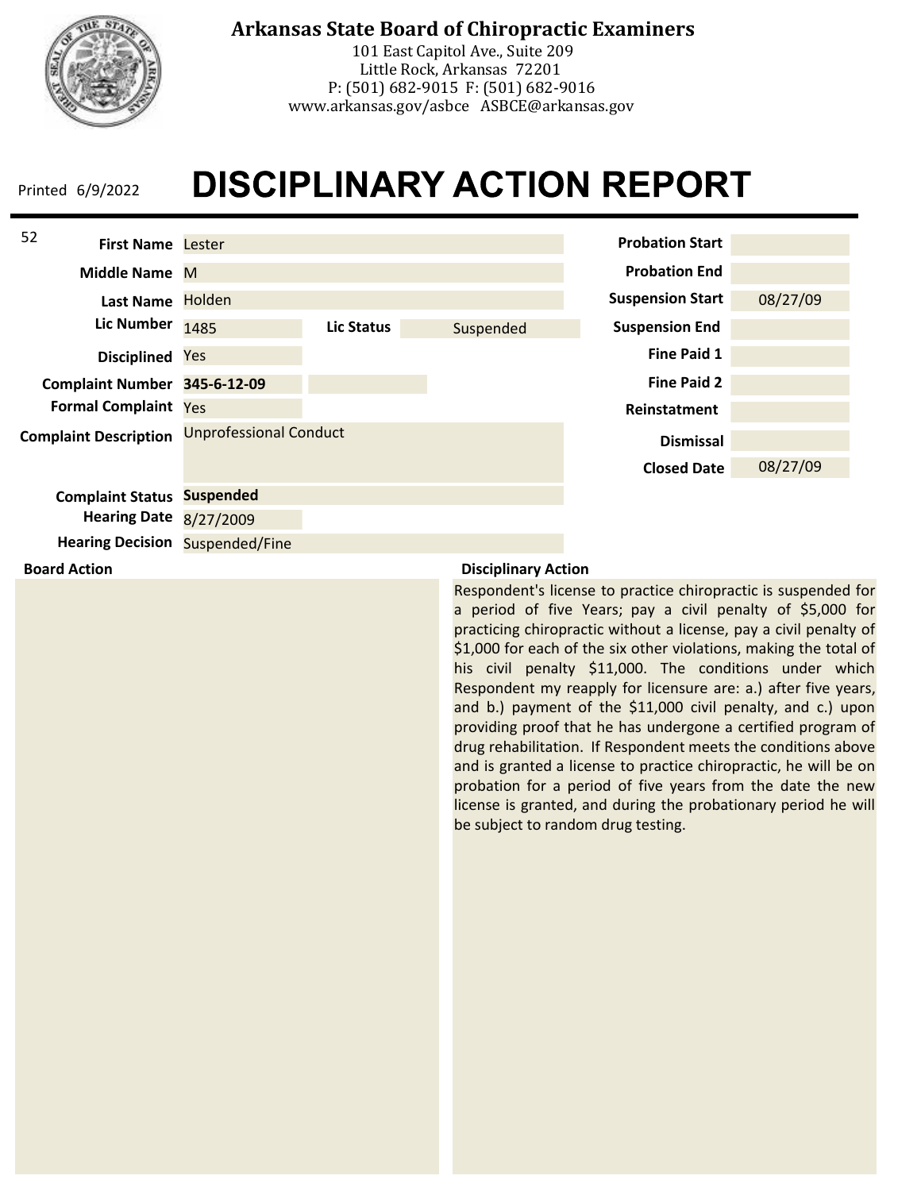**Arkansas State Board of Chiropractic Examiners**
101 East Capitol Ave., Suite 209
Little Rock, Arkansas 72201
P: (501) 682-9015 F: (501) 682-9016
www.arkansas.gov/asbce ASBCE@arkansas.gov

Printed 6/9/2022

# DISCIPLINARY ACTION REPORT

52

| Field | Value |
|---|---|
| First Name | Lester |
| Middle Name | M |
| Last Name | Holden |
| Lic Number | 1485 |
| Lic Status | Suspended |
| Disciplined | Yes |
| Complaint Number | **345-6-12-09** |
| Formal Complaint | Yes |
| Complaint Description | Unprofessional Conduct |
| Complaint Status | **Suspended** |
| Hearing Date | 8/27/2009 |
| Hearing Decision | Suspended/Fine |

| Field | Value |
|---|---|
| Probation Start | |
| Probation End | |
| Suspension Start | 08/27/09 |
| Suspension End | |
| Fine Paid 1 | |
| Fine Paid 2 | |
| Reinstatment | |
| Dismissal | |
| Closed Date | 08/27/09 |

**Board Action**

**Disciplinary Action**

Respondent's license to practice chiropractic is suspended for a period of five Years; pay a civil penalty of $5,000 for practicing chiropractic without a license, pay a civil penalty of $1,000 for each of the six other violations, making the total of his civil penalty $11,000. The conditions under which Respondent my reapply for licensure are: a.) after five years, and b.) payment of the $11,000 civil penalty, and c.) upon providing proof that he has undergone a certified program of drug rehabilitation. If Respondent meets the conditions above and is granted a license to practice chiropractic, he will be on probation for a period of five years from the date the new license is granted, and during the probationary period he will be subject to random drug testing.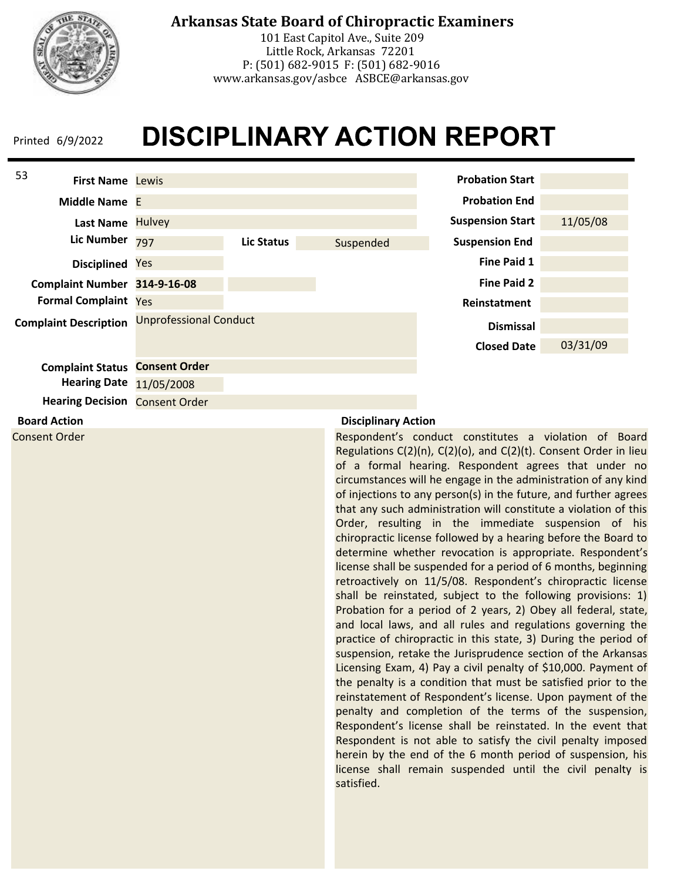# Arkansas State Board of Chiropractic Examiners

101 East Capitol Ave., Suite 209
Little Rock, Arkansas 72201
P: (501) 682-9015 F: (501) 682-9016
www.arkansas.gov/asbce ASBCE@arkansas.gov

Printed 6/9/2022

# DISCIPLINARY ACTION REPORT

53

| Field | Value |
|---|---|
| First Name | Lewis |
| Middle Name | E |
| Last Name | Hulvey |
| Lic Number | 797 |
| Lic Status | Suspended |
| Disciplined | Yes |
| Complaint Number | 314-9-16-08 |
| Formal Complaint | Yes |
| Complaint Description | Unprofessional Conduct |
| Complaint Status | Consent Order |
| Hearing Date | 11/05/2008 |
| Hearing Decision | Consent Order |

| Field | Value |
|---|---|
| Probation Start | |
| Probation End | |
| Suspension Start | 11/05/08 |
| Suspension End | |
| Fine Paid 1 | |
| Fine Paid 2 | |
| Reinstatement | |
| Dismissal | |
| Closed Date | 03/31/09 |

**Board Action**

Consent Order

**Disciplinary Action**

Respondent's conduct constitutes a violation of Board Regulations C(2)(n), C(2)(o), and C(2)(t). Consent Order in lieu of a formal hearing. Respondent agrees that under no circumstances will he engage in the administration of any kind of injections to any person(s) in the future, and further agrees that any such administration will constitute a violation of this Order, resulting in the immediate suspension of his chiropractic license followed by a hearing before the Board to determine whether revocation is appropriate. Respondent's license shall be suspended for a period of 6 months, beginning retroactively on 11/5/08. Respondent's chiropractic license shall be reinstated, subject to the following provisions: 1) Probation for a period of 2 years, 2) Obey all federal, state, and local laws, and all rules and regulations governing the practice of chiropractic in this state, 3) During the period of suspension, retake the Jurisprudence section of the Arkansas Licensing Exam, 4) Pay a civil penalty of $10,000. Payment of the penalty is a condition that must be satisfied prior to the reinstatement of Respondent's license. Upon payment of the penalty and completion of the terms of the suspension, Respondent's license shall be reinstated. In the event that Respondent is not able to satisfy the civil penalty imposed herein by the end of the 6 month period of suspension, his license shall remain suspended until the civil penalty is satisfied.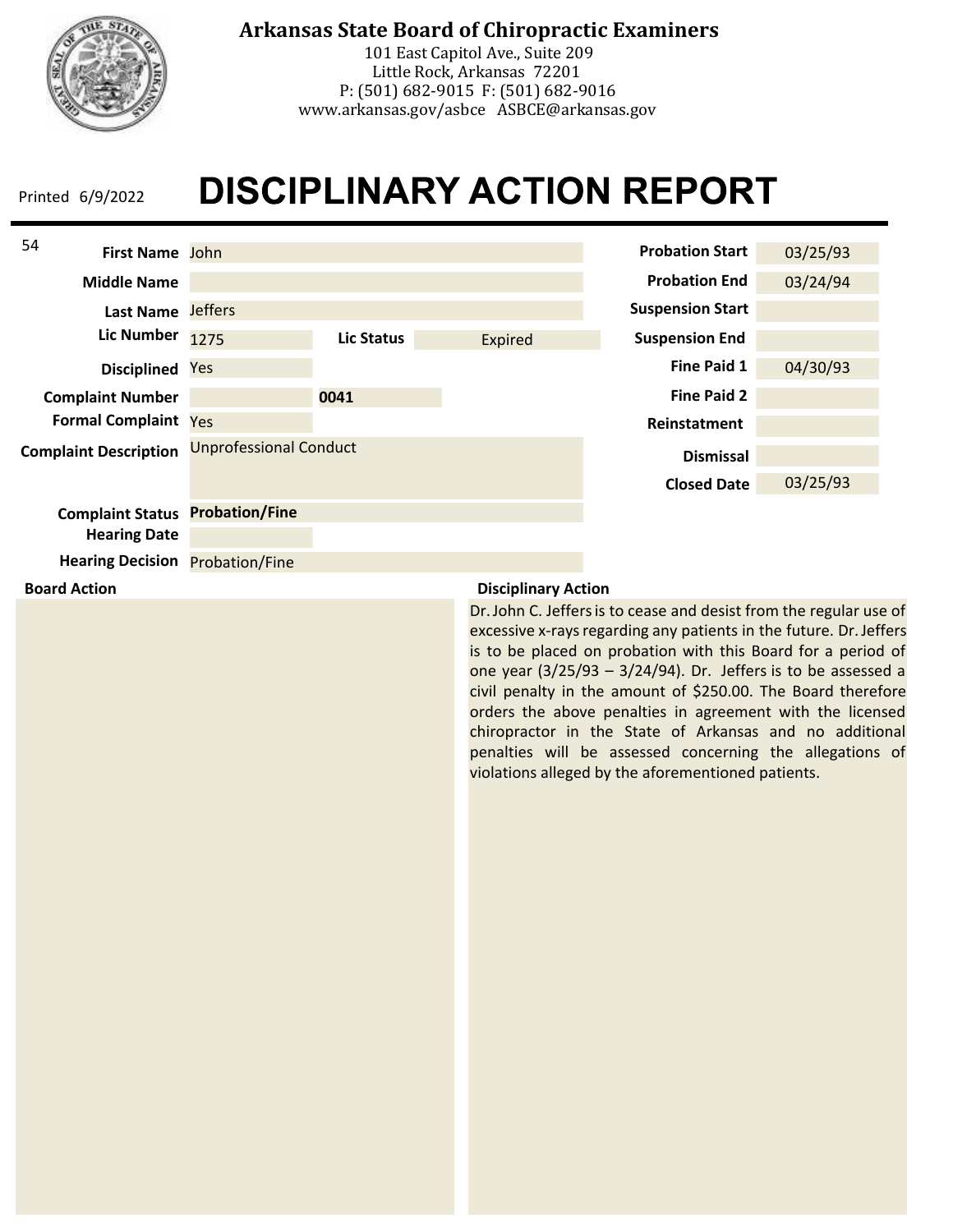# Arkansas State Board of Chiropractic Examiners

101 East Capitol Ave., Suite 209
Little Rock, Arkansas 72201
P: (501) 682-9015 F: (501) 682-9016
www.arkansas.gov/asbce ASBCE@arkansas.gov

Printed 6/9/2022

# DISCIPLINARY ACTION REPORT

54

| Field | Value |
|---|---|
| First Name | John |
| Middle Name | |
| Last Name | Jeffers |
| Lic Number | 1275 |
| Lic Status | Expired |
| Disciplined | Yes |
| Complaint Number | 0041 |
| Formal Complaint | Yes |
| Complaint Description | Unprofessional Conduct |
| Complaint Status | **Probation/Fine** |
| Hearing Date | |
| Hearing Decision | Probation/Fine |

| Field | Value |
|---|---|
| Probation Start | 03/25/93 |
| Probation End | 03/24/94 |
| Suspension Start | |
| Suspension End | |
| Fine Paid 1 | 04/30/93 |
| Fine Paid 2 | |
| Reinstatment | |
| Dismissal | |
| Closed Date | 03/25/93 |

**Board Action**

**Disciplinary Action**

Dr. John C. Jeffers is to cease and desist from the regular use of excessive x-rays regarding any patients in the future. Dr. Jeffers is to be placed on probation with this Board for a period of one year (3/25/93 – 3/24/94). Dr. Jeffers is to be assessed a civil penalty in the amount of $250.00. The Board therefore orders the above penalties in agreement with the licensed chiropractor in the State of Arkansas and no additional penalties will be assessed concerning the allegations of violations alleged by the aforementioned patients.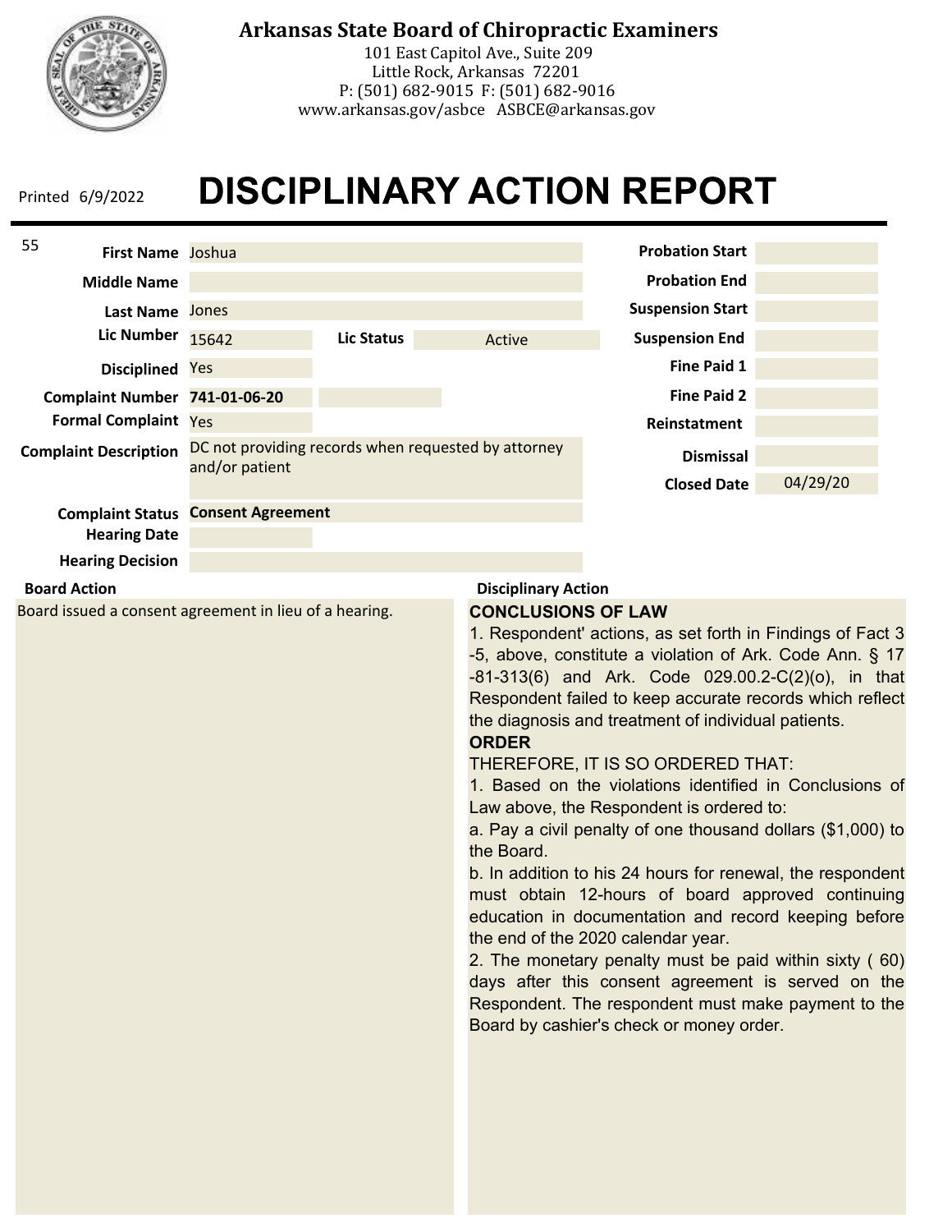**Arkansas State Board of Chiropractic Examiners**
101 East Capitol Ave., Suite 209
Little Rock, Arkansas 72201
P: (501) 682-9015 F: (501) 682-9016
www.arkansas.gov/asbce ASBCE@arkansas.gov

Printed 6/9/2022

# DISCIPLINARY ACTION REPORT

| Field | Value |
|---|---|
| First Name | Joshua |
| Middle Name | |
| Last Name | Jones |
| Lic Number | 15642 |
| Lic Status | Active |
| Disciplined | Yes |
| Complaint Number | 741-01-06-20 |
| Formal Complaint | Yes |
| Complaint Description | DC not providing records when requested by attorney and/or patient |
| Complaint Status | **Consent Agreement** |
| Hearing Date | |
| Hearing Decision | |

| Field | Value |
|---|---|
| Probation Start | |
| Probation End | |
| Suspension Start | |
| Suspension End | |
| Fine Paid 1 | |
| Fine Paid 2 | |
| Reinstatement | |
| Dismissal | |
| Closed Date | 04/29/20 |

**Board Action**

Board issued a consent agreement in lieu of a hearing.

**Disciplinary Action**

**CONCLUSIONS OF LAW**

1. Respondent' actions, as set forth in Findings of Fact 3 -5, above, constitute a violation of Ark. Code Ann. § 17 -81-313(6) and Ark. Code 029.00.2-C(2)(o), in that Respondent failed to keep accurate records which reflect the diagnosis and treatment of individual patients.

**ORDER**

THEREFORE, IT IS SO ORDERED THAT:

1. Based on the violations identified in Conclusions of Law above, the Respondent is ordered to:

a. Pay a civil penalty of one thousand dollars ($1,000) to the Board.

b. In addition to his 24 hours for renewal, the respondent must obtain 12-hours of board approved continuing education in documentation and record keeping before the end of the 2020 calendar year.

2. The monetary penalty must be paid within sixty ( 60) days after this consent agreement is served on the Respondent. The respondent must make payment to the Board by cashier's check or money order.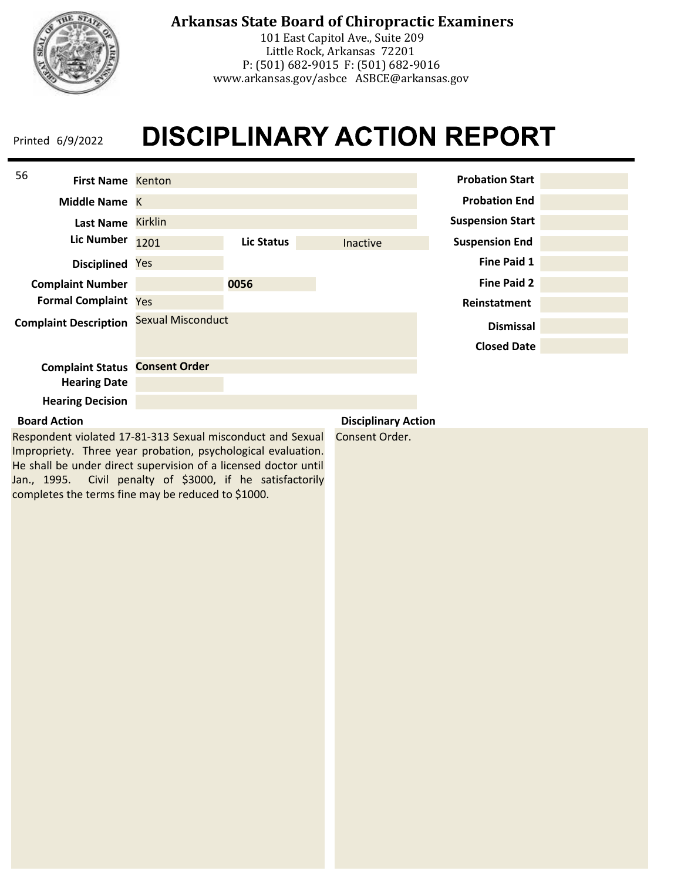# Arkansas State Board of Chiropractic Examiners

101 East Capitol Ave., Suite 209
Little Rock, Arkansas 72201
P: (501) 682-9015 F: (501) 682-9016
www.arkansas.gov/asbce ASBCE@arkansas.gov

Printed 6/9/2022

# DISCIPLINARY ACTION REPORT

56

| Field | Value |
|---|---|
| First Name | Kenton |
| Middle Name | K |
| Last Name | Kirklin |
| Lic Number | 1201 |
| Lic Status | Inactive |
| Disciplined | Yes |
| Complaint Number | 0056 |
| Formal Complaint | Yes |
| Complaint Description | Sexual Misconduct |
| Complaint Status | **Consent Order** |
| Hearing Date | |
| Hearing Decision | |

| Field | Value |
|---|---|
| Probation Start | |
| Probation End | |
| Suspension Start | |
| Suspension End | |
| Fine Paid 1 | |
| Fine Paid 2 | |
| Reinstatement | |
| Dismissal | |
| Closed Date | |

**Board Action**

Respondent violated 17-81-313 Sexual misconduct and Sexual Impropriety. Three year probation, psychological evaluation. He shall be under direct supervision of a licensed doctor until Jan., 1995. Civil penalty of $3000, if he satisfactorily completes the terms fine may be reduced to $1000.

**Disciplinary Action**

Consent Order.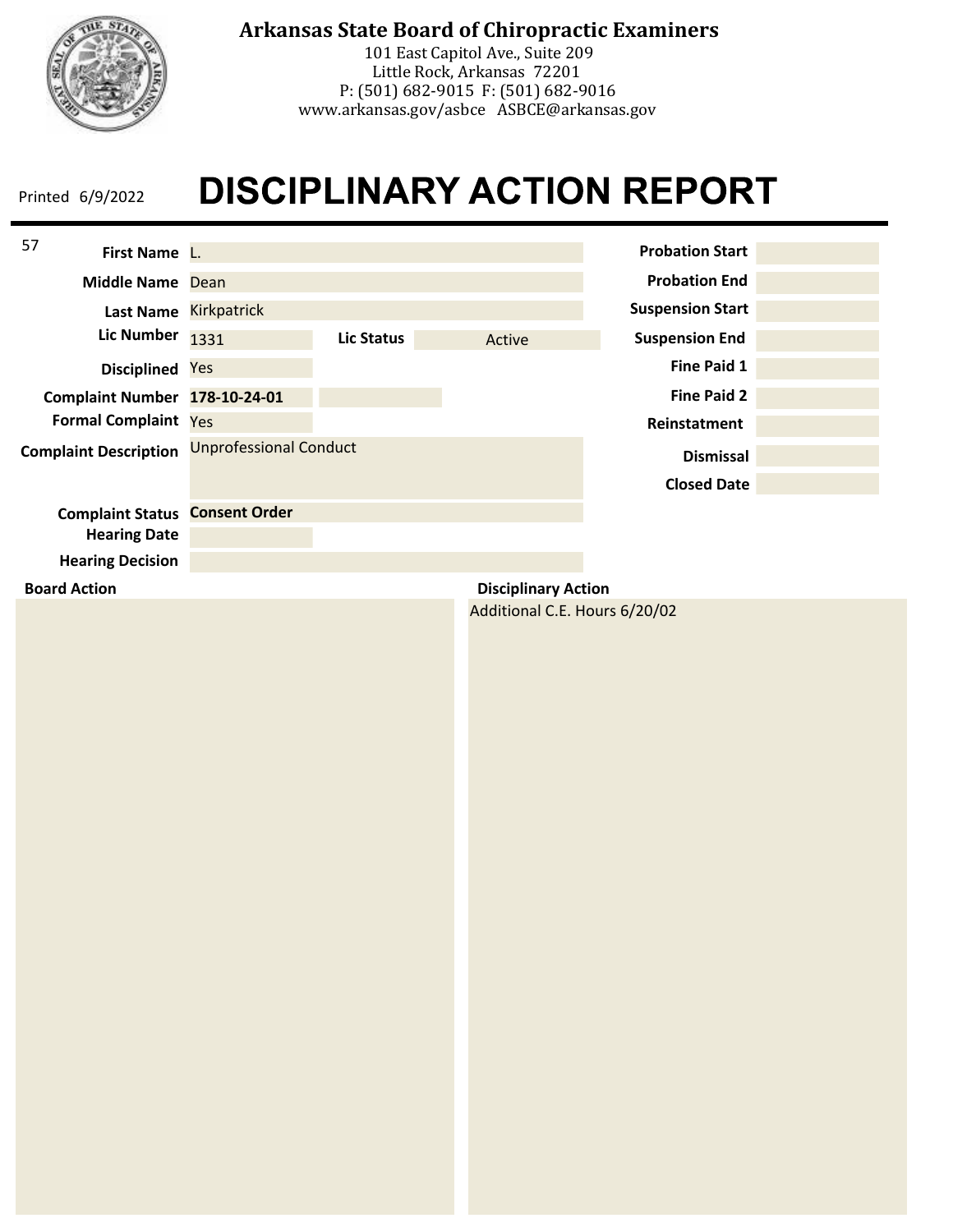**Arkansas State Board of Chiropractic Examiners**
101 East Capitol Ave., Suite 209
Little Rock, Arkansas 72201
P: (501) 682-9015 F: (501) 682-9016
www.arkansas.gov/asbce ASBCE@arkansas.gov

Printed 6/9/2022

# DISCIPLINARY ACTION REPORT

57

| Field | Value |
|---|---|
| First Name | L. |
| Middle Name | Dean |
| Last Name | Kirkpatrick |
| Lic Number | 1331 |
| Lic Status | Active |
| Disciplined | Yes |
| Complaint Number | **178-10-24-01** |
| Formal Complaint | Yes |
| Complaint Description | Unprofessional Conduct |
| Complaint Status | **Consent Order** |
| Hearing Date | |
| Hearing Decision | |
| Probation Start | |
| Probation End | |
| Suspension Start | |
| Suspension End | |
| Fine Paid 1 | |
| Fine Paid 2 | |
| Reinstatement | |
| Dismissal | |
| Closed Date | |

**Board Action**

**Disciplinary Action**

Additional C.E. Hours 6/20/02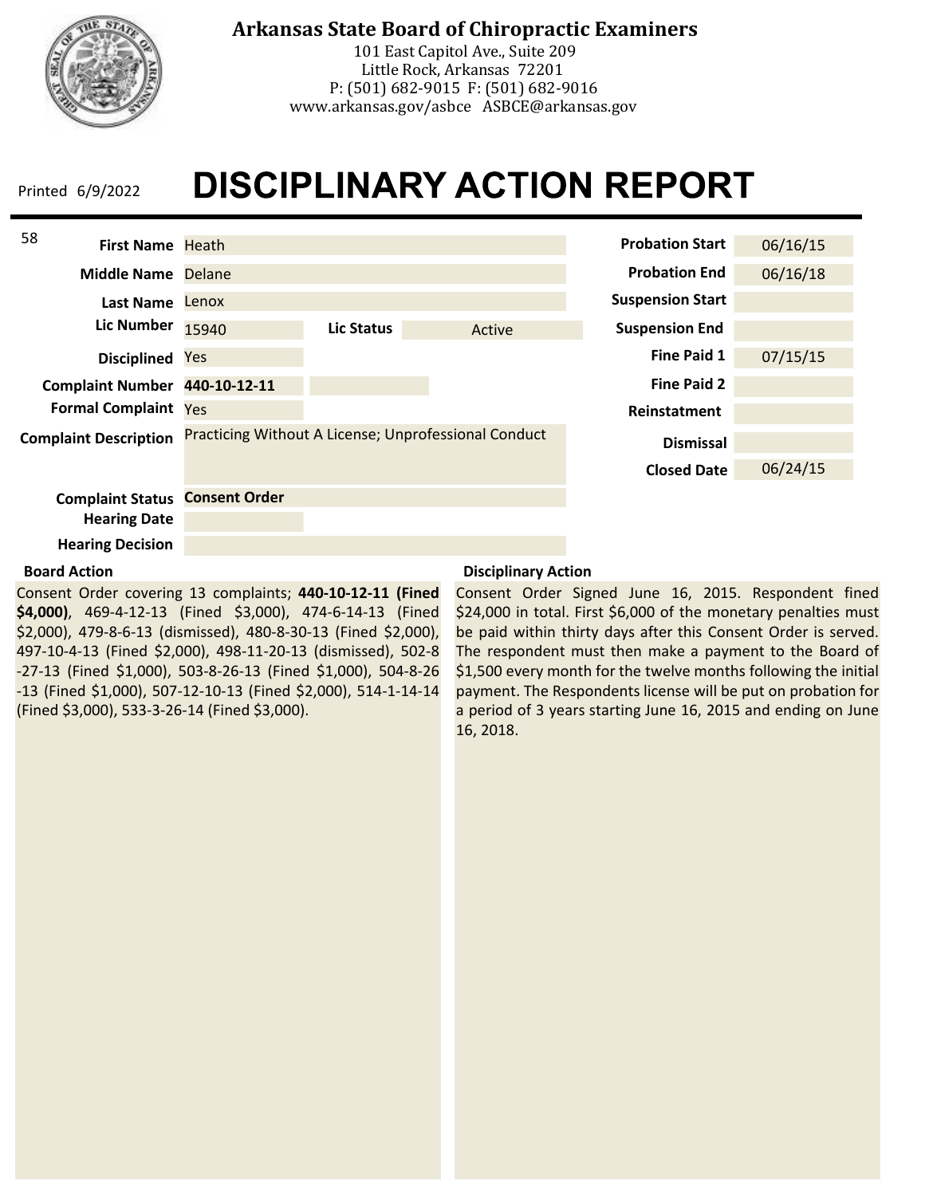**Arkansas State Board of Chiropractic Examiners**
101 East Capitol Ave., Suite 209
Little Rock, Arkansas 72201
P: (501) 682-9015 F: (501) 682-9016
www.arkansas.gov/asbce ASBCE@arkansas.gov

Printed 6/9/2022

# DISCIPLINARY ACTION REPORT

58

| Field | Value |
| --- | --- |
| First Name | Heath |
| Middle Name | Delane |
| Last Name | Lenox |
| Lic Number | 15940 |
| Lic Status | Active |
| Disciplined | Yes |
| Complaint Number | **440-10-12-11** |
| Formal Complaint | Yes |
| Complaint Description | Practicing Without A License; Unprofessional Conduct |
| Complaint Status | **Consent Order** |
| Hearing Date | |
| Hearing Decision | |

| Field | Value |
| --- | --- |
| Probation Start | 06/16/15 |
| Probation End | 06/16/18 |
| Suspension Start | |
| Suspension End | |
| Fine Paid 1 | 07/15/15 |
| Fine Paid 2 | |
| Reinstatement | |
| Dismissal | |
| Closed Date | 06/24/15 |

**Board Action**

Consent Order covering 13 complaints; **440-10-12-11 (Fined $4,000)**, 469-4-12-13 (Fined $3,000), 474-6-14-13 (Fined $2,000), 479-8-6-13 (dismissed), 480-8-30-13 (Fined $2,000), 497-10-4-13 (Fined $2,000), 498-11-20-13 (dismissed), 502-8-27-13 (Fined $1,000), 503-8-26-13 (Fined $1,000), 504-8-26-13 (Fined $1,000), 507-12-10-13 (Fined $2,000), 514-1-14-14 (Fined $3,000), 533-3-26-14 (Fined $3,000).

**Disciplinary Action**

Consent Order Signed June 16, 2015. Respondent fined $24,000 in total. First $6,000 of the monetary penalties must be paid within thirty days after this Consent Order is served. The respondent must then make a payment to the Board of $1,500 every month for the twelve months following the initial payment. The Respondents license will be put on probation for a period of 3 years starting June 16, 2015 and ending on June 16, 2018.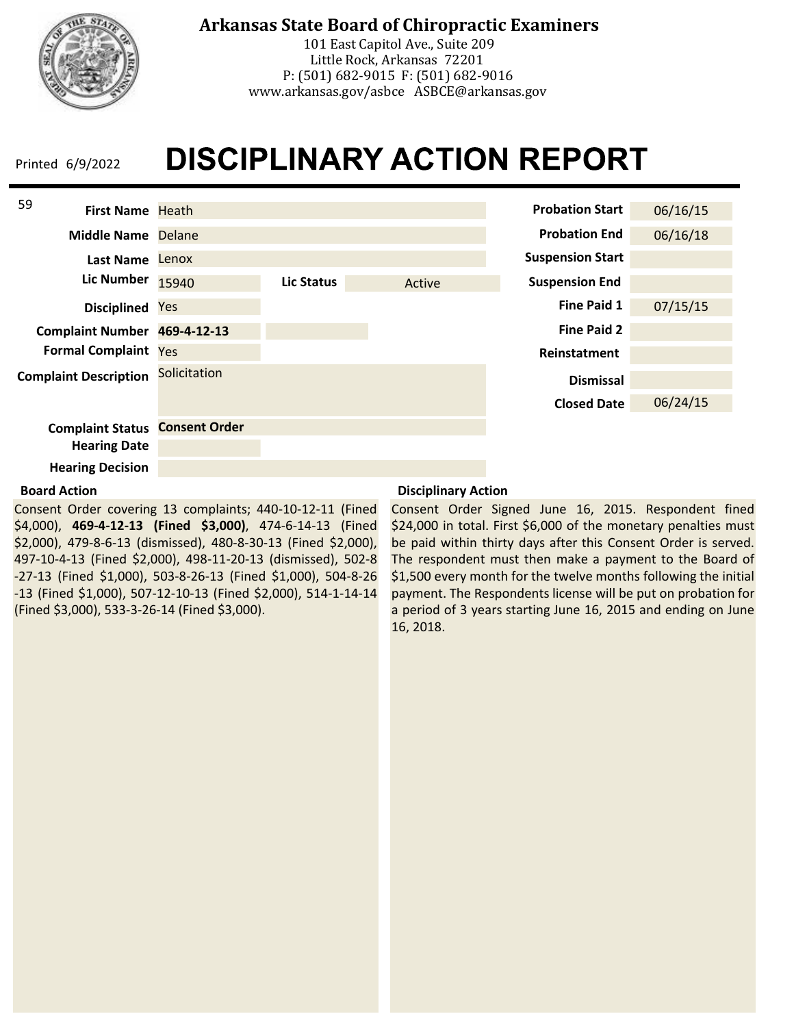**Arkansas State Board of Chiropractic Examiners**
101 East Capitol Ave., Suite 209
Little Rock, Arkansas 72201
P: (501) 682-9015 F: (501) 682-9016
www.arkansas.gov/asbce ASBCE@arkansas.gov

Printed 6/9/2022

# DISCIPLINARY ACTION REPORT

59

| Field | Value |
|---|---|
| First Name | Heath |
| Middle Name | Delane |
| Last Name | Lenox |
| Lic Number | 15940 |
| Lic Status | Active |
| Disciplined | Yes |
| Complaint Number | **469-4-12-13** |
| Formal Complaint | Yes |
| Complaint Description | Solicitation |
| Complaint Status | **Consent Order** |
| Hearing Date | |
| Hearing Decision | |

| Field | Value |
|---|---|
| Probation Start | 06/16/15 |
| Probation End | 06/16/18 |
| Suspension Start | |
| Suspension End | |
| Fine Paid 1 | 07/15/15 |
| Fine Paid 2 | |
| Reinstatement | |
| Dismissal | |
| Closed Date | 06/24/15 |

**Board Action**

Consent Order covering 13 complaints; 440-10-12-11 (Fined $4,000), **469-4-12-13 (Fined $3,000)**, 474-6-14-13 (Fined $2,000), 479-8-6-13 (dismissed), 480-8-30-13 (Fined $2,000), 497-10-4-13 (Fined $2,000), 498-11-20-13 (dismissed), 502-8-27-13 (Fined $1,000), 503-8-26-13 (Fined $1,000), 504-8-26-13 (Fined $1,000), 507-12-10-13 (Fined $2,000), 514-1-14-14 (Fined $3,000), 533-3-26-14 (Fined $3,000).

**Disciplinary Action**

Consent Order Signed June 16, 2015. Respondent fined $24,000 in total. First $6,000 of the monetary penalties must be paid within thirty days after this Consent Order is served. The respondent must then make a payment to the Board of $1,500 every month for the twelve months following the initial payment. The Respondents license will be put on probation for a period of 3 years starting June 16, 2015 and ending on June 16, 2018.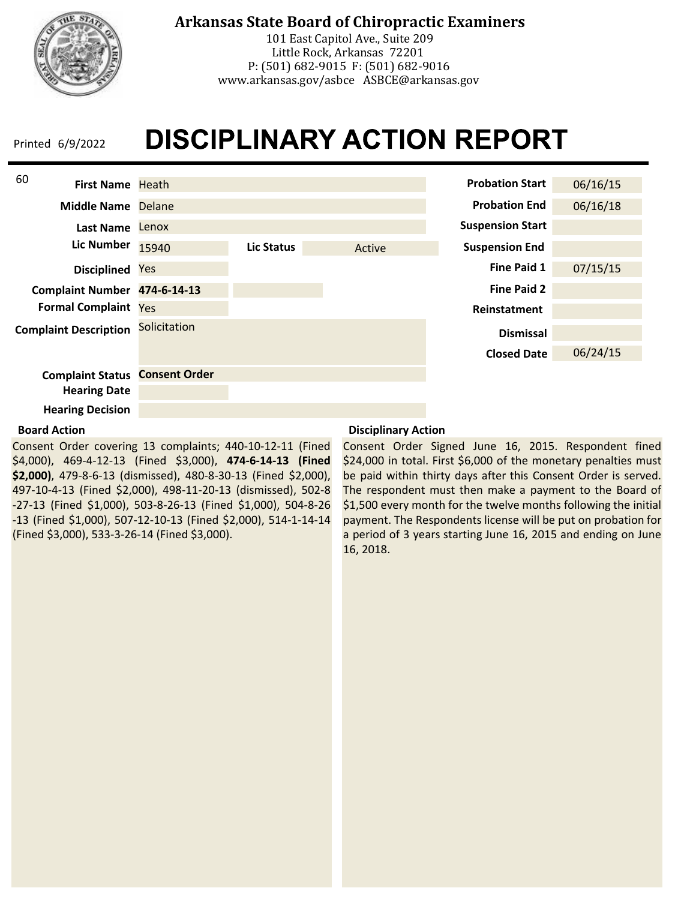# Arkansas State Board of Chiropractic Examiners

101 East Capitol Ave., Suite 209
Little Rock, Arkansas 72201
P: (501) 682-9015 F: (501) 682-9016
www.arkansas.gov/asbce ASBCE@arkansas.gov

Printed 6/9/2022

# DISCIPLINARY ACTION REPORT

60

| Field | Value |
|---|---|
| First Name | Heath |
| Middle Name | Delane |
| Last Name | Lenox |
| Lic Number | 15940 |
| Lic Status | Active |
| Disciplined | Yes |
| Complaint Number | **474-6-14-13** |
| Formal Complaint | Yes |
| Complaint Description | Solicitation |
| Complaint Status | **Consent Order** |
| Hearing Date | |
| Hearing Decision | |

| Field | Value |
|---|---|
| Probation Start | 06/16/15 |
| Probation End | 06/16/18 |
| Suspension Start | |
| Suspension End | |
| Fine Paid 1 | 07/15/15 |
| Fine Paid 2 | |
| Reinstatement | |
| Dismissal | |
| Closed Date | 06/24/15 |

**Board Action**

Consent Order covering 13 complaints; 440-10-12-11 (Fined $4,000), 469-4-12-13 (Fined $3,000), **474-6-14-13 (Fined $2,000)**, 479-8-6-13 (dismissed), 480-8-30-13 (Fined $2,000), 497-10-4-13 (Fined $2,000), 498-11-20-13 (dismissed), 502-8-27-13 (Fined $1,000), 503-8-26-13 (Fined $1,000), 504-8-26-13 (Fined $1,000), 507-12-10-13 (Fined $2,000), 514-1-14-14 (Fined $3,000), 533-3-26-14 (Fined $3,000).

**Disciplinary Action**

Consent Order Signed June 16, 2015. Respondent fined $24,000 in total. First $6,000 of the monetary penalties must be paid within thirty days after this Consent Order is served. The respondent must then make a payment to the Board of $1,500 every month for the twelve months following the initial payment. The Respondents license will be put on probation for a period of 3 years starting June 16, 2015 and ending on June 16, 2018.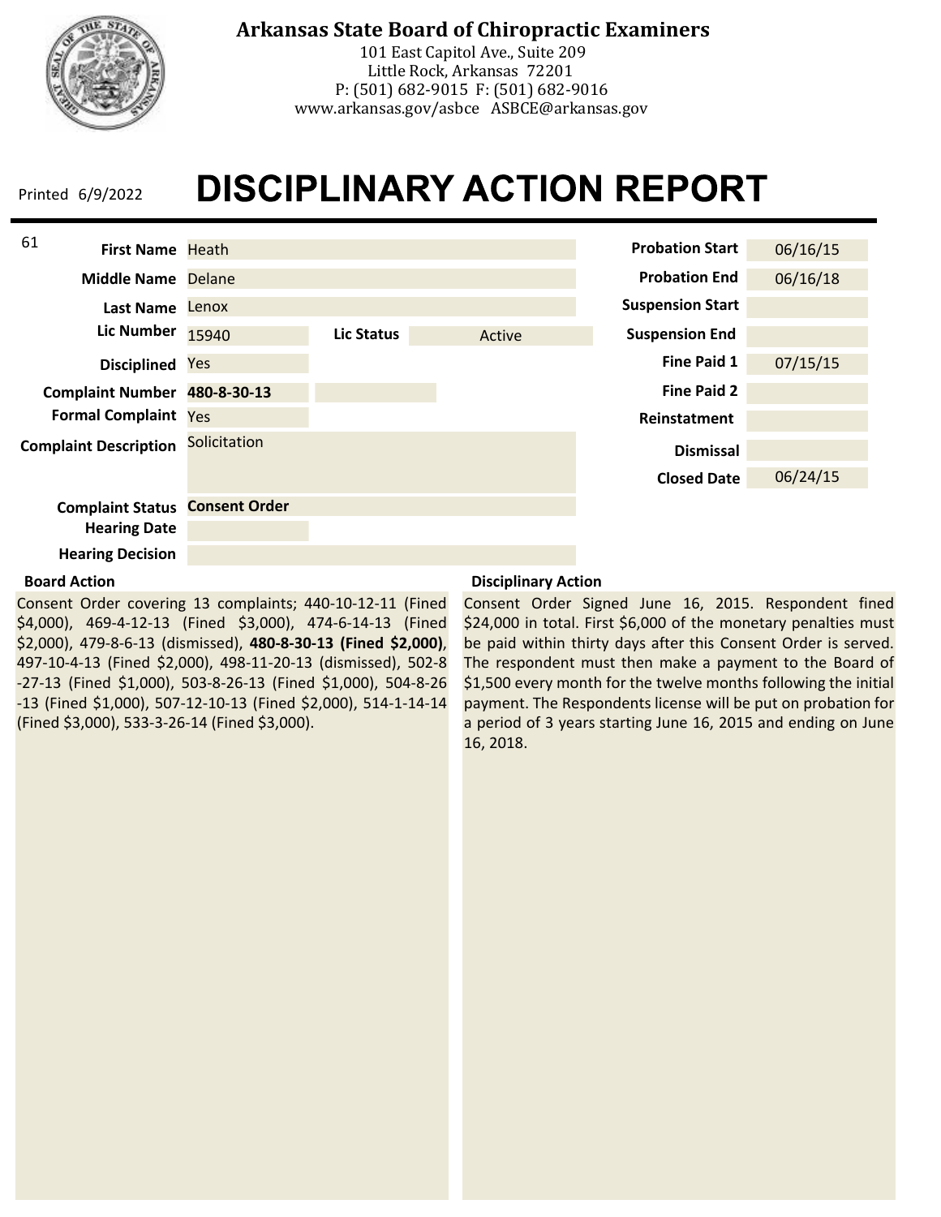**Arkansas State Board of Chiropractic Examiners**
101 East Capitol Ave., Suite 209
Little Rock, Arkansas 72201
P: (501) 682-9015 F: (501) 682-9016
www.arkansas.gov/asbce ASBCE@arkansas.gov

Printed 6/9/2022

# DISCIPLINARY ACTION REPORT

61

| Field | Value |
|---|---|
| First Name | Heath |
| Middle Name | Delane |
| Last Name | Lenox |
| Lic Number | 15940 |
| Lic Status | Active |
| Disciplined | Yes |
| Complaint Number | **480-8-30-13** |
| Formal Complaint | Yes |
| Complaint Description | Solicitation |
| Complaint Status | **Consent Order** |
| Hearing Date | |
| Hearing Decision | |

| Field | Value |
|---|---|
| Probation Start | 06/16/15 |
| Probation End | 06/16/18 |
| Suspension Start | |
| Suspension End | |
| Fine Paid 1 | 07/15/15 |
| Fine Paid 2 | |
| Reinstatement | |
| Dismissal | |
| Closed Date | 06/24/15 |

**Board Action**

Consent Order covering 13 complaints; 440-10-12-11 (Fined $4,000), 469-4-12-13 (Fined $3,000), 474-6-14-13 (Fined $2,000), 479-8-6-13 (dismissed), **480-8-30-13 (Fined $2,000)**, 497-10-4-13 (Fined $2,000), 498-11-20-13 (dismissed), 502-8-27-13 (Fined $1,000), 503-8-26-13 (Fined $1,000), 504-8-26-13 (Fined $1,000), 507-12-10-13 (Fined $2,000), 514-1-14-14 (Fined $3,000), 533-3-26-14 (Fined $3,000).

**Disciplinary Action**

Consent Order Signed June 16, 2015. Respondent fined $24,000 in total. First $6,000 of the monetary penalties must be paid within thirty days after this Consent Order is served. The respondent must then make a payment to the Board of $1,500 every month for the twelve months following the initial payment. The Respondents license will be put on probation for a period of 3 years starting June 16, 2015 and ending on June 16, 2018.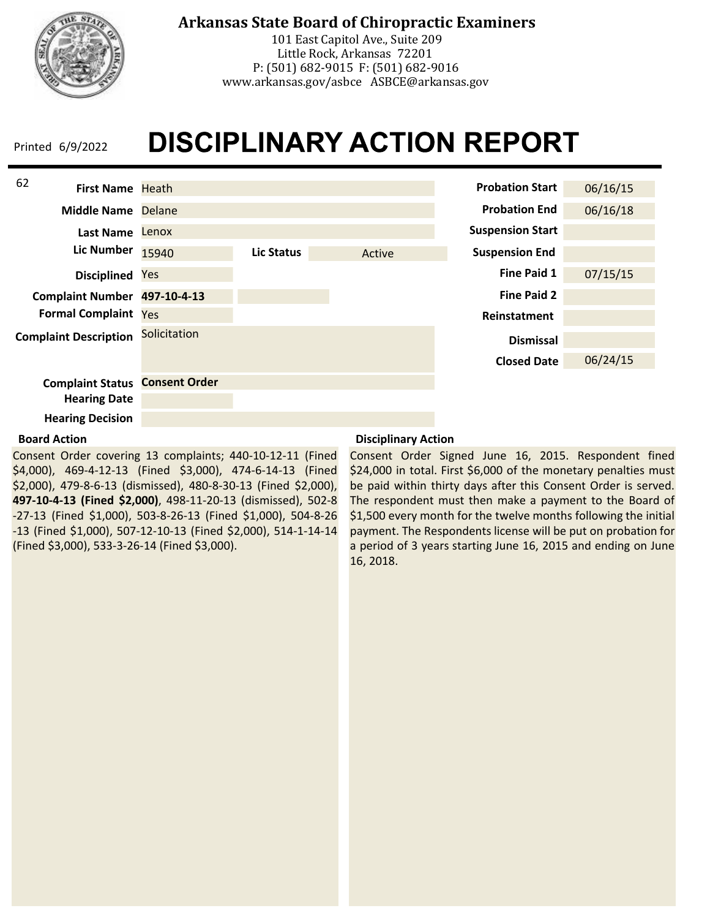**Arkansas State Board of Chiropractic Examiners**
101 East Capitol Ave., Suite 209
Little Rock, Arkansas 72201
P: (501) 682-9015 F: (501) 682-9016
www.arkansas.gov/asbce ASBCE@arkansas.gov

Printed 6/9/2022

# DISCIPLINARY ACTION REPORT

62

| Field | Value |
| --- | --- |
| First Name | Heath |
| Middle Name | Delane |
| Last Name | Lenox |
| Lic Number | 15940 |
| Lic Status | Active |
| Disciplined | Yes |
| Complaint Number | **497-10-4-13** |
| Formal Complaint | Yes |
| Complaint Description | Solicitation |
| Complaint Status | **Consent Order** |
| Hearing Date | |
| Hearing Decision | |

| Field | Value |
| --- | --- |
| Probation Start | 06/16/15 |
| Probation End | 06/16/18 |
| Suspension Start | |
| Suspension End | |
| Fine Paid 1 | 07/15/15 |
| Fine Paid 2 | |
| Reinstatement | |
| Dismissal | |
| Closed Date | 06/24/15 |

**Board Action**

Consent Order covering 13 complaints; 440-10-12-11 (Fined $4,000), 469-4-12-13 (Fined $3,000), 474-6-14-13 (Fined $2,000), 479-8-6-13 (dismissed), 480-8-30-13 (Fined $2,000), **497-10-4-13 (Fined $2,000)**, 498-11-20-13 (dismissed), 502-8-27-13 (Fined $1,000), 503-8-26-13 (Fined $1,000), 504-8-26-13 (Fined $1,000), 507-12-10-13 (Fined $2,000), 514-1-14-14 (Fined $3,000), 533-3-26-14 (Fined $3,000).

**Disciplinary Action**

Consent Order Signed June 16, 2015. Respondent fined $24,000 in total. First $6,000 of the monetary penalties must be paid within thirty days after this Consent Order is served. The respondent must then make a payment to the Board of $1,500 every month for the twelve months following the initial payment. The Respondents license will be put on probation for a period of 3 years starting June 16, 2015 and ending on June 16, 2018.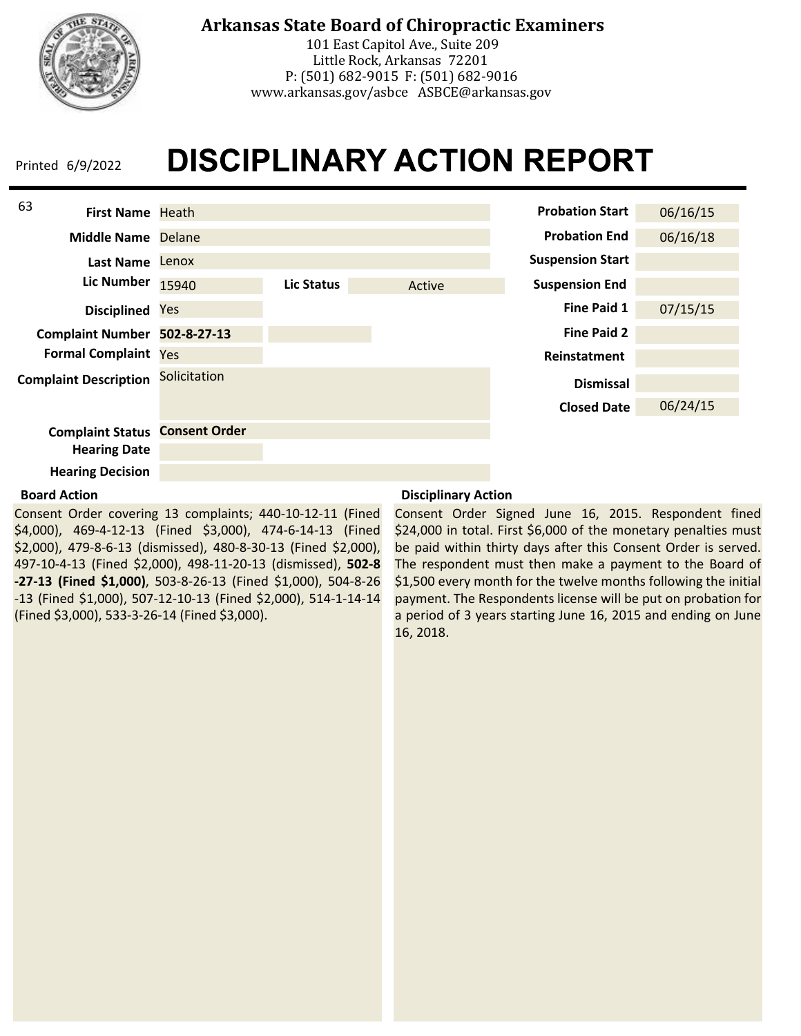**Arkansas State Board of Chiropractic Examiners**
101 East Capitol Ave., Suite 209
Little Rock, Arkansas 72201
P: (501) 682-9015 F: (501) 682-9016
www.arkansas.gov/asbce ASBCE@arkansas.gov

Printed 6/9/2022

# DISCIPLINARY ACTION REPORT

63

| Field | Value |
|---|---|
| First Name | Heath |
| Middle Name | Delane |
| Last Name | Lenox |
| Lic Number | 15940 |
| Lic Status | Active |
| Disciplined | Yes |
| Complaint Number | **502-8-27-13** |
| Formal Complaint | Yes |
| Complaint Description | Solicitation |
| Complaint Status | **Consent Order** |
| Hearing Date | |
| Hearing Decision | |

| Field | Value |
|---|---|
| Probation Start | 06/16/15 |
| Probation End | 06/16/18 |
| Suspension Start | |
| Suspension End | |
| Fine Paid 1 | 07/15/15 |
| Fine Paid 2 | |
| Reinstatement | |
| Dismissal | |
| Closed Date | 06/24/15 |

**Board Action**

Consent Order covering 13 complaints; 440-10-12-11 (Fined $4,000), 469-4-12-13 (Fined $3,000), 474-6-14-13 (Fined $2,000), 479-8-6-13 (dismissed), 480-8-30-13 (Fined $2,000), 497-10-4-13 (Fined $2,000), 498-11-20-13 (dismissed), **502-8-27-13 (Fined $1,000)**, 503-8-26-13 (Fined $1,000), 504-8-26-13 (Fined $1,000), 507-12-10-13 (Fined $2,000), 514-1-14-14 (Fined $3,000), 533-3-26-14 (Fined $3,000).

**Disciplinary Action**

Consent Order Signed June 16, 2015. Respondent fined $24,000 in total. First $6,000 of the monetary penalties must be paid within thirty days after this Consent Order is served. The respondent must then make a payment to the Board of $1,500 every month for the twelve months following the initial payment. The Respondents license will be put on probation for a period of 3 years starting June 16, 2015 and ending on June 16, 2018.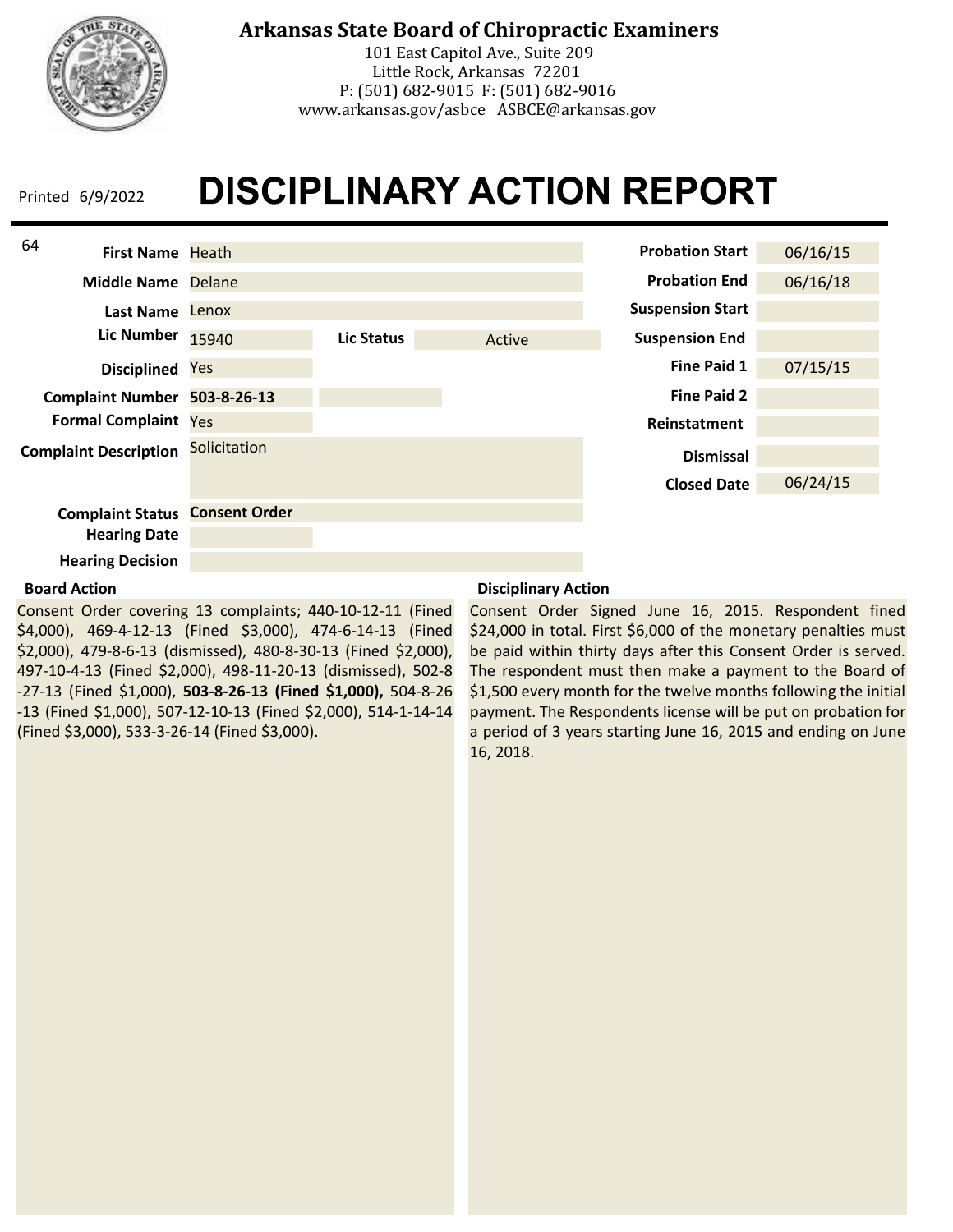**Arkansas State Board of Chiropractic Examiners**
101 East Capitol Ave., Suite 209
Little Rock, Arkansas 72201
P: (501) 682-9015 F: (501) 682-9016
www.arkansas.gov/asbce ASBCE@arkansas.gov

Printed 6/9/2022

# DISCIPLINARY ACTION REPORT

64

| Field | Value |
|---|---|
| First Name | Heath |
| Middle Name | Delane |
| Last Name | Lenox |
| Lic Number | 15940 |
| Lic Status | Active |
| Disciplined | Yes |
| Complaint Number | **503-8-26-13** |
| Formal Complaint | Yes |
| Complaint Description | Solicitation |
| Complaint Status | **Consent Order** |
| Hearing Date | |
| Hearing Decision | |

| Field | Value |
|---|---|
| Probation Start | 06/16/15 |
| Probation End | 06/16/18 |
| Suspension Start | |
| Suspension End | |
| Fine Paid 1 | 07/15/15 |
| Fine Paid 2 | |
| Reinstatement | |
| Dismissal | |
| Closed Date | 06/24/15 |

**Board Action**

Consent Order covering 13 complaints; 440-10-12-11 (Fined $4,000), 469-4-12-13 (Fined $3,000), 474-6-14-13 (Fined $2,000), 479-8-6-13 (dismissed), 480-8-30-13 (Fined $2,000), 497-10-4-13 (Fined $2,000), 498-11-20-13 (dismissed), 502-8-27-13 (Fined $1,000), **503-8-26-13 (Fined $1,000),** 504-8-26-13 (Fined $1,000), 507-12-10-13 (Fined $2,000), 514-1-14-14 (Fined $3,000), 533-3-26-14 (Fined $3,000).

**Disciplinary Action**

Consent Order Signed June 16, 2015. Respondent fined $24,000 in total. First $6,000 of the monetary penalties must be paid within thirty days after this Consent Order is served. The respondent must then make a payment to the Board of $1,500 every month for the twelve months following the initial payment. The Respondents license will be put on probation for a period of 3 years starting June 16, 2015 and ending on June 16, 2018.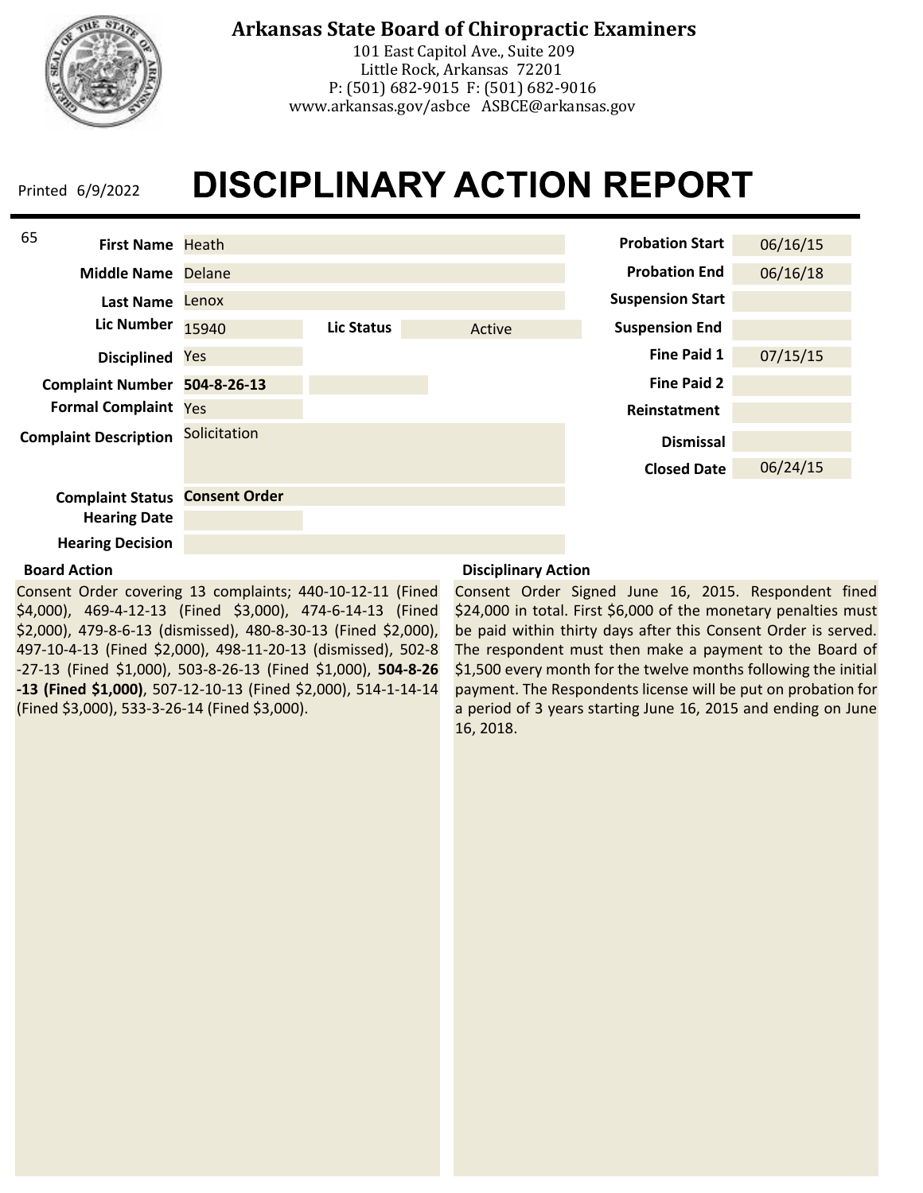# Arkansas State Board of Chiropractic Examiners

101 East Capitol Ave., Suite 209
Little Rock, Arkansas 72201
P: (501) 682-9015 F: (501) 682-9016
www.arkansas.gov/asbce ASBCE@arkansas.gov

Printed 6/9/2022

## DISCIPLINARY ACTION REPORT

65

| Field | Value |
|---|---|
| First Name | Heath |
| Middle Name | Delane |
| Last Name | Lenox |
| Lic Number | 15940 |
| Lic Status | Active |
| Disciplined | Yes |
| Complaint Number | **504-8-26-13** |
| Formal Complaint | Yes |
| Complaint Description | Solicitation |
| Complaint Status | **Consent Order** |
| Hearing Date | |
| Hearing Decision | |

| Field | Value |
|---|---|
| Probation Start | 06/16/15 |
| Probation End | 06/16/18 |
| Suspension Start | |
| Suspension End | |
| Fine Paid 1 | 07/15/15 |
| Fine Paid 2 | |
| Reinstatement | |
| Dismissal | |
| Closed Date | 06/24/15 |

**Board Action**

Consent Order covering 13 complaints; 440-10-12-11 (Fined $4,000), 469-4-12-13 (Fined $3,000), 474-6-14-13 (Fined $2,000), 479-8-6-13 (dismissed), 480-8-30-13 (Fined $2,000), 497-10-4-13 (Fined $2,000), 498-11-20-13 (dismissed), 502-8-27-13 (Fined $1,000), 503-8-26-13 (Fined $1,000), **504-8-26-13 (Fined $1,000)**, 507-12-10-13 (Fined $2,000), 514-1-14-14 (Fined $3,000), 533-3-26-14 (Fined $3,000).

**Disciplinary Action**

Consent Order Signed June 16, 2015. Respondent fined $24,000 in total. First $6,000 of the monetary penalties must be paid within thirty days after this Consent Order is served. The respondent must then make a payment to the Board of $1,500 every month for the twelve months following the initial payment. The Respondents license will be put on probation for a period of 3 years starting June 16, 2015 and ending on June 16, 2018.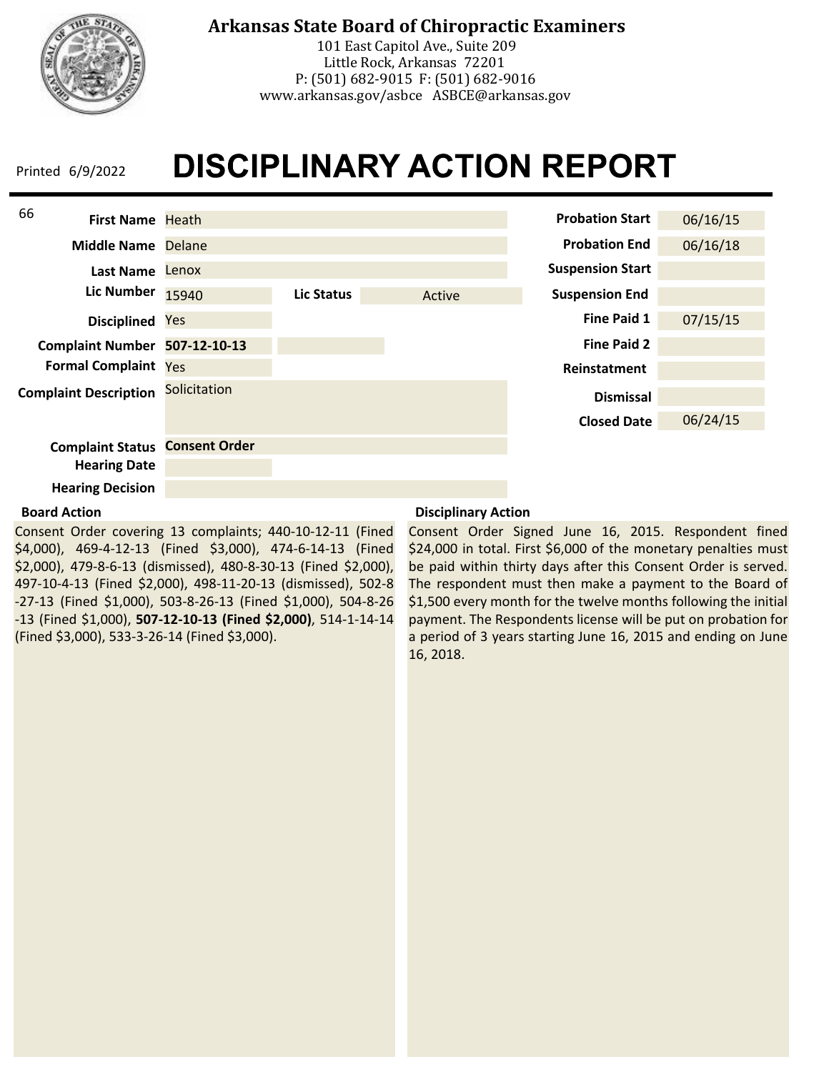**Arkansas State Board of Chiropractic Examiners**
101 East Capitol Ave., Suite 209
Little Rock, Arkansas 72201
P: (501) 682-9015 F: (501) 682-9016
www.arkansas.gov/asbce ASBCE@arkansas.gov

Printed 6/9/2022

# DISCIPLINARY ACTION REPORT

66

| Field | Value | Field | Value |
|---|---|---|---|
| **First Name** | Heath | **Probation Start** | 06/16/15 |
| **Middle Name** | Delane | **Probation End** | 06/16/18 |
| **Last Name** | Lenox | **Suspension Start** | |
| **Lic Number** | 15940 | **Suspension End** | |
| **Lic Status** | Active | **Fine Paid 1** | 07/15/15 |
| **Disciplined** | Yes | **Fine Paid 2** | |
| **Complaint Number** | **507-12-10-13** | **Reinstatement** | |
| **Formal Complaint** | Yes | **Dismissal** | |
| **Complaint Description** | Solicitation | **Closed Date** | 06/24/15 |
| **Complaint Status** | **Consent Order** | | |
| **Hearing Date** | | | |
| **Hearing Decision** | | | |

**Board Action**

Consent Order covering 13 complaints; 440-10-12-11 (Fined $4,000), 469-4-12-13 (Fined $3,000), 474-6-14-13 (Fined $2,000), 479-8-6-13 (dismissed), 480-8-30-13 (Fined $2,000), 497-10-4-13 (Fined $2,000), 498-11-20-13 (dismissed), 502-8-27-13 (Fined $1,000), 503-8-26-13 (Fined $1,000), 504-8-26-13 (Fined $1,000), **507-12-10-13 (Fined $2,000)**, 514-1-14-14 (Fined $3,000), 533-3-26-14 (Fined $3,000).

**Disciplinary Action**

Consent Order Signed June 16, 2015. Respondent fined $24,000 in total. First $6,000 of the monetary penalties must be paid within thirty days after this Consent Order is served. The respondent must then make a payment to the Board of $1,500 every month for the twelve months following the initial payment. The Respondents license will be put on probation for a period of 3 years starting June 16, 2015 and ending on June 16, 2018.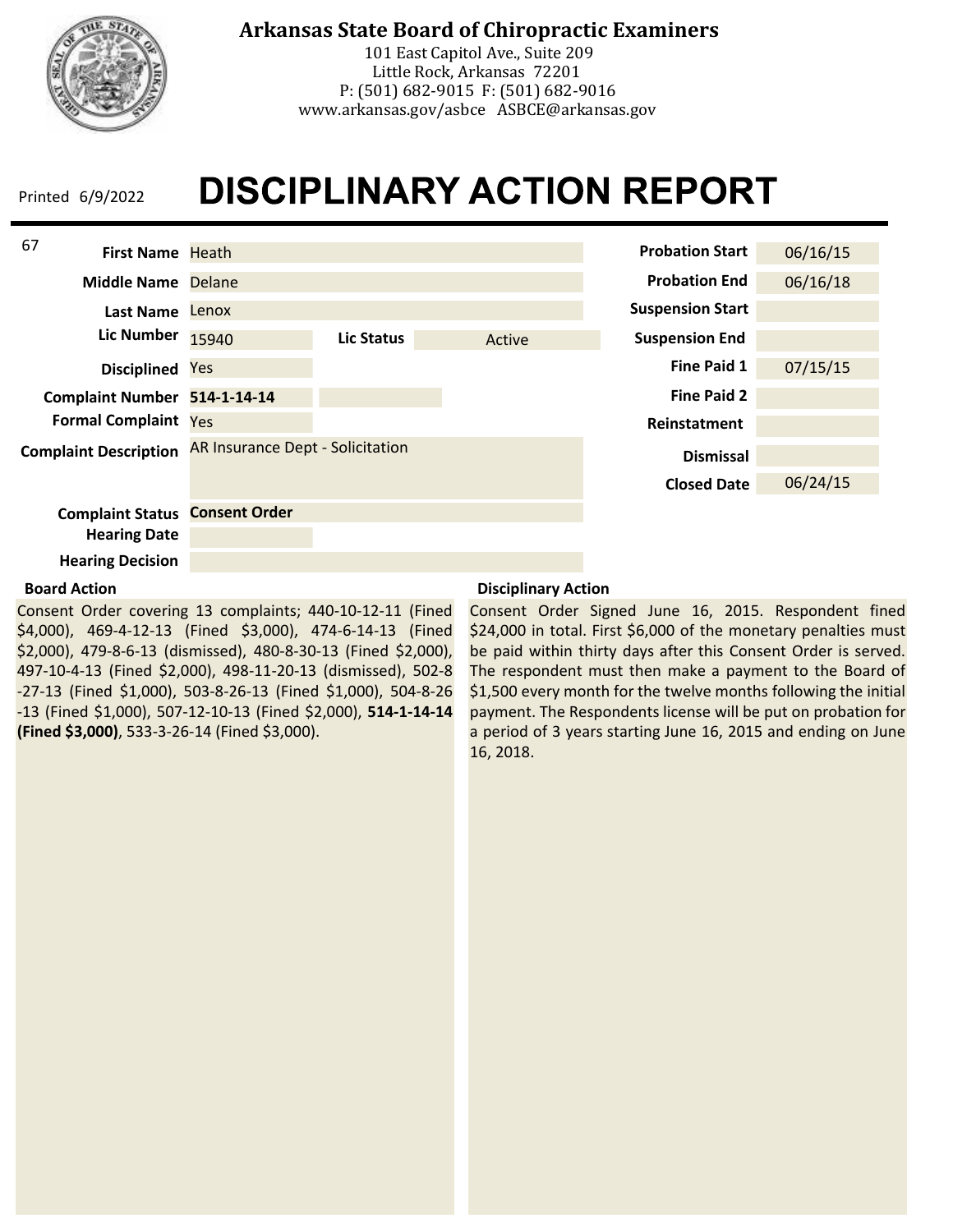**Arkansas State Board of Chiropractic Examiners**
101 East Capitol Ave., Suite 209
Little Rock, Arkansas 72201
P: (501) 682-9015 F: (501) 682-9016
www.arkansas.gov/asbce ASBCE@arkansas.gov

Printed 6/9/2022

# DISCIPLINARY ACTION REPORT

67

| Field | Value |
|---|---|
| First Name | Heath |
| Middle Name | Delane |
| Last Name | Lenox |
| Lic Number | 15940 |
| Lic Status | Active |
| Disciplined | Yes |
| Complaint Number | **514-1-14-14** |
| Formal Complaint | Yes |
| Complaint Description | AR Insurance Dept - Solicitation |
| Complaint Status | **Consent Order** |
| Hearing Date | |
| Hearing Decision | |

| Field | Value |
|---|---|
| Probation Start | 06/16/15 |
| Probation End | 06/16/18 |
| Suspension Start | |
| Suspension End | |
| Fine Paid 1 | 07/15/15 |
| Fine Paid 2 | |
| Reinstatement | |
| Dismissal | |
| Closed Date | 06/24/15 |

**Board Action**

Consent Order covering 13 complaints; 440-10-12-11 (Fined $4,000), 469-4-12-13 (Fined $3,000), 474-6-14-13 (Fined $2,000), 479-8-6-13 (dismissed), 480-8-30-13 (Fined $2,000), 497-10-4-13 (Fined $2,000), 498-11-20-13 (dismissed), 502-8-27-13 (Fined $1,000), 503-8-26-13 (Fined $1,000), 504-8-26-13 (Fined $1,000), 507-12-10-13 (Fined $2,000), **514-1-14-14 (Fined $3,000)**, 533-3-26-14 (Fined $3,000).

**Disciplinary Action**

Consent Order Signed June 16, 2015. Respondent fined $24,000 in total. First $6,000 of the monetary penalties must be paid within thirty days after this Consent Order is served. The respondent must then make a payment to the Board of $1,500 every month for the twelve months following the initial payment. The Respondents license will be put on probation for a period of 3 years starting June 16, 2015 and ending on June 16, 2018.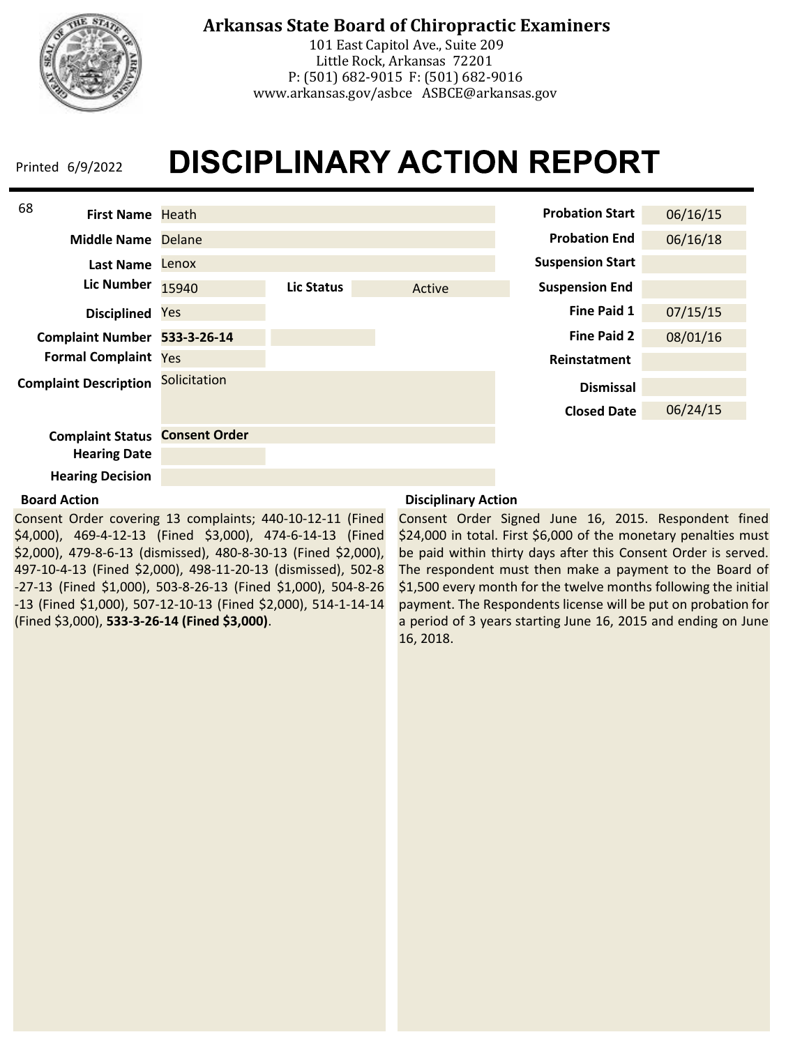# Arkansas State Board of Chiropractic Examiners

101 East Capitol Ave., Suite 209
Little Rock, Arkansas 72201
P: (501) 682-9015 F: (501) 682-9016
www.arkansas.gov/asbce ASBCE@arkansas.gov

Printed 6/9/2022

# DISCIPLINARY ACTION REPORT

68

| Field | Value |
|---|---|
| First Name | Heath |
| Middle Name | Delane |
| Last Name | Lenox |
| Lic Number | 15940 |
| Lic Status | Active |
| Disciplined | Yes |
| Complaint Number | **533-3-26-14** |
| Formal Complaint | Yes |
| Complaint Description | Solicitation |
| Complaint Status | **Consent Order** |
| Hearing Date | |
| Hearing Decision | |

| Field | Value |
|---|---|
| Probation Start | 06/16/15 |
| Probation End | 06/16/18 |
| Suspension Start | |
| Suspension End | |
| Fine Paid 1 | 07/15/15 |
| Fine Paid 2 | 08/01/16 |
| Reinstatment | |
| Dismissal | |
| Closed Date | 06/24/15 |

**Board Action**

Consent Order covering 13 complaints; 440-10-12-11 (Fined $4,000), 469-4-12-13 (Fined $3,000), 474-6-14-13 (Fined $2,000), 479-8-6-13 (dismissed), 480-8-30-13 (Fined $2,000), 497-10-4-13 (Fined $2,000), 498-11-20-13 (dismissed), 502-8-27-13 (Fined $1,000), 503-8-26-13 (Fined $1,000), 504-8-26-13 (Fined $1,000), 507-12-10-13 (Fined $2,000), 514-1-14-14 (Fined $3,000), **533-3-26-14 (Fined $3,000)**.

**Disciplinary Action**

Consent Order Signed June 16, 2015. Respondent fined $24,000 in total. First $6,000 of the monetary penalties must be paid within thirty days after this Consent Order is served. The respondent must then make a payment to the Board of $1,500 every month for the twelve months following the initial payment. The Respondents license will be put on probation for a period of 3 years starting June 16, 2015 and ending on June 16, 2018.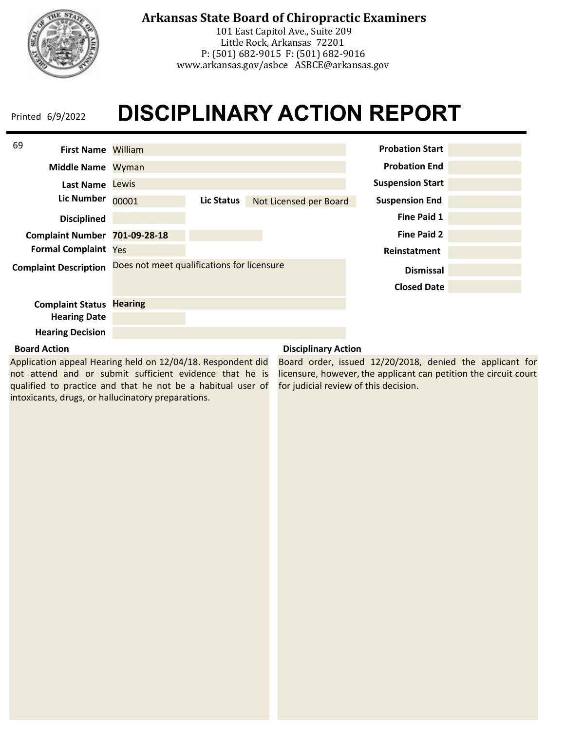**Arkansas State Board of Chiropractic Examiners**
101 East Capitol Ave., Suite 209
Little Rock, Arkansas 72201
P: (501) 682-9015 F: (501) 682-9016
www.arkansas.gov/asbce ASBCE@arkansas.gov

Printed 6/9/2022

# DISCIPLINARY ACTION REPORT

| Field | Value |
|---|---|
| First Name | William |
| Middle Name | Wyman |
| Last Name | Lewis |
| Lic Number | 00001 |
| Lic Status | Not Licensed per Board |
| Disciplined | |
| Complaint Number | **701-09-28-18** |
| Formal Complaint | Yes |
| Complaint Description | Does not meet qualifications for licensure |
| Complaint Status | **Hearing** |
| Hearing Date | |
| Hearing Decision | |

| Field | Value |
|---|---|
| Probation Start | |
| Probation End | |
| Suspension Start | |
| Suspension End | |
| Fine Paid 1 | |
| Fine Paid 2 | |
| Reinstatement | |
| Dismissal | |
| Closed Date | |

**Board Action**

Application appeal Hearing held on 12/04/18. Respondent did not attend and or submit sufficient evidence that he is qualified to practice and that he not be a habitual user of intoxicants, drugs, or hallucinatory preparations.

**Disciplinary Action**

Board order, issued 12/20/2018, denied the applicant for licensure, however, the applicant can petition the circuit court for judicial review of this decision.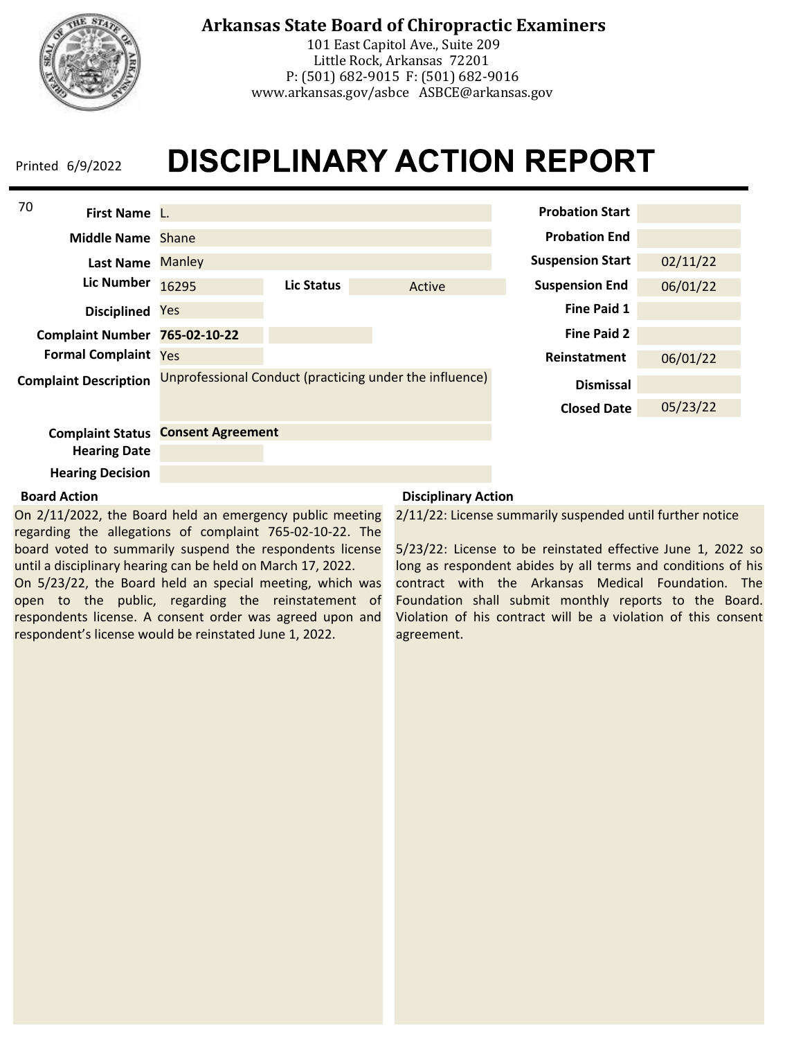# Arkansas State Board of Chiropractic Examiners

101 East Capitol Ave., Suite 209
Little Rock, Arkansas 72201
P: (501) 682-9015 F: (501) 682-9016
www.arkansas.gov/asbce ASBCE@arkansas.gov

Printed 6/9/2022

# DISCIPLINARY ACTION REPORT

70

| Field | Value |
|---|---|
| First Name | L. |
| Middle Name | Shane |
| Last Name | Manley |
| Lic Number | 16295 |
| Lic Status | Active |
| Disciplined | Yes |
| Complaint Number | **765-02-10-22** |
| Formal Complaint | Yes |
| Complaint Description | Unprofessional Conduct (practicing under the influence) |
| Complaint Status | **Consent Agreement** |
| Hearing Date | |
| Hearing Decision | |

| Field | Value |
|---|---|
| Probation Start | |
| Probation End | |
| Suspension Start | 02/11/22 |
| Suspension End | 06/01/22 |
| Fine Paid 1 | |
| Fine Paid 2 | |
| Reinstatment | 06/01/22 |
| Dismissal | |
| Closed Date | 05/23/22 |

**Board Action**

On 2/11/2022, the Board held an emergency public meeting regarding the allegations of complaint 765-02-10-22. The board voted to summarily suspend the respondents license until a disciplinary hearing can be held on March 17, 2022.
On 5/23/22, the Board held an special meeting, which was open to the public, regarding the reinstatement of respondents license. A consent order was agreed upon and respondent's license would be reinstated June 1, 2022.

**Disciplinary Action**

2/11/22: License summarily suspended until further notice

5/23/22: License to be reinstated effective June 1, 2022 so long as respondent abides by all terms and conditions of his contract with the Arkansas Medical Foundation. The Foundation shall submit monthly reports to the Board. Violation of his contract will be a violation of this consent agreement.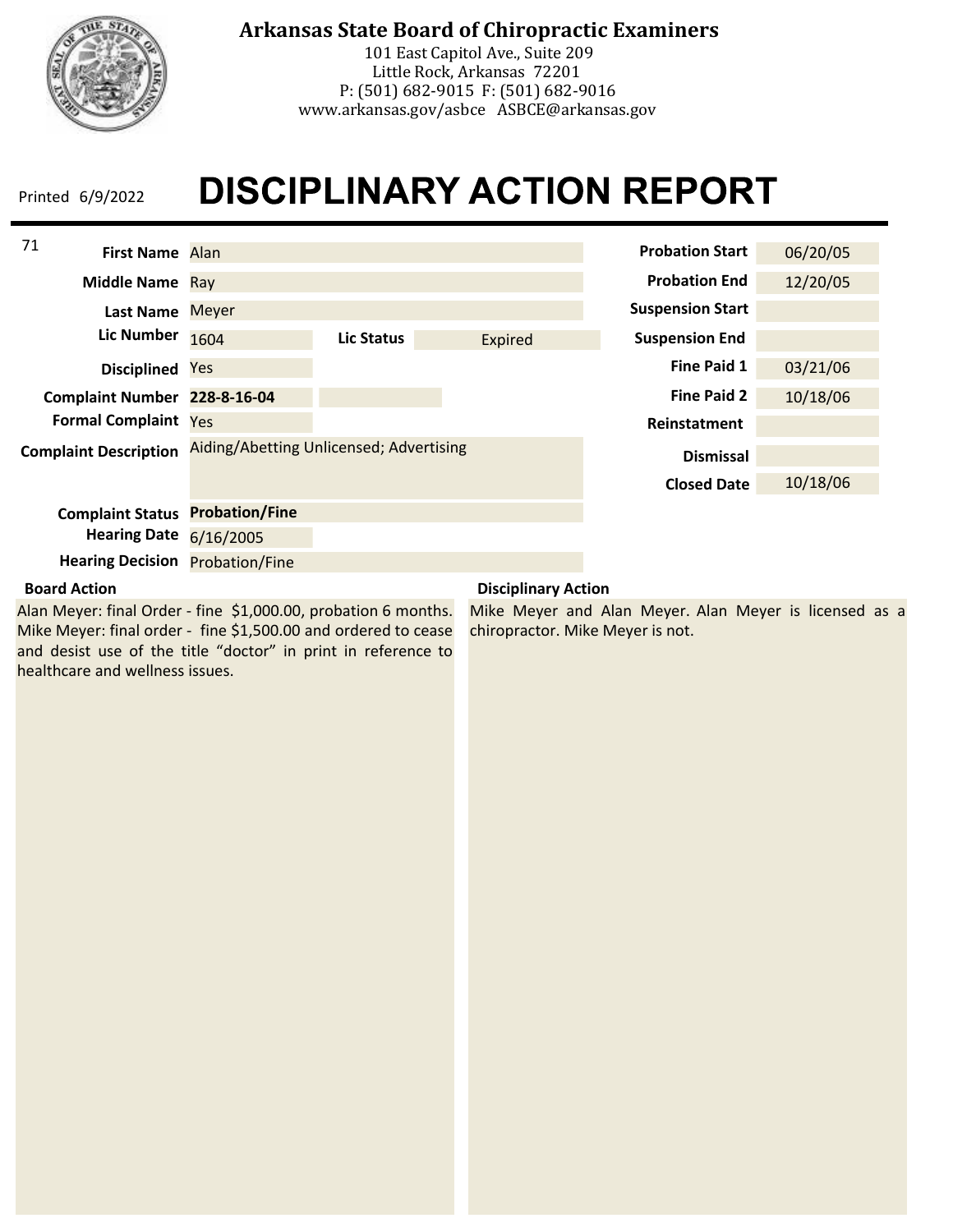**Arkansas State Board of Chiropractic Examiners**

101 East Capitol Ave., Suite 209
Little Rock, Arkansas 72201
P: (501) 682-9015 F: (501) 682-9016
www.arkansas.gov/asbce ASBCE@arkansas.gov

Printed 6/9/2022

# DISCIPLINARY ACTION REPORT

71

| Field | Value |
| --- | --- |
| First Name | Alan |
| Middle Name | Ray |
| Last Name | Meyer |
| Lic Number | 1604 |
| Lic Status | Expired |
| Disciplined | Yes |
| Complaint Number | **228-8-16-04** |
| Formal Complaint | Yes |
| Complaint Description | Aiding/Abetting Unlicensed; Advertising |
| Complaint Status | **Probation/Fine** |
| Hearing Date | 6/16/2005 |
| Hearing Decision | Probation/Fine |

| Field | Value |
| --- | --- |
| Probation Start | 06/20/05 |
| Probation End | 12/20/05 |
| Suspension Start | |
| Suspension End | |
| Fine Paid 1 | 03/21/06 |
| Fine Paid 2 | 10/18/06 |
| Reinstatement | |
| Dismissal | |
| Closed Date | 10/18/06 |

**Board Action**

Alan Meyer: final Order - fine $1,000.00, probation 6 months. Mike Meyer: final order - fine $1,500.00 and ordered to cease and desist use of the title "doctor" in print in reference to healthcare and wellness issues.

**Disciplinary Action**

Mike Meyer and Alan Meyer. Alan Meyer is licensed as a chiropractor. Mike Meyer is not.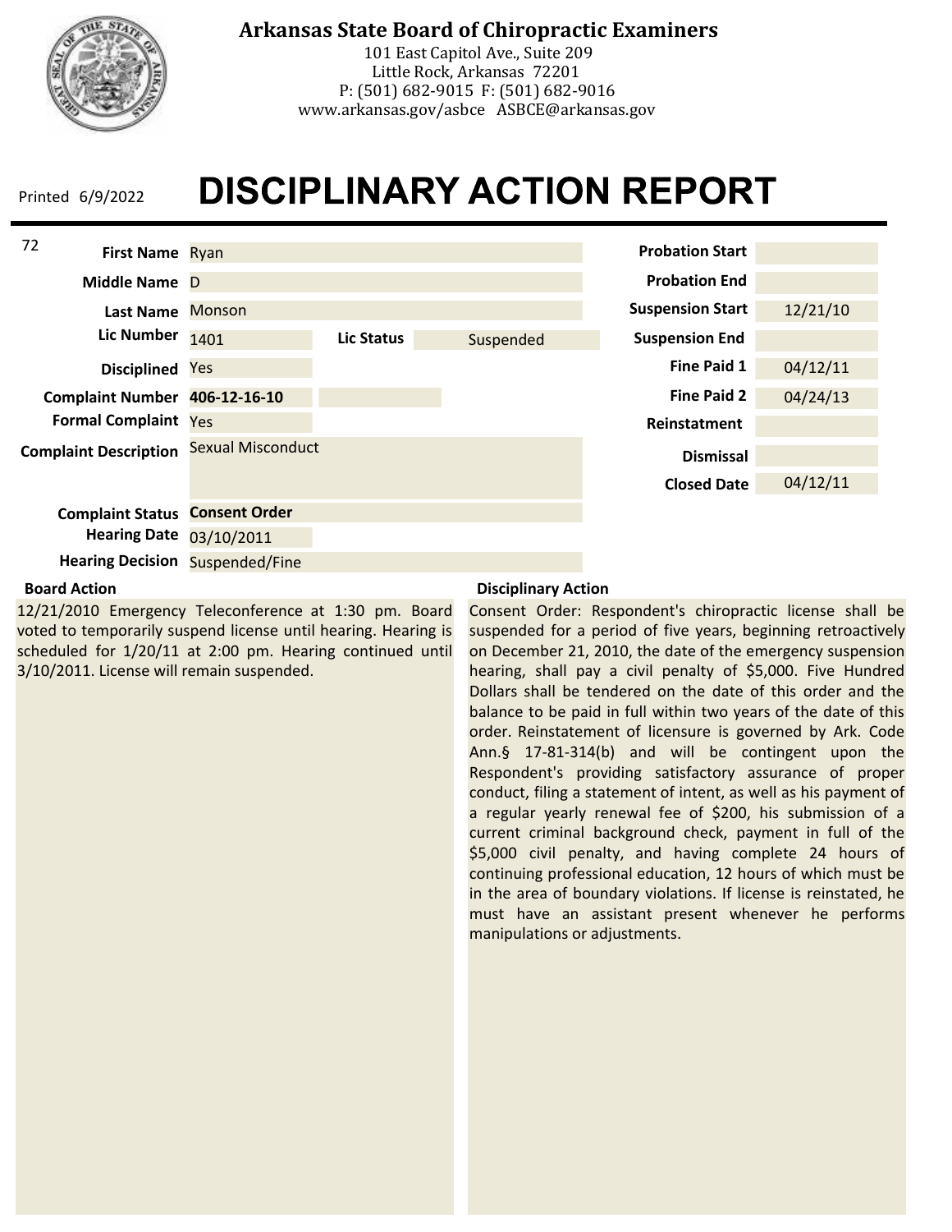**Arkansas State Board of Chiropractic Examiners**
101 East Capitol Ave., Suite 209
Little Rock, Arkansas 72201
P: (501) 682-9015 F: (501) 682-9016
www.arkansas.gov/asbce ASBCE@arkansas.gov

Printed 6/9/2022

# DISCIPLINARY ACTION REPORT

72

| Field | Value |
|---|---|
| First Name | Ryan |
| Middle Name | D |
| Last Name | Monson |
| Lic Number | 1401 |
| Lic Status | Suspended |
| Disciplined | Yes |
| Complaint Number | **406-12-16-10** |
| Formal Complaint | Yes |
| Complaint Description | Sexual Misconduct |
| Complaint Status | **Consent Order** |
| Hearing Date | 03/10/2011 |
| Hearing Decision | Suspended/Fine |

| Field | Value |
|---|---|
| Probation Start | |
| Probation End | |
| Suspension Start | 12/21/10 |
| Suspension End | |
| Fine Paid 1 | 04/12/11 |
| Fine Paid 2 | 04/24/13 |
| Reinstatement | |
| Dismissal | |
| Closed Date | 04/12/11 |

**Board Action**

12/21/2010 Emergency Teleconference at 1:30 pm. Board voted to temporarily suspend license until hearing. Hearing is scheduled for 1/20/11 at 2:00 pm. Hearing continued until 3/10/2011. License will remain suspended.

**Disciplinary Action**

Consent Order: Respondent's chiropractic license shall be suspended for a period of five years, beginning retroactively on December 21, 2010, the date of the emergency suspension hearing, shall pay a civil penalty of $5,000. Five Hundred Dollars shall be tendered on the date of this order and the balance to be paid in full within two years of the date of this order. Reinstatement of licensure is governed by Ark. Code Ann.§ 17-81-314(b) and will be contingent upon the Respondent's providing satisfactory assurance of proper conduct, filing a statement of intent, as well as his payment of a regular yearly renewal fee of $200, his submission of a current criminal background check, payment in full of the $5,000 civil penalty, and having complete 24 hours of continuing professional education, 12 hours of which must be in the area of boundary violations. If license is reinstated, he must have an assistant present whenever he performs manipulations or adjustments.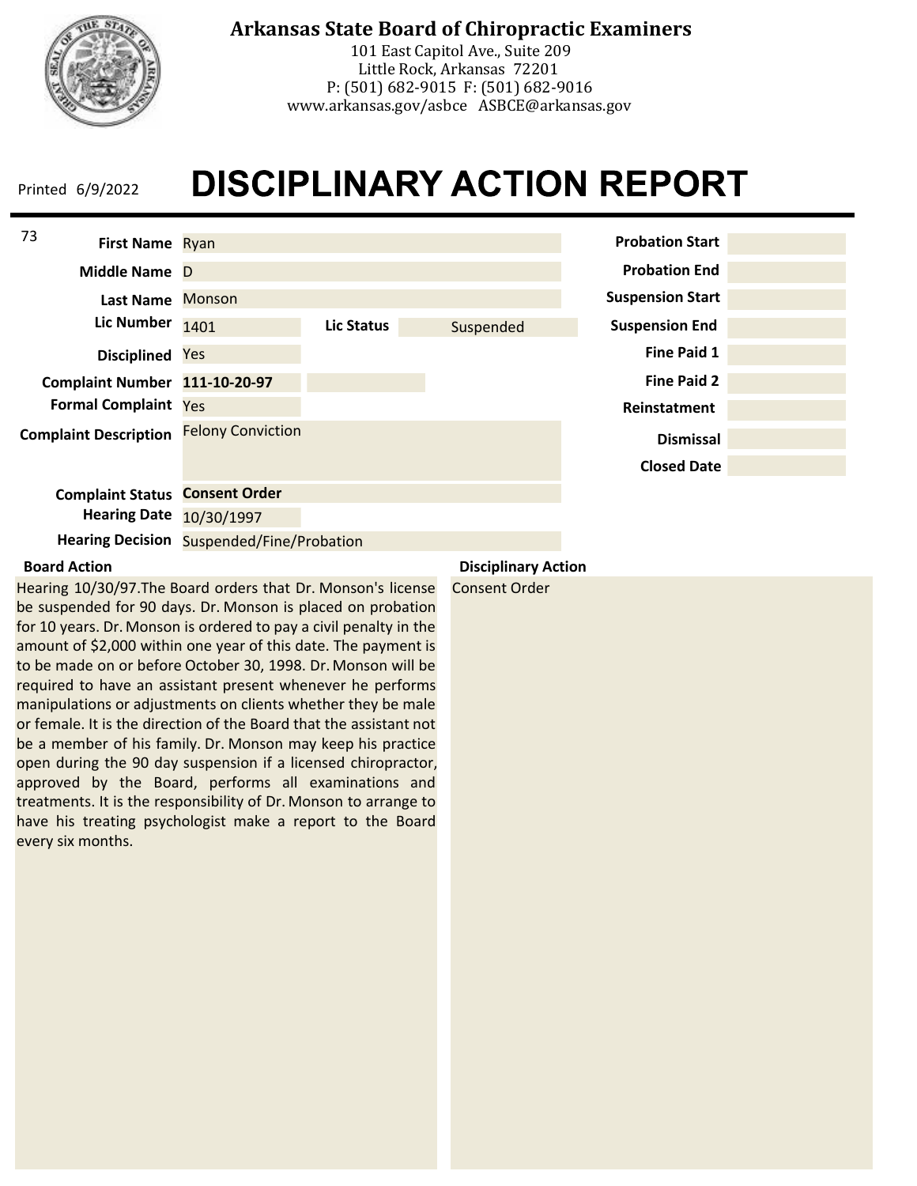# Arkansas State Board of Chiropractic Examiners

101 East Capitol Ave., Suite 209
Little Rock, Arkansas 72201
P: (501) 682-9015 F: (501) 682-9016
www.arkansas.gov/asbce ASBCE@arkansas.gov

Printed 6/9/2022

# DISCIPLINARY ACTION REPORT

73

| Field | Value |
|---|---|
| **First Name** | Ryan |
| **Middle Name** | D |
| **Last Name** | Monson |
| **Lic Number** | 1401 |
| **Lic Status** | Suspended |
| **Disciplined** | Yes |
| **Complaint Number** | **111-10-20-97** |
| **Formal Complaint** | Yes |
| **Complaint Description** | Felony Conviction |
| **Complaint Status** | **Consent Order** |
| **Hearing Date** | 10/30/1997 |
| **Hearing Decision** | Suspended/Fine/Probation |

| Field | Value |
|---|---|
| **Probation Start** | |
| **Probation End** | |
| **Suspension Start** | |
| **Suspension End** | |
| **Fine Paid 1** | |
| **Fine Paid 2** | |
| **Reinstatment** | |
| **Dismissal** | |
| **Closed Date** | |

**Board Action**

Hearing 10/30/97.The Board orders that Dr. Monson's license be suspended for 90 days. Dr. Monson is placed on probation for 10 years. Dr. Monson is ordered to pay a civil penalty in the amount of $2,000 within one year of this date. The payment is to be made on or before October 30, 1998. Dr. Monson will be required to have an assistant present whenever he performs manipulations or adjustments on clients whether they be male or female. It is the direction of the Board that the assistant not be a member of his family. Dr. Monson may keep his practice open during the 90 day suspension if a licensed chiropractor, approved by the Board, performs all examinations and treatments. It is the responsibility of Dr. Monson to arrange to have his treating psychologist make a report to the Board every six months.

**Disciplinary Action**

Consent Order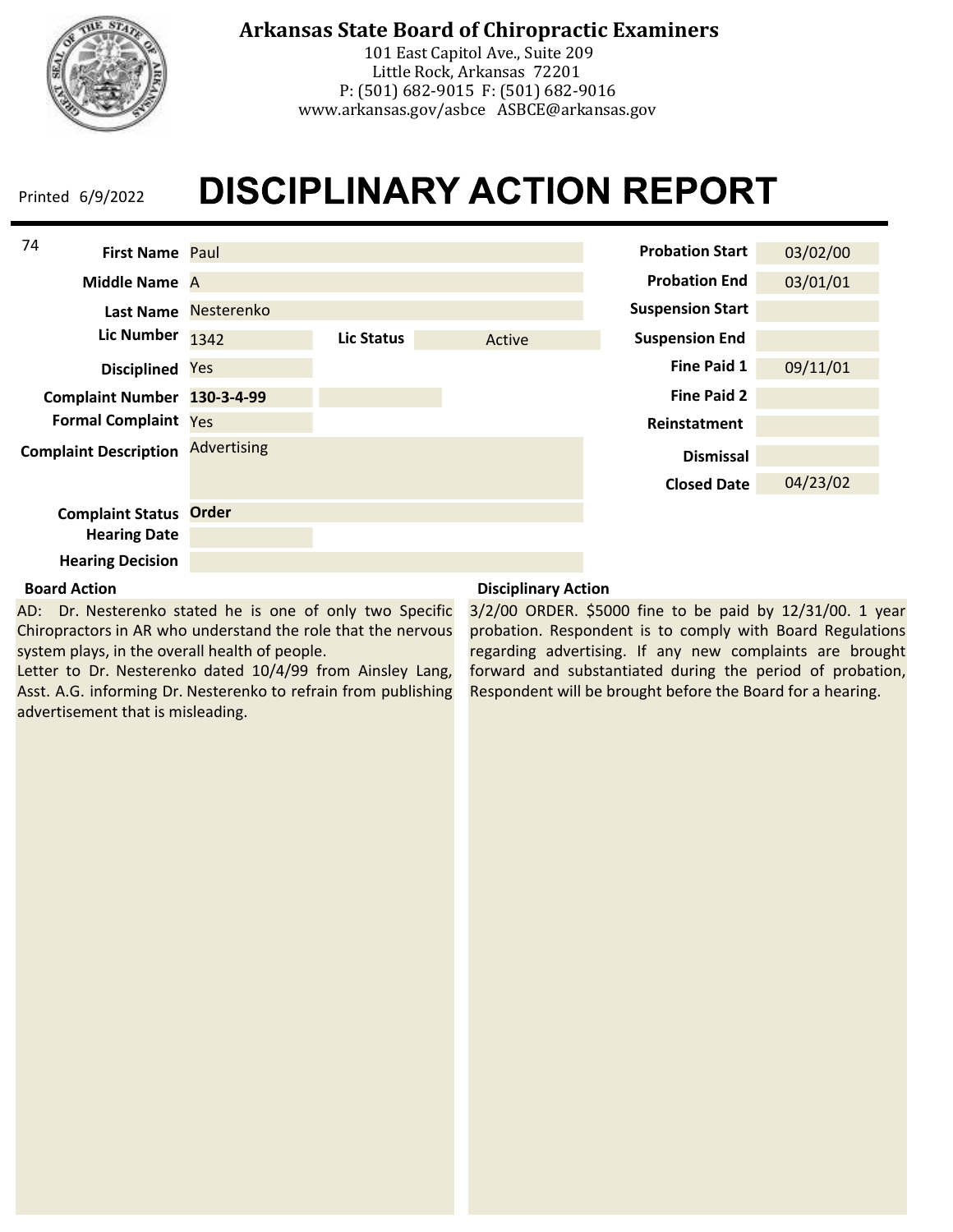# Arkansas State Board of Chiropractic Examiners

101 East Capitol Ave., Suite 209
Little Rock, Arkansas 72201
P: (501) 682-9015 F: (501) 682-9016
www.arkansas.gov/asbce ASBCE@arkansas.gov

Printed 6/9/2022

# DISCIPLINARY ACTION REPORT

74

| Field | Value |
|---|---|
| First Name | Paul |
| Middle Name | A |
| Last Name | Nesterenko |
| Lic Number | 1342 |
| Lic Status | Active |
| Disciplined | Yes |
| Complaint Number | **130-3-4-99** |
| Formal Complaint | Yes |
| Complaint Description | Advertising |
| Complaint Status | **Order** |
| Hearing Date | |
| Hearing Decision | |

| Field | Value |
|---|---|
| Probation Start | 03/02/00 |
| Probation End | 03/01/01 |
| Suspension Start | |
| Suspension End | |
| Fine Paid 1 | 09/11/01 |
| Fine Paid 2 | |
| Reinstatment | |
| Dismissal | |
| Closed Date | 04/23/02 |

**Board Action**

AD: Dr. Nesterenko stated he is one of only two Specific Chiropractors in AR who understand the role that the nervous system plays, in the overall health of people.
Letter to Dr. Nesterenko dated 10/4/99 from Ainsley Lang, Asst. A.G. informing Dr. Nesterenko to refrain from publishing advertisement that is misleading.

**Disciplinary Action**

3/2/00 ORDER. $5000 fine to be paid by 12/31/00. 1 year probation. Respondent is to comply with Board Regulations regarding advertising. If any new complaints are brought forward and substantiated during the period of probation, Respondent will be brought before the Board for a hearing.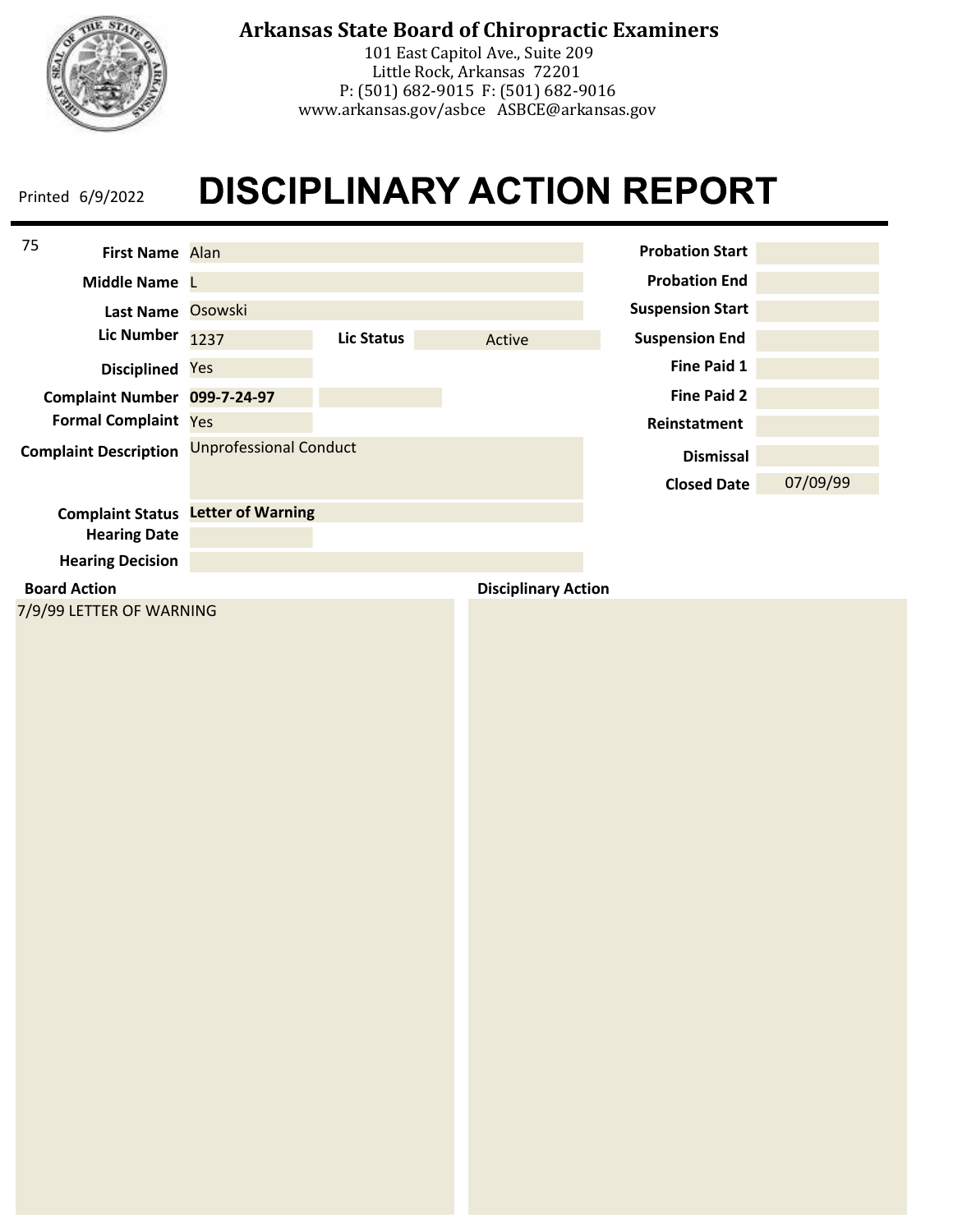**Arkansas State Board of Chiropractic Examiners**
101 East Capitol Ave., Suite 209
Little Rock, Arkansas 72201
P: (501) 682-9015 F: (501) 682-9016
www.arkansas.gov/asbce ASBCE@arkansas.gov

Printed 6/9/2022

# DISCIPLINARY ACTION REPORT

75

| Field | Value |
|---|---|
| First Name | Alan |
| Middle Name | L |
| Last Name | Osowski |
| Lic Number | 1237 |
| Lic Status | Active |
| Disciplined | Yes |
| Complaint Number | **099-7-24-97** |
| Formal Complaint | Yes |
| Complaint Description | Unprofessional Conduct |
| Complaint Status | **Letter of Warning** |
| Hearing Date | |
| Hearing Decision | |

| Field | Value |
|---|---|
| Probation Start | |
| Probation End | |
| Suspension Start | |
| Suspension End | |
| Fine Paid 1 | |
| Fine Paid 2 | |
| Reinstatement | |
| Dismissal | |
| Closed Date | 07/09/99 |

**Board Action**

7/9/99 LETTER OF WARNING

**Disciplinary Action**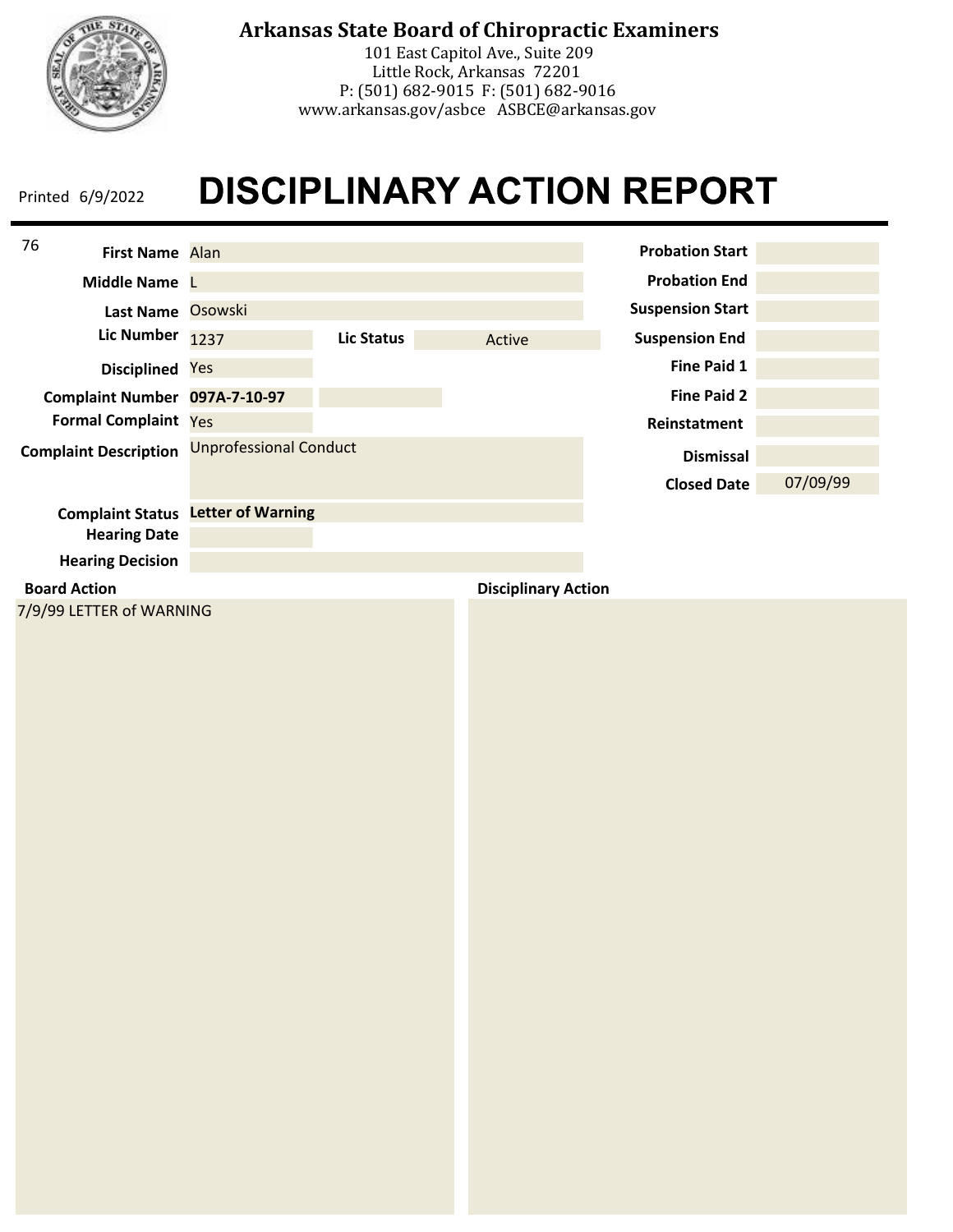**Arkansas State Board of Chiropractic Examiners**
101 East Capitol Ave., Suite 209
Little Rock, Arkansas 72201
P: (501) 682-9015 F: (501) 682-9016
www.arkansas.gov/asbce ASBCE@arkansas.gov

Printed 6/9/2022

# DISCIPLINARY ACTION REPORT

76

| Field | Value |
|---|---|
| First Name | Alan |
| Middle Name | L |
| Last Name | Osowski |
| Lic Number | 1237 |
| Lic Status | Active |
| Disciplined | Yes |
| Complaint Number | **097A-7-10-97** |
| Formal Complaint | Yes |
| Complaint Description | Unprofessional Conduct |
| Complaint Status | **Letter of Warning** |
| Hearing Date | |
| Hearing Decision | |

| Field | Value |
|---|---|
| Probation Start | |
| Probation End | |
| Suspension Start | |
| Suspension End | |
| Fine Paid 1 | |
| Fine Paid 2 | |
| Reinstatement | |
| Dismissal | |
| Closed Date | 07/09/99 |

**Board Action**

7/9/99 LETTER of WARNING

**Disciplinary Action**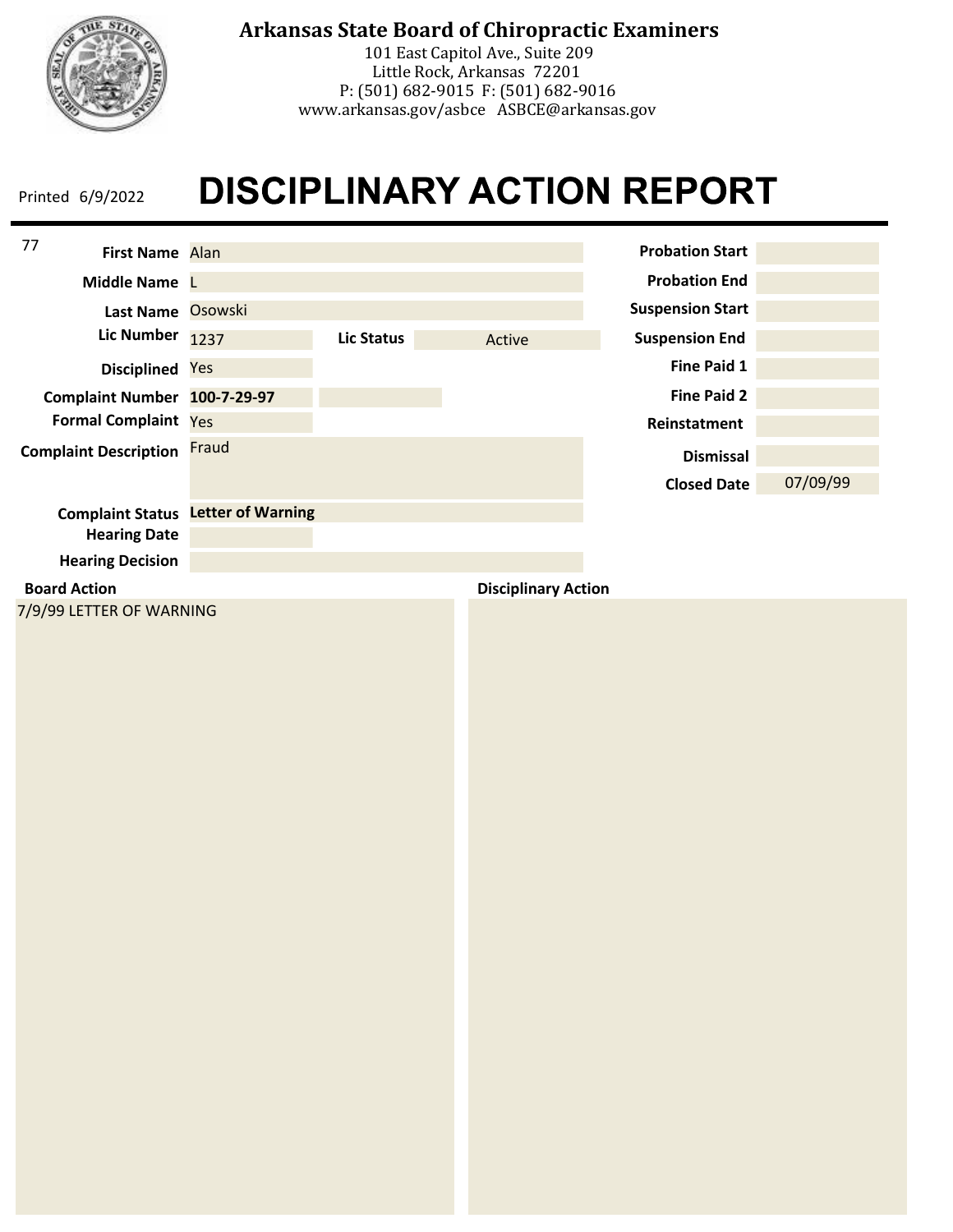**Arkansas State Board of Chiropractic Examiners**
101 East Capitol Ave., Suite 209
Little Rock, Arkansas 72201
P: (501) 682-9015 F: (501) 682-9016
www.arkansas.gov/asbce ASBCE@arkansas.gov

Printed 6/9/2022

# DISCIPLINARY ACTION REPORT

77

| Field | Value |
|---|---|
| First Name | Alan |
| Middle Name | L |
| Last Name | Osowski |
| Lic Number | 1237 |
| Lic Status | Active |
| Disciplined | Yes |
| Complaint Number | **100-7-29-97** |
| Formal Complaint | Yes |
| Complaint Description | Fraud |
| Complaint Status | **Letter of Warning** |
| Hearing Date | |
| Hearing Decision | |

| Field | Value |
|---|---|
| Probation Start | |
| Probation End | |
| Suspension Start | |
| Suspension End | |
| Fine Paid 1 | |
| Fine Paid 2 | |
| Reinstatement | |
| Dismissal | |
| Closed Date | 07/09/99 |

**Board Action**

7/9/99 LETTER OF WARNING

**Disciplinary Action**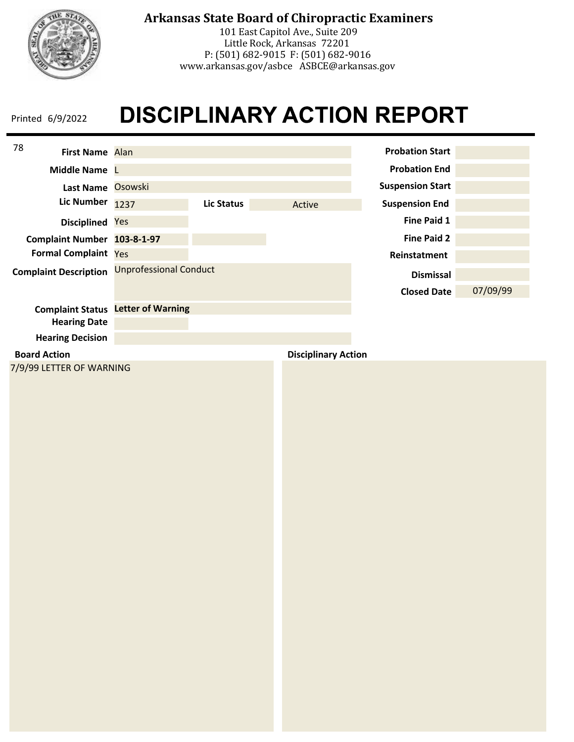**Arkansas State Board of Chiropractic Examiners**
101 East Capitol Ave., Suite 209
Little Rock, Arkansas 72201
P: (501) 682-9015 F: (501) 682-9016
www.arkansas.gov/asbce ASBCE@arkansas.gov

Printed 6/9/2022

# DISCIPLINARY ACTION REPORT

78

| Field | Value |
|---|---|
| First Name | Alan |
| Middle Name | L |
| Last Name | Osowski |
| Lic Number | 1237 |
| Lic Status | Active |
| Disciplined | Yes |
| Complaint Number | **103-8-1-97** |
| Formal Complaint | Yes |
| Complaint Description | Unprofessional Conduct |
| Complaint Status | **Letter of Warning** |
| Hearing Date | |
| Hearing Decision | |

| Field | Value |
|---|---|
| Probation Start | |
| Probation End | |
| Suspension Start | |
| Suspension End | |
| Fine Paid 1 | |
| Fine Paid 2 | |
| Reinstatement | |
| Dismissal | |
| Closed Date | 07/09/99 |

**Board Action**

7/9/99 LETTER OF WARNING

**Disciplinary Action**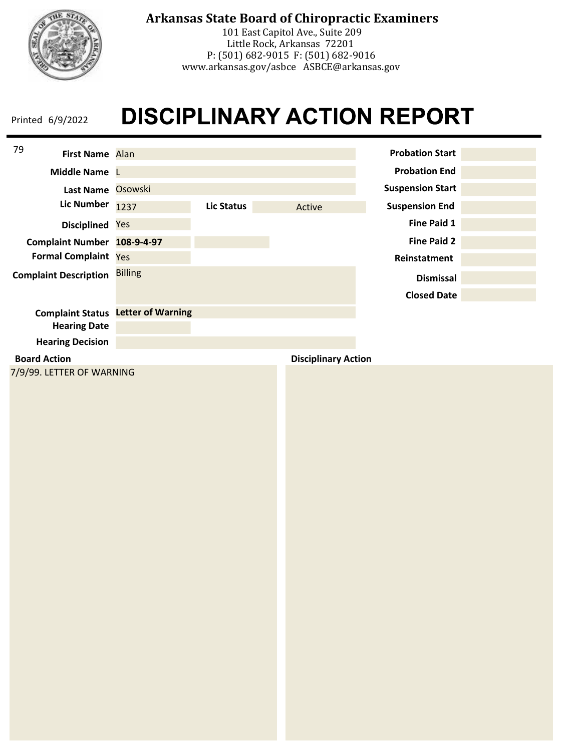**Arkansas State Board of Chiropractic Examiners**
101 East Capitol Ave., Suite 209
Little Rock, Arkansas 72201
P: (501) 682-9015 F: (501) 682-9016
www.arkansas.gov/asbce ASBCE@arkansas.gov

Printed 6/9/2022

# DISCIPLINARY ACTION REPORT

79

| Field | Value |
|---|---|
| First Name | Alan |
| Middle Name | L |
| Last Name | Osowski |
| Lic Number | 1237 |
| Lic Status | Active |
| Disciplined | Yes |
| Complaint Number | **108-9-4-97** |
| Formal Complaint | Yes |
| Complaint Description | Billing |
| Complaint Status | **Letter of Warning** |
| Hearing Date | |
| Hearing Decision | |

| Field | Value |
|---|---|
| Probation Start | |
| Probation End | |
| Suspension Start | |
| Suspension End | |
| Fine Paid 1 | |
| Fine Paid 2 | |
| Reinstatement | |
| Dismissal | |
| Closed Date | |

**Board Action**

7/9/99. LETTER OF WARNING

**Disciplinary Action**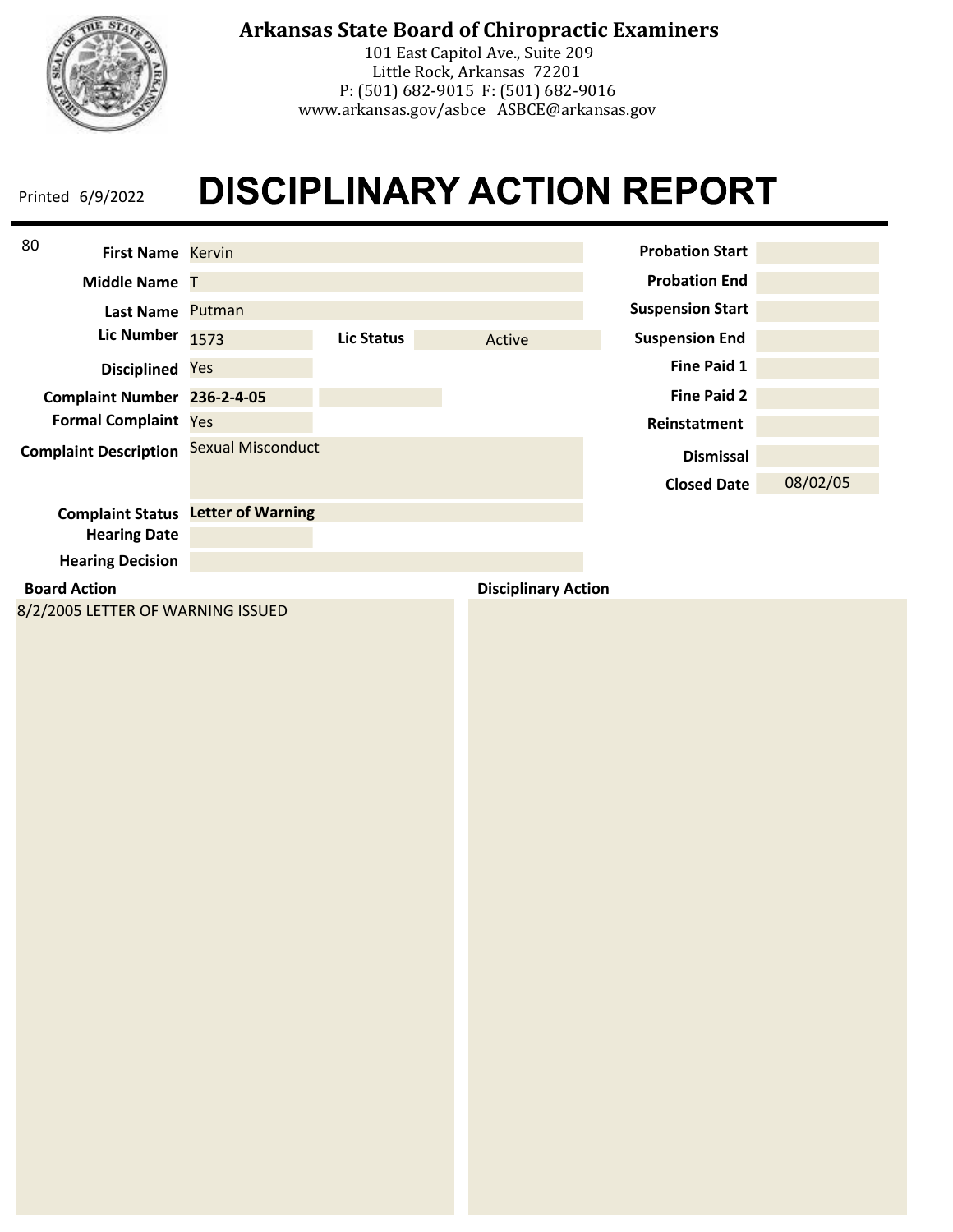**Arkansas State Board of Chiropractic Examiners**
101 East Capitol Ave., Suite 209
Little Rock, Arkansas 72201
P: (501) 682-9015 F: (501) 682-9016
www.arkansas.gov/asbce ASBCE@arkansas.gov

Printed 6/9/2022

# DISCIPLINARY ACTION REPORT

80

| Field | Value |
| --- | --- |
| First Name | Kervin |
| Middle Name | T |
| Last Name | Putman |
| Lic Number | 1573 |
| Lic Status | Active |
| Disciplined | Yes |
| Complaint Number | **236-2-4-05** |
| Formal Complaint | Yes |
| Complaint Description | Sexual Misconduct |
| Complaint Status | **Letter of Warning** |
| Hearing Date | |
| Hearing Decision | |

| Field | Value |
| --- | --- |
| Probation Start | |
| Probation End | |
| Suspension Start | |
| Suspension End | |
| Fine Paid 1 | |
| Fine Paid 2 | |
| Reinstatement | |
| Dismissal | |
| Closed Date | 08/02/05 |

**Board Action**

8/2/2005 LETTER OF WARNING ISSUED

**Disciplinary Action**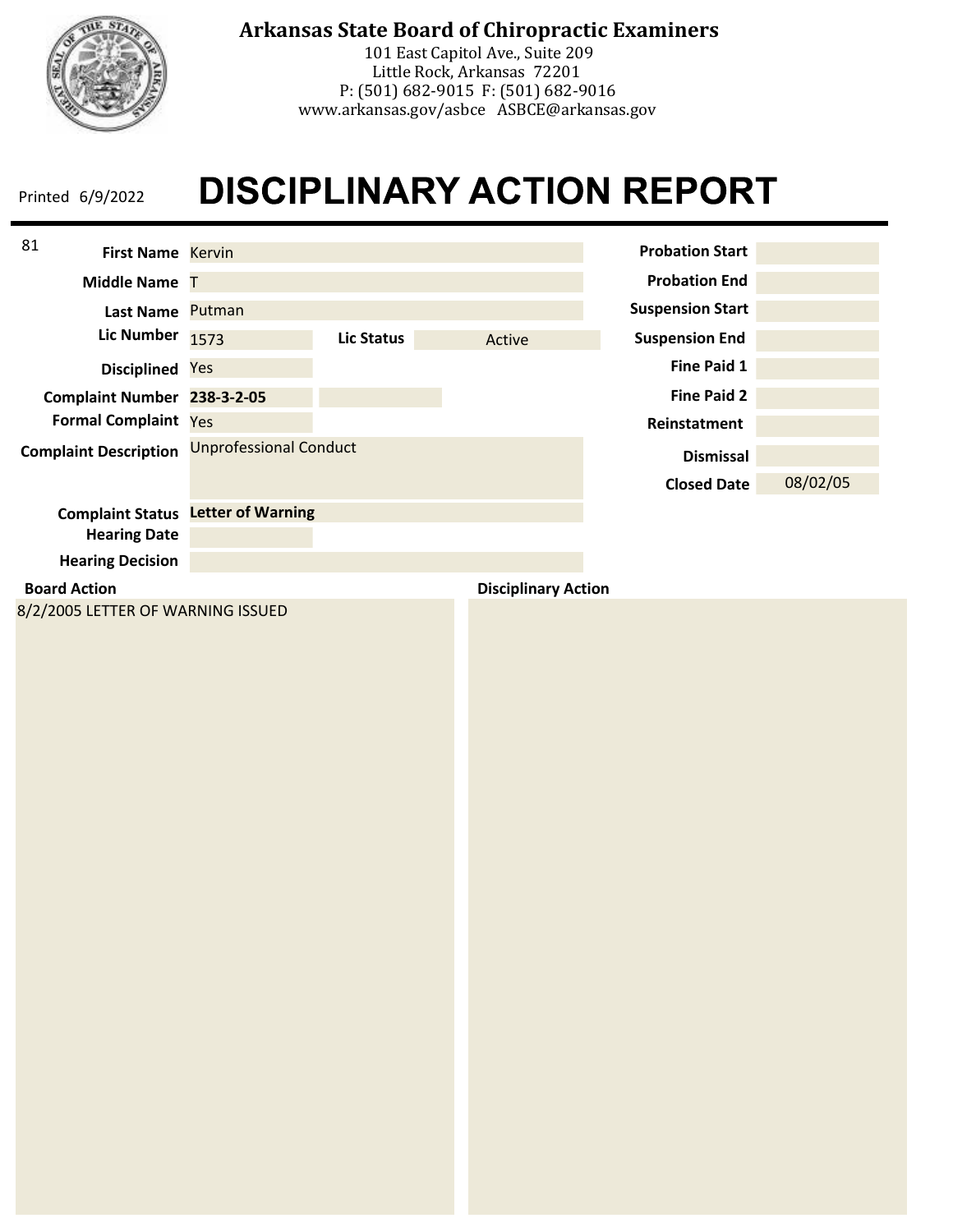**Arkansas State Board of Chiropractic Examiners**
101 East Capitol Ave., Suite 209
Little Rock, Arkansas 72201
P: (501) 682-9015 F: (501) 682-9016
www.arkansas.gov/asbce ASBCE@arkansas.gov

Printed 6/9/2022

# DISCIPLINARY ACTION REPORT

81

| Field | Value |
|---|---|
| First Name | Kervin |
| Middle Name | T |
| Last Name | Putman |
| Lic Number | 1573 |
| Lic Status | Active |
| Disciplined | Yes |
| Complaint Number | **238-3-2-05** |
| Formal Complaint | Yes |
| Complaint Description | Unprofessional Conduct |
| Complaint Status | **Letter of Warning** |
| Hearing Date | |
| Hearing Decision | |

| Field | Value |
|---|---|
| Probation Start | |
| Probation End | |
| Suspension Start | |
| Suspension End | |
| Fine Paid 1 | |
| Fine Paid 2 | |
| Reinstatement | |
| Dismissal | |
| Closed Date | 08/02/05 |

**Board Action**

8/2/2005 LETTER OF WARNING ISSUED

**Disciplinary Action**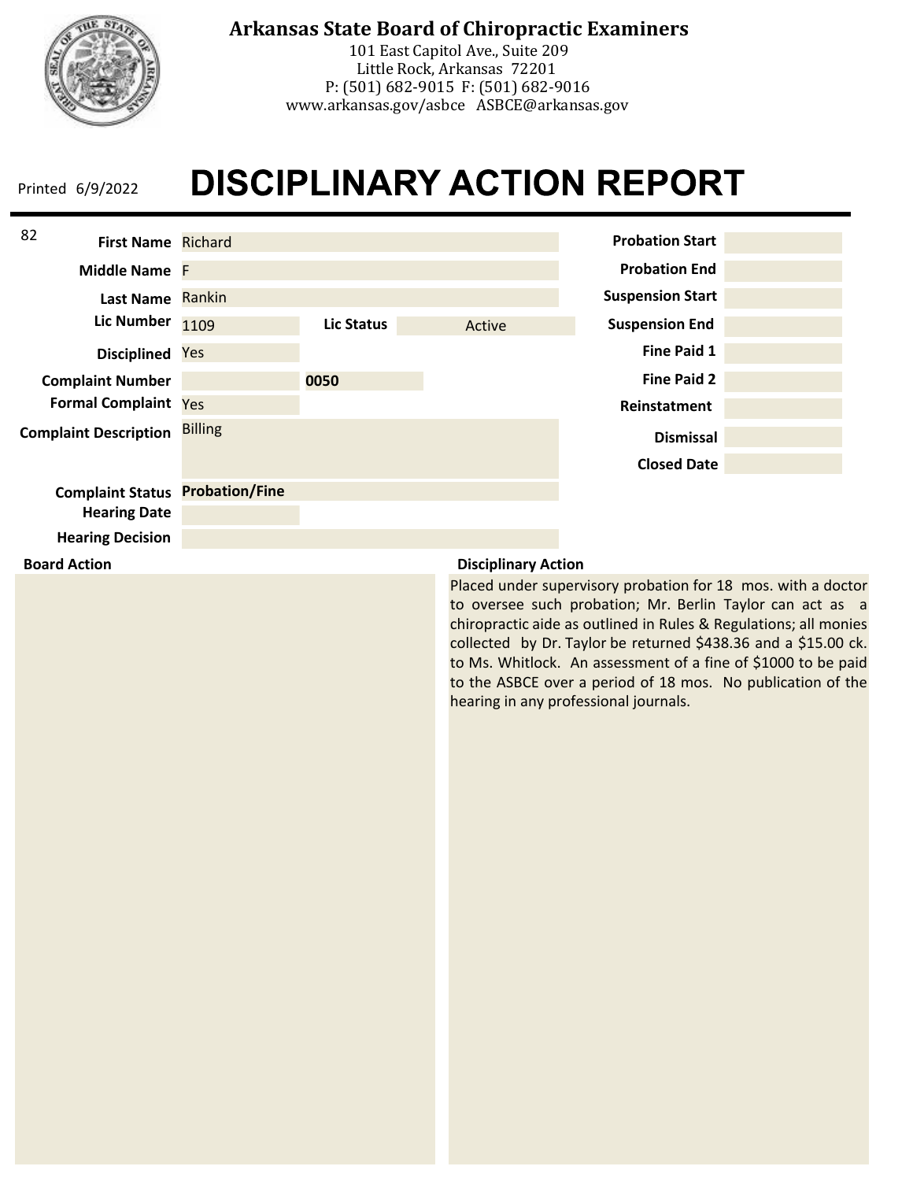# Arkansas State Board of Chiropractic Examiners

101 East Capitol Ave., Suite 209
Little Rock, Arkansas 72201
P: (501) 682-9015 F: (501) 682-9016
www.arkansas.gov/asbce ASBCE@arkansas.gov

Printed 6/9/2022

# DISCIPLINARY ACTION REPORT

82

| Field | Value |
|---|---|
| First Name | Richard |
| Middle Name | F |
| Last Name | Rankin |
| Lic Number | 1109 |
| Lic Status | Active |
| Disciplined | Yes |
| Complaint Number | 0050 |
| Formal Complaint | Yes |
| Complaint Description | Billing |
| Complaint Status | **Probation/Fine** |
| Hearing Date | |
| Hearing Decision | |

| Field | Value |
|---|---|
| Probation Start | |
| Probation End | |
| Suspension Start | |
| Suspension End | |
| Fine Paid 1 | |
| Fine Paid 2 | |
| Reinstatement | |
| Dismissal | |
| Closed Date | |

**Board Action**

**Disciplinary Action**

Placed under supervisory probation for 18 mos. with a doctor to oversee such probation; Mr. Berlin Taylor can act as a chiropractic aide as outlined in Rules & Regulations; all monies collected by Dr. Taylor be returned $438.36 and a $15.00 ck. to Ms. Whitlock. An assessment of a fine of $1000 to be paid to the ASBCE over a period of 18 mos. No publication of the hearing in any professional journals.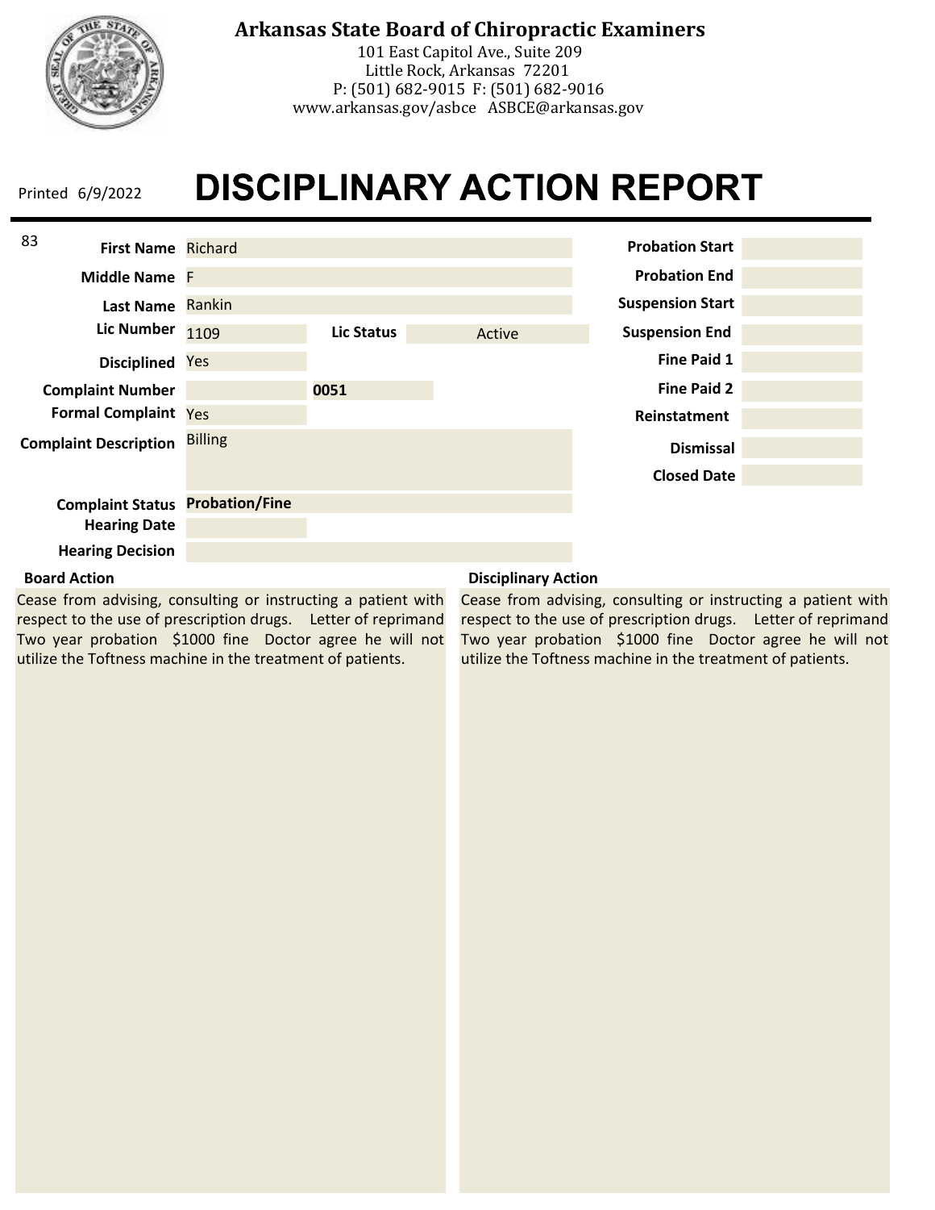# Arkansas State Board of Chiropractic Examiners

101 East Capitol Ave., Suite 209
Little Rock, Arkansas 72201
P: (501) 682-9015 F: (501) 682-9016
www.arkansas.gov/asbce ASBCE@arkansas.gov

Printed 6/9/2022

# DISCIPLINARY ACTION REPORT

83

| Field | Value |
|---|---|
| **First Name** | Richard |
| **Middle Name** | F |
| **Last Name** | Rankin |
| **Lic Number** | 1109 |
| **Lic Status** | Active |
| **Disciplined** | Yes |
| **Complaint Number** | 0051 |
| **Formal Complaint** | Yes |
| **Complaint Description** | Billing |
| **Complaint Status** | **Probation/Fine** |
| **Hearing Date** | |
| **Hearing Decision** | |

| Field | Value |
|---|---|
| **Probation Start** | |
| **Probation End** | |
| **Suspension Start** | |
| **Suspension End** | |
| **Fine Paid 1** | |
| **Fine Paid 2** | |
| **Reinstatement** | |
| **Dismissal** | |
| **Closed Date** | |

**Board Action**

Cease from advising, consulting or instructing a patient with respect to the use of prescription drugs. Letter of reprimand Two year probation $1000 fine Doctor agree he will not utilize the Toftness machine in the treatment of patients.

**Disciplinary Action**

Cease from advising, consulting or instructing a patient with respect to the use of prescription drugs. Letter of reprimand Two year probation $1000 fine Doctor agree he will not utilize the Toftness machine in the treatment of patients.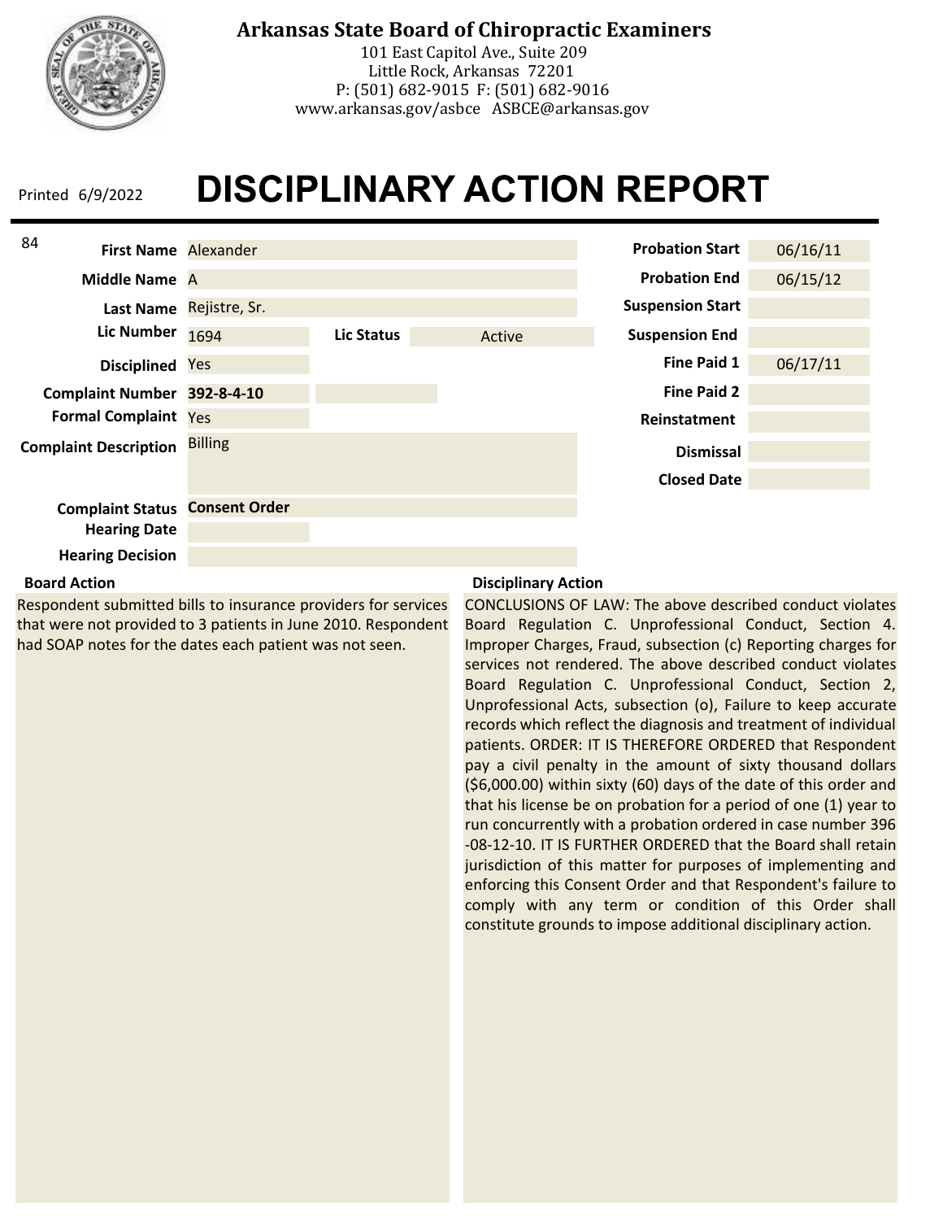# Arkansas State Board of Chiropractic Examiners

101 East Capitol Ave., Suite 209
Little Rock, Arkansas 72201
P: (501) 682-9015 F: (501) 682-9016
www.arkansas.gov/asbce ASBCE@arkansas.gov

Printed 6/9/2022

# DISCIPLINARY ACTION REPORT

84

| Field | Value |
|---|---|
| First Name | Alexander |
| Middle Name | A |
| Last Name | Rejistre, Sr. |
| Lic Number | 1694 |
| Lic Status | Active |
| Disciplined | Yes |
| Complaint Number | 392-8-4-10 |
| Formal Complaint | Yes |
| Complaint Description | Billing |
| Complaint Status | Consent Order |
| Hearing Date | |
| Hearing Decision | |

| Field | Value |
|---|---|
| Probation Start | 06/16/11 |
| Probation End | 06/15/12 |
| Suspension Start | |
| Suspension End | |
| Fine Paid 1 | 06/17/11 |
| Fine Paid 2 | |
| Reinstatement | |
| Dismissal | |
| Closed Date | |

**Board Action**

Respondent submitted bills to insurance providers for services that were not provided to 3 patients in June 2010. Respondent had SOAP notes for the dates each patient was not seen.

**Disciplinary Action**

CONCLUSIONS OF LAW: The above described conduct violates Board Regulation C. Unprofessional Conduct, Section 4. Improper Charges, Fraud, subsection (c) Reporting charges for services not rendered. The above described conduct violates Board Regulation C. Unprofessional Conduct, Section 2, Unprofessional Acts, subsection (o), Failure to keep accurate records which reflect the diagnosis and treatment of individual patients. ORDER: IT IS THEREFORE ORDERED that Respondent pay a civil penalty in the amount of sixty thousand dollars ($6,000.00) within sixty (60) days of the date of this order and that his license be on probation for a period of one (1) year to run concurrently with a probation ordered in case number 396 -08-12-10. IT IS FURTHER ORDERED that the Board shall retain jurisdiction of this matter for purposes of implementing and enforcing this Consent Order and that Respondent's failure to comply with any term or condition of this Order shall constitute grounds to impose additional disciplinary action.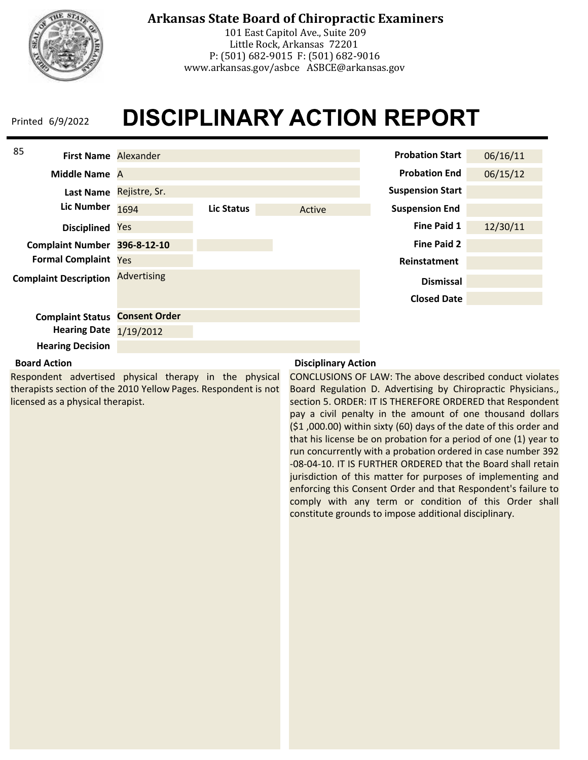**Arkansas State Board of Chiropractic Examiners**
101 East Capitol Ave., Suite 209
Little Rock, Arkansas 72201
P: (501) 682-9015 F: (501) 682-9016
www.arkansas.gov/asbce ASBCE@arkansas.gov

Printed 6/9/2022

# DISCIPLINARY ACTION REPORT

85

| Field | Value |
|---|---|
| First Name | Alexander |
| Middle Name | A |
| Last Name | Rejistre, Sr. |
| Lic Number | 1694 |
| Lic Status | Active |
| Disciplined | Yes |
| Complaint Number | **396-8-12-10** |
| Formal Complaint | Yes |
| Complaint Description | Advertising |
| Complaint Status | **Consent Order** |
| Hearing Date | 1/19/2012 |
| Hearing Decision | |

| Field | Value |
|---|---|
| Probation Start | 06/16/11 |
| Probation End | 06/15/12 |
| Suspension Start | |
| Suspension End | |
| Fine Paid 1 | 12/30/11 |
| Fine Paid 2 | |
| Reinstatement | |
| Dismissal | |
| Closed Date | |

**Board Action**

Respondent advertised physical therapy in the physical therapists section of the 2010 Yellow Pages. Respondent is not licensed as a physical therapist.

**Disciplinary Action**

CONCLUSIONS OF LAW: The above described conduct violates Board Regulation D. Advertising by Chiropractic Physicians., section 5. ORDER: IT IS THEREFORE ORDERED that Respondent pay a civil penalty in the amount of one thousand dollars ($1 ,000.00) within sixty (60) days of the date of this order and that his license be on probation for a period of one (1) year to run concurrently with a probation ordered in case number 392 -08-04-10. IT IS FURTHER ORDERED that the Board shall retain jurisdiction of this matter for purposes of implementing and enforcing this Consent Order and that Respondent's failure to comply with any term or condition of this Order shall constitute grounds to impose additional disciplinary.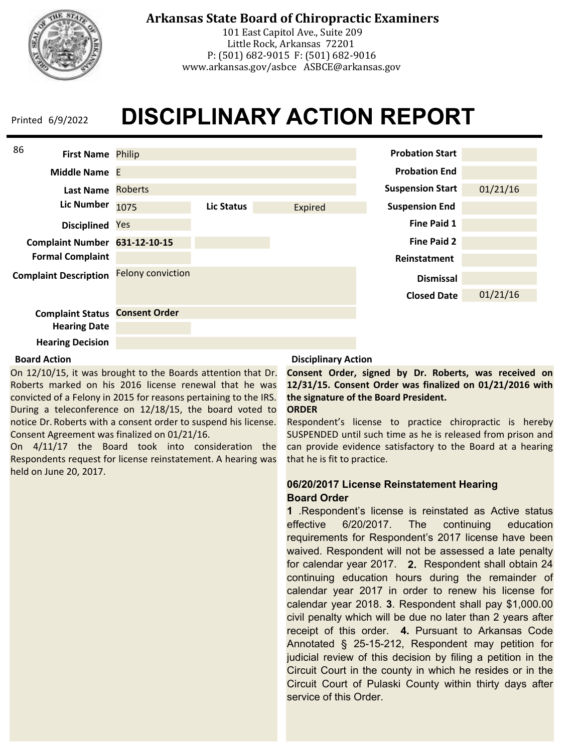# Arkansas State Board of Chiropractic Examiners

101 East Capitol Ave., Suite 209
Little Rock, Arkansas 72201
P: (501) 682-9015 F: (501) 682-9016
www.arkansas.gov/asbce ASBCE@arkansas.gov

Printed 6/9/2022

# DISCIPLINARY ACTION REPORT

86

| Field | Value |
| --- | --- |
| First Name | Philip |
| Middle Name | E |
| Last Name | Roberts |
| Lic Number | 1075 |
| Lic Status | Expired |
| Disciplined | Yes |
| Complaint Number | 631-12-10-15 |
| Formal Complaint | |
| Complaint Description | Felony conviction |
| Complaint Status | **Consent Order** |
| Hearing Date | |
| Hearing Decision | |

| Field | Value |
| --- | --- |
| Probation Start | |
| Probation End | |
| Suspension Start | 01/21/16 |
| Suspension End | |
| Fine Paid 1 | |
| Fine Paid 2 | |
| Reinstatement | |
| Dismissal | |
| Closed Date | 01/21/16 |

**Board Action**

On 12/10/15, it was brought to the Boards attention that Dr. Roberts marked on his 2016 license renewal that he was convicted of a Felony in 2015 for reasons pertaining to the IRS. During a teleconference on 12/18/15, the board voted to notice Dr. Roberts with a consent order to suspend his license. Consent Agreement was finalized on 01/21/16.

On 4/11/17 the Board took into consideration the Respondents request for license reinstatement. A hearing was held on June 20, 2017.

**Disciplinary Action**

**Consent Order, signed by Dr. Roberts, was received on 12/31/15. Consent Order was finalized on 01/21/2016 with the signature of the Board President.**

**ORDER**

Respondent's license to practice chiropractic is hereby SUSPENDED until such time as he is released from prison and can provide evidence satisfactory to the Board at a hearing that he is fit to practice.

**06/20/2017 License Reinstatement Hearing**
**Board Order**

**1** .Respondent's license is reinstated as Active status effective 6/20/2017. The continuing education requirements for Respondent's 2017 license have been waived. Respondent will not be assessed a late penalty for calendar year 2017. **2.** Respondent shall obtain 24 continuing education hours during the remainder of calendar year 2017 in order to renew his license for calendar year 2018. **3**. Respondent shall pay $1,000.00 civil penalty which will be due no later than 2 years after receipt of this order. **4.** Pursuant to Arkansas Code Annotated § 25-15-212, Respondent may petition for judicial review of this decision by filing a petition in the Circuit Court in the county in which he resides or in the Circuit Court of Pulaski County within thirty days after service of this Order.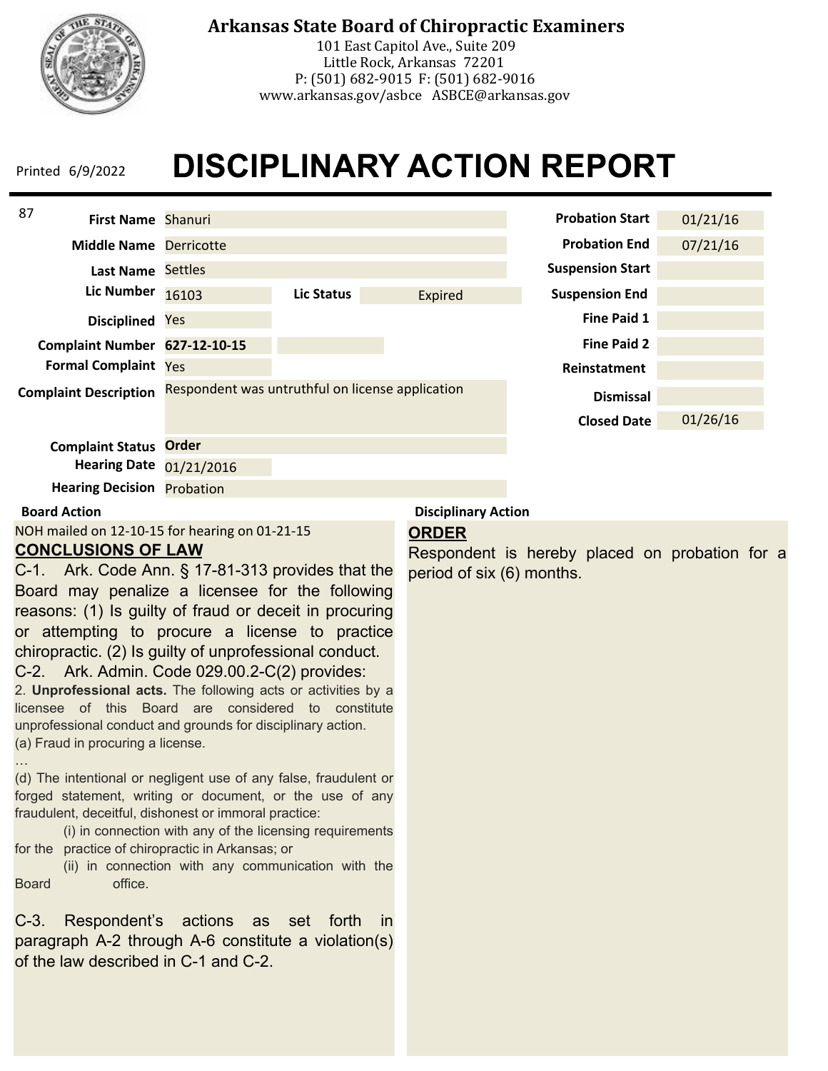**Arkansas State Board of Chiropractic Examiners**
101 East Capitol Ave., Suite 209
Little Rock, Arkansas 72201
P: (501) 682-9015 F: (501) 682-9016
www.arkansas.gov/asbce ASBCE@arkansas.gov

Printed 6/9/2022

# DISCIPLINARY ACTION REPORT

87

| | | | |
|---|---|---|---|
| **First Name** | Shanuri | **Probation Start** | 01/21/16 |
| **Middle Name** | Derricotte | **Probation End** | 07/21/16 |
| **Last Name** | Settles | **Suspension Start** | |
| **Lic Number** | 16103 — **Lic Status** Expired | **Suspension End** | |
| **Disciplined** | Yes | **Fine Paid 1** | |
| **Complaint Number** | **627-12-10-15** | **Fine Paid 2** | |
| **Formal Complaint** | Yes | **Reinstatement** | |
| **Complaint Description** | Respondent was untruthful on license application | **Dismissal** | |
| | | **Closed Date** | 01/26/16 |
| **Complaint Status** | **Order** | | |
| **Hearing Date** | 01/21/2016 | | |
| **Hearing Decision** | Probation | | |

**Board Action**

NOH mailed on 12-10-15 for hearing on 01-21-15

**CONCLUSIONS OF LAW**

C-1. Ark. Code Ann. § 17-81-313 provides that the Board may penalize a licensee for the following reasons: (1) Is guilty of fraud or deceit in procuring or attempting to procure a license to practice chiropractic. (2) Is guilty of unprofessional conduct.

C-2. Ark. Admin. Code 029.00.2-C(2) provides:

2. **Unprofessional acts.** The following acts or activities by a licensee of this Board are considered to constitute unprofessional conduct and grounds for disciplinary action.

(a) Fraud in procuring a license.

…

(d) The intentional or negligent use of any false, fraudulent or forged statement, writing or document, or the use of any fraudulent, deceitful, dishonest or immoral practice:

(i) in connection with any of the licensing requirements for the practice of chiropractic in Arkansas; or

(ii) in connection with any communication with the Board office.

C-3. Respondent's actions as set forth in paragraph A-2 through A-6 constitute a violation(s) of the law described in C-1 and C-2.

**Disciplinary Action**

**ORDER**

Respondent is hereby placed on probation for a period of six (6) months.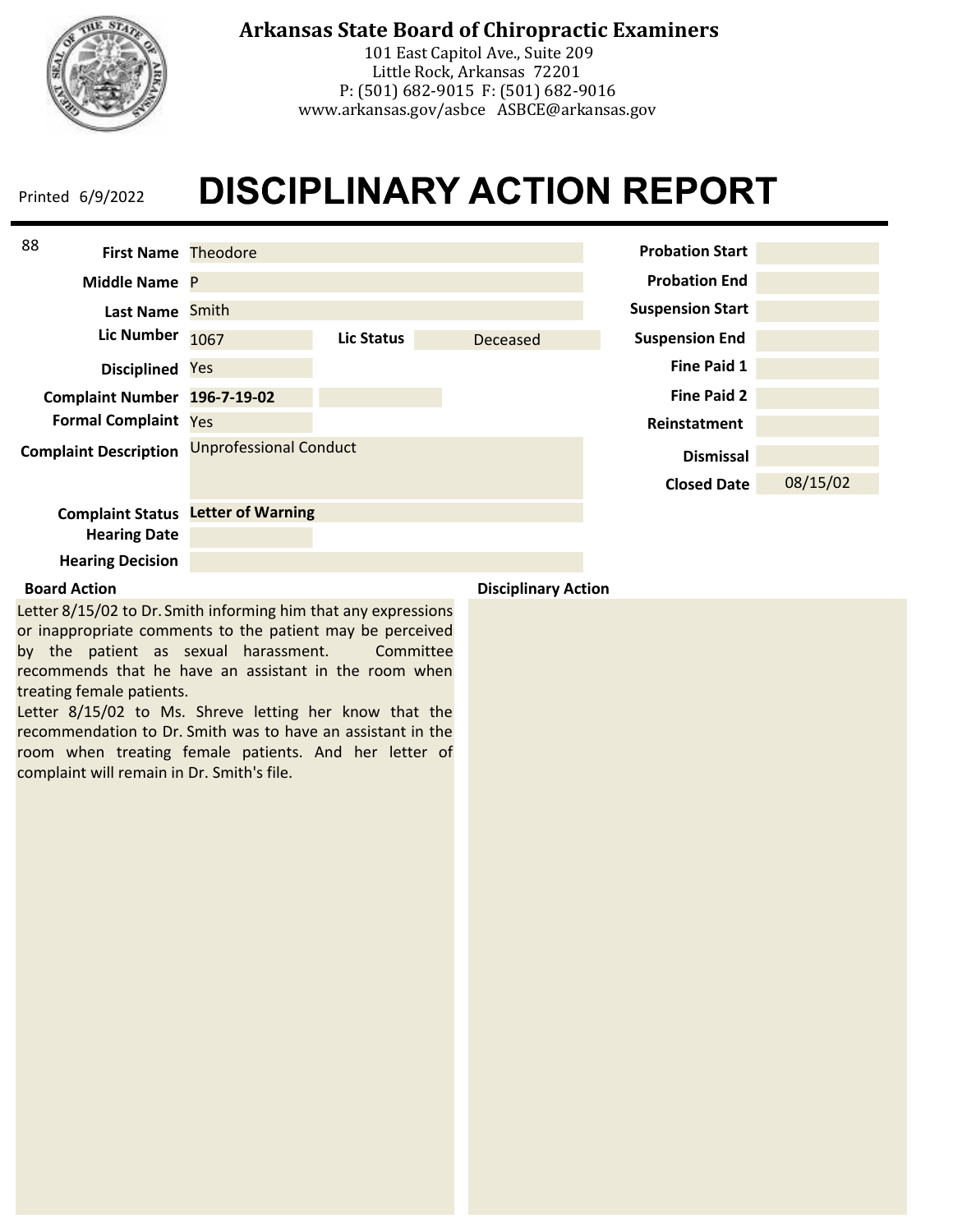# Arkansas State Board of Chiropractic Examiners

101 East Capitol Ave., Suite 209
Little Rock, Arkansas 72201
P: (501) 682-9015 F: (501) 682-9016
www.arkansas.gov/asbce ASBCE@arkansas.gov

Printed 6/9/2022

# DISCIPLINARY ACTION REPORT

88

| Field | Value |
| --- | --- |
| First Name | Theodore |
| Middle Name | P |
| Last Name | Smith |
| Lic Number | 1067 |
| Lic Status | Deceased |
| Disciplined | Yes |
| Complaint Number | **196-7-19-02** |
| Formal Complaint | Yes |
| Complaint Description | Unprofessional Conduct |
| Complaint Status | **Letter of Warning** |
| Hearing Date | |
| Hearing Decision | |

| Field | Value |
| --- | --- |
| Probation Start | |
| Probation End | |
| Suspension Start | |
| Suspension End | |
| Fine Paid 1 | |
| Fine Paid 2 | |
| Reinstatement | |
| Dismissal | |
| Closed Date | 08/15/02 |

**Board Action**

Letter 8/15/02 to Dr. Smith informing him that any expressions or inappropriate comments to the patient may be perceived by the patient as sexual harassment. Committee recommends that he have an assistant in the room when treating female patients.
Letter 8/15/02 to Ms. Shreve letting her know that the recommendation to Dr. Smith was to have an assistant in the room when treating female patients. And her letter of complaint will remain in Dr. Smith's file.

**Disciplinary Action**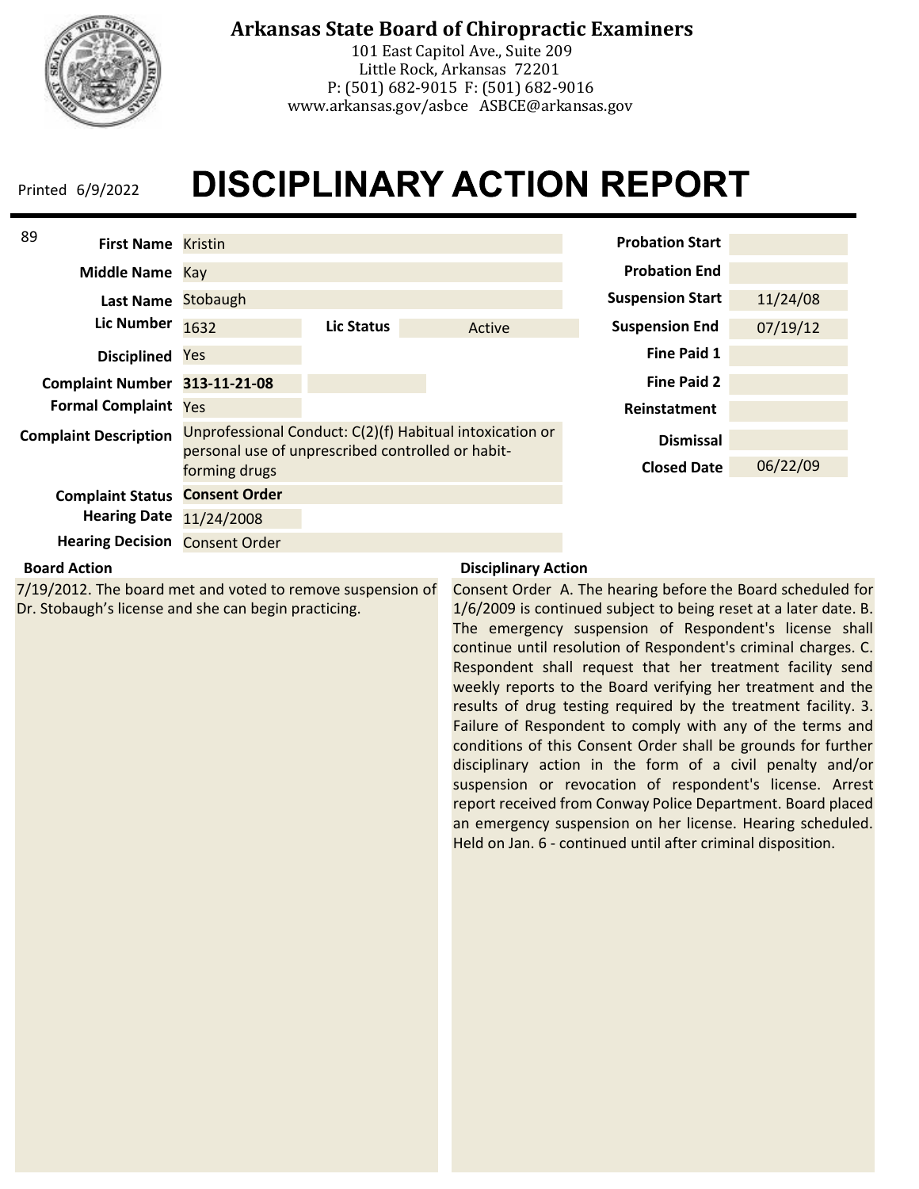# Arkansas State Board of Chiropractic Examiners

101 East Capitol Ave., Suite 209
Little Rock, Arkansas 72201
P: (501) 682-9015 F: (501) 682-9016
www.arkansas.gov/asbce ASBCE@arkansas.gov

Printed 6/9/2022

# DISCIPLINARY ACTION REPORT

89

| Field | Value |
|---|---|
| First Name | Kristin |
| Middle Name | Kay |
| Last Name | Stobaugh |
| Lic Number | 1632 |
| Lic Status | Active |
| Disciplined | Yes |
| Complaint Number | **313-11-21-08** |
| Formal Complaint | Yes |
| Complaint Description | Unprofessional Conduct: C(2)(f) Habitual intoxication or personal use of unprescribed controlled or habit-forming drugs |
| Complaint Status | **Consent Order** |
| Hearing Date | 11/24/2008 |
| Hearing Decision | Consent Order |

| Field | Value |
|---|---|
| Probation Start | |
| Probation End | |
| Suspension Start | 11/24/08 |
| Suspension End | 07/19/12 |
| Fine Paid 1 | |
| Fine Paid 2 | |
| Reinstatement | |
| Dismissal | |
| Closed Date | 06/22/09 |

**Board Action**

7/19/2012. The board met and voted to remove suspension of Dr. Stobaugh's license and she can begin practicing.

**Disciplinary Action**

Consent Order A. The hearing before the Board scheduled for 1/6/2009 is continued subject to being reset at a later date. B. The emergency suspension of Respondent's license shall continue until resolution of Respondent's criminal charges. C. Respondent shall request that her treatment facility send weekly reports to the Board verifying her treatment and the results of drug testing required by the treatment facility. 3. Failure of Respondent to comply with any of the terms and conditions of this Consent Order shall be grounds for further disciplinary action in the form of a civil penalty and/or suspension or revocation of respondent's license. Arrest report received from Conway Police Department. Board placed an emergency suspension on her license. Hearing scheduled. Held on Jan. 6 - continued until after criminal disposition.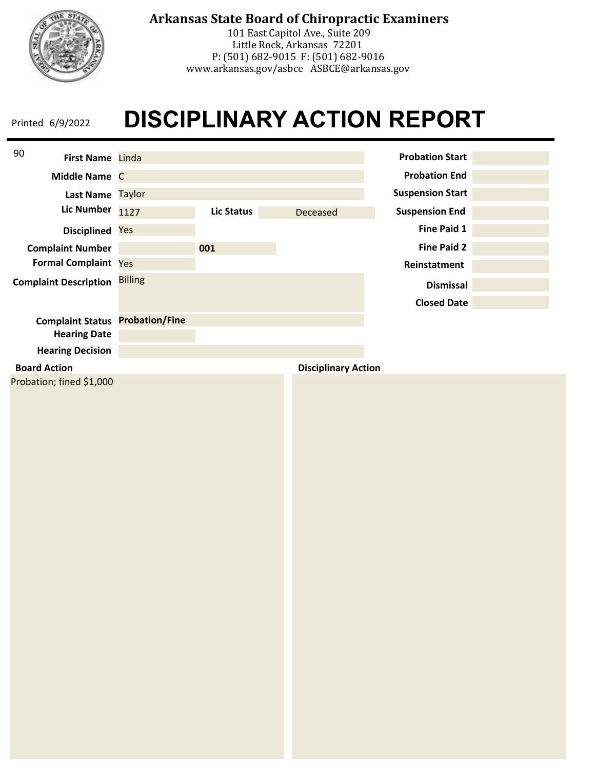**Arkansas State Board of Chiropractic Examiners**
101 East Capitol Ave., Suite 209
Little Rock, Arkansas 72201
P: (501) 682-9015 F: (501) 682-9016
www.arkansas.gov/asbce ASBCE@arkansas.gov

Printed 6/9/2022

# DISCIPLINARY ACTION REPORT

90

| Field | Value |
| --- | --- |
| First Name | Linda |
| Middle Name | C |
| Last Name | Taylor |
| Lic Number | 1127 |
| Lic Status | Deceased |
| Disciplined | Yes |
| Complaint Number | 001 |
| Formal Complaint | Yes |
| Complaint Description | Billing |
| Complaint Status | **Probation/Fine** |
| Hearing Date | |
| Hearing Decision | |

| Field | Value |
| --- | --- |
| Probation Start | |
| Probation End | |
| Suspension Start | |
| Suspension End | |
| Fine Paid 1 | |
| Fine Paid 2 | |
| Reinstatement | |
| Dismissal | |
| Closed Date | |

**Board Action**

Probation; fined $1,000

**Disciplinary Action**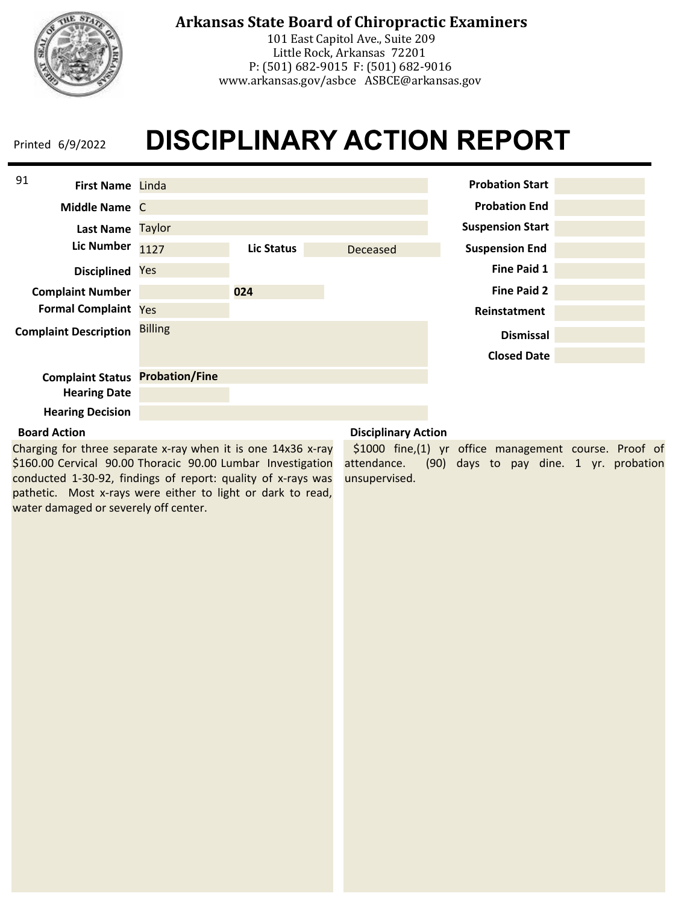# Arkansas State Board of Chiropractic Examiners

101 East Capitol Ave., Suite 209
Little Rock, Arkansas 72201
P: (501) 682-9015 F: (501) 682-9016
www.arkansas.gov/asbce ASBCE@arkansas.gov

Printed 6/9/2022

# DISCIPLINARY ACTION REPORT

91

| Field | Value |
|---|---|
| First Name | Linda |
| Middle Name | C |
| Last Name | Taylor |
| Lic Number | 1127 |
| Lic Status | Deceased |
| Disciplined | Yes |
| Complaint Number | 024 |
| Formal Complaint | Yes |
| Complaint Description | Billing |
| Complaint Status | **Probation/Fine** |
| Hearing Date | |
| Hearing Decision | |

| Field | Value |
|---|---|
| Probation Start | |
| Probation End | |
| Suspension Start | |
| Suspension End | |
| Fine Paid 1 | |
| Fine Paid 2 | |
| Reinstatment | |
| Dismissal | |
| Closed Date | |

**Board Action**

Charging for three separate x-ray when it is one 14x36 x-ray $160.00 Cervical 90.00 Thoracic 90.00 Lumbar Investigation conducted 1-30-92, findings of report: quality of x-rays was pathetic. Most x-rays were either to light or dark to read, water damaged or severely off center.

**Disciplinary Action**

$1000 fine,(1) yr office management course. Proof of attendance. (90) days to pay dine. 1 yr. probation unsupervised.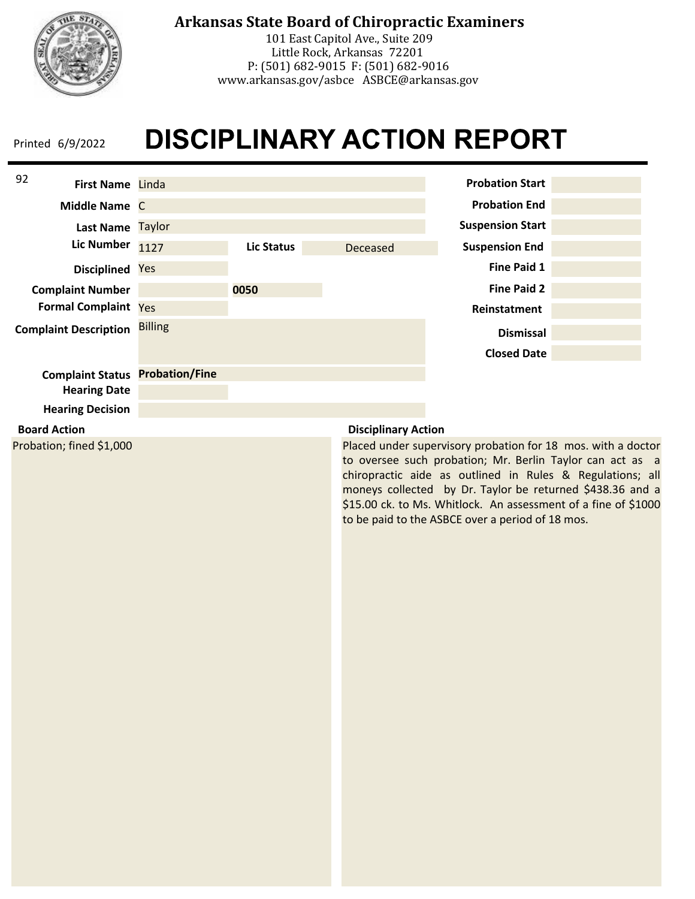**Arkansas State Board of Chiropractic Examiners**

101 East Capitol Ave., Suite 209
Little Rock, Arkansas 72201
P: (501) 682-9015 F: (501) 682-9016
www.arkansas.gov/asbce ASBCE@arkansas.gov

Printed 6/9/2022

# DISCIPLINARY ACTION REPORT

92

| Field | Value |
|---|---|
| First Name | Linda |
| Middle Name | C |
| Last Name | Taylor |
| Lic Number | 1127 |
| Lic Status | Deceased |
| Disciplined | Yes |
| Complaint Number | 0050 |
| Formal Complaint | Yes |
| Complaint Description | Billing |
| Complaint Status | **Probation/Fine** |
| Hearing Date | |
| Hearing Decision | |

| Field | Value |
|---|---|
| Probation Start | |
| Probation End | |
| Suspension Start | |
| Suspension End | |
| Fine Paid 1 | |
| Fine Paid 2 | |
| Reinstatement | |
| Dismissal | |
| Closed Date | |

**Board Action**

Probation; fined $1,000

**Disciplinary Action**

Placed under supervisory probation for 18 mos. with a doctor to oversee such probation; Mr. Berlin Taylor can act as a chiropractic aide as outlined in Rules & Regulations; all moneys collected by Dr. Taylor be returned $438.36 and a $15.00 ck. to Ms. Whitlock. An assessment of a fine of $1000 to be paid to the ASBCE over a period of 18 mos.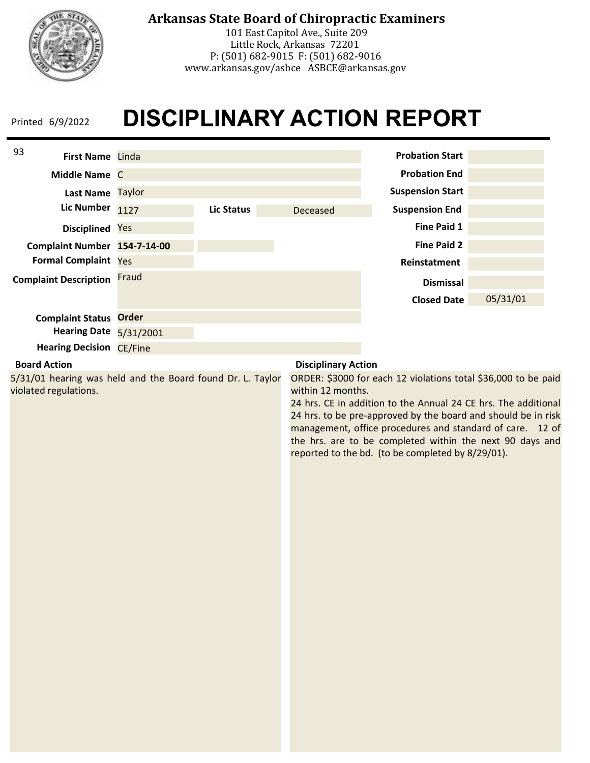# Arkansas State Board of Chiropractic Examiners

101 East Capitol Ave., Suite 209
Little Rock, Arkansas 72201
P: (501) 682-9015 F: (501) 682-9016
www.arkansas.gov/asbce ASBCE@arkansas.gov

Printed 6/9/2022

# DISCIPLINARY ACTION REPORT

93

| Field | Value |
| --- | --- |
| First Name | Linda |
| Middle Name | C |
| Last Name | Taylor |
| Lic Number | 1127 |
| Lic Status | Deceased |
| Disciplined | Yes |
| Complaint Number | **154-7-14-00** |
| Formal Complaint | Yes |
| Complaint Description | Fraud |
| Complaint Status | **Order** |
| Hearing Date | 5/31/2001 |
| Hearing Decision | CE/Fine |

| Field | Value |
| --- | --- |
| Probation Start | |
| Probation End | |
| Suspension Start | |
| Suspension End | |
| Fine Paid 1 | |
| Fine Paid 2 | |
| Reinstatment | |
| Dismissal | |
| Closed Date | 05/31/01 |

**Board Action**

5/31/01 hearing was held and the Board found Dr. L. Taylor violated regulations.

**Disciplinary Action**

ORDER: $3000 for each 12 violations total $36,000 to be paid within 12 months.
24 hrs. CE in addition to the Annual 24 CE hrs. The additional 24 hrs. to be pre-approved by the board and should be in risk management, office procedures and standard of care. 12 of the hrs. are to be completed within the next 90 days and reported to the bd. (to be completed by 8/29/01).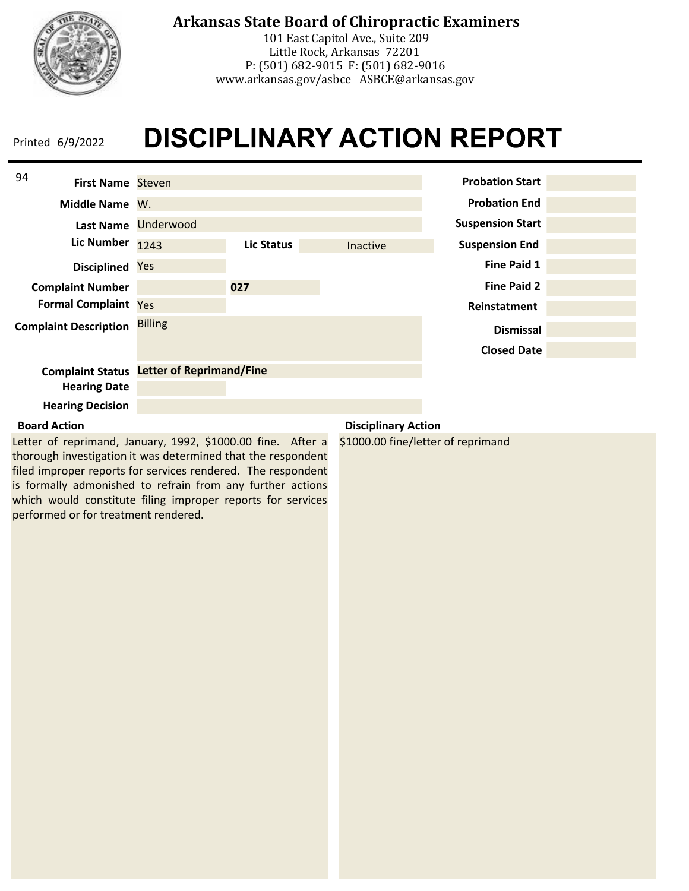# Arkansas State Board of Chiropractic Examiners

101 East Capitol Ave., Suite 209
Little Rock, Arkansas 72201
P: (501) 682-9015 F: (501) 682-9016
www.arkansas.gov/asbce ASBCE@arkansas.gov

Printed 6/9/2022

# DISCIPLINARY ACTION REPORT

94

| Field | Value |
|---|---|
| First Name | Steven |
| Middle Name | W. |
| Last Name | Underwood |
| Lic Number | 1243 |
| Lic Status | Inactive |
| Disciplined | Yes |
| Complaint Number | 027 |
| Formal Complaint | Yes |
| Complaint Description | Billing |
| Complaint Status | **Letter of Reprimand/Fine** |
| Hearing Date | |
| Hearing Decision | |

| Field | Value |
|---|---|
| Probation Start | |
| Probation End | |
| Suspension Start | |
| Suspension End | |
| Fine Paid 1 | |
| Fine Paid 2 | |
| Reinstatement | |
| Dismissal | |
| Closed Date | |

**Board Action**

Letter of reprimand, January, 1992, $1000.00 fine. After a thorough investigation it was determined that the respondent filed improper reports for services rendered. The respondent is formally admonished to refrain from any further actions which would constitute filing improper reports for services performed or for treatment rendered.

**Disciplinary Action**

$1000.00 fine/letter of reprimand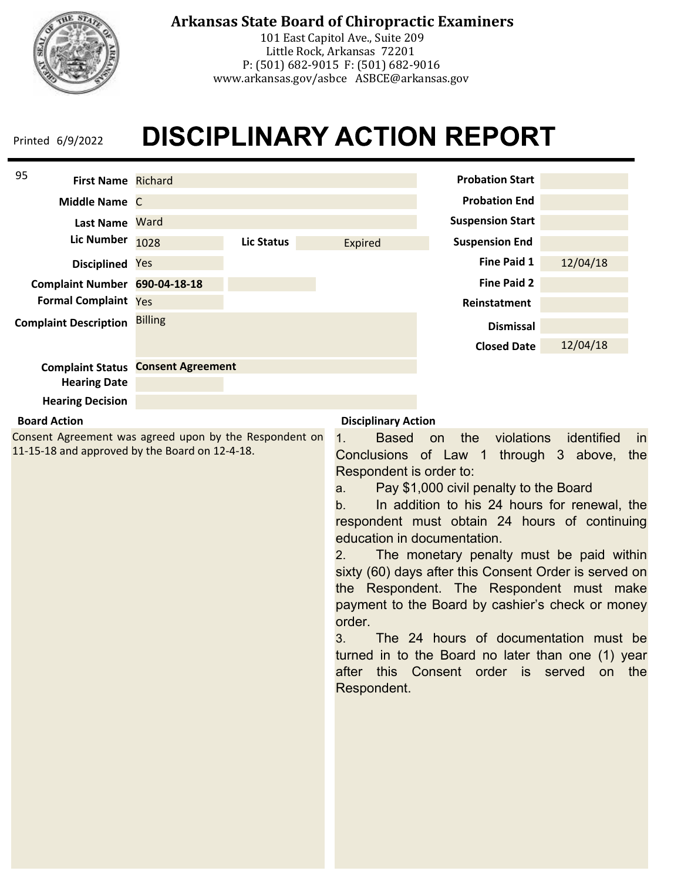# Arkansas State Board of Chiropractic Examiners

101 East Capitol Ave., Suite 209
Little Rock, Arkansas 72201
P: (501) 682-9015 F: (501) 682-9016
www.arkansas.gov/asbce ASBCE@arkansas.gov

Printed 6/9/2022

# DISCIPLINARY ACTION REPORT

95

| Field | Value |
| --- | --- |
| First Name | Richard |
| Middle Name | C |
| Last Name | Ward |
| Lic Number | 1028 |
| Lic Status | Expired |
| Disciplined | Yes |
| Complaint Number | 690-04-18-18 |
| Formal Complaint | Yes |
| Complaint Description | Billing |
| Complaint Status | **Consent Agreement** |
| Hearing Date | |
| Hearing Decision | |

| Field | Value |
| --- | --- |
| Probation Start | |
| Probation End | |
| Suspension Start | |
| Suspension End | |
| Fine Paid 1 | 12/04/18 |
| Fine Paid 2 | |
| Reinstatement | |
| Dismissal | |
| Closed Date | 12/04/18 |

**Board Action**

Consent Agreement was agreed upon by the Respondent on 11-15-18 and approved by the Board on 12-4-18.

**Disciplinary Action**

1. Based on the violations identified in Conclusions of Law 1 through 3 above, the Respondent is order to:
   a. Pay $1,000 civil penalty to the Board
   b. In addition to his 24 hours for renewal, the respondent must obtain 24 hours of continuing education in documentation.
2. The monetary penalty must be paid within sixty (60) days after this Consent Order is served on the Respondent. The Respondent must make payment to the Board by cashier's check or money order.
3. The 24 hours of documentation must be turned in to the Board no later than one (1) year after this Consent order is served on the Respondent.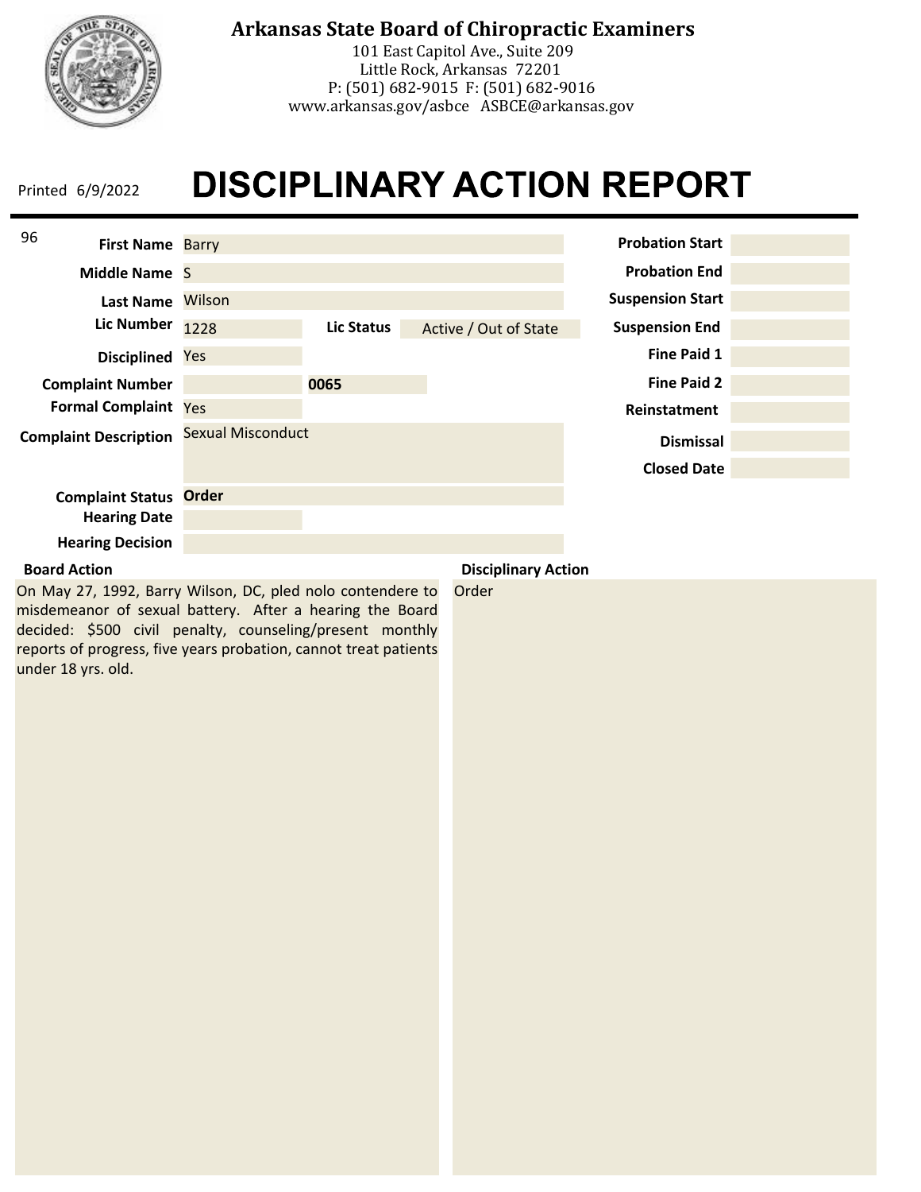# Arkansas State Board of Chiropractic Examiners

101 East Capitol Ave., Suite 209
Little Rock, Arkansas 72201
P: (501) 682-9015 F: (501) 682-9016
www.arkansas.gov/asbce ASBCE@arkansas.gov

Printed 6/9/2022

# DISCIPLINARY ACTION REPORT

96

| Field | Value |
| --- | --- |
| **First Name** | Barry |
| **Middle Name** | S |
| **Last Name** | Wilson |
| **Lic Number** | 1228 |
| **Lic Status** | Active / Out of State |
| **Disciplined** | Yes |
| **Complaint Number** | 0065 |
| **Formal Complaint** | Yes |
| **Complaint Description** | Sexual Misconduct |
| **Complaint Status** | Order |
| **Hearing Date** | |
| **Hearing Decision** | |

| Field | Value |
| --- | --- |
| **Probation Start** | |
| **Probation End** | |
| **Suspension Start** | |
| **Suspension End** | |
| **Fine Paid 1** | |
| **Fine Paid 2** | |
| **Reinstatement** | |
| **Dismissal** | |
| **Closed Date** | |

**Board Action**

On May 27, 1992, Barry Wilson, DC, pled nolo contendere to misdemeanor of sexual battery. After a hearing the Board decided: $500 civil penalty, counseling/present monthly reports of progress, five years probation, cannot treat patients under 18 yrs. old.

**Disciplinary Action**

Order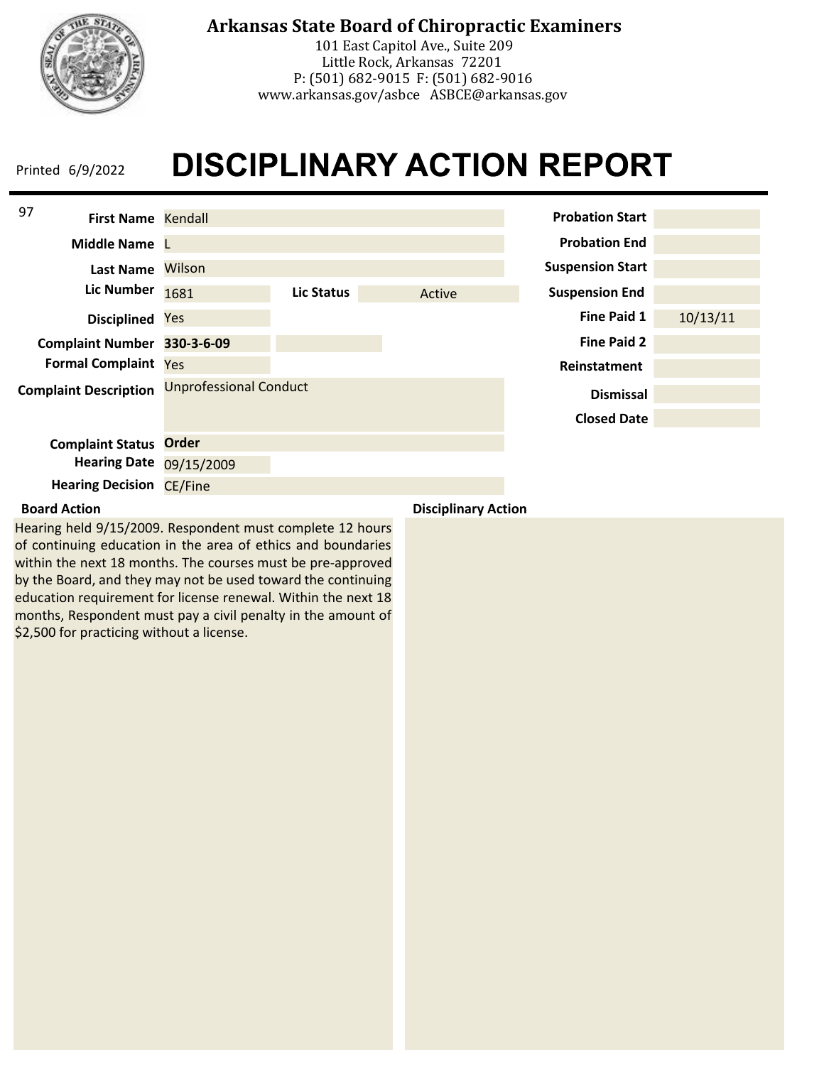# Arkansas State Board of Chiropractic Examiners

101 East Capitol Ave., Suite 209
Little Rock, Arkansas 72201
P: (501) 682-9015 F: (501) 682-9016
www.arkansas.gov/asbce ASBCE@arkansas.gov

Printed 6/9/2022

# DISCIPLINARY ACTION REPORT

97

| Field | Value |
|---|---|
| First Name | Kendall |
| Middle Name | L |
| Last Name | Wilson |
| Lic Number | 1681 |
| Lic Status | Active |
| Disciplined | Yes |
| Complaint Number | **330-3-6-09** |
| Formal Complaint | Yes |
| Complaint Description | Unprofessional Conduct |
| Complaint Status | **Order** |
| Hearing Date | 09/15/2009 |
| Hearing Decision | CE/Fine |

| Field | Value |
|---|---|
| Probation Start | |
| Probation End | |
| Suspension Start | |
| Suspension End | |
| Fine Paid 1 | 10/13/11 |
| Fine Paid 2 | |
| Reinstatement | |
| Dismissal | |
| Closed Date | |

**Board Action**

Hearing held 9/15/2009. Respondent must complete 12 hours of continuing education in the area of ethics and boundaries within the next 18 months. The courses must be pre-approved by the Board, and they may not be used toward the continuing education requirement for license renewal. Within the next 18 months, Respondent must pay a civil penalty in the amount of $2,500 for practicing without a license.

**Disciplinary Action**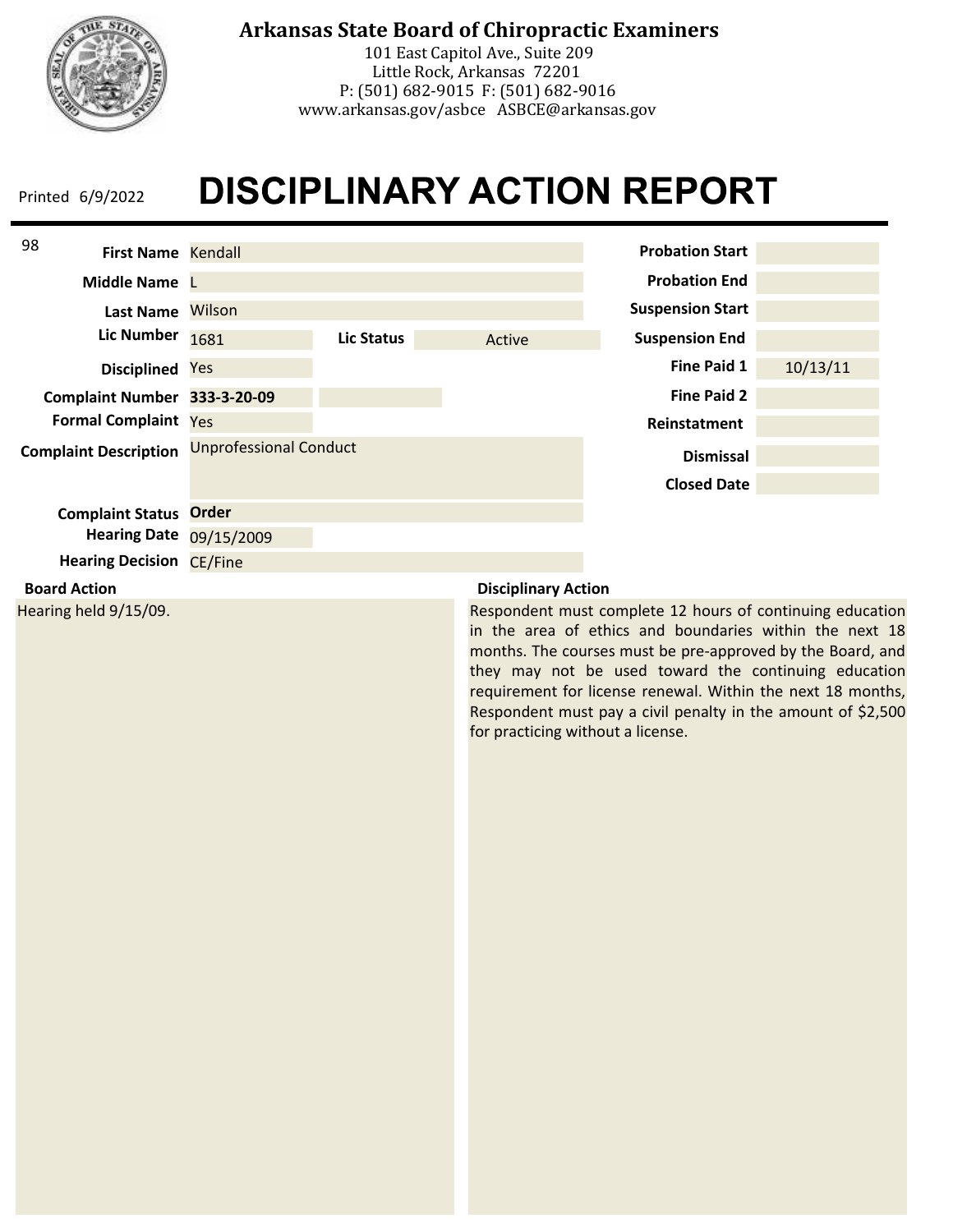**Arkansas State Board of Chiropractic Examiners**
101 East Capitol Ave., Suite 209
Little Rock, Arkansas 72201
P: (501) 682-9015 F: (501) 682-9016
www.arkansas.gov/asbce ASBCE@arkansas.gov

Printed 6/9/2022

# DISCIPLINARY ACTION REPORT

98

| Field | Value |
| --- | --- |
| First Name | Kendall |
| Middle Name | L |
| Last Name | Wilson |
| Lic Number | 1681 |
| Lic Status | Active |
| Disciplined | Yes |
| Complaint Number | **333-3-20-09** |
| Formal Complaint | Yes |
| Complaint Description | Unprofessional Conduct |
| Complaint Status | **Order** |
| Hearing Date | 09/15/2009 |
| Hearing Decision | CE/Fine |

| Field | Value |
| --- | --- |
| Probation Start | |
| Probation End | |
| Suspension Start | |
| Suspension End | |
| Fine Paid 1 | 10/13/11 |
| Fine Paid 2 | |
| Reinstatement | |
| Dismissal | |
| Closed Date | |

**Board Action**

Hearing held 9/15/09.

**Disciplinary Action**

Respondent must complete 12 hours of continuing education in the area of ethics and boundaries within the next 18 months. The courses must be pre-approved by the Board, and they may not be used toward the continuing education requirement for license renewal. Within the next 18 months, Respondent must pay a civil penalty in the amount of $2,500 for practicing without a license.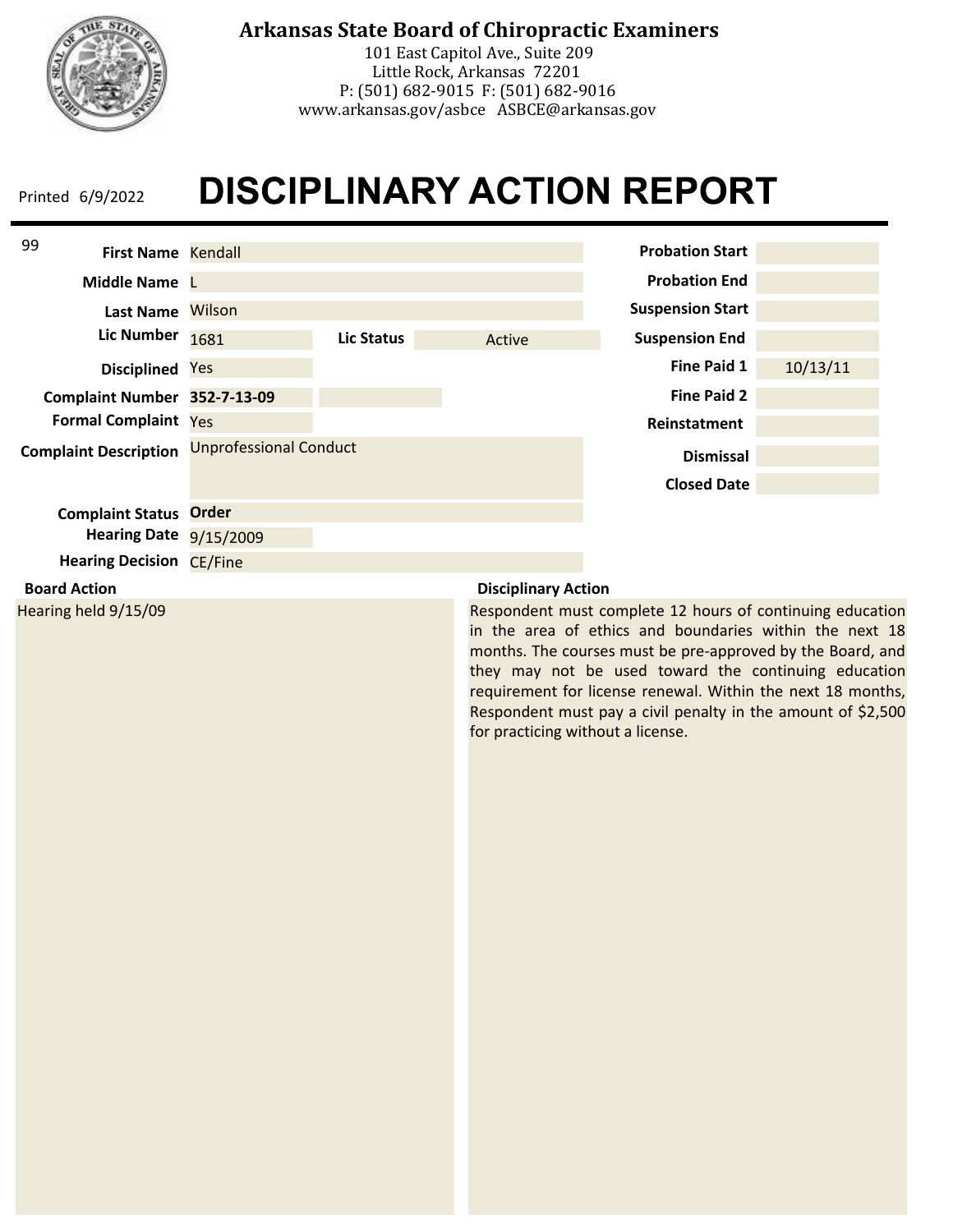**Arkansas State Board of Chiropractic Examiners**
101 East Capitol Ave., Suite 209
Little Rock, Arkansas 72201
P: (501) 682-9015 F: (501) 682-9016
www.arkansas.gov/asbce ASBCE@arkansas.gov

Printed 6/9/2022

# DISCIPLINARY ACTION REPORT

99

| Field | Value |
|---|---|
| First Name | Kendall |
| Middle Name | L |
| Last Name | Wilson |
| Lic Number | 1681 |
| Lic Status | Active |
| Disciplined | Yes |
| Complaint Number | **352-7-13-09** |
| Formal Complaint | Yes |
| Complaint Description | Unprofessional Conduct |
| Complaint Status | **Order** |
| Hearing Date | 9/15/2009 |
| Hearing Decision | CE/Fine |

| Field | Value |
|---|---|
| Probation Start | |
| Probation End | |
| Suspension Start | |
| Suspension End | |
| Fine Paid 1 | 10/13/11 |
| Fine Paid 2 | |
| Reinstatement | |
| Dismissal | |
| Closed Date | |

**Board Action**

Hearing held 9/15/09

**Disciplinary Action**

Respondent must complete 12 hours of continuing education in the area of ethics and boundaries within the next 18 months. The courses must be pre-approved by the Board, and they may not be used toward the continuing education requirement for license renewal. Within the next 18 months, Respondent must pay a civil penalty in the amount of $2,500 for practicing without a license.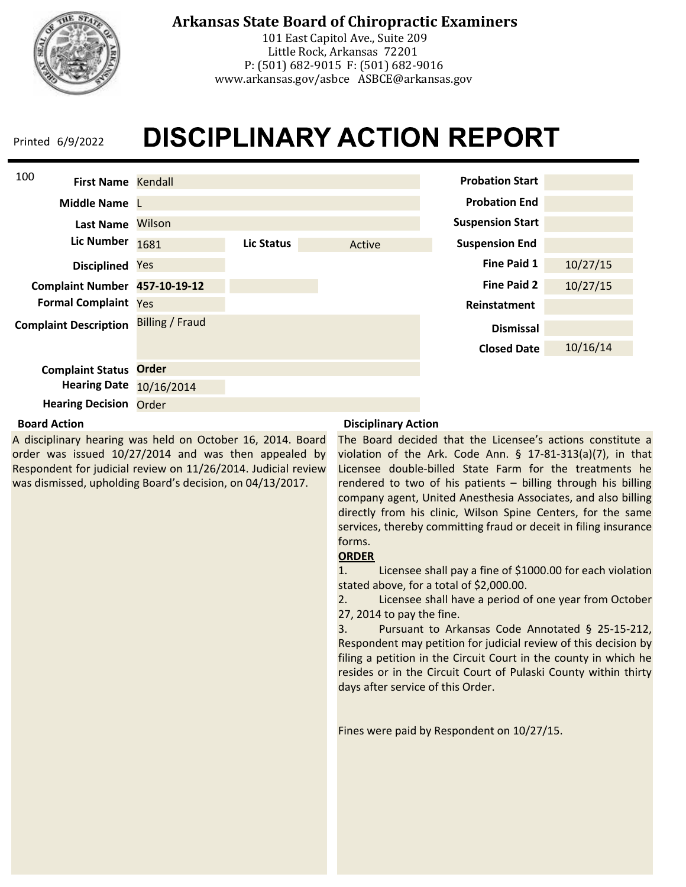# Arkansas State Board of Chiropractic Examiners

101 East Capitol Ave., Suite 209
Little Rock, Arkansas 72201
P: (501) 682-9015 F: (501) 682-9016
www.arkansas.gov/asbce ASBCE@arkansas.gov

Printed 6/9/2022

# DISCIPLINARY ACTION REPORT

100

| Field | Value |
|---|---|
| First Name | Kendall |
| Middle Name | L |
| Last Name | Wilson |
| Lic Number | 1681 |
| Lic Status | Active |
| Disciplined | Yes |
| Complaint Number | **457-10-19-12** |
| Formal Complaint | Yes |
| Complaint Description | Billing / Fraud |
| Complaint Status | **Order** |
| Hearing Date | 10/16/2014 |
| Hearing Decision | Order |

| Field | Value |
|---|---|
| Probation Start | |
| Probation End | |
| Suspension Start | |
| Suspension End | |
| Fine Paid 1 | 10/27/15 |
| Fine Paid 2 | 10/27/15 |
| Reinstatement | |
| Dismissal | |
| Closed Date | 10/16/14 |

**Board Action**

A disciplinary hearing was held on October 16, 2014. Board order was issued 10/27/2014 and was then appealed by Respondent for judicial review on 11/26/2014. Judicial review was dismissed, upholding Board's decision, on 04/13/2017.

**Disciplinary Action**

The Board decided that the Licensee's actions constitute a violation of the Ark. Code Ann. § 17-81-313(a)(7), in that Licensee double-billed State Farm for the treatments he rendered to two of his patients – billing through his billing company agent, United Anesthesia Associates, and also billing directly from his clinic, Wilson Spine Centers, for the same services, thereby committing fraud or deceit in filing insurance forms.

**ORDER**

1. Licensee shall pay a fine of $1000.00 for each violation stated above, for a total of $2,000.00.
2. Licensee shall have a period of one year from October 27, 2014 to pay the fine.
3. Pursuant to Arkansas Code Annotated § 25-15-212, Respondent may petition for judicial review of this decision by filing a petition in the Circuit Court in the county in which he resides or in the Circuit Court of Pulaski County within thirty days after service of this Order.

Fines were paid by Respondent on 10/27/15.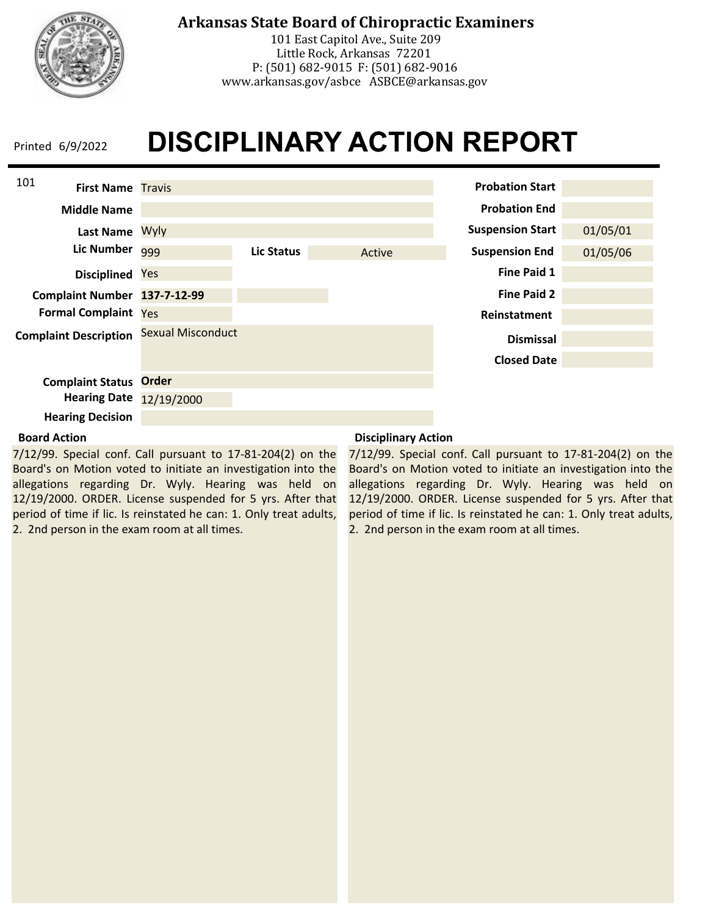**Arkansas State Board of Chiropractic Examiners**
101 East Capitol Ave., Suite 209
Little Rock, Arkansas 72201
P: (501) 682-9015 F: (501) 682-9016
www.arkansas.gov/asbce ASBCE@arkansas.gov

Printed 6/9/2022

# DISCIPLINARY ACTION REPORT

101

| | | | |
|---|---|---|---|
| **First Name** | Travis | **Probation Start** | |
| **Middle Name** | | **Probation End** | |
| **Last Name** | Wyly | **Suspension Start** | 01/05/01 |
| **Lic Number** | 999 | **Suspension End** | 01/05/06 |
| **Lic Status** | Active | **Fine Paid 1** | |
| **Disciplined** | Yes | **Fine Paid 2** | |
| **Complaint Number** | **137-7-12-99** | **Reinstatment** | |
| **Formal Complaint** | Yes | **Dismissal** | |
| **Complaint Description** | Sexual Misconduct | **Closed Date** | |
| **Complaint Status** | **Order** | | |
| **Hearing Date** | 12/19/2000 | | |
| **Hearing Decision** | | | |

**Board Action**

7/12/99. Special conf. Call pursuant to 17-81-204(2) on the Board's on Motion voted to initiate an investigation into the allegations regarding Dr. Wyly. Hearing was held on 12/19/2000. ORDER. License suspended for 5 yrs. After that period of time if lic. Is reinstated he can: 1. Only treat adults, 2. 2nd person in the exam room at all times.

**Disciplinary Action**

7/12/99. Special conf. Call pursuant to 17-81-204(2) on the Board's on Motion voted to initiate an investigation into the allegations regarding Dr. Wyly. Hearing was held on 12/19/2000. ORDER. License suspended for 5 yrs. After that period of time if lic. Is reinstated he can: 1. Only treat adults, 2. 2nd person in the exam room at all times.